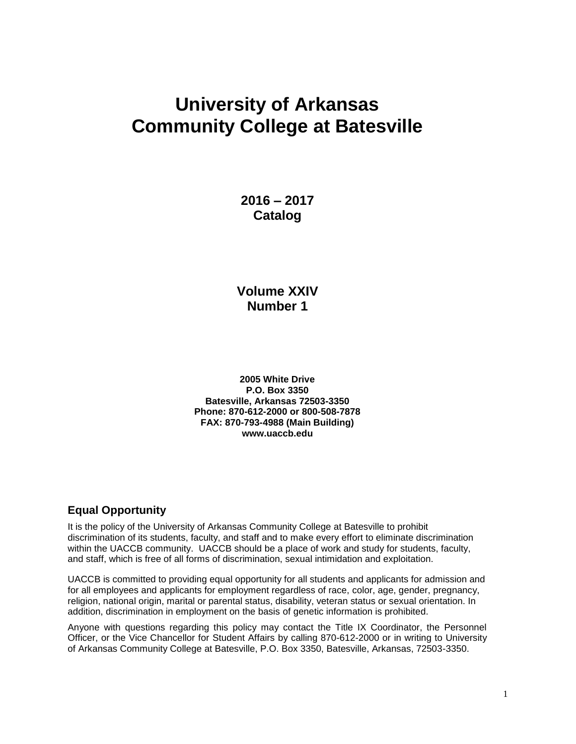# University of Arkansas Community College at Batesville

**2016 – 2017**
**Catalog**

**Volume XXIV**
**Number 1**

**2005 White Drive**
**P.O. Box 3350**
**Batesville, Arkansas 72503-3350**
**Phone: 870-612-2000 or 800-508-7878**
**FAX: 870-793-4988 (Main Building)**
**www.uaccb.edu**

## Equal Opportunity

It is the policy of the University of Arkansas Community College at Batesville to prohibit discrimination of its students, faculty, and staff and to make every effort to eliminate discrimination within the UACCB community. UACCB should be a place of work and study for students, faculty, and staff, which is free of all forms of discrimination, sexual intimidation and exploitation.

UACCB is committed to providing equal opportunity for all students and applicants for admission and for all employees and applicants for employment regardless of race, color, age, gender, pregnancy, religion, national origin, marital or parental status, disability, veteran status or sexual orientation. In addition, discrimination in employment on the basis of genetic information is prohibited.

Anyone with questions regarding this policy may contact the Title IX Coordinator, the Personnel Officer, or the Vice Chancellor for Student Affairs by calling 870-612-2000 or in writing to University of Arkansas Community College at Batesville, P.O. Box 3350, Batesville, Arkansas, 72503-3350.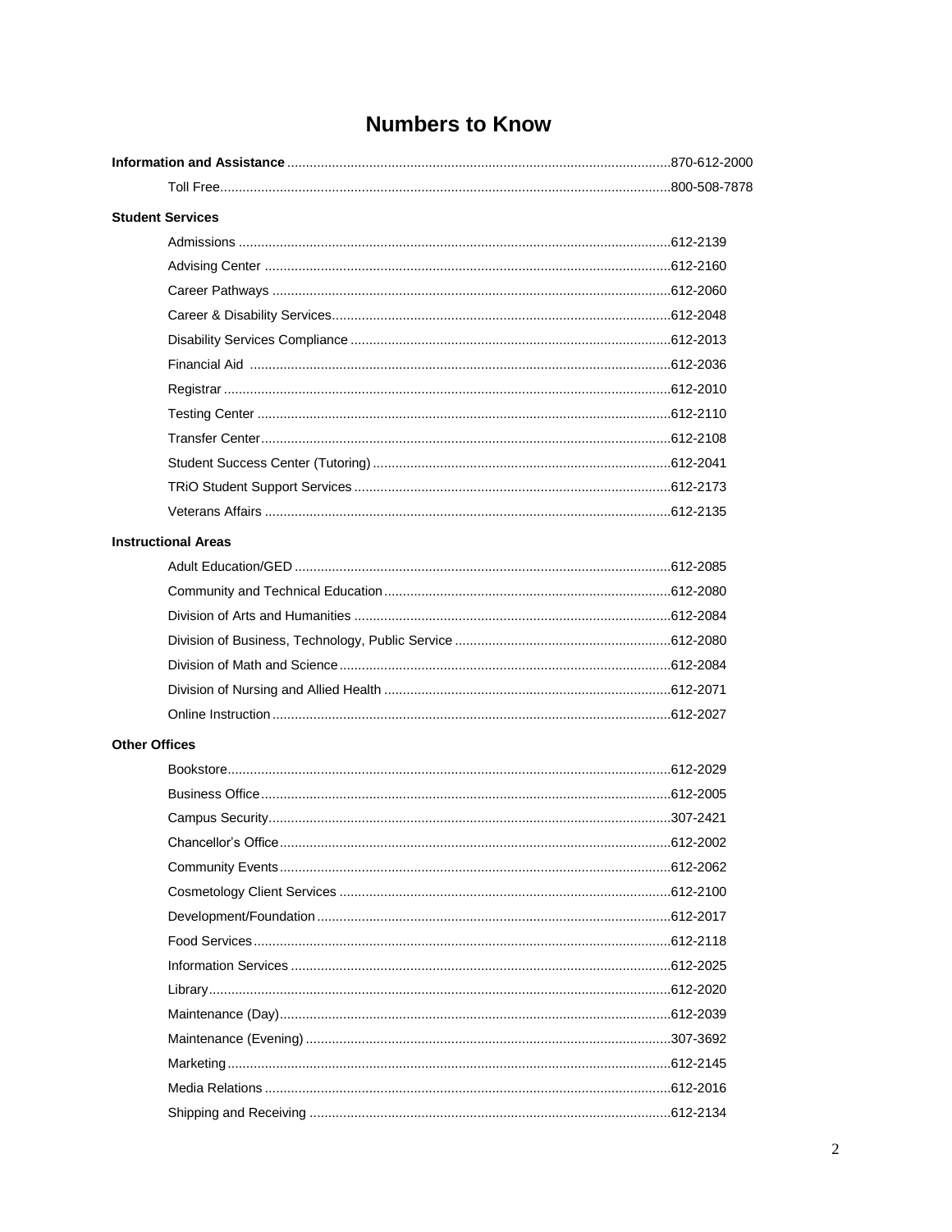# Numbers to Know

| | |
|---|---|
| **Information and Assistance** | 870-612-2000 |
| Toll Free | 800-508-7878 |

**Student Services**

| | |
|---|---|
| Admissions | 612-2139 |
| Advising Center | 612-2160 |
| Career Pathways | 612-2060 |
| Career & Disability Services | 612-2048 |
| Disability Services Compliance | 612-2013 |
| Financial Aid | 612-2036 |
| Registrar | 612-2010 |
| Testing Center | 612-2110 |
| Transfer Center | 612-2108 |
| Student Success Center (Tutoring) | 612-2041 |
| TRiO Student Support Services | 612-2173 |
| Veterans Affairs | 612-2135 |

**Instructional Areas**

| | |
|---|---|
| Adult Education/GED | 612-2085 |
| Community and Technical Education | 612-2080 |
| Division of Arts and Humanities | 612-2084 |
| Division of Business, Technology, Public Service | 612-2080 |
| Division of Math and Science | 612-2084 |
| Division of Nursing and Allied Health | 612-2071 |
| Online Instruction | 612-2027 |

**Other Offices**

| | |
|---|---|
| Bookstore | 612-2029 |
| Business Office | 612-2005 |
| Campus Security | 307-2421 |
| Chancellor's Office | 612-2002 |
| Community Events | 612-2062 |
| Cosmetology Client Services | 612-2100 |
| Development/Foundation | 612-2017 |
| Food Services | 612-2118 |
| Information Services | 612-2025 |
| Library | 612-2020 |
| Maintenance (Day) | 612-2039 |
| Maintenance (Evening) | 307-3692 |
| Marketing | 612-2145 |
| Media Relations | 612-2016 |
| Shipping and Receiving | 612-2134 |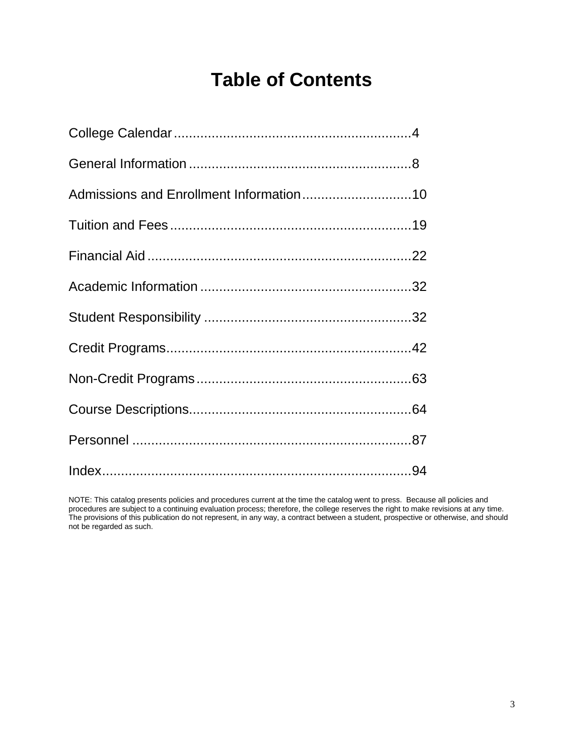# Table of Contents

| Section | Page |
|---|---|
| College Calendar | 4 |
| General Information | 8 |
| Admissions and Enrollment Information | 10 |
| Tuition and Fees | 19 |
| Financial Aid | 22 |
| Academic Information | 32 |
| Student Responsibility | 32 |
| Credit Programs | 42 |
| Non-Credit Programs | 63 |
| Course Descriptions | 64 |
| Personnel | 87 |
| Index | 94 |

NOTE: This catalog presents policies and procedures current at the time the catalog went to press. Because all policies and procedures are subject to a continuing evaluation process; therefore, the college reserves the right to make revisions at any time. The provisions of this publication do not represent, in any way, a contract between a student, prospective or otherwise, and should not be regarded as such.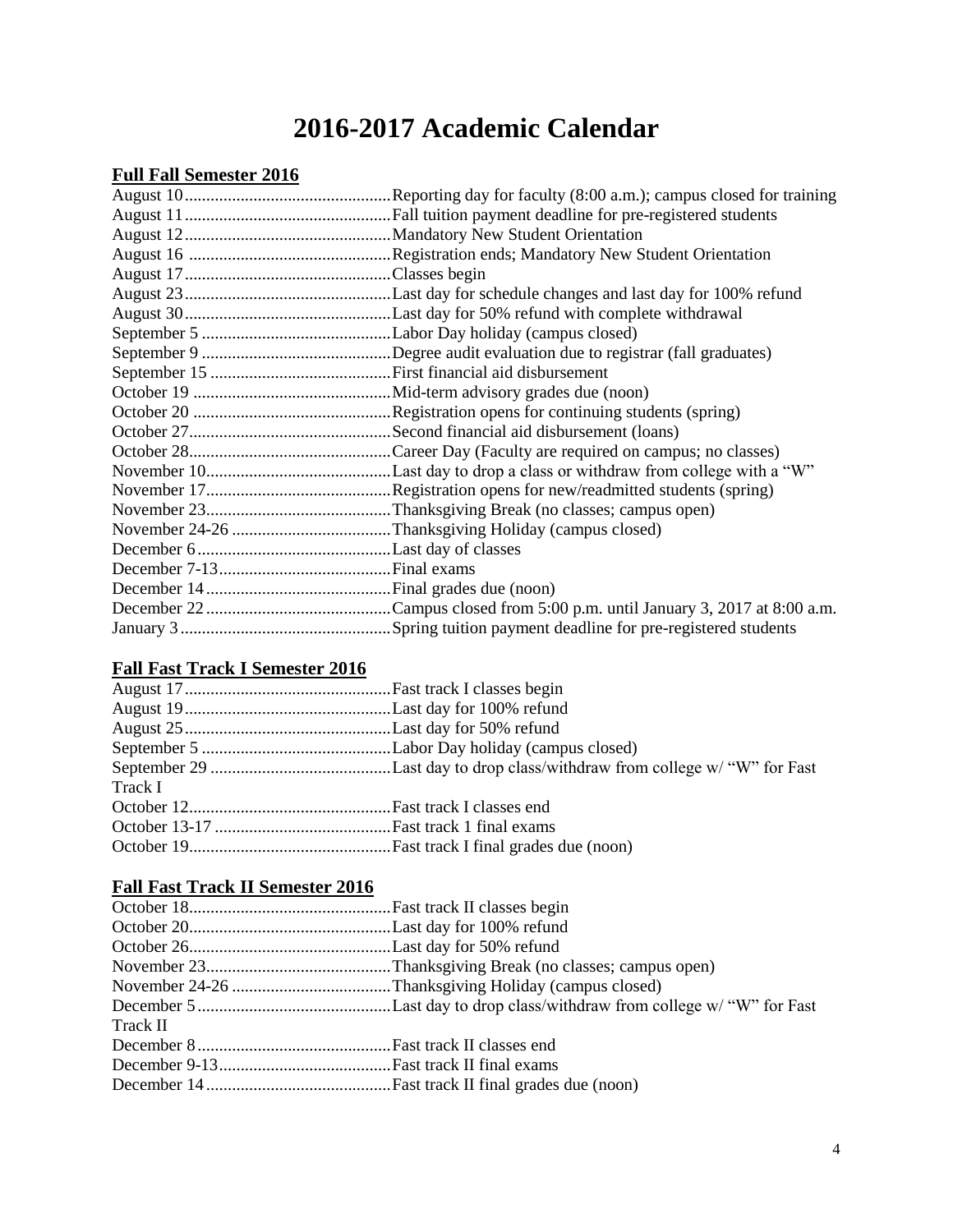# 2016-2017 Academic Calendar

## Full Fall Semester 2016

August 10................................................Reporting day for faculty (8:00 a.m.); campus closed for training
August 11................................................Fall tuition payment deadline for pre-registered students
August 12................................................Mandatory New Student Orientation
August 16 ...............................................Registration ends; Mandatory New Student Orientation
August 17................................................Classes begin
August 23................................................Last day for schedule changes and last day for 100% refund
August 30................................................Last day for 50% refund with complete withdrawal
September 5 ............................................Labor Day holiday (campus closed)
September 9 ............................................Degree audit evaluation due to registrar (fall graduates)
September 15 ..........................................First financial aid disbursement
October 19 ..............................................Mid-term advisory grades due (noon)
October 20 ..............................................Registration opens for continuing students (spring)
October 27...............................................Second financial aid disbursement (loans)
October 28...............................................Career Day (Faculty are required on campus; no classes)
November 10...........................................Last day to drop a class or withdraw from college with a "W"
November 17...........................................Registration opens for new/readmitted students (spring)
November 23...........................................Thanksgiving Break (no classes; campus open)
November 24-26 .....................................Thanksgiving Holiday (campus closed)
December 6.............................................Last day of classes
December 7-13........................................Final exams
December 14...........................................Final grades due (noon)
December 22...........................................Campus closed from 5:00 p.m. until January 3, 2017 at 8:00 a.m.
January 3.................................................Spring tuition payment deadline for pre-registered students

## Fall Fast Track I Semester 2016

August 17................................................Fast track I classes begin
August 19................................................Last day for 100% refund
August 25................................................Last day for 50% refund
September 5 ............................................Labor Day holiday (campus closed)
September 29 ..........................................Last day to drop class/withdraw from college w/ "W" for Fast Track I
October 12...............................................Fast track I classes end
October 13-17 .........................................Fast track 1 final exams
October 19...............................................Fast track I final grades due (noon)

## Fall Fast Track II Semester 2016

October 18...............................................Fast track II classes begin
October 20...............................................Last day for 100% refund
October 26...............................................Last day for 50% refund
November 23...........................................Thanksgiving Break (no classes; campus open)
November 24-26 .....................................Thanksgiving Holiday (campus closed)
December 5.............................................Last day to drop class/withdraw from college w/ "W" for Fast Track II
December 8.............................................Fast track II classes end
December 9-13........................................Fast track II final exams
December 14...........................................Fast track II final grades due (noon)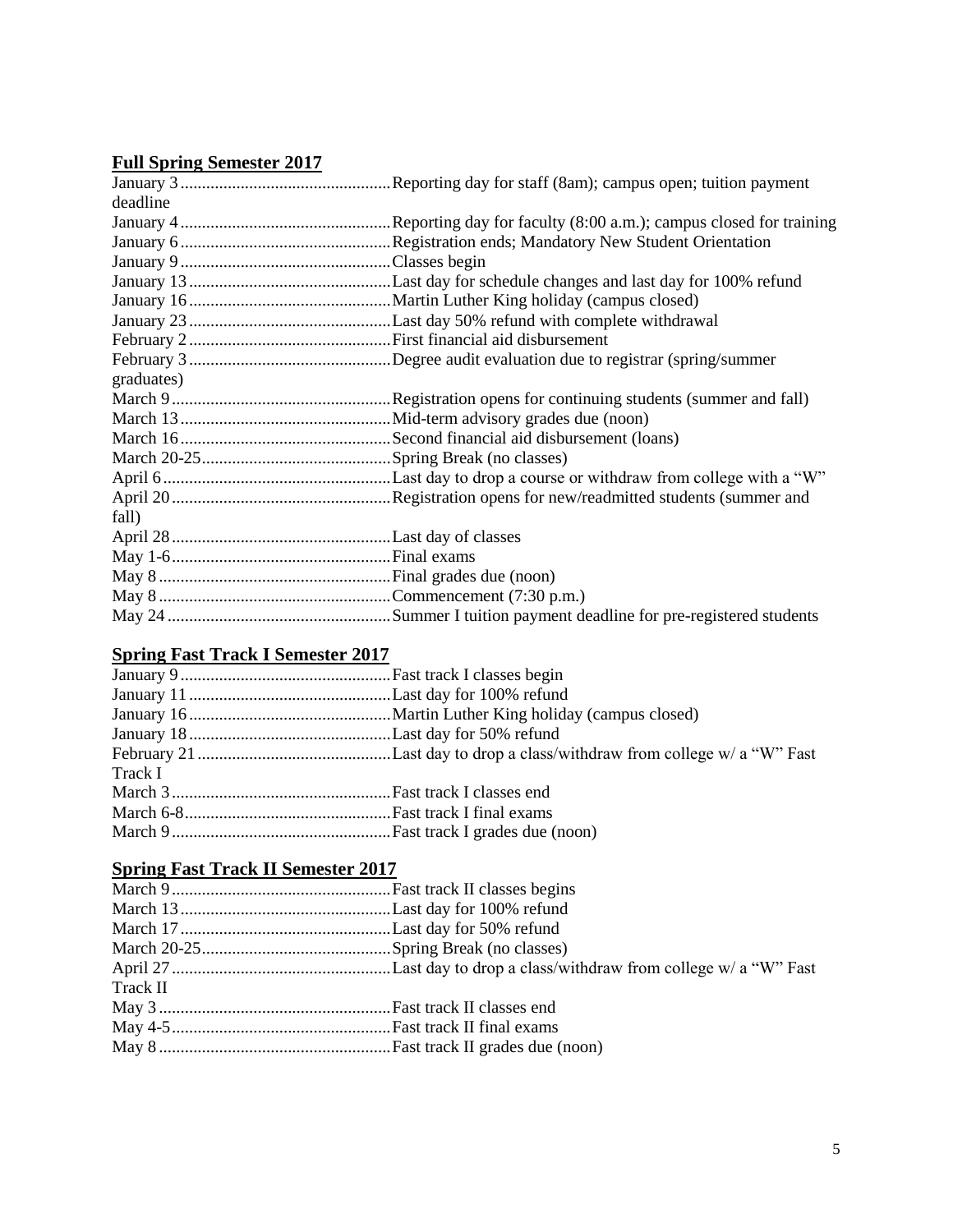## Full Spring Semester 2017

January 3 ................................................Reporting day for staff (8am); campus open; tuition payment deadline
January 4 ................................................Reporting day for faculty (8:00 a.m.); campus closed for training
January 6 ................................................Registration ends; Mandatory New Student Orientation
January 9 ................................................Classes begin
January 13 ..............................................Last day for schedule changes and last day for 100% refund
January 16 ..............................................Martin Luther King holiday (campus closed)
January 23 ..............................................Last day 50% refund with complete withdrawal
February 2 ..............................................First financial aid disbursement
February 3 ..............................................Degree audit evaluation due to registrar (spring/summer graduates)
March 9 ..................................................Registration opens for continuing students (summer and fall)
March 13 ................................................Mid-term advisory grades due (noon)
March 16 ................................................Second financial aid disbursement (loans)
March 20-25...........................................Spring Break (no classes)
April 6 ....................................................Last day to drop a course or withdraw from college with a "W"
April 20 ..................................................Registration opens for new/readmitted students (summer and fall)
April 28 ..................................................Last day of classes
May 1-6..................................................Final exams
May 8 .....................................................Final grades due (noon)
May 8 .....................................................Commencement (7:30 p.m.)
May 24 ...................................................Summer I tuition payment deadline for pre-registered students

## Spring Fast Track I Semester 2017

January 9 ................................................Fast track I classes begin
January 11 ..............................................Last day for 100% refund
January 16 ..............................................Martin Luther King holiday (campus closed)
January 18 ..............................................Last day for 50% refund
February 21 ............................................Last day to drop a class/withdraw from college w/ a "W" Fast Track I
March 3 ..................................................Fast track I classes end
March 6-8...............................................Fast track I final exams
March 9 ..................................................Fast track I grades due (noon)

## Spring Fast Track II Semester 2017

March 9 ..................................................Fast track II classes begins
March 13 ................................................Last day for 100% refund
March 17 ................................................Last day for 50% refund
March 20-25...........................................Spring Break (no classes)
April 27 ..................................................Last day to drop a class/withdraw from college w/ a "W" Fast Track II
May 3 .....................................................Fast track II classes end
May 4-5..................................................Fast track II final exams
May 8 .....................................................Fast track II grades due (noon)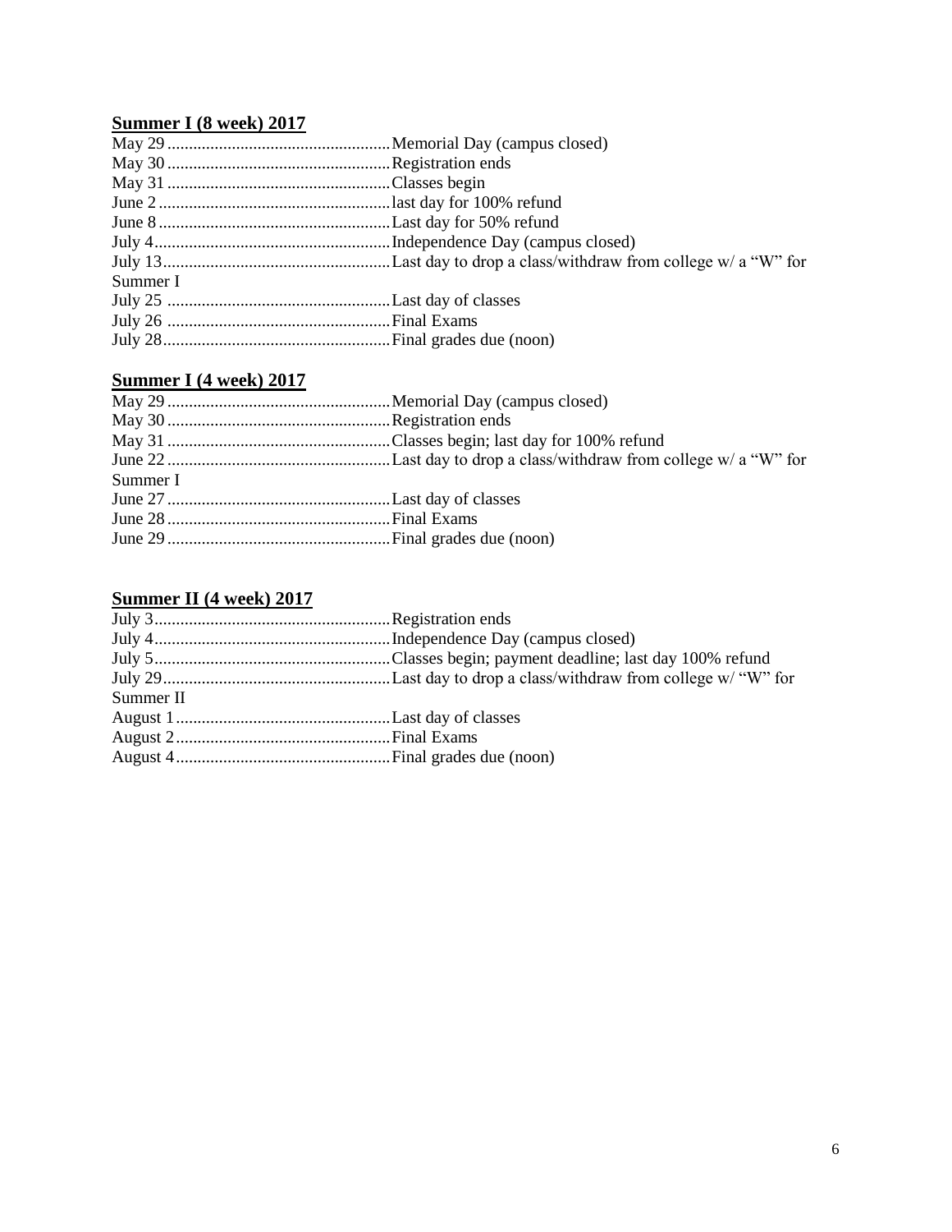## Summer I (8 week) 2017

May 29....................................................Memorial Day (campus closed)
May 30....................................................Registration ends
May 31....................................................Classes begin
June 2......................................................last day for 100% refund
June 8......................................................Last day for 50% refund
July 4.......................................................Independence Day (campus closed)
July 13.....................................................Last day to drop a class/withdraw from college w/ a "W" for Summer I
July 25 ....................................................Last day of classes
July 26 ....................................................Final Exams
July 28.....................................................Final grades due (noon)

## Summer I (4 week) 2017

May 29....................................................Memorial Day (campus closed)
May 30....................................................Registration ends
May 31....................................................Classes begin; last day for 100% refund
June 22....................................................Last day to drop a class/withdraw from college w/ a "W" for Summer I
June 27....................................................Last day of classes
June 28....................................................Final Exams
June 29....................................................Final grades due (noon)

## Summer II (4 week) 2017

July 3.......................................................Registration ends
July 4.......................................................Independence Day (campus closed)
July 5.......................................................Classes begin; payment deadline; last day 100% refund
July 29.....................................................Last day to drop a class/withdraw from college w/ "W" for Summer II
August 1..................................................Last day of classes
August 2..................................................Final Exams
August 4..................................................Final grades due (noon)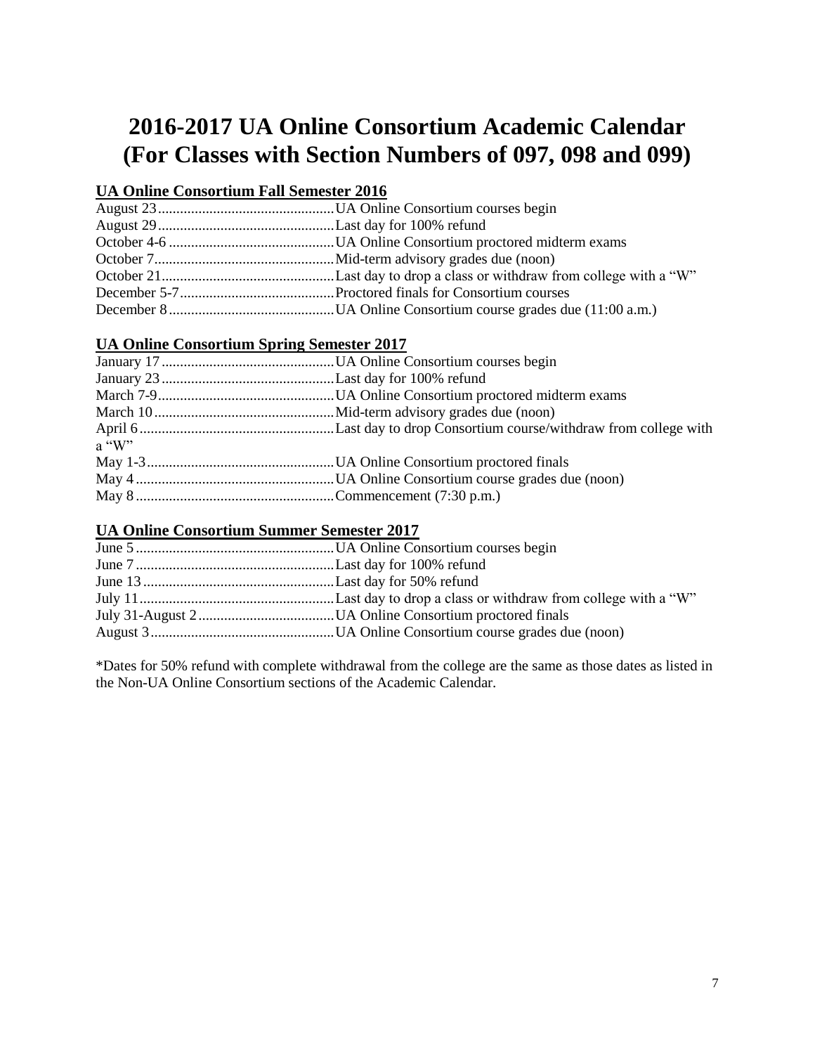# 2016-2017 UA Online Consortium Academic Calendar (For Classes with Section Numbers of 097, 098 and 099)

## UA Online Consortium Fall Semester 2016

August 23................................................UA Online Consortium courses begin
August 29................................................Last day for 100% refund
October 4-6 .............................................UA Online Consortium proctored midterm exams
October 7.................................................Mid-term advisory grades due (noon)
October 21...............................................Last day to drop a class or withdraw from college with a "W"
December 5-7..........................................Proctored finals for Consortium courses
December 8.............................................UA Online Consortium course grades due (11:00 a.m.)

## UA Online Consortium Spring Semester 2017

January 17...............................................UA Online Consortium courses begin
January 23...............................................Last day for 100% refund
March 7-9................................................UA Online Consortium proctored midterm exams
March 10.................................................Mid-term advisory grades due (noon)
April 6.....................................................Last day to drop Consortium course/withdraw from college with a "W"
May 1-3...................................................UA Online Consortium proctored finals
May 4......................................................UA Online Consortium course grades due (noon)
May 8......................................................Commencement (7:30 p.m.)

## UA Online Consortium Summer Semester 2017

June 5......................................................UA Online Consortium courses begin
June 7......................................................Last day for 100% refund
June 13....................................................Last day for 50% refund
July 11.....................................................Last day to drop a class or withdraw from college with a "W"
July 31-August 2.....................................UA Online Consortium proctored finals
August 3..................................................UA Online Consortium course grades due (noon)

*Dates for 50% refund with complete withdrawal from the college are the same as those dates as listed in the Non-UA Online Consortium sections of the Academic Calendar.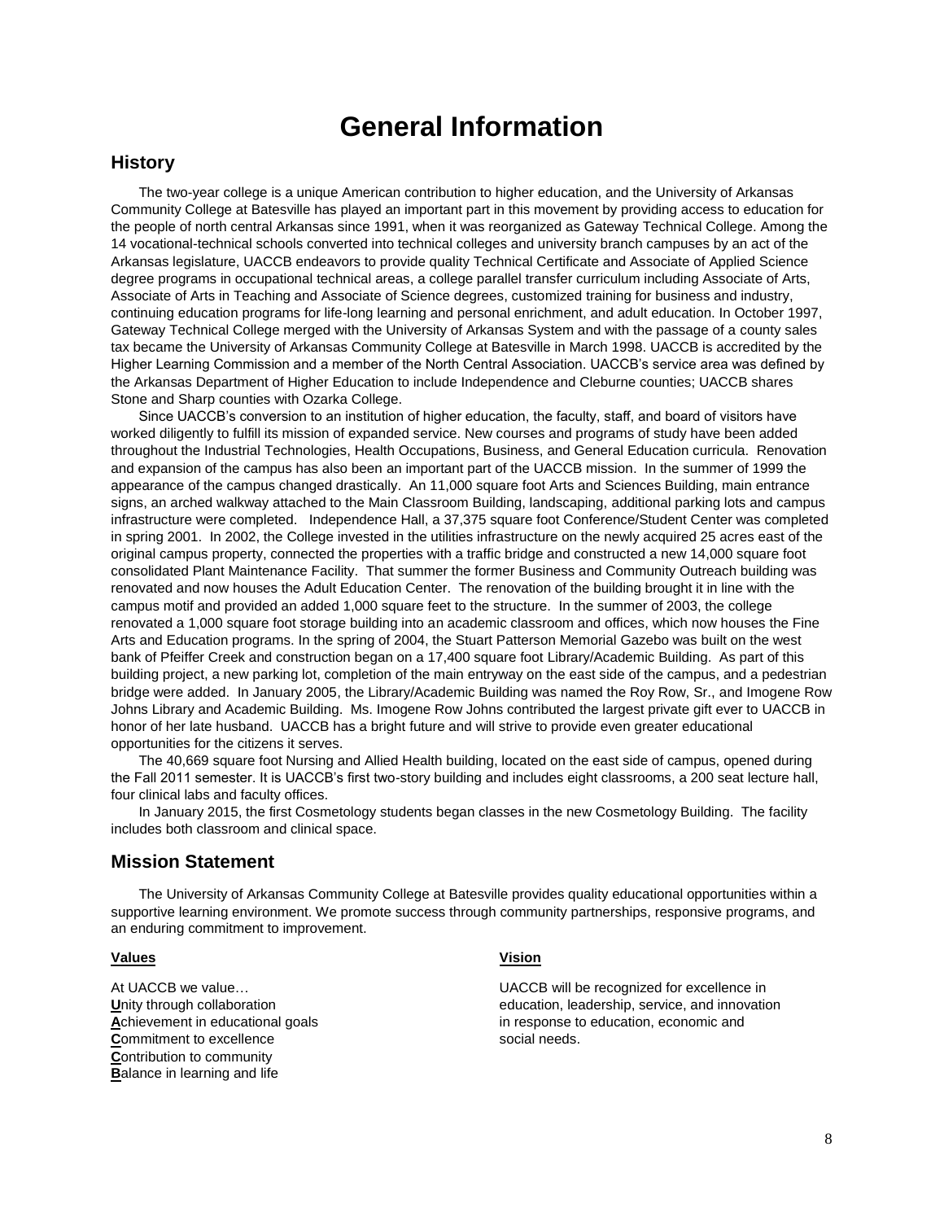# General Information

## History

The two-year college is a unique American contribution to higher education, and the University of Arkansas Community College at Batesville has played an important part in this movement by providing access to education for the people of north central Arkansas since 1991, when it was reorganized as Gateway Technical College. Among the 14 vocational-technical schools converted into technical colleges and university branch campuses by an act of the Arkansas legislature, UACCB endeavors to provide quality Technical Certificate and Associate of Applied Science degree programs in occupational technical areas, a college parallel transfer curriculum including Associate of Arts, Associate of Arts in Teaching and Associate of Science degrees, customized training for business and industry, continuing education programs for life-long learning and personal enrichment, and adult education. In October 1997, Gateway Technical College merged with the University of Arkansas System and with the passage of a county sales tax became the University of Arkansas Community College at Batesville in March 1998. UACCB is accredited by the Higher Learning Commission and a member of the North Central Association. UACCB's service area was defined by the Arkansas Department of Higher Education to include Independence and Cleburne counties; UACCB shares Stone and Sharp counties with Ozarka College.

Since UACCB's conversion to an institution of higher education, the faculty, staff, and board of visitors have worked diligently to fulfill its mission of expanded service. New courses and programs of study have been added throughout the Industrial Technologies, Health Occupations, Business, and General Education curricula. Renovation and expansion of the campus has also been an important part of the UACCB mission. In the summer of 1999 the appearance of the campus changed drastically. An 11,000 square foot Arts and Sciences Building, main entrance signs, an arched walkway attached to the Main Classroom Building, landscaping, additional parking lots and campus infrastructure were completed. Independence Hall, a 37,375 square foot Conference/Student Center was completed in spring 2001. In 2002, the College invested in the utilities infrastructure on the newly acquired 25 acres east of the original campus property, connected the properties with a traffic bridge and constructed a new 14,000 square foot consolidated Plant Maintenance Facility. That summer the former Business and Community Outreach building was renovated and now houses the Adult Education Center. The renovation of the building brought it in line with the campus motif and provided an added 1,000 square feet to the structure. In the summer of 2003, the college renovated a 1,000 square foot storage building into an academic classroom and offices, which now houses the Fine Arts and Education programs. In the spring of 2004, the Stuart Patterson Memorial Gazebo was built on the west bank of Pfeiffer Creek and construction began on a 17,400 square foot Library/Academic Building. As part of this building project, a new parking lot, completion of the main entryway on the east side of the campus, and a pedestrian bridge were added. In January 2005, the Library/Academic Building was named the Roy Row, Sr., and Imogene Row Johns Library and Academic Building. Ms. Imogene Row Johns contributed the largest private gift ever to UACCB in honor of her late husband. UACCB has a bright future and will strive to provide even greater educational opportunities for the citizens it serves.

The 40,669 square foot Nursing and Allied Health building, located on the east side of campus, opened during the Fall 2011 semester. It is UACCB's first two-story building and includes eight classrooms, a 200 seat lecture hall, four clinical labs and faculty offices.

In January 2015, the first Cosmetology students began classes in the new Cosmetology Building. The facility includes both classroom and clinical space.

## Mission Statement

The University of Arkansas Community College at Batesville provides quality educational opportunities within a supportive learning environment. We promote success through community partnerships, responsive programs, and an enduring commitment to improvement.

**Values**

At UACCB we value…
**U**nity through collaboration
**A**chievement in educational goals
**C**ommitment to excellence
**C**ontribution to community
**B**alance in learning and life

**Vision**

UACCB will be recognized for excellence in education, leadership, service, and innovation in response to education, economic and social needs.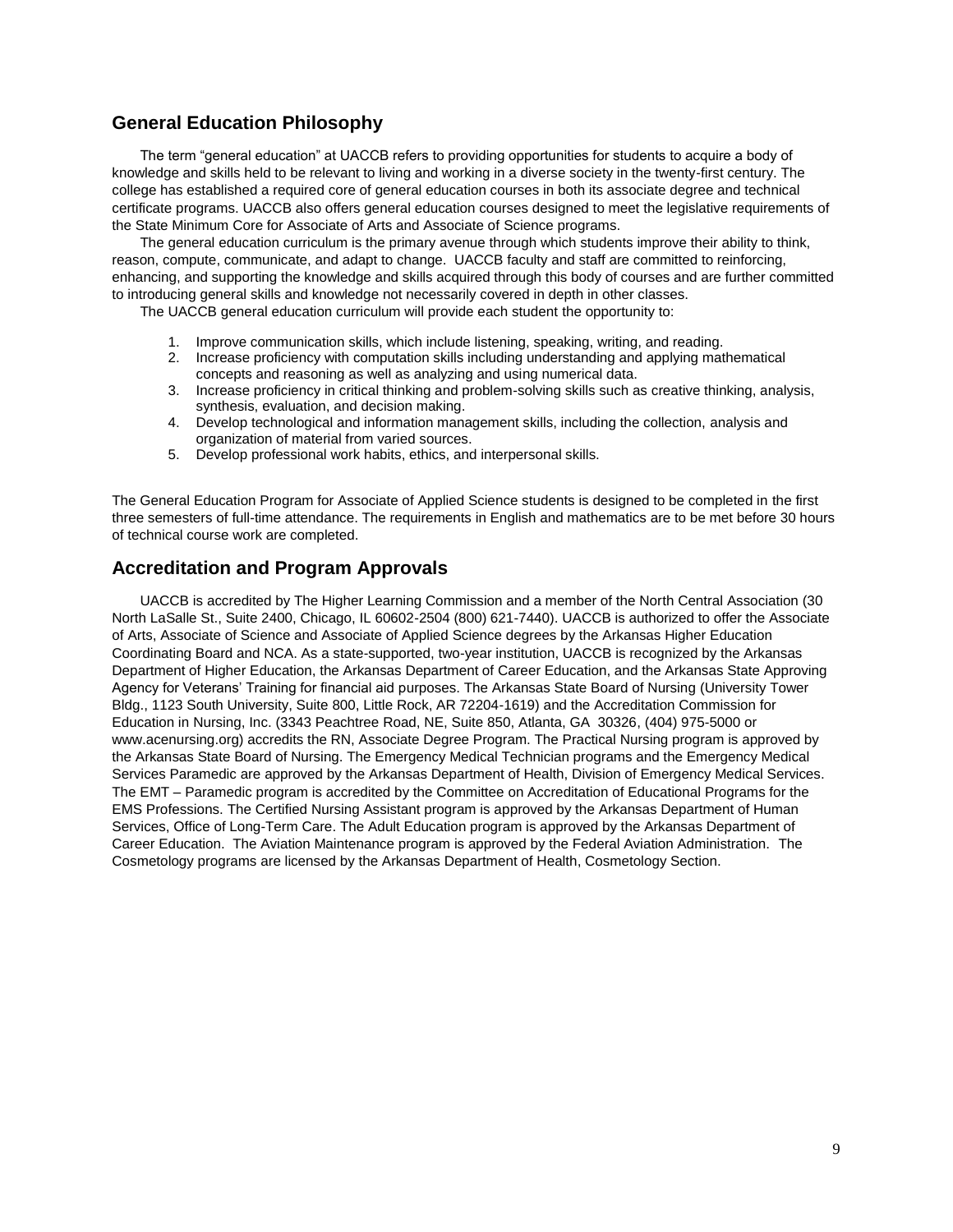## General Education Philosophy

The term "general education" at UACCB refers to providing opportunities for students to acquire a body of knowledge and skills held to be relevant to living and working in a diverse society in the twenty-first century. The college has established a required core of general education courses in both its associate degree and technical certificate programs. UACCB also offers general education courses designed to meet the legislative requirements of the State Minimum Core for Associate of Arts and Associate of Science programs.

The general education curriculum is the primary avenue through which students improve their ability to think, reason, compute, communicate, and adapt to change. UACCB faculty and staff are committed to reinforcing, enhancing, and supporting the knowledge and skills acquired through this body of courses and are further committed to introducing general skills and knowledge not necessarily covered in depth in other classes.

The UACCB general education curriculum will provide each student the opportunity to:

1. Improve communication skills, which include listening, speaking, writing, and reading.
2. Increase proficiency with computation skills including understanding and applying mathematical concepts and reasoning as well as analyzing and using numerical data.
3. Increase proficiency in critical thinking and problem-solving skills such as creative thinking, analysis, synthesis, evaluation, and decision making.
4. Develop technological and information management skills, including the collection, analysis and organization of material from varied sources.
5. Develop professional work habits, ethics, and interpersonal skills.

The General Education Program for Associate of Applied Science students is designed to be completed in the first three semesters of full-time attendance. The requirements in English and mathematics are to be met before 30 hours of technical course work are completed.

## Accreditation and Program Approvals

UACCB is accredited by The Higher Learning Commission and a member of the North Central Association (30 North LaSalle St., Suite 2400, Chicago, IL 60602-2504 (800) 621-7440). UACCB is authorized to offer the Associate of Arts, Associate of Science and Associate of Applied Science degrees by the Arkansas Higher Education Coordinating Board and NCA. As a state-supported, two-year institution, UACCB is recognized by the Arkansas Department of Higher Education, the Arkansas Department of Career Education, and the Arkansas State Approving Agency for Veterans' Training for financial aid purposes. The Arkansas State Board of Nursing (University Tower Bldg., 1123 South University, Suite 800, Little Rock, AR 72204-1619) and the Accreditation Commission for Education in Nursing, Inc. (3343 Peachtree Road, NE, Suite 850, Atlanta, GA 30326, (404) 975-5000 or www.acenursing.org) accredits the RN, Associate Degree Program. The Practical Nursing program is approved by the Arkansas State Board of Nursing. The Emergency Medical Technician programs and the Emergency Medical Services Paramedic are approved by the Arkansas Department of Health, Division of Emergency Medical Services. The EMT – Paramedic program is accredited by the Committee on Accreditation of Educational Programs for the EMS Professions. The Certified Nursing Assistant program is approved by the Arkansas Department of Human Services, Office of Long-Term Care. The Adult Education program is approved by the Arkansas Department of Career Education. The Aviation Maintenance program is approved by the Federal Aviation Administration. The Cosmetology programs are licensed by the Arkansas Department of Health, Cosmetology Section.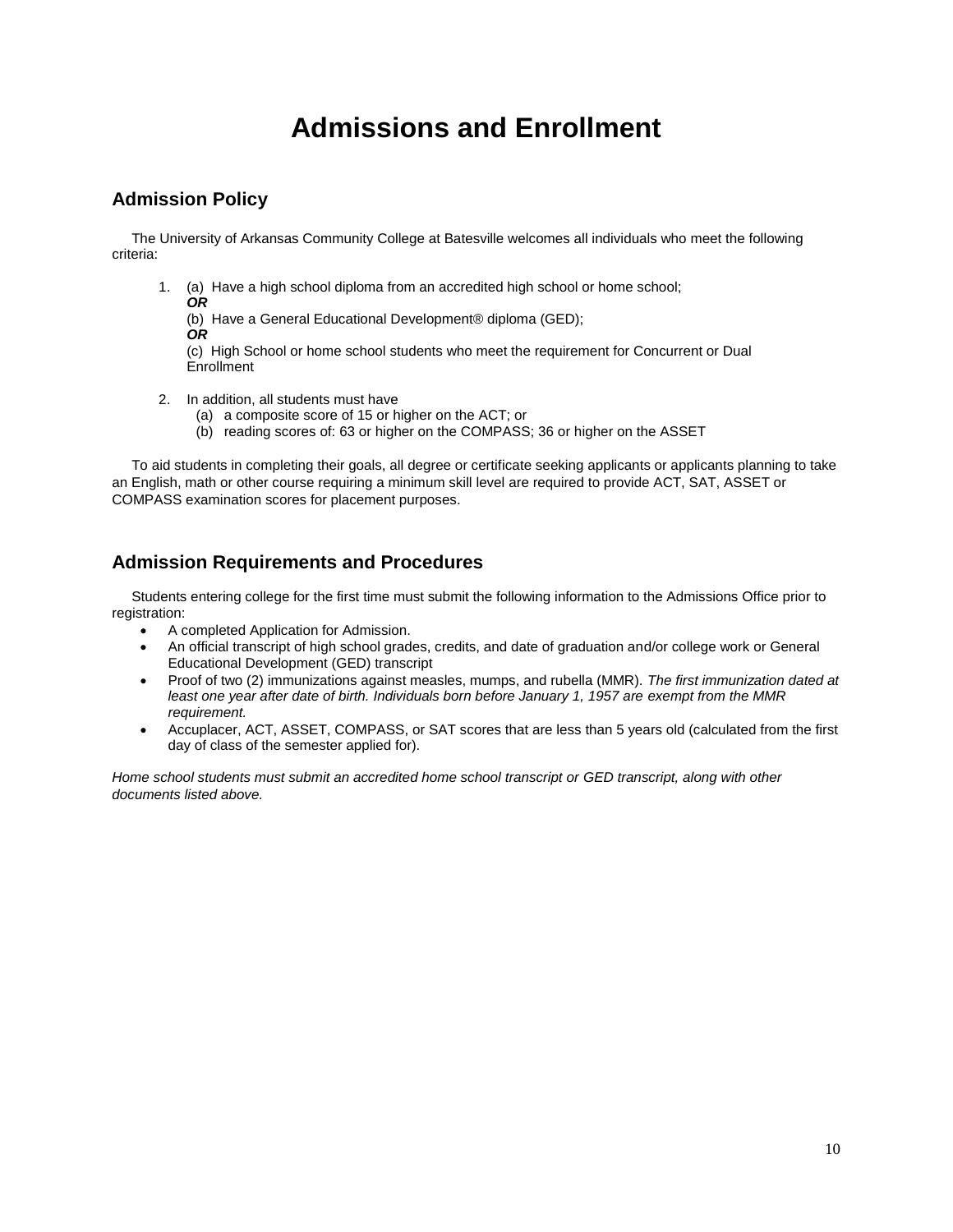# Admissions and Enrollment

## Admission Policy

The University of Arkansas Community College at Batesville welcomes all individuals who meet the following criteria:

1. (a) Have a high school diploma from an accredited high school or home school;
   ***OR***
   (b) Have a General Educational Development® diploma (GED);
   ***OR***
   (c) High School or home school students who meet the requirement for Concurrent or Dual Enrollment

2. In addition, all students must have
   (a) a composite score of 15 or higher on the ACT; or
   (b) reading scores of: 63 or higher on the COMPASS; 36 or higher on the ASSET

To aid students in completing their goals, all degree or certificate seeking applicants or applicants planning to take an English, math or other course requiring a minimum skill level are required to provide ACT, SAT, ASSET or COMPASS examination scores for placement purposes.

## Admission Requirements and Procedures

Students entering college for the first time must submit the following information to the Admissions Office prior to registration:

- A completed Application for Admission.
- An official transcript of high school grades, credits, and date of graduation and/or college work or General Educational Development (GED) transcript
- Proof of two (2) immunizations against measles, mumps, and rubella (MMR). *The first immunization dated at least one year after date of birth. Individuals born before January 1, 1957 are exempt from the MMR requirement.*
- Accuplacer, ACT, ASSET, COMPASS, or SAT scores that are less than 5 years old (calculated from the first day of class of the semester applied for).

*Home school students must submit an accredited home school transcript or GED transcript, along with other documents listed above.*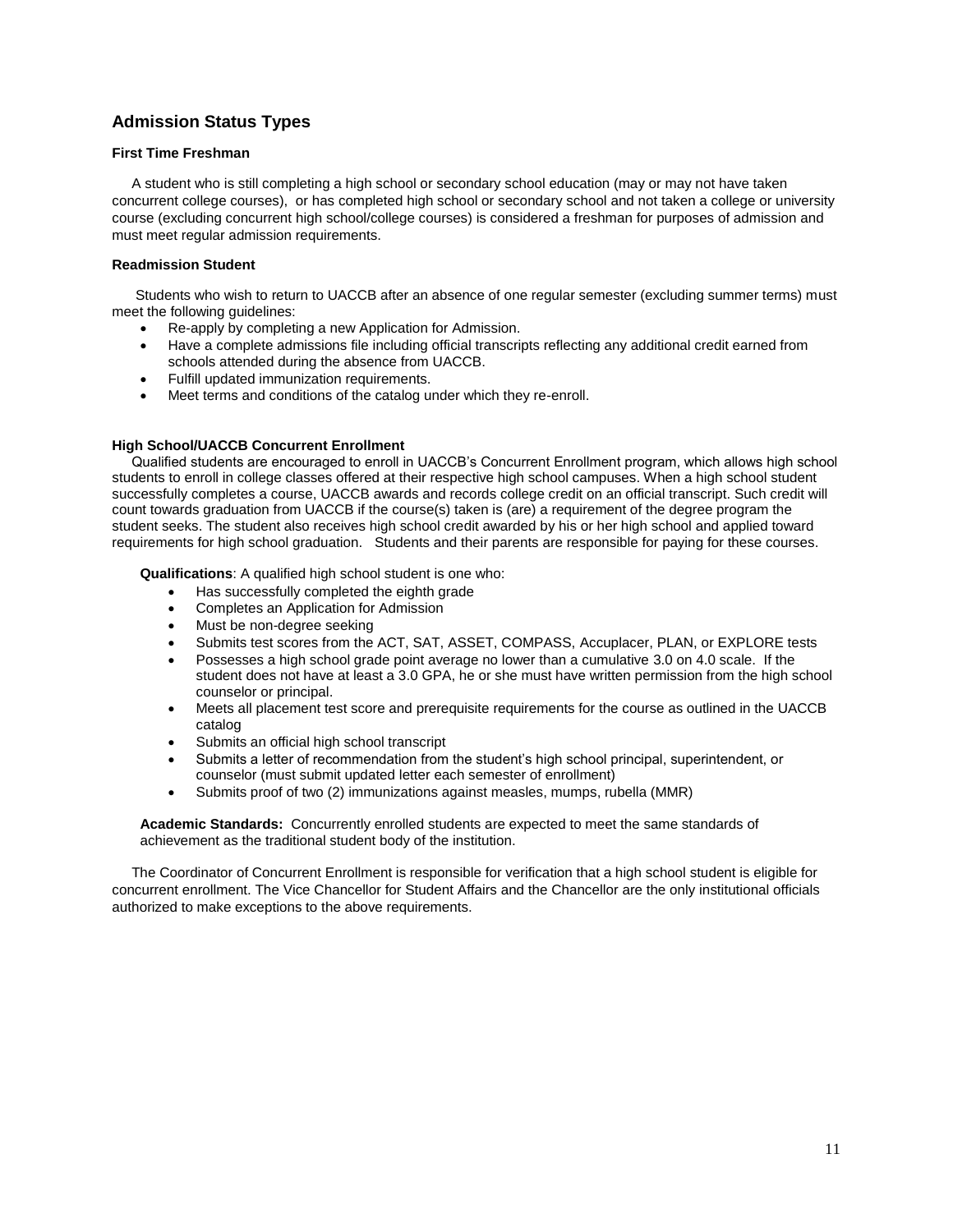## Admission Status Types

### First Time Freshman

A student who is still completing a high school or secondary school education (may or may not have taken concurrent college courses), or has completed high school or secondary school and not taken a college or university course (excluding concurrent high school/college courses) is considered a freshman for purposes of admission and must meet regular admission requirements.

### Readmission Student

Students who wish to return to UACCB after an absence of one regular semester (excluding summer terms) must meet the following guidelines:

- Re-apply by completing a new Application for Admission.
- Have a complete admissions file including official transcripts reflecting any additional credit earned from schools attended during the absence from UACCB.
- Fulfill updated immunization requirements.
- Meet terms and conditions of the catalog under which they re-enroll.

### High School/UACCB Concurrent Enrollment

Qualified students are encouraged to enroll in UACCB's Concurrent Enrollment program, which allows high school students to enroll in college classes offered at their respective high school campuses. When a high school student successfully completes a course, UACCB awards and records college credit on an official transcript. Such credit will count towards graduation from UACCB if the course(s) taken is (are) a requirement of the degree program the student seeks. The student also receives high school credit awarded by his or her high school and applied toward requirements for high school graduation. Students and their parents are responsible for paying for these courses.

**Qualifications**: A qualified high school student is one who:

- Has successfully completed the eighth grade
- Completes an Application for Admission
- Must be non-degree seeking
- Submits test scores from the ACT, SAT, ASSET, COMPASS, Accuplacer, PLAN, or EXPLORE tests
- Possesses a high school grade point average no lower than a cumulative 3.0 on 4.0 scale. If the student does not have at least a 3.0 GPA, he or she must have written permission from the high school counselor or principal.
- Meets all placement test score and prerequisite requirements for the course as outlined in the UACCB catalog
- Submits an official high school transcript
- Submits a letter of recommendation from the student's high school principal, superintendent, or counselor (must submit updated letter each semester of enrollment)
- Submits proof of two (2) immunizations against measles, mumps, rubella (MMR)

**Academic Standards:** Concurrently enrolled students are expected to meet the same standards of achievement as the traditional student body of the institution.

The Coordinator of Concurrent Enrollment is responsible for verification that a high school student is eligible for concurrent enrollment. The Vice Chancellor for Student Affairs and the Chancellor are the only institutional officials authorized to make exceptions to the above requirements.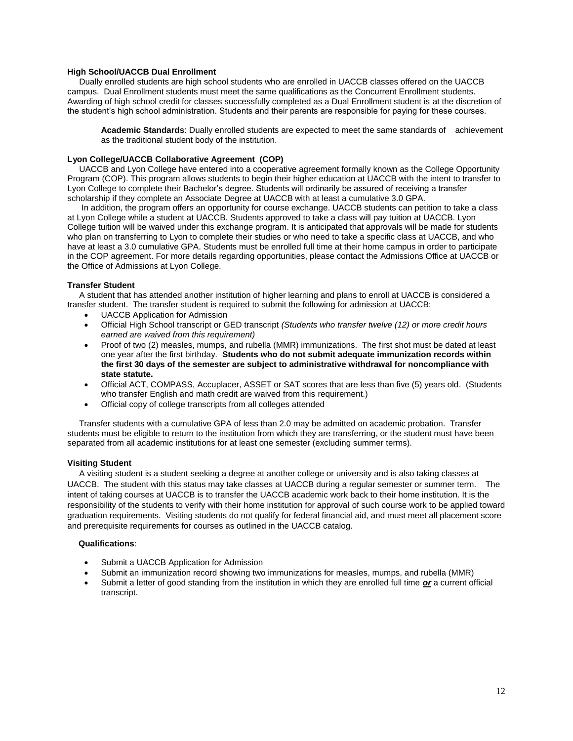**High School/UACCB Dual Enrollment**

Dually enrolled students are high school students who are enrolled in UACCB classes offered on the UACCB campus. Dual Enrollment students must meet the same qualifications as the Concurrent Enrollment students. Awarding of high school credit for classes successfully completed as a Dual Enrollment student is at the discretion of the student's high school administration. Students and their parents are responsible for paying for these courses.

> **Academic Standards**: Dually enrolled students are expected to meet the same standards of achievement as the traditional student body of the institution.

**Lyon College/UACCB Collaborative Agreement (COP)**

UACCB and Lyon College have entered into a cooperative agreement formally known as the College Opportunity Program (COP). This program allows students to begin their higher education at UACCB with the intent to transfer to Lyon College to complete their Bachelor's degree. Students will ordinarily be assured of receiving a transfer scholarship if they complete an Associate Degree at UACCB with at least a cumulative 3.0 GPA.

In addition, the program offers an opportunity for course exchange. UACCB students can petition to take a class at Lyon College while a student at UACCB. Students approved to take a class will pay tuition at UACCB. Lyon College tuition will be waived under this exchange program. It is anticipated that approvals will be made for students who plan on transferring to Lyon to complete their studies or who need to take a specific class at UACCB, and who have at least a 3.0 cumulative GPA. Students must be enrolled full time at their home campus in order to participate in the COP agreement. For more details regarding opportunities, please contact the Admissions Office at UACCB or the Office of Admissions at Lyon College.

**Transfer Student**

A student that has attended another institution of higher learning and plans to enroll at UACCB is considered a transfer student. The transfer student is required to submit the following for admission at UACCB:

- UACCB Application for Admission
- Official High School transcript or GED transcript *(Students who transfer twelve (12) or more credit hours earned are waived from this requirement)*
- Proof of two (2) measles, mumps, and rubella (MMR) immunizations. The first shot must be dated at least one year after the first birthday. **Students who do not submit adequate immunization records within the first 30 days of the semester are subject to administrative withdrawal for noncompliance with state statute.**
- Official ACT, COMPASS, Accuplacer, ASSET or SAT scores that are less than five (5) years old. (Students who transfer English and math credit are waived from this requirement.)
- Official copy of college transcripts from all colleges attended

Transfer students with a cumulative GPA of less than 2.0 may be admitted on academic probation. Transfer students must be eligible to return to the institution from which they are transferring, or the student must have been separated from all academic institutions for at least one semester (excluding summer terms).

**Visiting Student**

A visiting student is a student seeking a degree at another college or university and is also taking classes at UACCB. The student with this status may take classes at UACCB during a regular semester or summer term. The intent of taking courses at UACCB is to transfer the UACCB academic work back to their home institution. It is the responsibility of the students to verify with their home institution for approval of such course work to be applied toward graduation requirements. Visiting students do not qualify for federal financial aid, and must meet all placement score and prerequisite requirements for courses as outlined in the UACCB catalog.

**Qualifications**:

- Submit a UACCB Application for Admission
- Submit an immunization record showing two immunizations for measles, mumps, and rubella (MMR)
- Submit a letter of good standing from the institution in which they are enrolled full time ***or*** a current official transcript.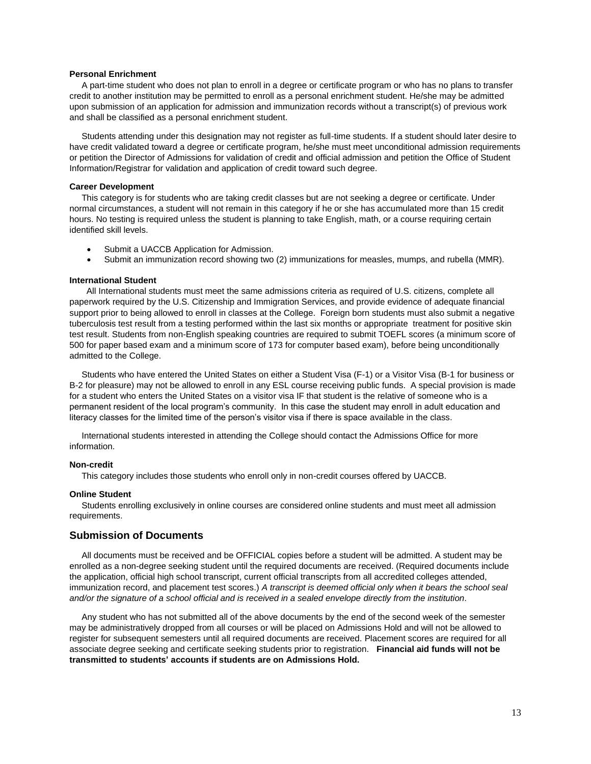**Personal Enrichment**

A part-time student who does not plan to enroll in a degree or certificate program or who has no plans to transfer credit to another institution may be permitted to enroll as a personal enrichment student. He/she may be admitted upon submission of an application for admission and immunization records without a transcript(s) of previous work and shall be classified as a personal enrichment student.

Students attending under this designation may not register as full-time students. If a student should later desire to have credit validated toward a degree or certificate program, he/she must meet unconditional admission requirements or petition the Director of Admissions for validation of credit and official admission and petition the Office of Student Information/Registrar for validation and application of credit toward such degree.

**Career Development**

This category is for students who are taking credit classes but are not seeking a degree or certificate. Under normal circumstances, a student will not remain in this category if he or she has accumulated more than 15 credit hours. No testing is required unless the student is planning to take English, math, or a course requiring certain identified skill levels.

- Submit a UACCB Application for Admission.
- Submit an immunization record showing two (2) immunizations for measles, mumps, and rubella (MMR).

**International Student**

All International students must meet the same admissions criteria as required of U.S. citizens, complete all paperwork required by the U.S. Citizenship and Immigration Services, and provide evidence of adequate financial support prior to being allowed to enroll in classes at the College. Foreign born students must also submit a negative tuberculosis test result from a testing performed within the last six months or appropriate treatment for positive skin test result. Students from non-English speaking countries are required to submit TOEFL scores (a minimum score of 500 for paper based exam and a minimum score of 173 for computer based exam), before being unconditionally admitted to the College.

Students who have entered the United States on either a Student Visa (F-1) or a Visitor Visa (B-1 for business or B-2 for pleasure) may not be allowed to enroll in any ESL course receiving public funds. A special provision is made for a student who enters the United States on a visitor visa IF that student is the relative of someone who is a permanent resident of the local program's community. In this case the student may enroll in adult education and literacy classes for the limited time of the person's visitor visa if there is space available in the class.

International students interested in attending the College should contact the Admissions Office for more information.

**Non-credit**

This category includes those students who enroll only in non-credit courses offered by UACCB.

**Online Student**

Students enrolling exclusively in online courses are considered online students and must meet all admission requirements.

## Submission of Documents

All documents must be received and be OFFICIAL copies before a student will be admitted. A student may be enrolled as a non-degree seeking student until the required documents are received. (Required documents include the application, official high school transcript, current official transcripts from all accredited colleges attended, immunization record, and placement test scores.) *A transcript is deemed official only when it bears the school seal and/or the signature of a school official and is received in a sealed envelope directly from the institution*.

Any student who has not submitted all of the above documents by the end of the second week of the semester may be administratively dropped from all courses or will be placed on Admissions Hold and will not be allowed to register for subsequent semesters until all required documents are received. Placement scores are required for all associate degree seeking and certificate seeking students prior to registration. **Financial aid funds will not be transmitted to students' accounts if students are on Admissions Hold.**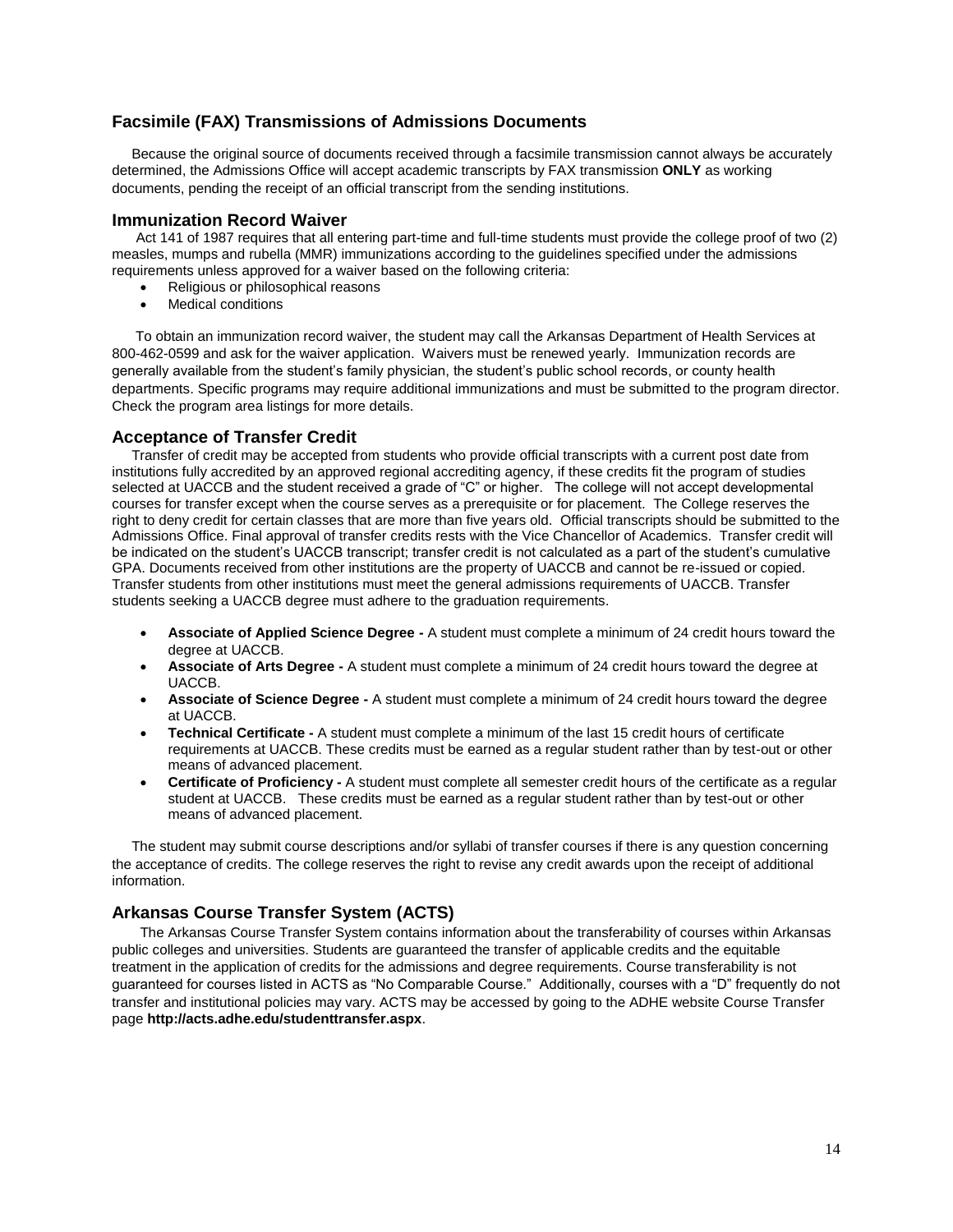## Facsimile (FAX) Transmissions of Admissions Documents

Because the original source of documents received through a facsimile transmission cannot always be accurately determined, the Admissions Office will accept academic transcripts by FAX transmission **ONLY** as working documents, pending the receipt of an official transcript from the sending institutions.

## Immunization Record Waiver

Act 141 of 1987 requires that all entering part-time and full-time students must provide the college proof of two (2) measles, mumps and rubella (MMR) immunizations according to the guidelines specified under the admissions requirements unless approved for a waiver based on the following criteria:

- Religious or philosophical reasons
- Medical conditions

To obtain an immunization record waiver, the student may call the Arkansas Department of Health Services at 800-462-0599 and ask for the waiver application. Waivers must be renewed yearly. Immunization records are generally available from the student's family physician, the student's public school records, or county health departments. Specific programs may require additional immunizations and must be submitted to the program director. Check the program area listings for more details.

## Acceptance of Transfer Credit

Transfer of credit may be accepted from students who provide official transcripts with a current post date from institutions fully accredited by an approved regional accrediting agency, if these credits fit the program of studies selected at UACCB and the student received a grade of "C" or higher. The college will not accept developmental courses for transfer except when the course serves as a prerequisite or for placement. The College reserves the right to deny credit for certain classes that are more than five years old. Official transcripts should be submitted to the Admissions Office. Final approval of transfer credits rests with the Vice Chancellor of Academics. Transfer credit will be indicated on the student's UACCB transcript; transfer credit is not calculated as a part of the student's cumulative GPA. Documents received from other institutions are the property of UACCB and cannot be re-issued or copied. Transfer students from other institutions must meet the general admissions requirements of UACCB. Transfer students seeking a UACCB degree must adhere to the graduation requirements.

- **Associate of Applied Science Degree -** A student must complete a minimum of 24 credit hours toward the degree at UACCB.
- **Associate of Arts Degree -** A student must complete a minimum of 24 credit hours toward the degree at UACCB.
- **Associate of Science Degree -** A student must complete a minimum of 24 credit hours toward the degree at UACCB.
- **Technical Certificate -** A student must complete a minimum of the last 15 credit hours of certificate requirements at UACCB. These credits must be earned as a regular student rather than by test-out or other means of advanced placement.
- **Certificate of Proficiency -** A student must complete all semester credit hours of the certificate as a regular student at UACCB. These credits must be earned as a regular student rather than by test-out or other means of advanced placement.

The student may submit course descriptions and/or syllabi of transfer courses if there is any question concerning the acceptance of credits. The college reserves the right to revise any credit awards upon the receipt of additional information.

## Arkansas Course Transfer System (ACTS)

The Arkansas Course Transfer System contains information about the transferability of courses within Arkansas public colleges and universities. Students are guaranteed the transfer of applicable credits and the equitable treatment in the application of credits for the admissions and degree requirements. Course transferability is not guaranteed for courses listed in ACTS as "No Comparable Course." Additionally, courses with a "D" frequently do not transfer and institutional policies may vary. ACTS may be accessed by going to the ADHE website Course Transfer page **http://acts.adhe.edu/studenttransfer.aspx**.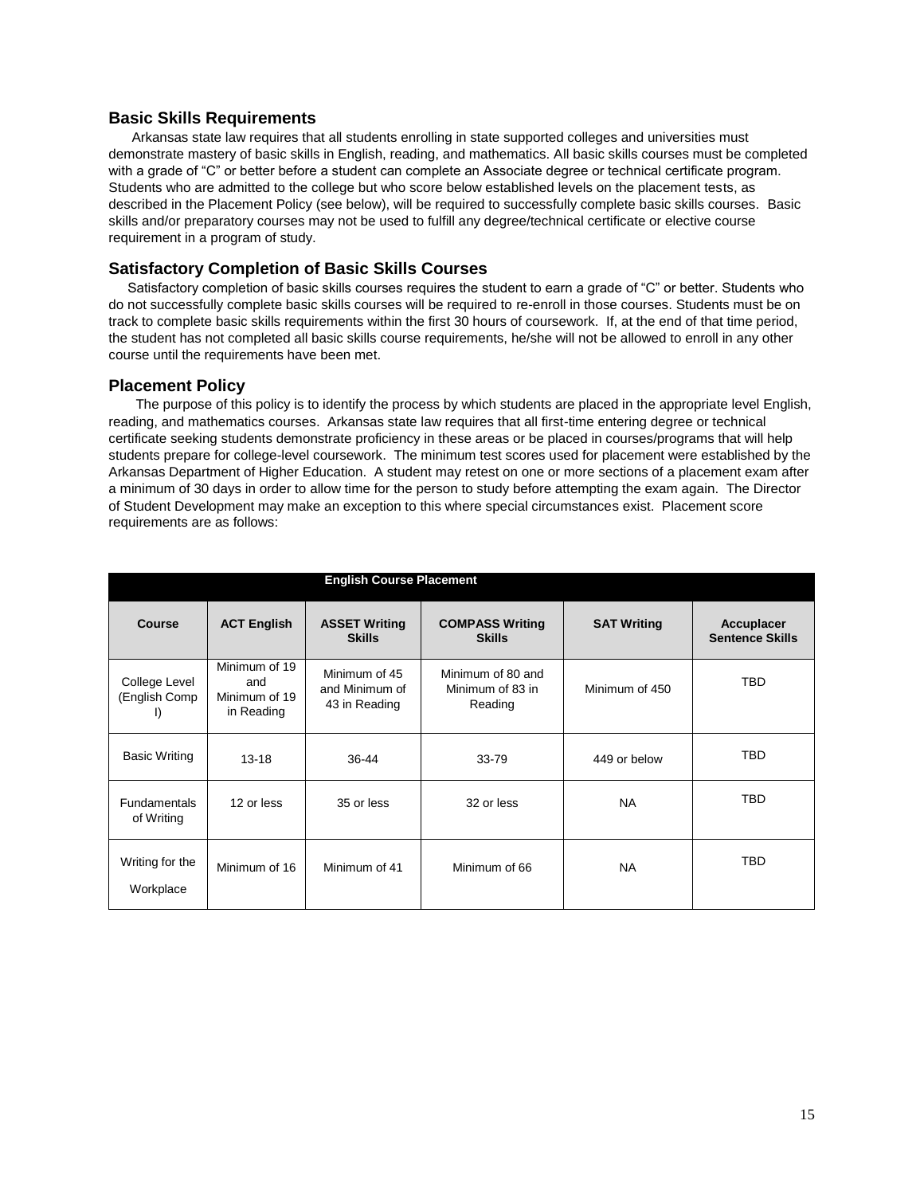## Basic Skills Requirements

Arkansas state law requires that all students enrolling in state supported colleges and universities must demonstrate mastery of basic skills in English, reading, and mathematics. All basic skills courses must be completed with a grade of "C" or better before a student can complete an Associate degree or technical certificate program. Students who are admitted to the college but who score below established levels on the placement tests, as described in the Placement Policy (see below), will be required to successfully complete basic skills courses. Basic skills and/or preparatory courses may not be used to fulfill any degree/technical certificate or elective course requirement in a program of study.

## Satisfactory Completion of Basic Skills Courses

Satisfactory completion of basic skills courses requires the student to earn a grade of "C" or better. Students who do not successfully complete basic skills courses will be required to re-enroll in those courses. Students must be on track to complete basic skills requirements within the first 30 hours of coursework. If, at the end of that time period, the student has not completed all basic skills course requirements, he/she will not be allowed to enroll in any other course until the requirements have been met.

## Placement Policy

The purpose of this policy is to identify the process by which students are placed in the appropriate level English, reading, and mathematics courses. Arkansas state law requires that all first-time entering degree or technical certificate seeking students demonstrate proficiency in these areas or be placed in courses/programs that will help students prepare for college-level coursework. The minimum test scores used for placement were established by the Arkansas Department of Higher Education. A student may retest on one or more sections of a placement exam after a minimum of 30 days in order to allow time for the person to study before attempting the exam again. The Director of Student Development may make an exception to this where special circumstances exist. Placement score requirements are as follows:

| **English Course Placement** | | | | | |
|---|---|---|---|---|---|
| **Course** | **ACT English** | **ASSET Writing Skills** | **COMPASS Writing Skills** | **SAT Writing** | **Accuplacer Sentence Skills** |
| College Level (English Comp I) | Minimum of 19 and Minimum of 19 in Reading | Minimum of 45 and Minimum of 43 in Reading | Minimum of 80 and Minimum of 83 in Reading | Minimum of 450 | TBD |
| Basic Writing | 13-18 | 36-44 | 33-79 | 449 or below | TBD |
| Fundamentals of Writing | 12 or less | 35 or less | 32 or less | NA | TBD |
| Writing for the Workplace | Minimum of 16 | Minimum of 41 | Minimum of 66 | NA | TBD |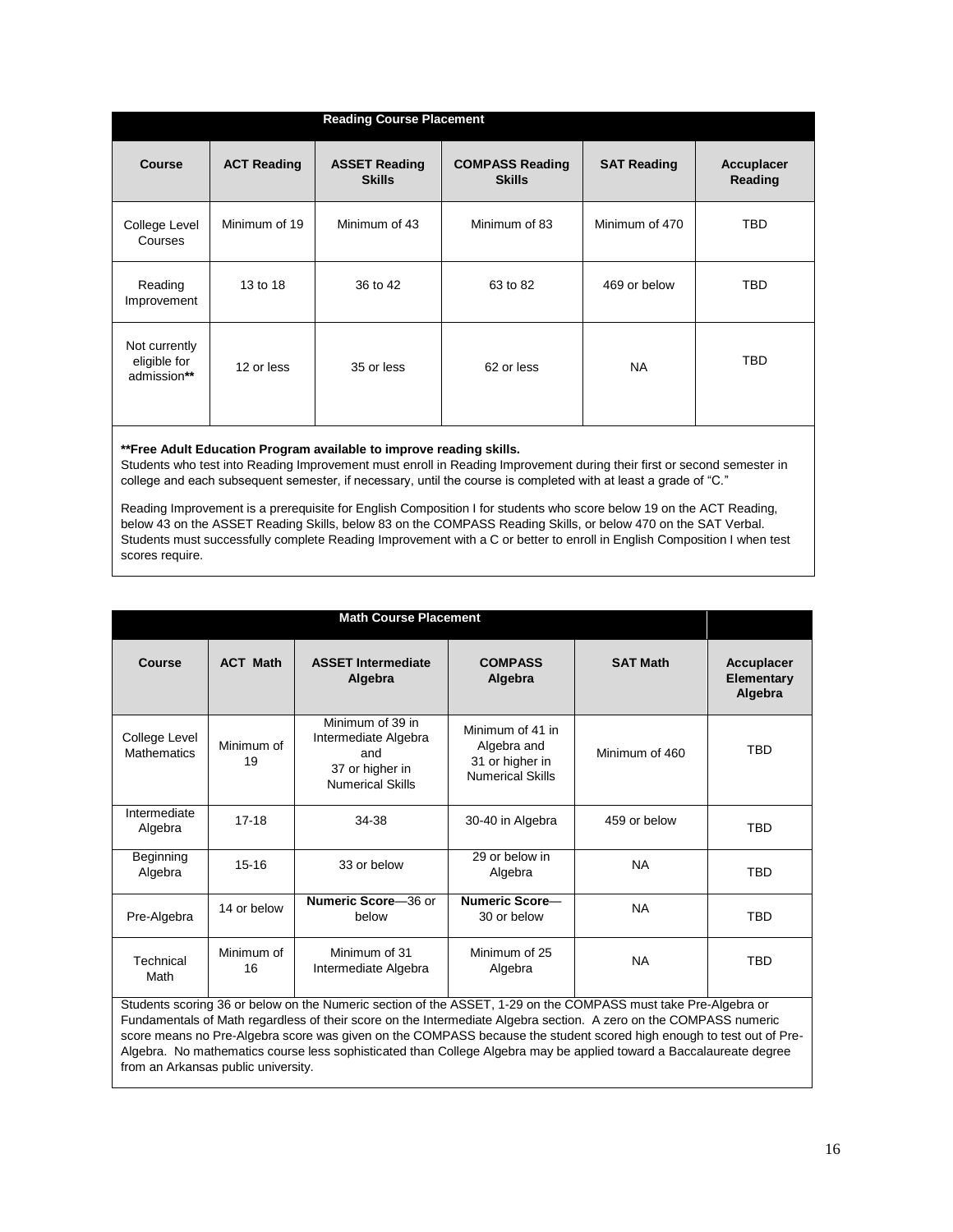**Reading Course Placement**

| Course | ACT Reading | ASSET Reading Skills | COMPASS Reading Skills | SAT Reading | Accuplacer Reading |
|---|---|---|---|---|---|
| College Level Courses | Minimum of 19 | Minimum of 43 | Minimum of 83 | Minimum of 470 | TBD |
| Reading Improvement | 13 to 18 | 36 to 42 | 63 to 82 | 469 or below | TBD |
| Not currently eligible for admission** | 12 or less | 35 or less | 62 or less | NA | TBD |

****Free Adult Education Program available to improve reading skills.**

Students who test into Reading Improvement must enroll in Reading Improvement during their first or second semester in college and each subsequent semester, if necessary, until the course is completed with at least a grade of "C."

Reading Improvement is a prerequisite for English Composition I for students who score below 19 on the ACT Reading, below 43 on the ASSET Reading Skills, below 83 on the COMPASS Reading Skills, or below 470 on the SAT Verbal. Students must successfully complete Reading Improvement with a C or better to enroll in English Composition I when test scores require.

**Math Course Placement**

| Course | ACT Math | ASSET Intermediate Algebra | COMPASS Algebra | SAT Math | Accuplacer Elementary Algebra |
|---|---|---|---|---|---|
| College Level Mathematics | Minimum of 19 | Minimum of 39 in Intermediate Algebra and 37 or higher in Numerical Skills | Minimum of 41 in Algebra and 31 or higher in Numerical Skills | Minimum of 460 | TBD |
| Intermediate Algebra | 17-18 | 34-38 | 30-40 in Algebra | 459 or below | TBD |
| Beginning Algebra | 15-16 | 33 or below | 29 or below in Algebra | NA | TBD |
| Pre-Algebra | 14 or below | **Numeric Score**—36 or below | **Numeric Score**—30 or below | NA | TBD |
| Technical Math | Minimum of 16 | Minimum of 31 Intermediate Algebra | Minimum of 25 Algebra | NA | TBD |

Students scoring 36 or below on the Numeric section of the ASSET, 1-29 on the COMPASS must take Pre-Algebra or Fundamentals of Math regardless of their score on the Intermediate Algebra section. A zero on the COMPASS numeric score means no Pre-Algebra score was given on the COMPASS because the student scored high enough to test out of Pre-Algebra. No mathematics course less sophisticated than College Algebra may be applied toward a Baccalaureate degree from an Arkansas public university.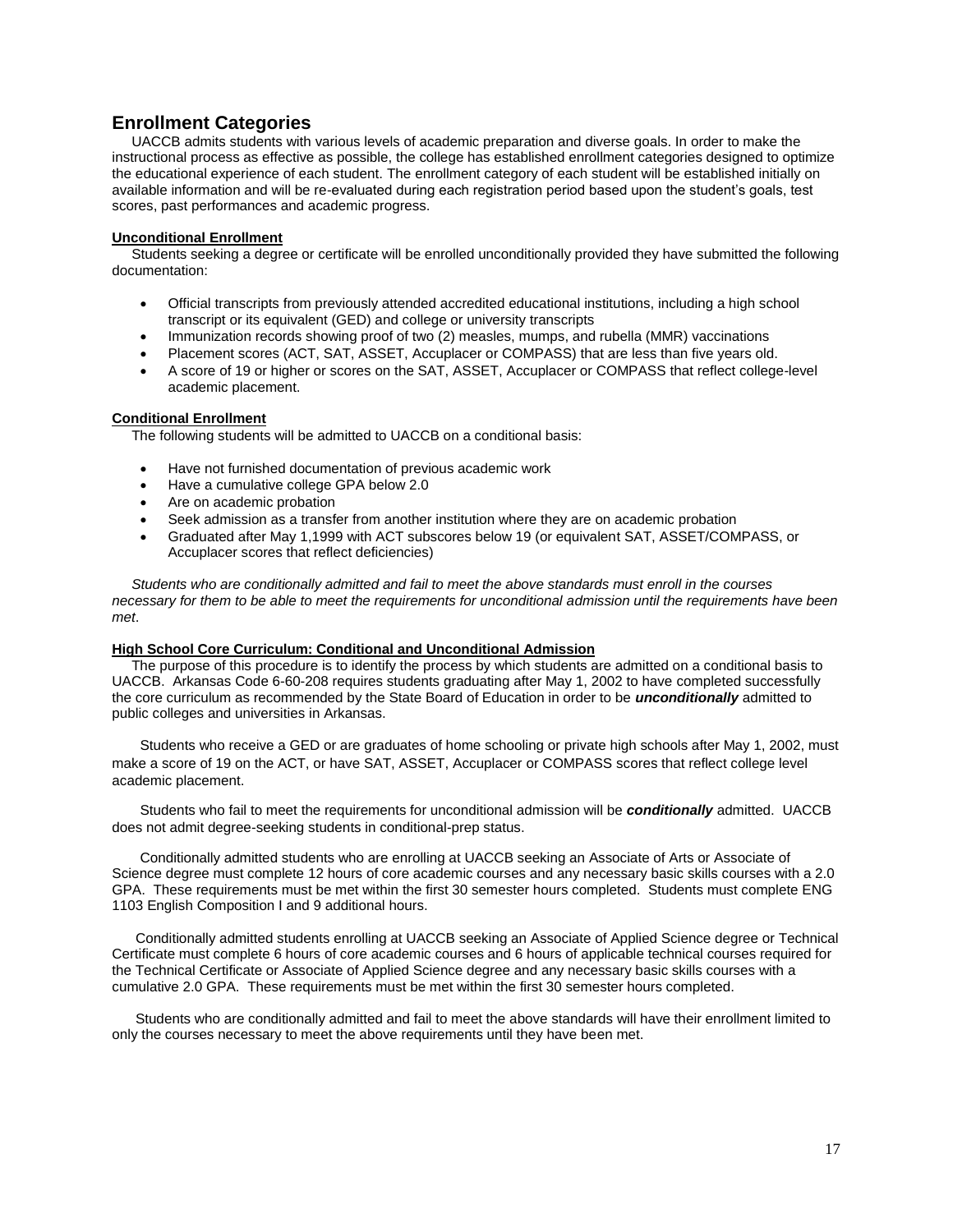## Enrollment Categories

UACCB admits students with various levels of academic preparation and diverse goals. In order to make the instructional process as effective as possible, the college has established enrollment categories designed to optimize the educational experience of each student. The enrollment category of each student will be established initially on available information and will be re-evaluated during each registration period based upon the student's goals, test scores, past performances and academic progress.

### Unconditional Enrollment

Students seeking a degree or certificate will be enrolled unconditionally provided they have submitted the following documentation:

- Official transcripts from previously attended accredited educational institutions, including a high school transcript or its equivalent (GED) and college or university transcripts
- Immunization records showing proof of two (2) measles, mumps, and rubella (MMR) vaccinations
- Placement scores (ACT, SAT, ASSET, Accuplacer or COMPASS) that are less than five years old.
- A score of 19 or higher or scores on the SAT, ASSET, Accuplacer or COMPASS that reflect college-level academic placement.

### Conditional Enrollment

The following students will be admitted to UACCB on a conditional basis:

- Have not furnished documentation of previous academic work
- Have a cumulative college GPA below 2.0
- Are on academic probation
- Seek admission as a transfer from another institution where they are on academic probation
- Graduated after May 1,1999 with ACT subscores below 19 (or equivalent SAT, ASSET/COMPASS, or Accuplacer scores that reflect deficiencies)

*Students who are conditionally admitted and fail to meet the above standards must enroll in the courses necessary for them to be able to meet the requirements for unconditional admission until the requirements have been met*.

### High School Core Curriculum: Conditional and Unconditional Admission

The purpose of this procedure is to identify the process by which students are admitted on a conditional basis to UACCB. Arkansas Code 6-60-208 requires students graduating after May 1, 2002 to have completed successfully the core curriculum as recommended by the State Board of Education in order to be ***unconditionally*** admitted to public colleges and universities in Arkansas.

Students who receive a GED or are graduates of home schooling or private high schools after May 1, 2002, must make a score of 19 on the ACT, or have SAT, ASSET, Accuplacer or COMPASS scores that reflect college level academic placement.

Students who fail to meet the requirements for unconditional admission will be ***conditionally*** admitted. UACCB does not admit degree-seeking students in conditional-prep status.

Conditionally admitted students who are enrolling at UACCB seeking an Associate of Arts or Associate of Science degree must complete 12 hours of core academic courses and any necessary basic skills courses with a 2.0 GPA. These requirements must be met within the first 30 semester hours completed. Students must complete ENG 1103 English Composition I and 9 additional hours.

Conditionally admitted students enrolling at UACCB seeking an Associate of Applied Science degree or Technical Certificate must complete 6 hours of core academic courses and 6 hours of applicable technical courses required for the Technical Certificate or Associate of Applied Science degree and any necessary basic skills courses with a cumulative 2.0 GPA. These requirements must be met within the first 30 semester hours completed.

Students who are conditionally admitted and fail to meet the above standards will have their enrollment limited to only the courses necessary to meet the above requirements until they have been met.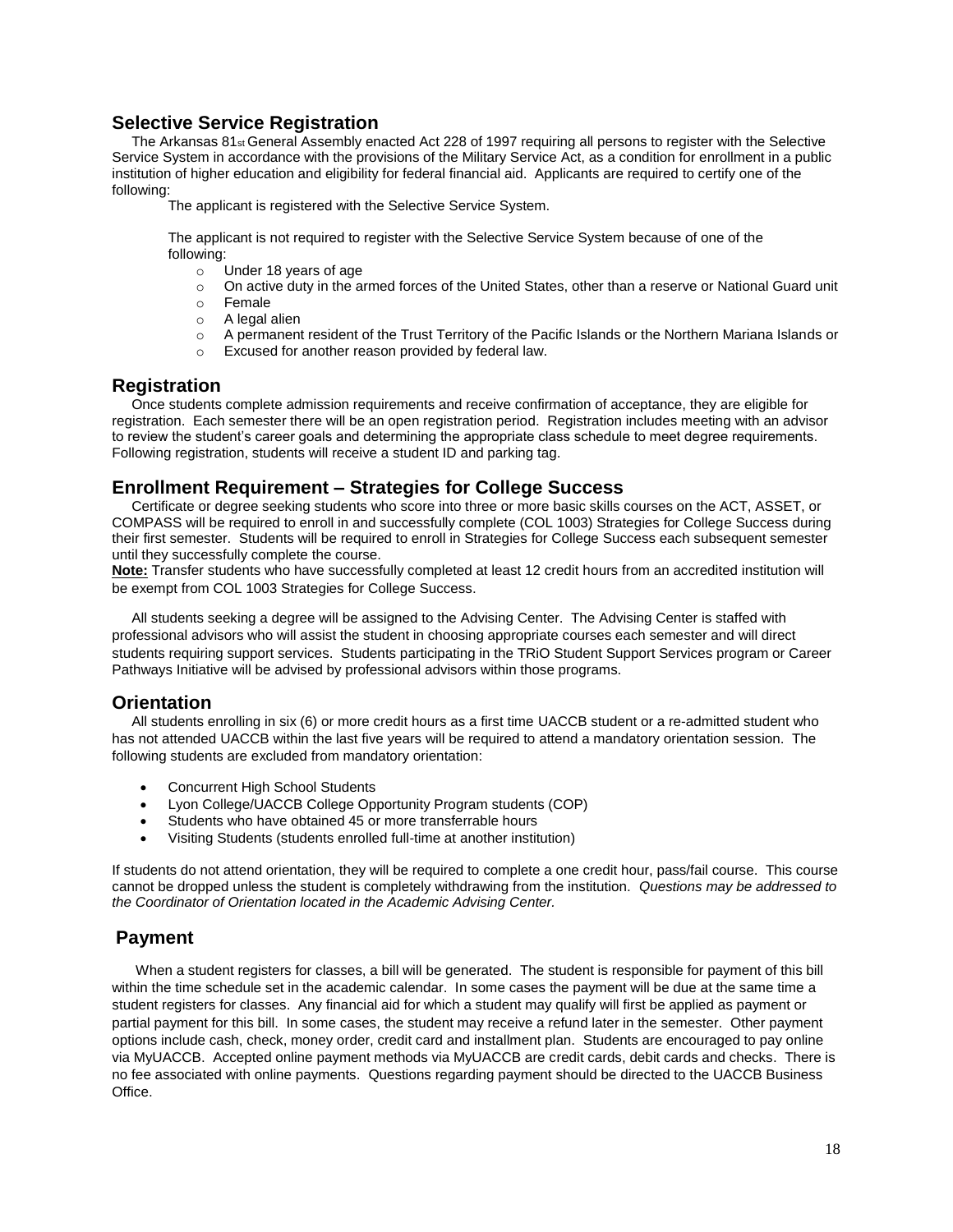## Selective Service Registration

The Arkansas 81st General Assembly enacted Act 228 of 1997 requiring all persons to register with the Selective Service System in accordance with the provisions of the Military Service Act, as a condition for enrollment in a public institution of higher education and eligibility for federal financial aid. Applicants are required to certify one of the following:

The applicant is registered with the Selective Service System.

The applicant is not required to register with the Selective Service System because of one of the following:

- Under 18 years of age
- On active duty in the armed forces of the United States, other than a reserve or National Guard unit
- Female
- A legal alien
- A permanent resident of the Trust Territory of the Pacific Islands or the Northern Mariana Islands or
- Excused for another reason provided by federal law.

## Registration

Once students complete admission requirements and receive confirmation of acceptance, they are eligible for registration. Each semester there will be an open registration period. Registration includes meeting with an advisor to review the student's career goals and determining the appropriate class schedule to meet degree requirements. Following registration, students will receive a student ID and parking tag.

## Enrollment Requirement – Strategies for College Success

Certificate or degree seeking students who score into three or more basic skills courses on the ACT, ASSET, or COMPASS will be required to enroll in and successfully complete (COL 1003) Strategies for College Success during their first semester. Students will be required to enroll in Strategies for College Success each subsequent semester until they successfully complete the course.

**Note:** Transfer students who have successfully completed at least 12 credit hours from an accredited institution will be exempt from COL 1003 Strategies for College Success.

All students seeking a degree will be assigned to the Advising Center. The Advising Center is staffed with professional advisors who will assist the student in choosing appropriate courses each semester and will direct students requiring support services. Students participating in the TRiO Student Support Services program or Career Pathways Initiative will be advised by professional advisors within those programs.

## Orientation

All students enrolling in six (6) or more credit hours as a first time UACCB student or a re-admitted student who has not attended UACCB within the last five years will be required to attend a mandatory orientation session. The following students are excluded from mandatory orientation:

- Concurrent High School Students
- Lyon College/UACCB College Opportunity Program students (COP)
- Students who have obtained 45 or more transferrable hours
- Visiting Students (students enrolled full-time at another institution)

If students do not attend orientation, they will be required to complete a one credit hour, pass/fail course. This course cannot be dropped unless the student is completely withdrawing from the institution. *Questions may be addressed to the Coordinator of Orientation located in the Academic Advising Center.*

## Payment

When a student registers for classes, a bill will be generated. The student is responsible for payment of this bill within the time schedule set in the academic calendar. In some cases the payment will be due at the same time a student registers for classes. Any financial aid for which a student may qualify will first be applied as payment or partial payment for this bill. In some cases, the student may receive a refund later in the semester. Other payment options include cash, check, money order, credit card and installment plan. Students are encouraged to pay online via MyUACCB. Accepted online payment methods via MyUACCB are credit cards, debit cards and checks. There is no fee associated with online payments. Questions regarding payment should be directed to the UACCB Business Office.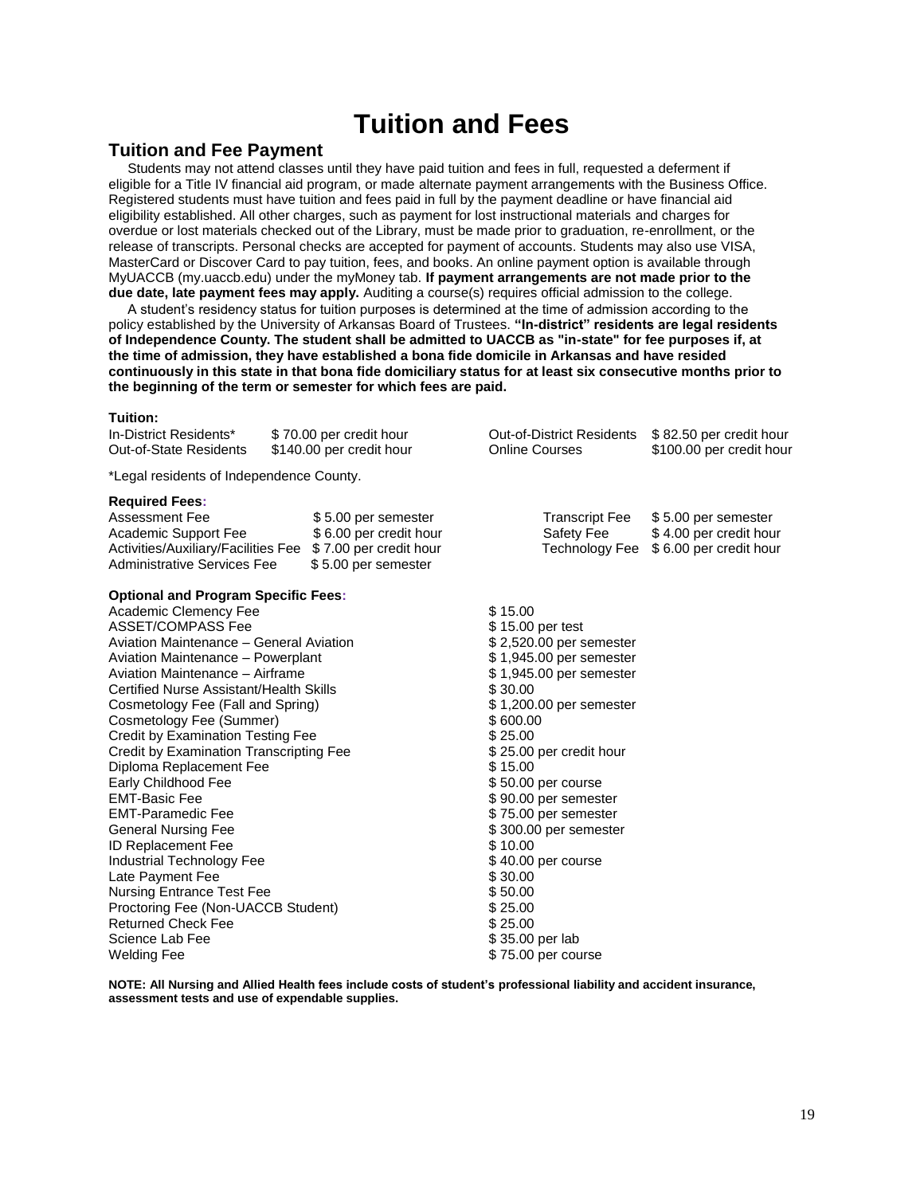# Tuition and Fees

## Tuition and Fee Payment

Students may not attend classes until they have paid tuition and fees in full, requested a deferment if eligible for a Title IV financial aid program, or made alternate payment arrangements with the Business Office. Registered students must have tuition and fees paid in full by the payment deadline or have financial aid eligibility established. All other charges, such as payment for lost instructional materials and charges for overdue or lost materials checked out of the Library, must be made prior to graduation, re-enrollment, or the release of transcripts. Personal checks are accepted for payment of accounts. Students may also use VISA, MasterCard or Discover Card to pay tuition, fees, and books. An online payment option is available through MyUACCB (my.uaccb.edu) under the myMoney tab. **If payment arrangements are not made prior to the due date, late payment fees may apply.** Auditing a course(s) requires official admission to the college.

A student's residency status for tuition purposes is determined at the time of admission according to the policy established by the University of Arkansas Board of Trustees. **"In-district" residents are legal residents of Independence County. The student shall be admitted to UACCB as "in-state" for fee purposes if, at the time of admission, they have established a bona fide domicile in Arkansas and have resided continuously in this state in that bona fide domiciliary status for at least six consecutive months prior to the beginning of the term or semester for which fees are paid.**

**Tuition:**

| | | | |
|---|---|---|---|
| In-District Residents* | $ 70.00 per credit hour | Out-of-District Residents | $ 82.50 per credit hour |
| Out-of-State Residents | $140.00 per credit hour | Online Courses | $100.00 per credit hour |

*Legal residents of Independence County.

**Required Fees:**

| | | | |
|---|---|---|---|
| Assessment Fee | $ 5.00 per semester | Transcript Fee | $ 5.00 per semester |
| Academic Support Fee | $ 6.00 per credit hour | Safety Fee | $ 4.00 per credit hour |
| Activities/Auxiliary/Facilities Fee | $ 7.00 per credit hour | Technology Fee | $ 6.00 per credit hour |
| Administrative Services Fee | $ 5.00 per semester | | |

**Optional and Program Specific Fees:**

| | |
|---|---|
| Academic Clemency Fee | $ 15.00 |
| ASSET/COMPASS Fee | $ 15.00 per test |
| Aviation Maintenance – General Aviation | $ 2,520.00 per semester |
| Aviation Maintenance – Powerplant | $ 1,945.00 per semester |
| Aviation Maintenance – Airframe | $ 1,945.00 per semester |
| Certified Nurse Assistant/Health Skills | $ 30.00 |
| Cosmetology Fee (Fall and Spring) | $ 1,200.00 per semester |
| Cosmetology Fee (Summer) | $ 600.00 |
| Credit by Examination Testing Fee | $ 25.00 |
| Credit by Examination Transcripting Fee | $ 25.00 per credit hour |
| Diploma Replacement Fee | $ 15.00 |
| Early Childhood Fee | $ 50.00 per course |
| EMT-Basic Fee | $ 90.00 per semester |
| EMT-Paramedic Fee | $ 75.00 per semester |
| General Nursing Fee | $ 300.00 per semester |
| ID Replacement Fee | $ 10.00 |
| Industrial Technology Fee | $ 40.00 per course |
| Late Payment Fee | $ 30.00 |
| Nursing Entrance Test Fee | $ 50.00 |
| Proctoring Fee (Non-UACCB Student) | $ 25.00 |
| Returned Check Fee | $ 25.00 |
| Science Lab Fee | $ 35.00 per lab |
| Welding Fee | $ 75.00 per course |

**NOTE: All Nursing and Allied Health fees include costs of student's professional liability and accident insurance, assessment tests and use of expendable supplies.**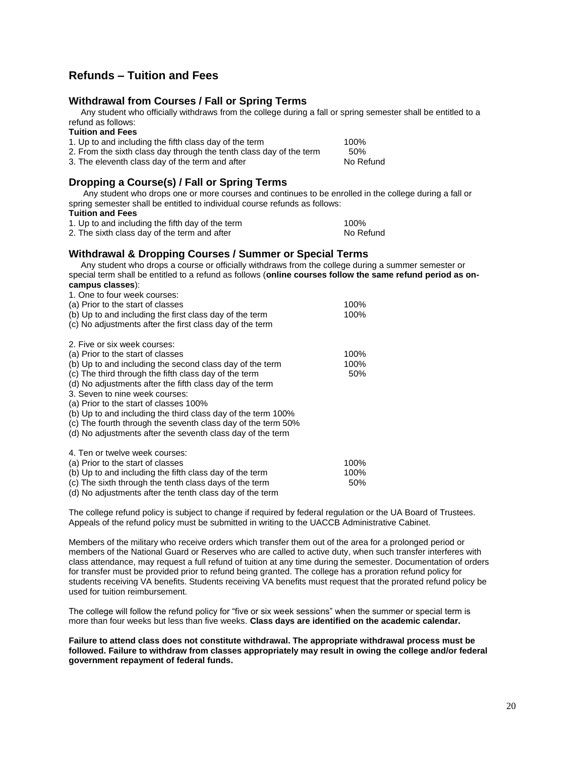## Refunds – Tuition and Fees

### Withdrawal from Courses / Fall or Spring Terms

Any student who officially withdraws from the college during a fall or spring semester shall be entitled to a refund as follows:

**Tuition and Fees**

| | |
|---|---|
| 1. Up to and including the fifth class day of the term | 100% |
| 2. From the sixth class day through the tenth class day of the term | 50% |
| 3. The eleventh class day of the term and after | No Refund |

### Dropping a Course(s) / Fall or Spring Terms

Any student who drops one or more courses and continues to be enrolled in the college during a fall or spring semester shall be entitled to individual course refunds as follows:

**Tuition and Fees**

| | |
|---|---|
| 1. Up to and including the fifth day of the term | 100% |
| 2. The sixth class day of the term and after | No Refund |

### Withdrawal & Dropping Courses / Summer or Special Terms

Any student who drops a course or officially withdraws from the college during a summer semester or special term shall be entitled to a refund as follows (**online courses follow the same refund period as on-campus classes**):

1. One to four week courses:

| | |
|---|---|
| (a) Prior to the start of classes | 100% |
| (b) Up to and including the first class day of the term | 100% |
| (c) No adjustments after the first class day of the term | |

2. Five or six week courses:

| | |
|---|---|
| (a) Prior to the start of classes | 100% |
| (b) Up to and including the second class day of the term | 100% |
| (c) The third through the fifth class day of the term | 50% |
| (d) No adjustments after the fifth class day of the term | |

3. Seven to nine week courses:

(a) Prior to the start of classes 100%
(b) Up to and including the third class day of the term 100%
(c) The fourth through the seventh class day of the term 50%
(d) No adjustments after the seventh class day of the term

4. Ten or twelve week courses:

| | |
|---|---|
| (a) Prior to the start of classes | 100% |
| (b) Up to and including the fifth class day of the term | 100% |
| (c) The sixth through the tenth class days of the term | 50% |
| (d) No adjustments after the tenth class day of the term | |

The college refund policy is subject to change if required by federal regulation or the UA Board of Trustees. Appeals of the refund policy must be submitted in writing to the UACCB Administrative Cabinet.

Members of the military who receive orders which transfer them out of the area for a prolonged period or members of the National Guard or Reserves who are called to active duty, when such transfer interferes with class attendance, may request a full refund of tuition at any time during the semester. Documentation of orders for transfer must be provided prior to refund being granted. The college has a proration refund policy for students receiving VA benefits. Students receiving VA benefits must request that the prorated refund policy be used for tuition reimbursement.

The college will follow the refund policy for "five or six week sessions" when the summer or special term is more than four weeks but less than five weeks. **Class days are identified on the academic calendar.**

**Failure to attend class does not constitute withdrawal. The appropriate withdrawal process must be followed. Failure to withdraw from classes appropriately may result in owing the college and/or federal government repayment of federal funds.**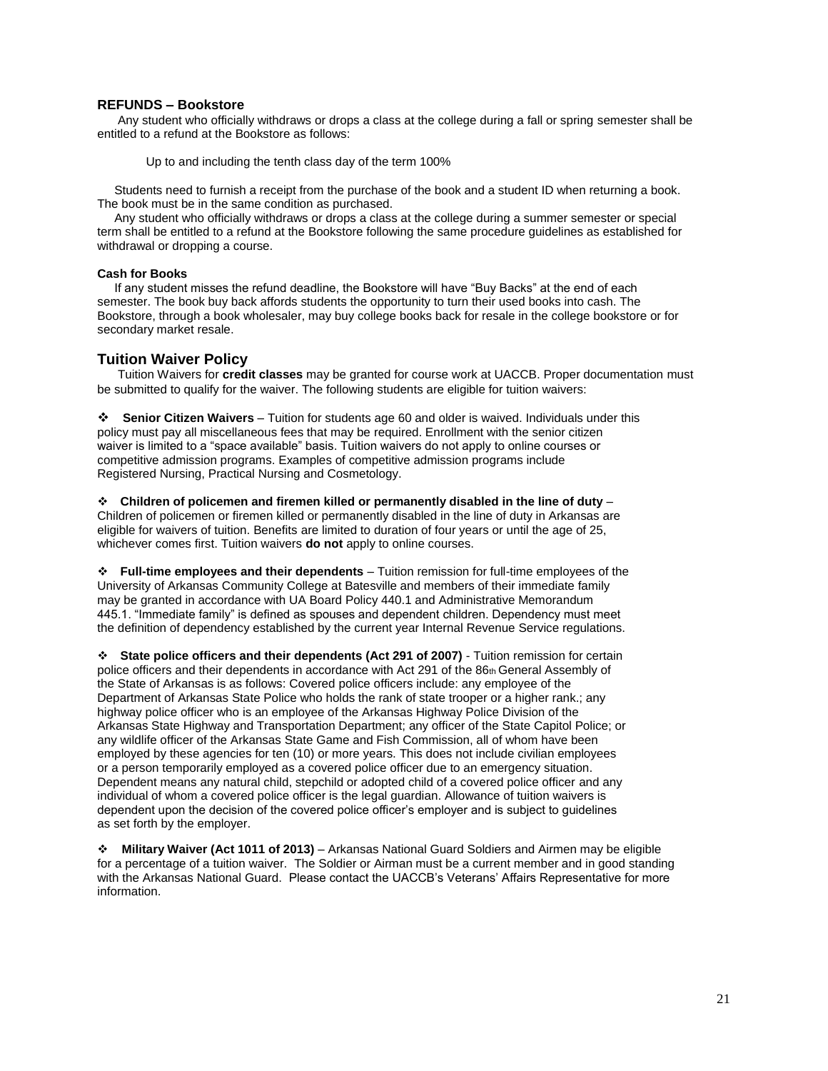## REFUNDS – Bookstore

Any student who officially withdraws or drops a class at the college during a fall or spring semester shall be entitled to a refund at the Bookstore as follows:

Up to and including the tenth class day of the term 100%

Students need to furnish a receipt from the purchase of the book and a student ID when returning a book. The book must be in the same condition as purchased.

Any student who officially withdraws or drops a class at the college during a summer semester or special term shall be entitled to a refund at the Bookstore following the same procedure guidelines as established for withdrawal or dropping a course.

#### Cash for Books

If any student misses the refund deadline, the Bookstore will have "Buy Backs" at the end of each semester. The book buy back affords students the opportunity to turn their used books into cash. The Bookstore, through a book wholesaler, may buy college books back for resale in the college bookstore or for secondary market resale.

## Tuition Waiver Policy

Tuition Waivers for **credit classes** may be granted for course work at UACCB. Proper documentation must be submitted to qualify for the waiver. The following students are eligible for tuition waivers:

- **Senior Citizen Waivers** – Tuition for students age 60 and older is waived. Individuals under this policy must pay all miscellaneous fees that may be required. Enrollment with the senior citizen waiver is limited to a "space available" basis. Tuition waivers do not apply to online courses or competitive admission programs. Examples of competitive admission programs include Registered Nursing, Practical Nursing and Cosmetology.

- **Children of policemen and firemen killed or permanently disabled in the line of duty** – Children of policemen or firemen killed or permanently disabled in the line of duty in Arkansas are eligible for waivers of tuition. Benefits are limited to duration of four years or until the age of 25, whichever comes first. Tuition waivers **do not** apply to online courses.

- **Full-time employees and their dependents** – Tuition remission for full-time employees of the University of Arkansas Community College at Batesville and members of their immediate family may be granted in accordance with UA Board Policy 440.1 and Administrative Memorandum 445.1. "Immediate family" is defined as spouses and dependent children. Dependency must meet the definition of dependency established by the current year Internal Revenue Service regulations.

- **State police officers and their dependents (Act 291 of 2007)** - Tuition remission for certain police officers and their dependents in accordance with Act 291 of the 86th General Assembly of the State of Arkansas is as follows: Covered police officers include: any employee of the Department of Arkansas State Police who holds the rank of state trooper or a higher rank.; any highway police officer who is an employee of the Arkansas Highway Police Division of the Arkansas State Highway and Transportation Department; any officer of the State Capitol Police; or any wildlife officer of the Arkansas State Game and Fish Commission, all of whom have been employed by these agencies for ten (10) or more years. This does not include civilian employees or a person temporarily employed as a covered police officer due to an emergency situation. Dependent means any natural child, stepchild or adopted child of a covered police officer and any individual of whom a covered police officer is the legal guardian. Allowance of tuition waivers is dependent upon the decision of the covered police officer's employer and is subject to guidelines as set forth by the employer.

- **Military Waiver (Act 1011 of 2013)** – Arkansas National Guard Soldiers and Airmen may be eligible for a percentage of a tuition waiver. The Soldier or Airman must be a current member and in good standing with the Arkansas National Guard. Please contact the UACCB's Veterans' Affairs Representative for more information.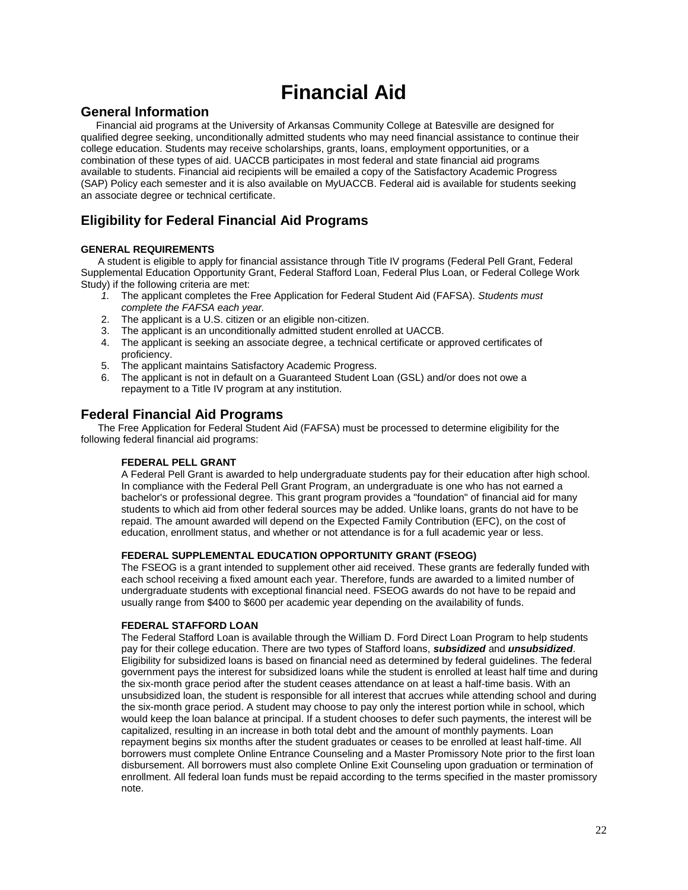# Financial Aid

## General Information

Financial aid programs at the University of Arkansas Community College at Batesville are designed for qualified degree seeking, unconditionally admitted students who may need financial assistance to continue their college education. Students may receive scholarships, grants, loans, employment opportunities, or a combination of these types of aid. UACCB participates in most federal and state financial aid programs available to students. Financial aid recipients will be emailed a copy of the Satisfactory Academic Progress (SAP) Policy each semester and it is also available on MyUACCB. Federal aid is available for students seeking an associate degree or technical certificate.

## Eligibility for Federal Financial Aid Programs

#### GENERAL REQUIREMENTS

A student is eligible to apply for financial assistance through Title IV programs (Federal Pell Grant, Federal Supplemental Education Opportunity Grant, Federal Stafford Loan, Federal Plus Loan, or Federal College Work Study) if the following criteria are met:

1. The applicant completes the Free Application for Federal Student Aid (FAFSA). *Students must complete the FAFSA each year.*
2. The applicant is a U.S. citizen or an eligible non-citizen.
3. The applicant is an unconditionally admitted student enrolled at UACCB.
4. The applicant is seeking an associate degree, a technical certificate or approved certificates of proficiency.
5. The applicant maintains Satisfactory Academic Progress.
6. The applicant is not in default on a Guaranteed Student Loan (GSL) and/or does not owe a repayment to a Title IV program at any institution.

## Federal Financial Aid Programs

The Free Application for Federal Student Aid (FAFSA) must be processed to determine eligibility for the following federal financial aid programs:

#### FEDERAL PELL GRANT

A Federal Pell Grant is awarded to help undergraduate students pay for their education after high school. In compliance with the Federal Pell Grant Program, an undergraduate is one who has not earned a bachelor's or professional degree. This grant program provides a "foundation" of financial aid for many students to which aid from other federal sources may be added. Unlike loans, grants do not have to be repaid. The amount awarded will depend on the Expected Family Contribution (EFC), on the cost of education, enrollment status, and whether or not attendance is for a full academic year or less.

#### FEDERAL SUPPLEMENTAL EDUCATION OPPORTUNITY GRANT (FSEOG)

The FSEOG is a grant intended to supplement other aid received. These grants are federally funded with each school receiving a fixed amount each year. Therefore, funds are awarded to a limited number of undergraduate students with exceptional financial need. FSEOG awards do not have to be repaid and usually range from $400 to $600 per academic year depending on the availability of funds.

#### FEDERAL STAFFORD LOAN

The Federal Stafford Loan is available through the William D. Ford Direct Loan Program to help students pay for their college education. There are two types of Stafford loans, ***subsidized*** and ***unsubsidized***. Eligibility for subsidized loans is based on financial need as determined by federal guidelines. The federal government pays the interest for subsidized loans while the student is enrolled at least half time and during the six-month grace period after the student ceases attendance on at least a half-time basis. With an unsubsidized loan, the student is responsible for all interest that accrues while attending school and during the six-month grace period. A student may choose to pay only the interest portion while in school, which would keep the loan balance at principal. If a student chooses to defer such payments, the interest will be capitalized, resulting in an increase in both total debt and the amount of monthly payments. Loan repayment begins six months after the student graduates or ceases to be enrolled at least half-time. All borrowers must complete Online Entrance Counseling and a Master Promissory Note prior to the first loan disbursement. All borrowers must also complete Online Exit Counseling upon graduation or termination of enrollment. All federal loan funds must be repaid according to the terms specified in the master promissory note.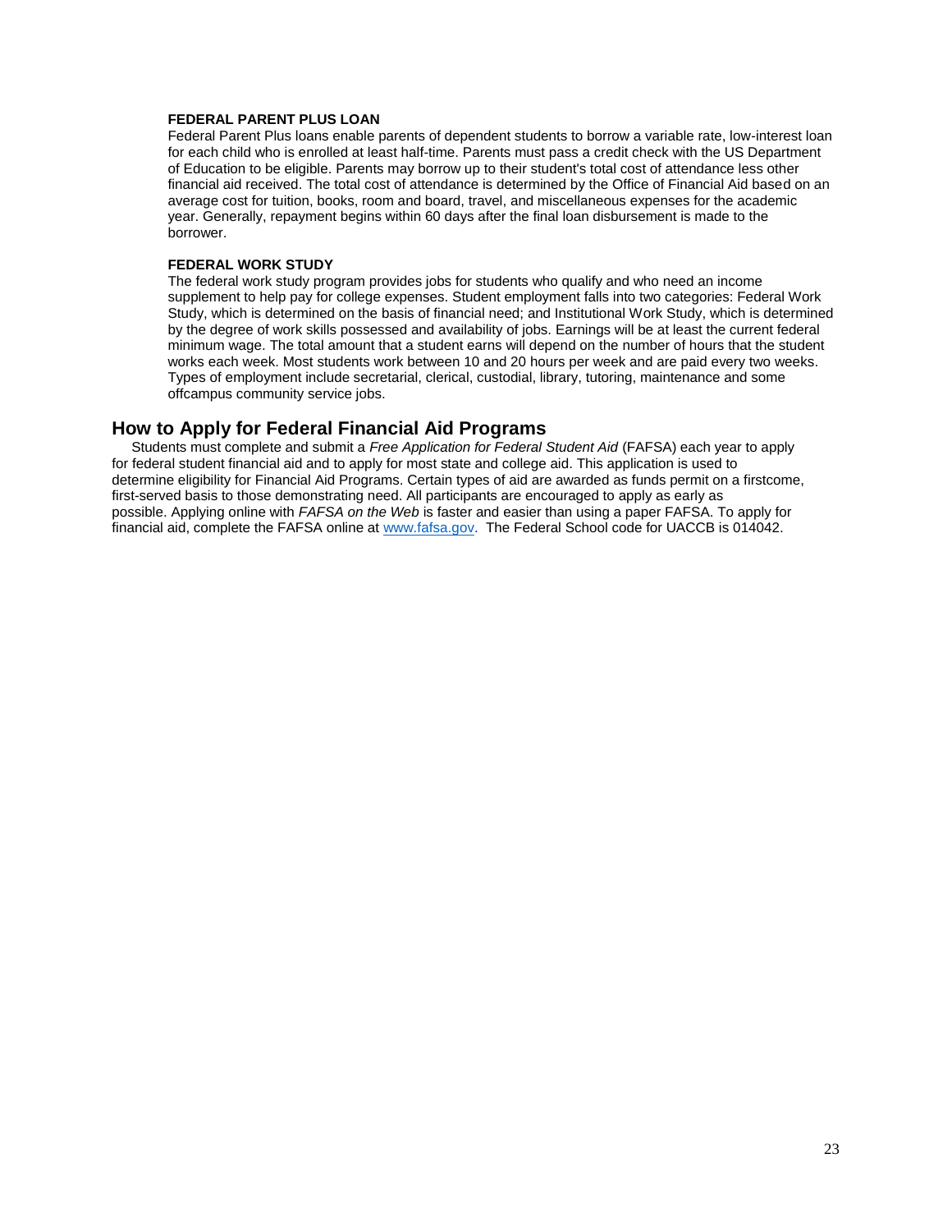### FEDERAL PARENT PLUS LOAN

Federal Parent Plus loans enable parents of dependent students to borrow a variable rate, low-interest loan for each child who is enrolled at least half-time. Parents must pass a credit check with the US Department of Education to be eligible. Parents may borrow up to their student's total cost of attendance less other financial aid received. The total cost of attendance is determined by the Office of Financial Aid based on an average cost for tuition, books, room and board, travel, and miscellaneous expenses for the academic year. Generally, repayment begins within 60 days after the final loan disbursement is made to the borrower.

### FEDERAL WORK STUDY

The federal work study program provides jobs for students who qualify and who need an income supplement to help pay for college expenses. Student employment falls into two categories: Federal Work Study, which is determined on the basis of financial need; and Institutional Work Study, which is determined by the degree of work skills possessed and availability of jobs. Earnings will be at least the current federal minimum wage. The total amount that a student earns will depend on the number of hours that the student works each week. Most students work between 10 and 20 hours per week and are paid every two weeks. Types of employment include secretarial, clerical, custodial, library, tutoring, maintenance and some offcampus community service jobs.

## How to Apply for Federal Financial Aid Programs

Students must complete and submit a *Free Application for Federal Student Aid* (FAFSA) each year to apply for federal student financial aid and to apply for most state and college aid. This application is used to determine eligibility for Financial Aid Programs. Certain types of aid are awarded as funds permit on a firstcome, first-served basis to those demonstrating need. All participants are encouraged to apply as early as possible. Applying online with *FAFSA on the Web* is faster and easier than using a paper FAFSA. To apply for financial aid, complete the FAFSA online at [www.fafsa.gov](http://www.fafsa.gov). The Federal School code for UACCB is 014042.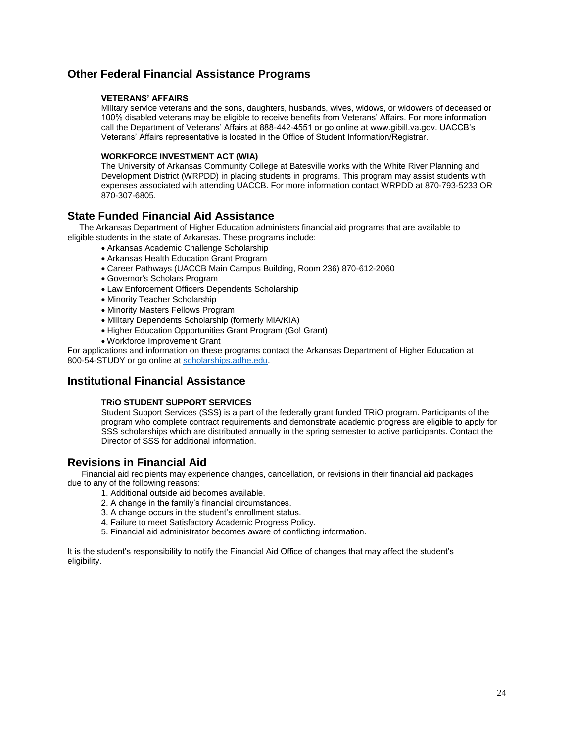## Other Federal Financial Assistance Programs

### VETERANS' AFFAIRS

Military service veterans and the sons, daughters, husbands, wives, widows, or widowers of deceased or 100% disabled veterans may be eligible to receive benefits from Veterans' Affairs. For more information call the Department of Veterans' Affairs at 888-442-4551 or go online at www.gibill.va.gov. UACCB's Veterans' Affairs representative is located in the Office of Student Information/Registrar.

### WORKFORCE INVESTMENT ACT (WIA)

The University of Arkansas Community College at Batesville works with the White River Planning and Development District (WRPDD) in placing students in programs. This program may assist students with expenses associated with attending UACCB. For more information contact WRPDD at 870-793-5233 OR 870-307-6805.

## State Funded Financial Aid Assistance

The Arkansas Department of Higher Education administers financial aid programs that are available to eligible students in the state of Arkansas. These programs include:

- Arkansas Academic Challenge Scholarship
- Arkansas Health Education Grant Program
- Career Pathways (UACCB Main Campus Building, Room 236) 870-612-2060
- Governor's Scholars Program
- Law Enforcement Officers Dependents Scholarship
- Minority Teacher Scholarship
- Minority Masters Fellows Program
- Military Dependents Scholarship (formerly MIA/KIA)
- Higher Education Opportunities Grant Program (Go! Grant)
- Workforce Improvement Grant

For applications and information on these programs contact the Arkansas Department of Higher Education at 800-54-STUDY or go online at scholarships.adhe.edu.

## Institutional Financial Assistance

### TRiO STUDENT SUPPORT SERVICES

Student Support Services (SSS) is a part of the federally grant funded TRiO program. Participants of the program who complete contract requirements and demonstrate academic progress are eligible to apply for SSS scholarships which are distributed annually in the spring semester to active participants. Contact the Director of SSS for additional information.

## Revisions in Financial Aid

Financial aid recipients may experience changes, cancellation, or revisions in their financial aid packages due to any of the following reasons:

1. Additional outside aid becomes available.
2. A change in the family's financial circumstances.
3. A change occurs in the student's enrollment status.
4. Failure to meet Satisfactory Academic Progress Policy.
5. Financial aid administrator becomes aware of conflicting information.

It is the student's responsibility to notify the Financial Aid Office of changes that may affect the student's eligibility.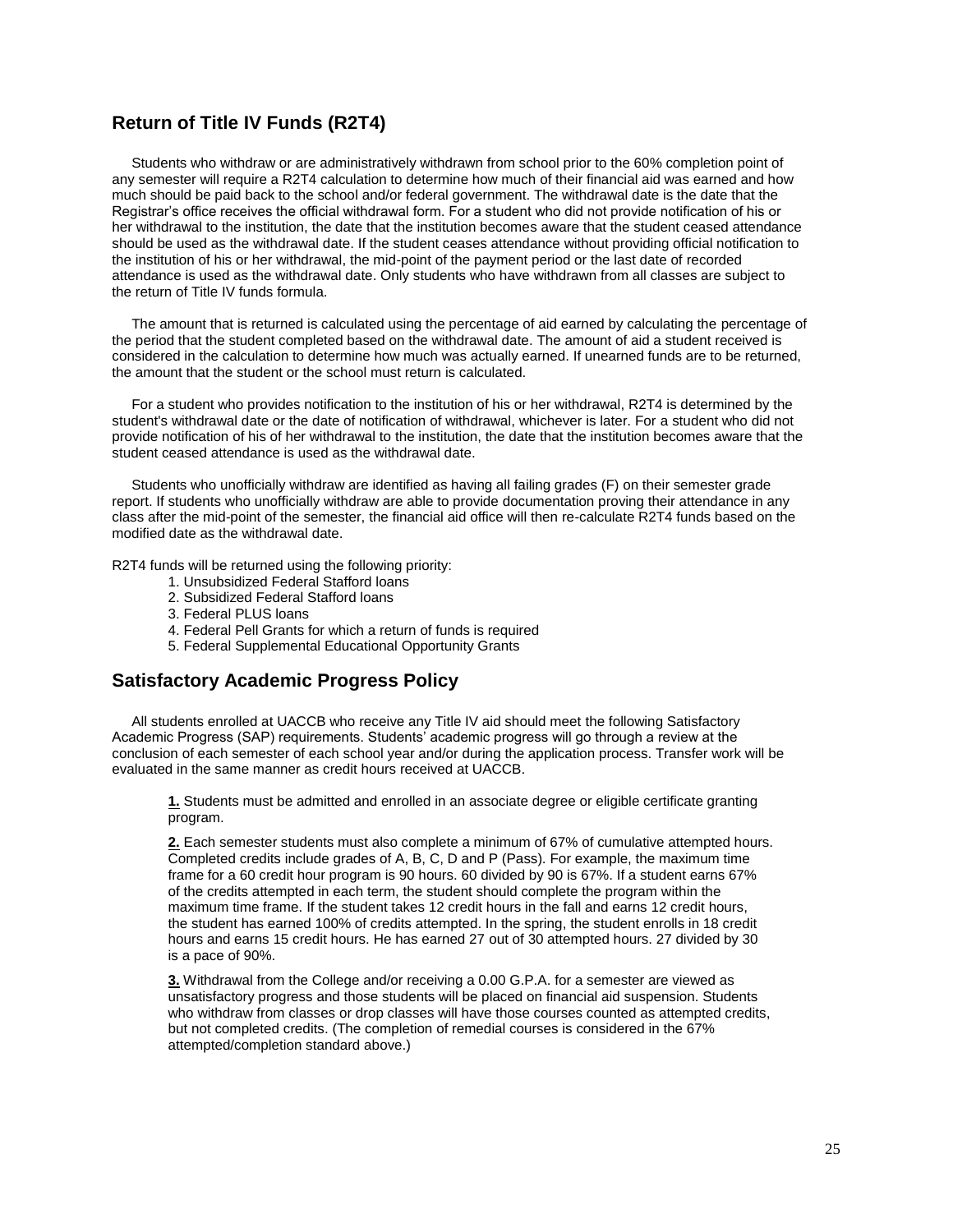## Return of Title IV Funds (R2T4)

Students who withdraw or are administratively withdrawn from school prior to the 60% completion point of any semester will require a R2T4 calculation to determine how much of their financial aid was earned and how much should be paid back to the school and/or federal government. The withdrawal date is the date that the Registrar's office receives the official withdrawal form. For a student who did not provide notification of his or her withdrawal to the institution, the date that the institution becomes aware that the student ceased attendance should be used as the withdrawal date. If the student ceases attendance without providing official notification to the institution of his or her withdrawal, the mid-point of the payment period or the last date of recorded attendance is used as the withdrawal date. Only students who have withdrawn from all classes are subject to the return of Title IV funds formula.

The amount that is returned is calculated using the percentage of aid earned by calculating the percentage of the period that the student completed based on the withdrawal date. The amount of aid a student received is considered in the calculation to determine how much was actually earned. If unearned funds are to be returned, the amount that the student or the school must return is calculated.

For a student who provides notification to the institution of his or her withdrawal, R2T4 is determined by the student's withdrawal date or the date of notification of withdrawal, whichever is later. For a student who did not provide notification of his of her withdrawal to the institution, the date that the institution becomes aware that the student ceased attendance is used as the withdrawal date.

Students who unofficially withdraw are identified as having all failing grades (F) on their semester grade report. If students who unofficially withdraw are able to provide documentation proving their attendance in any class after the mid-point of the semester, the financial aid office will then re-calculate R2T4 funds based on the modified date as the withdrawal date.

R2T4 funds will be returned using the following priority:

1. Unsubsidized Federal Stafford loans
2. Subsidized Federal Stafford loans
3. Federal PLUS loans
4. Federal Pell Grants for which a return of funds is required
5. Federal Supplemental Educational Opportunity Grants

## Satisfactory Academic Progress Policy

All students enrolled at UACCB who receive any Title IV aid should meet the following Satisfactory Academic Progress (SAP) requirements. Students' academic progress will go through a review at the conclusion of each semester of each school year and/or during the application process. Transfer work will be evaluated in the same manner as credit hours received at UACCB.

**1.** Students must be admitted and enrolled in an associate degree or eligible certificate granting program.

**2.** Each semester students must also complete a minimum of 67% of cumulative attempted hours. Completed credits include grades of A, B, C, D and P (Pass). For example, the maximum time frame for a 60 credit hour program is 90 hours. 60 divided by 90 is 67%. If a student earns 67% of the credits attempted in each term, the student should complete the program within the maximum time frame. If the student takes 12 credit hours in the fall and earns 12 credit hours, the student has earned 100% of credits attempted. In the spring, the student enrolls in 18 credit hours and earns 15 credit hours. He has earned 27 out of 30 attempted hours. 27 divided by 30 is a pace of 90%.

**3.** Withdrawal from the College and/or receiving a 0.00 G.P.A. for a semester are viewed as unsatisfactory progress and those students will be placed on financial aid suspension. Students who withdraw from classes or drop classes will have those courses counted as attempted credits, but not completed credits. (The completion of remedial courses is considered in the 67% attempted/completion standard above.)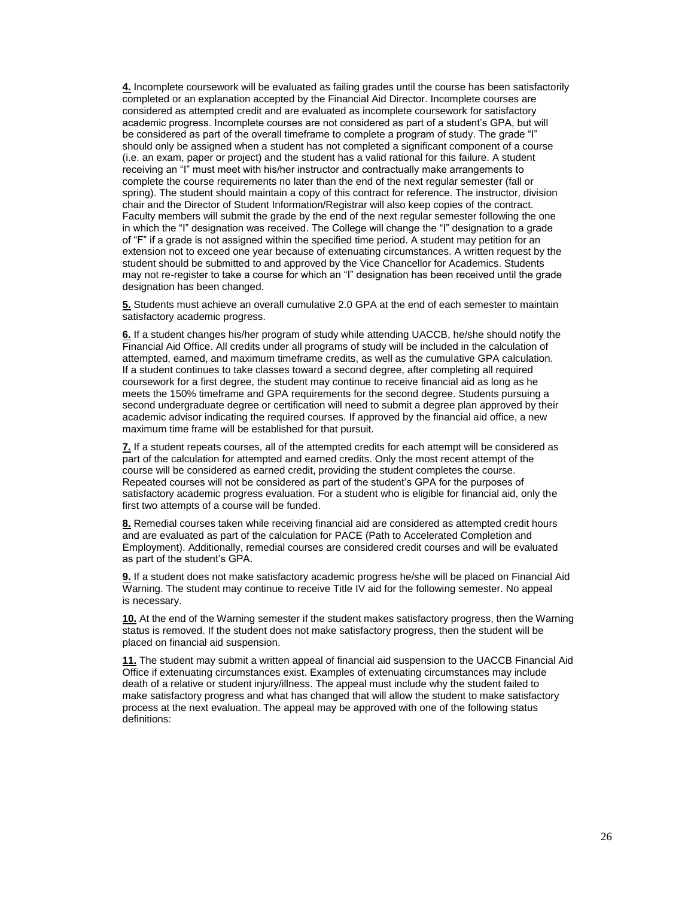**4.** Incomplete coursework will be evaluated as failing grades until the course has been satisfactorily completed or an explanation accepted by the Financial Aid Director. Incomplete courses are considered as attempted credit and are evaluated as incomplete coursework for satisfactory academic progress. Incomplete courses are not considered as part of a student's GPA, but will be considered as part of the overall timeframe to complete a program of study. The grade "I" should only be assigned when a student has not completed a significant component of a course (i.e. an exam, paper or project) and the student has a valid rational for this failure. A student receiving an "I" must meet with his/her instructor and contractually make arrangements to complete the course requirements no later than the end of the next regular semester (fall or spring). The student should maintain a copy of this contract for reference. The instructor, division chair and the Director of Student Information/Registrar will also keep copies of the contract. Faculty members will submit the grade by the end of the next regular semester following the one in which the "I" designation was received. The College will change the "I" designation to a grade of "F" if a grade is not assigned within the specified time period. A student may petition for an extension not to exceed one year because of extenuating circumstances. A written request by the student should be submitted to and approved by the Vice Chancellor for Academics. Students may not re-register to take a course for which an "I" designation has been received until the grade designation has been changed.

**5.** Students must achieve an overall cumulative 2.0 GPA at the end of each semester to maintain satisfactory academic progress.

**6.** If a student changes his/her program of study while attending UACCB, he/she should notify the Financial Aid Office. All credits under all programs of study will be included in the calculation of attempted, earned, and maximum timeframe credits, as well as the cumulative GPA calculation. If a student continues to take classes toward a second degree, after completing all required coursework for a first degree, the student may continue to receive financial aid as long as he meets the 150% timeframe and GPA requirements for the second degree. Students pursuing a second undergraduate degree or certification will need to submit a degree plan approved by their academic advisor indicating the required courses. If approved by the financial aid office, a new maximum time frame will be established for that pursuit.

**7.** If a student repeats courses, all of the attempted credits for each attempt will be considered as part of the calculation for attempted and earned credits. Only the most recent attempt of the course will be considered as earned credit, providing the student completes the course. Repeated courses will not be considered as part of the student's GPA for the purposes of satisfactory academic progress evaluation. For a student who is eligible for financial aid, only the first two attempts of a course will be funded.

**8.** Remedial courses taken while receiving financial aid are considered as attempted credit hours and are evaluated as part of the calculation for PACE (Path to Accelerated Completion and Employment). Additionally, remedial courses are considered credit courses and will be evaluated as part of the student's GPA.

**9.** If a student does not make satisfactory academic progress he/she will be placed on Financial Aid Warning. The student may continue to receive Title IV aid for the following semester. No appeal is necessary.

**10.** At the end of the Warning semester if the student makes satisfactory progress, then the Warning status is removed. If the student does not make satisfactory progress, then the student will be placed on financial aid suspension.

**11.** The student may submit a written appeal of financial aid suspension to the UACCB Financial Aid Office if extenuating circumstances exist. Examples of extenuating circumstances may include death of a relative or student injury/illness. The appeal must include why the student failed to make satisfactory progress and what has changed that will allow the student to make satisfactory process at the next evaluation. The appeal may be approved with one of the following status definitions: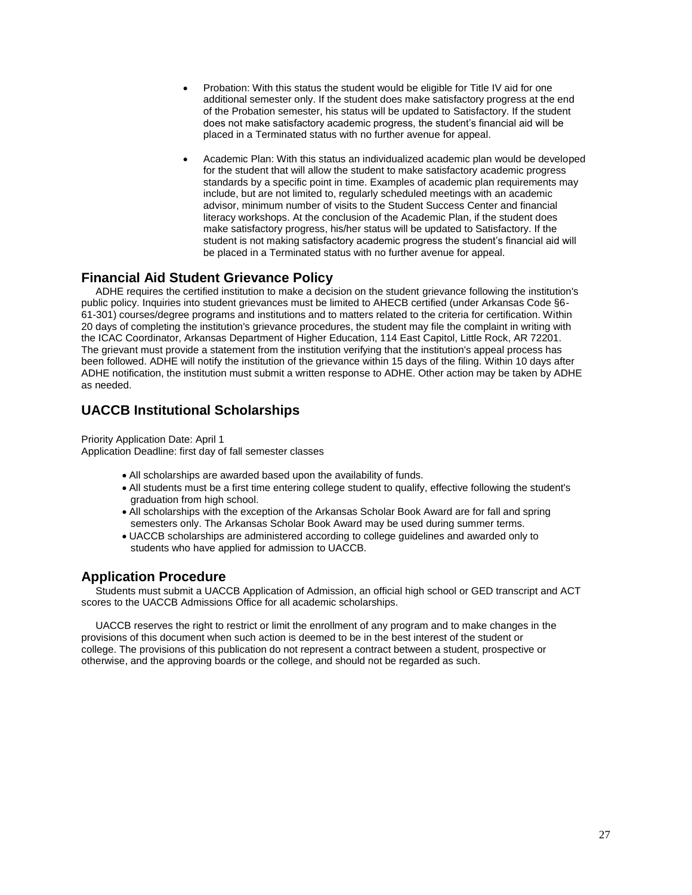- Probation: With this status the student would be eligible for Title IV aid for one additional semester only. If the student does make satisfactory progress at the end of the Probation semester, his status will be updated to Satisfactory. If the student does not make satisfactory academic progress, the student's financial aid will be placed in a Terminated status with no further avenue for appeal.

- Academic Plan: With this status an individualized academic plan would be developed for the student that will allow the student to make satisfactory academic progress standards by a specific point in time. Examples of academic plan requirements may include, but are not limited to, regularly scheduled meetings with an academic advisor, minimum number of visits to the Student Success Center and financial literacy workshops. At the conclusion of the Academic Plan, if the student does make satisfactory progress, his/her status will be updated to Satisfactory. If the student is not making satisfactory academic progress the student's financial aid will be placed in a Terminated status with no further avenue for appeal.

## Financial Aid Student Grievance Policy

ADHE requires the certified institution to make a decision on the student grievance following the institution's public policy. Inquiries into student grievances must be limited to AHECB certified (under Arkansas Code §6-61-301) courses/degree programs and institutions and to matters related to the criteria for certification. Within 20 days of completing the institution's grievance procedures, the student may file the complaint in writing with the ICAC Coordinator, Arkansas Department of Higher Education, 114 East Capitol, Little Rock, AR 72201. The grievant must provide a statement from the institution verifying that the institution's appeal process has been followed. ADHE will notify the institution of the grievance within 15 days of the filing. Within 10 days after ADHE notification, the institution must submit a written response to ADHE. Other action may be taken by ADHE as needed.

## UACCB Institutional Scholarships

Priority Application Date: April 1
Application Deadline: first day of fall semester classes

- All scholarships are awarded based upon the availability of funds.
- All students must be a first time entering college student to qualify, effective following the student's graduation from high school.
- All scholarships with the exception of the Arkansas Scholar Book Award are for fall and spring semesters only. The Arkansas Scholar Book Award may be used during summer terms.
- UACCB scholarships are administered according to college guidelines and awarded only to students who have applied for admission to UACCB.

## Application Procedure

Students must submit a UACCB Application of Admission, an official high school or GED transcript and ACT scores to the UACCB Admissions Office for all academic scholarships.

UACCB reserves the right to restrict or limit the enrollment of any program and to make changes in the provisions of this document when such action is deemed to be in the best interest of the student or college. The provisions of this publication do not represent a contract between a student, prospective or otherwise, and the approving boards or the college, and should not be regarded as such.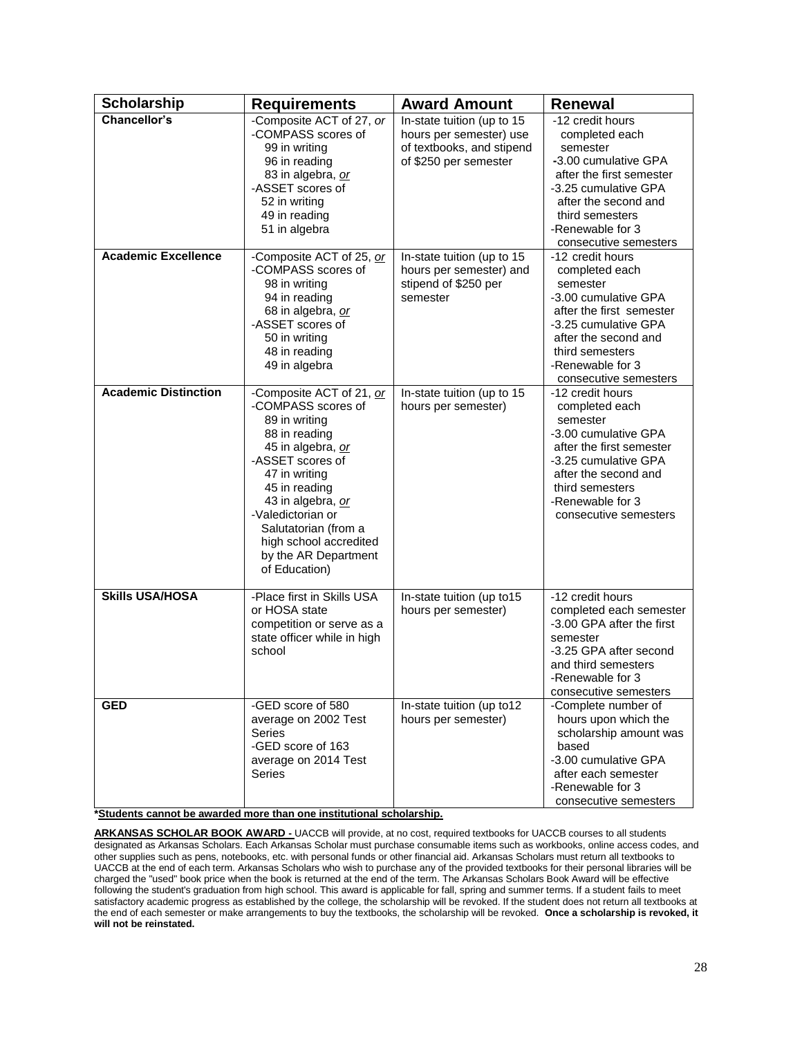| Scholarship | Requirements | Award Amount | Renewal |
|---|---|---|---|
| **Chancellor's** | -Composite ACT of 27, *or*<br>-COMPASS scores of<br>99 in writing<br>96 in reading<br>83 in algebra, *or*<br>-ASSET scores of<br>52 in writing<br>49 in reading<br>51 in algebra | In-state tuition (up to 15 hours per semester) use of textbooks, and stipend of $250 per semester | -12 credit hours completed each semester<br>-3.00 cumulative GPA after the first semester<br>-3.25 cumulative GPA after the second and third semesters<br>-Renewable for 3 consecutive semesters |
| **Academic Excellence** | -Composite ACT of 25, *or*<br>-COMPASS scores of<br>98 in writing<br>94 in reading<br>68 in algebra, *or*<br>-ASSET scores of<br>50 in writing<br>48 in reading<br>49 in algebra | In-state tuition (up to 15 hours per semester) and stipend of $250 per semester | -12 credit hours completed each semester<br>-3.00 cumulative GPA after the first semester<br>-3.25 cumulative GPA after the second and third semesters<br>-Renewable for 3 consecutive semesters |
| **Academic Distinction** | -Composite ACT of 21, *or*<br>-COMPASS scores of<br>89 in writing<br>88 in reading<br>45 in algebra, *or*<br>-ASSET scores of<br>47 in writing<br>45 in reading<br>43 in algebra, *or*<br>-Valedictorian or Salutatorian (from a high school accredited by the AR Department of Education) | In-state tuition (up to 15 hours per semester) | -12 credit hours completed each semester<br>-3.00 cumulative GPA after the first semester<br>-3.25 cumulative GPA after the second and third semesters<br>-Renewable for 3 consecutive semesters |
| **Skills USA/HOSA** | -Place first in Skills USA or HOSA state competition or serve as a state officer while in high school | In-state tuition (up to15 hours per semester) | -12 credit hours completed each semester<br>-3.00 GPA after the first semester<br>-3.25 GPA after second and third semesters<br>-Renewable for 3 consecutive semesters |
| **GED** | -GED score of 580 average on 2002 Test Series<br>-GED score of 163 average on 2014 Test Series | In-state tuition (up to12 hours per semester) | -Complete number of hours upon which the scholarship amount was based<br>-3.00 cumulative GPA after each semester<br>-Renewable for 3 consecutive semesters |

***Students cannot be awarded more than one institutional scholarship.**

**ARKANSAS SCHOLAR BOOK AWARD -** UACCB will provide, at no cost, required textbooks for UACCB courses to all students designated as Arkansas Scholars. Each Arkansas Scholar must purchase consumable items such as workbooks, online access codes, and other supplies such as pens, notebooks, etc. with personal funds or other financial aid. Arkansas Scholars must return all textbooks to UACCB at the end of each term. Arkansas Scholars who wish to purchase any of the provided textbooks for their personal libraries will be charged the "used" book price when the book is returned at the end of the term. The Arkansas Scholars Book Award will be effective following the student's graduation from high school. This award is applicable for fall, spring and summer terms. If a student fails to meet satisfactory academic progress as established by the college, the scholarship will be revoked. If the student does not return all textbooks at the end of each semester or make arrangements to buy the textbooks, the scholarship will be revoked. **Once a scholarship is revoked, it will not be reinstated.**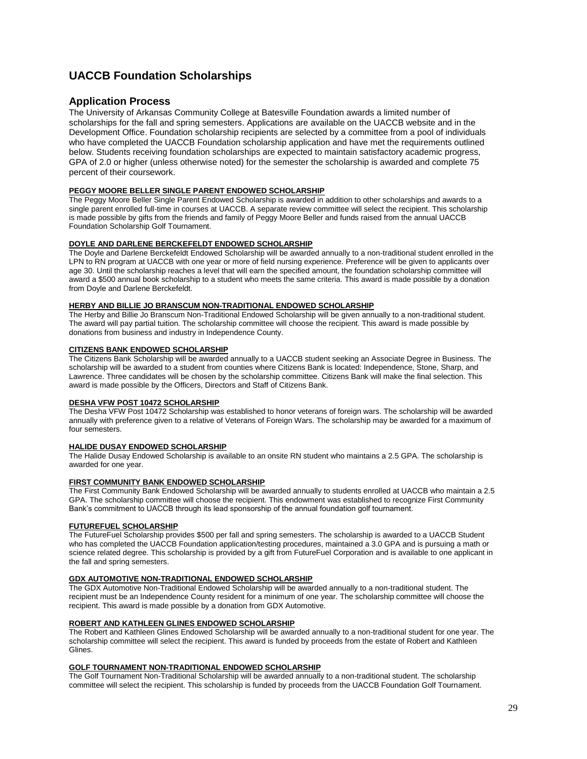# UACCB Foundation Scholarships

## Application Process

The University of Arkansas Community College at Batesville Foundation awards a limited number of scholarships for the fall and spring semesters. Applications are available on the UACCB website and in the Development Office. Foundation scholarship recipients are selected by a committee from a pool of individuals who have completed the UACCB Foundation scholarship application and have met the requirements outlined below. Students receiving foundation scholarships are expected to maintain satisfactory academic progress, GPA of 2.0 or higher (unless otherwise noted) for the semester the scholarship is awarded and complete 75 percent of their coursework.

**PEGGY MOORE BELLER SINGLE PARENT ENDOWED SCHOLARSHIP**

The Peggy Moore Beller Single Parent Endowed Scholarship is awarded in addition to other scholarships and awards to a single parent enrolled full-time in courses at UACCB. A separate review committee will select the recipient. This scholarship is made possible by gifts from the friends and family of Peggy Moore Beller and funds raised from the annual UACCB Foundation Scholarship Golf Tournament.

**DOYLE AND DARLENE BERCKEFELDT ENDOWED SCHOLARSHIP**

The Doyle and Darlene Berckefeldt Endowed Scholarship will be awarded annually to a non-traditional student enrolled in the LPN to RN program at UACCB with one year or more of field nursing experience. Preference will be given to applicants over age 30. Until the scholarship reaches a level that will earn the specified amount, the foundation scholarship committee will award a $500 annual book scholarship to a student who meets the same criteria. This award is made possible by a donation from Doyle and Darlene Berckefeldt.

**HERBY AND BILLIE JO BRANSCUM NON-TRADITIONAL ENDOWED SCHOLARSHIP**

The Herby and Billie Jo Branscum Non-Traditional Endowed Scholarship will be given annually to a non-traditional student. The award will pay partial tuition. The scholarship committee will choose the recipient. This award is made possible by donations from business and industry in Independence County.

**CITIZENS BANK ENDOWED SCHOLARSHIP**

The Citizens Bank Scholarship will be awarded annually to a UACCB student seeking an Associate Degree in Business. The scholarship will be awarded to a student from counties where Citizens Bank is located: Independence, Stone, Sharp, and Lawrence. Three candidates will be chosen by the scholarship committee. Citizens Bank will make the final selection. This award is made possible by the Officers, Directors and Staff of Citizens Bank.

**DESHA VFW POST 10472 SCHOLARSHIP**

The Desha VFW Post 10472 Scholarship was established to honor veterans of foreign wars. The scholarship will be awarded annually with preference given to a relative of Veterans of Foreign Wars. The scholarship may be awarded for a maximum of four semesters.

**HALIDE DUSAY ENDOWED SCHOLARSHIP**

The Halide Dusay Endowed Scholarship is available to an onsite RN student who maintains a 2.5 GPA. The scholarship is awarded for one year.

**FIRST COMMUNITY BANK ENDOWED SCHOLARSHIP**

The First Community Bank Endowed Scholarship will be awarded annually to students enrolled at UACCB who maintain a 2.5 GPA. The scholarship committee will choose the recipient. This endowment was established to recognize First Community Bank's commitment to UACCB through its lead sponsorship of the annual foundation golf tournament.

**FUTUREFUEL SCHOLARSHIP**

The FutureFuel Scholarship provides $500 per fall and spring semesters. The scholarship is awarded to a UACCB Student who has completed the UACCB Foundation application/testing procedures, maintained a 3.0 GPA and is pursuing a math or science related degree. This scholarship is provided by a gift from FutureFuel Corporation and is available to one applicant in the fall and spring semesters.

**GDX AUTOMOTIVE NON-TRADITIONAL ENDOWED SCHOLARSHIP**

The GDX Automotive Non-Traditional Endowed Scholarship will be awarded annually to a non-traditional student. The recipient must be an Independence County resident for a minimum of one year. The scholarship committee will choose the recipient. This award is made possible by a donation from GDX Automotive.

**ROBERT AND KATHLEEN GLINES ENDOWED SCHOLARSHIP**

The Robert and Kathleen Glines Endowed Scholarship will be awarded annually to a non-traditional student for one year. The scholarship committee will select the recipient. This award is funded by proceeds from the estate of Robert and Kathleen Glines.

**GOLF TOURNAMENT NON-TRADITIONAL ENDOWED SCHOLARSHIP**

The Golf Tournament Non-Traditional Scholarship will be awarded annually to a non-traditional student. The scholarship committee will select the recipient. This scholarship is funded by proceeds from the UACCB Foundation Golf Tournament.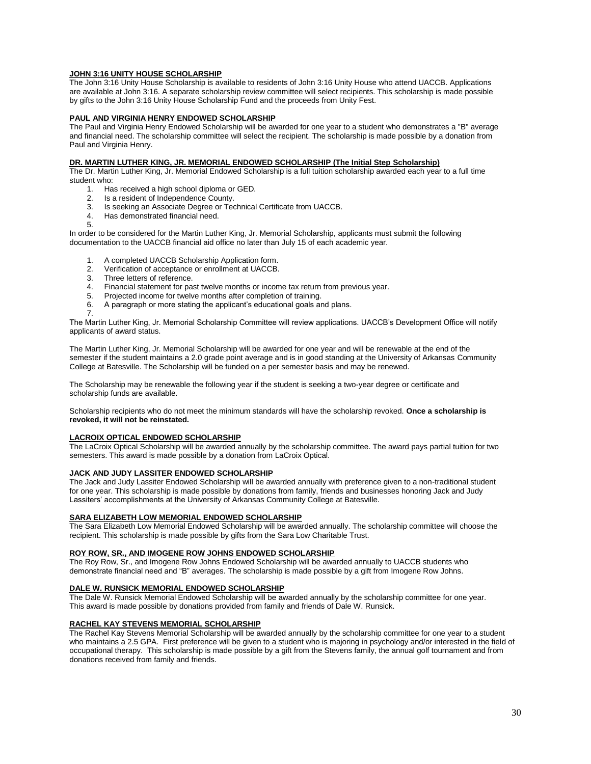**JOHN 3:16 UNITY HOUSE SCHOLARSHIP**

The John 3:16 Unity House Scholarship is available to residents of John 3:16 Unity House who attend UACCB. Applications are available at John 3:16. A separate scholarship review committee will select recipients. This scholarship is made possible by gifts to the John 3:16 Unity House Scholarship Fund and the proceeds from Unity Fest.

**PAUL AND VIRGINIA HENRY ENDOWED SCHOLARSHIP**

The Paul and Virginia Henry Endowed Scholarship will be awarded for one year to a student who demonstrates a "B" average and financial need. The scholarship committee will select the recipient. The scholarship is made possible by a donation from Paul and Virginia Henry.

**DR. MARTIN LUTHER KING, JR. MEMORIAL ENDOWED SCHOLARSHIP (The Initial Step Scholarship)**

The Dr. Martin Luther King, Jr. Memorial Endowed Scholarship is a full tuition scholarship awarded each year to a full time student who:

1. Has received a high school diploma or GED.
2. Is a resident of Independence County.
3. Is seeking an Associate Degree or Technical Certificate from UACCB.
4. Has demonstrated financial need.
5. 

In order to be considered for the Martin Luther King, Jr. Memorial Scholarship, applicants must submit the following documentation to the UACCB financial aid office no later than July 15 of each academic year.

1. A completed UACCB Scholarship Application form.
2. Verification of acceptance or enrollment at UACCB.
3. Three letters of reference.
4. Financial statement for past twelve months or income tax return from previous year.
5. Projected income for twelve months after completion of training.
6. A paragraph or more stating the applicant's educational goals and plans.
7. 

The Martin Luther King, Jr. Memorial Scholarship Committee will review applications. UACCB's Development Office will notify applicants of award status.

The Martin Luther King, Jr. Memorial Scholarship will be awarded for one year and will be renewable at the end of the semester if the student maintains a 2.0 grade point average and is in good standing at the University of Arkansas Community College at Batesville. The Scholarship will be funded on a per semester basis and may be renewed.

The Scholarship may be renewable the following year if the student is seeking a two-year degree or certificate and scholarship funds are available.

Scholarship recipients who do not meet the minimum standards will have the scholarship revoked. **Once a scholarship is revoked, it will not be reinstated.**

**LACROIX OPTICAL ENDOWED SCHOLARSHIP**

The LaCroix Optical Scholarship will be awarded annually by the scholarship committee. The award pays partial tuition for two semesters. This award is made possible by a donation from LaCroix Optical.

**JACK AND JUDY LASSITER ENDOWED SCHOLARSHIP**

The Jack and Judy Lassiter Endowed Scholarship will be awarded annually with preference given to a non-traditional student for one year. This scholarship is made possible by donations from family, friends and businesses honoring Jack and Judy Lassiters' accomplishments at the University of Arkansas Community College at Batesville.

**SARA ELIZABETH LOW MEMORIAL ENDOWED SCHOLARSHIP**

The Sara Elizabeth Low Memorial Endowed Scholarship will be awarded annually. The scholarship committee will choose the recipient. This scholarship is made possible by gifts from the Sara Low Charitable Trust.

**ROY ROW, SR., AND IMOGENE ROW JOHNS ENDOWED SCHOLARSHIP**

The Roy Row, Sr., and Imogene Row Johns Endowed Scholarship will be awarded annually to UACCB students who demonstrate financial need and "B" averages. The scholarship is made possible by a gift from Imogene Row Johns.

**DALE W. RUNSICK MEMORIAL ENDOWED SCHOLARSHIP**

The Dale W. Runsick Memorial Endowed Scholarship will be awarded annually by the scholarship committee for one year. This award is made possible by donations provided from family and friends of Dale W. Runsick.

**RACHEL KAY STEVENS MEMORIAL SCHOLARSHIP**

The Rachel Kay Stevens Memorial Scholarship will be awarded annually by the scholarship committee for one year to a student who maintains a 2.5 GPA. First preference will be given to a student who is majoring in psychology and/or interested in the field of occupational therapy. This scholarship is made possible by a gift from the Stevens family, the annual golf tournament and from donations received from family and friends.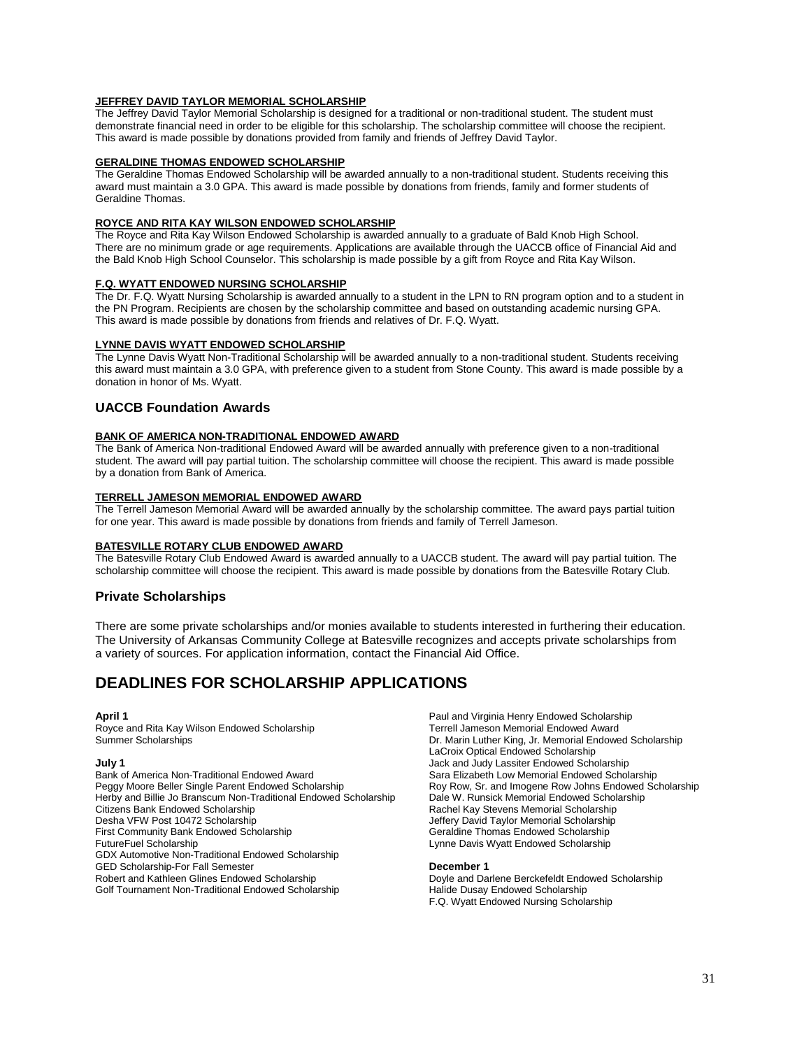**JEFFREY DAVID TAYLOR MEMORIAL SCHOLARSHIP**

The Jeffrey David Taylor Memorial Scholarship is designed for a traditional or non-traditional student. The student must demonstrate financial need in order to be eligible for this scholarship. The scholarship committee will choose the recipient. This award is made possible by donations provided from family and friends of Jeffrey David Taylor.

**GERALDINE THOMAS ENDOWED SCHOLARSHIP**

The Geraldine Thomas Endowed Scholarship will be awarded annually to a non-traditional student. Students receiving this award must maintain a 3.0 GPA. This award is made possible by donations from friends, family and former students of Geraldine Thomas.

**ROYCE AND RITA KAY WILSON ENDOWED SCHOLARSHIP**

The Royce and Rita Kay Wilson Endowed Scholarship is awarded annually to a graduate of Bald Knob High School. There are no minimum grade or age requirements. Applications are available through the UACCB office of Financial Aid and the Bald Knob High School Counselor. This scholarship is made possible by a gift from Royce and Rita Kay Wilson.

**F.Q. WYATT ENDOWED NURSING SCHOLARSHIP**

The Dr. F.Q. Wyatt Nursing Scholarship is awarded annually to a student in the LPN to RN program option and to a student in the PN Program. Recipients are chosen by the scholarship committee and based on outstanding academic nursing GPA. This award is made possible by donations from friends and relatives of Dr. F.Q. Wyatt.

**LYNNE DAVIS WYATT ENDOWED SCHOLARSHIP**

The Lynne Davis Wyatt Non-Traditional Scholarship will be awarded annually to a non-traditional student. Students receiving this award must maintain a 3.0 GPA, with preference given to a student from Stone County. This award is made possible by a donation in honor of Ms. Wyatt.

### UACCB Foundation Awards

**BANK OF AMERICA NON-TRADITIONAL ENDOWED AWARD**

The Bank of America Non-traditional Endowed Award will be awarded annually with preference given to a non-traditional student. The award will pay partial tuition. The scholarship committee will choose the recipient. This award is made possible by a donation from Bank of America.

**TERRELL JAMESON MEMORIAL ENDOWED AWARD**

The Terrell Jameson Memorial Award will be awarded annually by the scholarship committee. The award pays partial tuition for one year. This award is made possible by donations from friends and family of Terrell Jameson.

**BATESVILLE ROTARY CLUB ENDOWED AWARD**

The Batesville Rotary Club Endowed Award is awarded annually to a UACCB student. The award will pay partial tuition. The scholarship committee will choose the recipient. This award is made possible by donations from the Batesville Rotary Club.

### Private Scholarships

There are some private scholarships and/or monies available to students interested in furthering their education. The University of Arkansas Community College at Batesville recognizes and accepts private scholarships from a variety of sources. For application information, contact the Financial Aid Office.

## DEADLINES FOR SCHOLARSHIP APPLICATIONS

**April 1**

Royce and Rita Kay Wilson Endowed Scholarship
Summer Scholarships

**July 1**

Bank of America Non-Traditional Endowed Award
Peggy Moore Beller Single Parent Endowed Scholarship
Herby and Billie Jo Branscum Non-Traditional Endowed Scholarship
Citizens Bank Endowed Scholarship
Desha VFW Post 10472 Scholarship
First Community Bank Endowed Scholarship
FutureFuel Scholarship
GDX Automotive Non-Traditional Endowed Scholarship
GED Scholarship-For Fall Semester
Robert and Kathleen Glines Endowed Scholarship
Golf Tournament Non-Traditional Endowed Scholarship
Paul and Virginia Henry Endowed Scholarship
Terrell Jameson Memorial Endowed Award
Dr. Marin Luther King, Jr. Memorial Endowed Scholarship
LaCroix Optical Endowed Scholarship
Jack and Judy Lassiter Endowed Scholarship
Sara Elizabeth Low Memorial Endowed Scholarship
Roy Row, Sr. and Imogene Row Johns Endowed Scholarship
Dale W. Runsick Memorial Endowed Scholarship
Rachel Kay Stevens Memorial Scholarship
Jeffery David Taylor Memorial Scholarship
Geraldine Thomas Endowed Scholarship
Lynne Davis Wyatt Endowed Scholarship

**December 1**

Doyle and Darlene Berckefeldt Endowed Scholarship
Halide Dusay Endowed Scholarship
F.Q. Wyatt Endowed Nursing Scholarship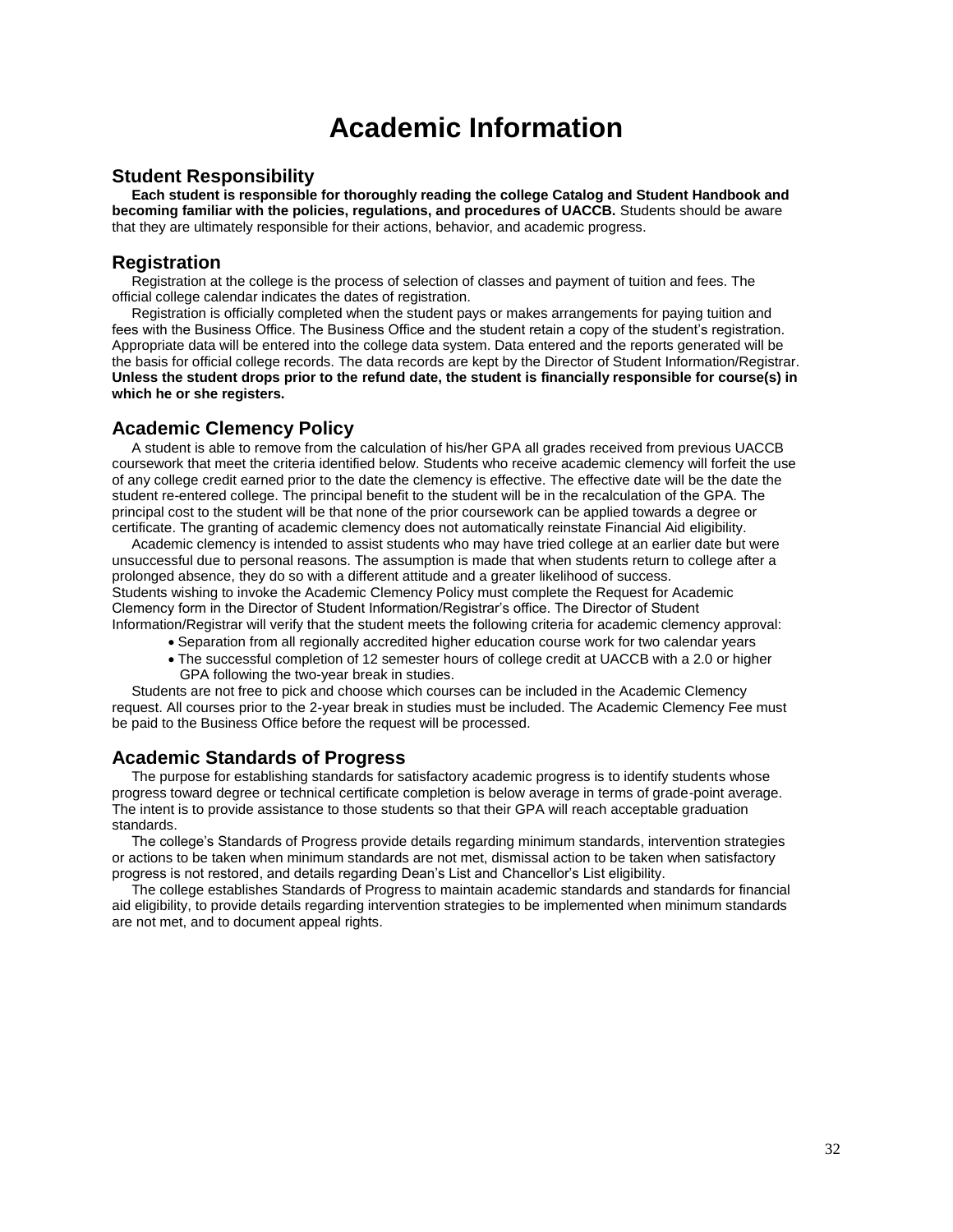# Academic Information

## Student Responsibility

**Each student is responsible for thoroughly reading the college Catalog and Student Handbook and becoming familiar with the policies, regulations, and procedures of UACCB.** Students should be aware that they are ultimately responsible for their actions, behavior, and academic progress.

## Registration

Registration at the college is the process of selection of classes and payment of tuition and fees. The official college calendar indicates the dates of registration.

Registration is officially completed when the student pays or makes arrangements for paying tuition and fees with the Business Office. The Business Office and the student retain a copy of the student's registration. Appropriate data will be entered into the college data system. Data entered and the reports generated will be the basis for official college records. The data records are kept by the Director of Student Information/Registrar. **Unless the student drops prior to the refund date, the student is financially responsible for course(s) in which he or she registers.**

## Academic Clemency Policy

A student is able to remove from the calculation of his/her GPA all grades received from previous UACCB coursework that meet the criteria identified below. Students who receive academic clemency will forfeit the use of any college credit earned prior to the date the clemency is effective. The effective date will be the date the student re-entered college. The principal benefit to the student will be in the recalculation of the GPA. The principal cost to the student will be that none of the prior coursework can be applied towards a degree or certificate. The granting of academic clemency does not automatically reinstate Financial Aid eligibility.

Academic clemency is intended to assist students who may have tried college at an earlier date but were unsuccessful due to personal reasons. The assumption is made that when students return to college after a prolonged absence, they do so with a different attitude and a greater likelihood of success.
Students wishing to invoke the Academic Clemency Policy must complete the Request for Academic Clemency form in the Director of Student Information/Registrar's office. The Director of Student Information/Registrar will verify that the student meets the following criteria for academic clemency approval:

- Separation from all regionally accredited higher education course work for two calendar years
- The successful completion of 12 semester hours of college credit at UACCB with a 2.0 or higher GPA following the two-year break in studies.

Students are not free to pick and choose which courses can be included in the Academic Clemency request. All courses prior to the 2-year break in studies must be included. The Academic Clemency Fee must be paid to the Business Office before the request will be processed.

## Academic Standards of Progress

The purpose for establishing standards for satisfactory academic progress is to identify students whose progress toward degree or technical certificate completion is below average in terms of grade-point average. The intent is to provide assistance to those students so that their GPA will reach acceptable graduation standards.

The college's Standards of Progress provide details regarding minimum standards, intervention strategies or actions to be taken when minimum standards are not met, dismissal action to be taken when satisfactory progress is not restored, and details regarding Dean's List and Chancellor's List eligibility.

The college establishes Standards of Progress to maintain academic standards and standards for financial aid eligibility, to provide details regarding intervention strategies to be implemented when minimum standards are not met, and to document appeal rights.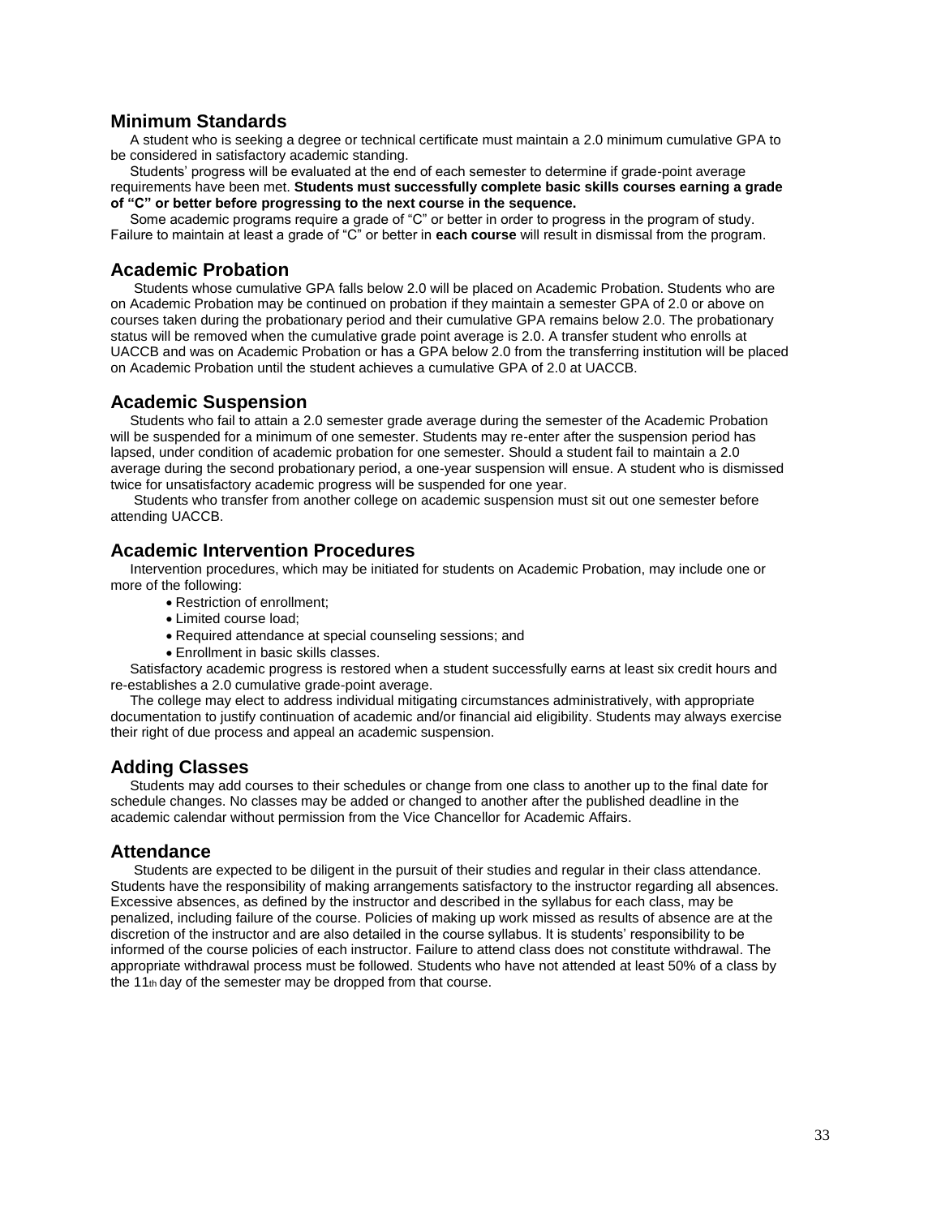## Minimum Standards

A student who is seeking a degree or technical certificate must maintain a 2.0 minimum cumulative GPA to be considered in satisfactory academic standing.

Students' progress will be evaluated at the end of each semester to determine if grade-point average requirements have been met. **Students must successfully complete basic skills courses earning a grade of "C" or better before progressing to the next course in the sequence.**

Some academic programs require a grade of "C" or better in order to progress in the program of study. Failure to maintain at least a grade of "C" or better in **each course** will result in dismissal from the program.

## Academic Probation

Students whose cumulative GPA falls below 2.0 will be placed on Academic Probation. Students who are on Academic Probation may be continued on probation if they maintain a semester GPA of 2.0 or above on courses taken during the probationary period and their cumulative GPA remains below 2.0. The probationary status will be removed when the cumulative grade point average is 2.0. A transfer student who enrolls at UACCB and was on Academic Probation or has a GPA below 2.0 from the transferring institution will be placed on Academic Probation until the student achieves a cumulative GPA of 2.0 at UACCB.

## Academic Suspension

Students who fail to attain a 2.0 semester grade average during the semester of the Academic Probation will be suspended for a minimum of one semester. Students may re-enter after the suspension period has lapsed, under condition of academic probation for one semester. Should a student fail to maintain a 2.0 average during the second probationary period, a one-year suspension will ensue. A student who is dismissed twice for unsatisfactory academic progress will be suspended for one year.

Students who transfer from another college on academic suspension must sit out one semester before attending UACCB.

## Academic Intervention Procedures

Intervention procedures, which may be initiated for students on Academic Probation, may include one or more of the following:

- Restriction of enrollment;
- Limited course load;
- Required attendance at special counseling sessions; and
- Enrollment in basic skills classes.

Satisfactory academic progress is restored when a student successfully earns at least six credit hours and re-establishes a 2.0 cumulative grade-point average.

The college may elect to address individual mitigating circumstances administratively, with appropriate documentation to justify continuation of academic and/or financial aid eligibility. Students may always exercise their right of due process and appeal an academic suspension.

## Adding Classes

Students may add courses to their schedules or change from one class to another up to the final date for schedule changes. No classes may be added or changed to another after the published deadline in the academic calendar without permission from the Vice Chancellor for Academic Affairs.

## Attendance

Students are expected to be diligent in the pursuit of their studies and regular in their class attendance. Students have the responsibility of making arrangements satisfactory to the instructor regarding all absences. Excessive absences, as defined by the instructor and described in the syllabus for each class, may be penalized, including failure of the course. Policies of making up work missed as results of absence are at the discretion of the instructor and are also detailed in the course syllabus. It is students' responsibility to be informed of the course policies of each instructor. Failure to attend class does not constitute withdrawal. The appropriate withdrawal process must be followed. Students who have not attended at least 50% of a class by the 11th day of the semester may be dropped from that course.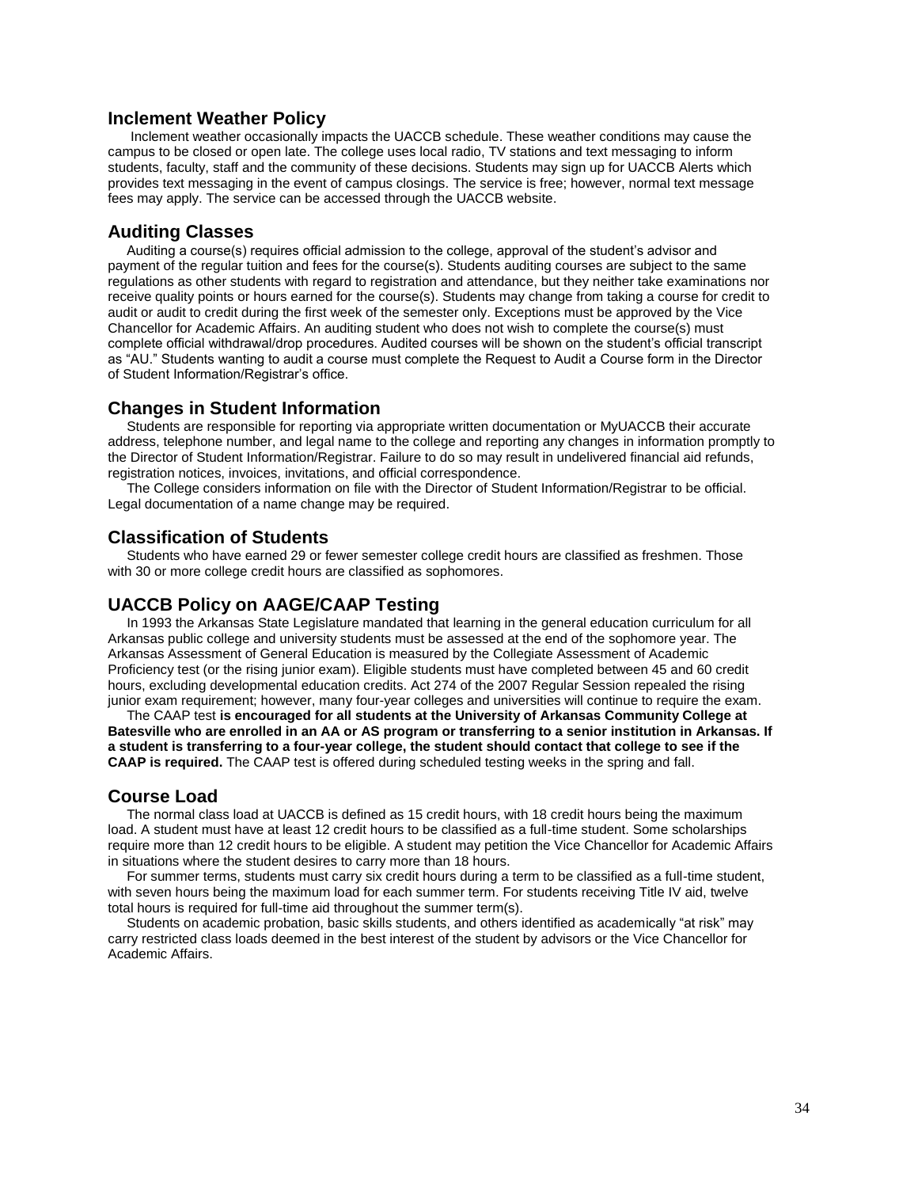## Inclement Weather Policy

Inclement weather occasionally impacts the UACCB schedule. These weather conditions may cause the campus to be closed or open late. The college uses local radio, TV stations and text messaging to inform students, faculty, staff and the community of these decisions. Students may sign up for UACCB Alerts which provides text messaging in the event of campus closings. The service is free; however, normal text message fees may apply. The service can be accessed through the UACCB website.

## Auditing Classes

Auditing a course(s) requires official admission to the college, approval of the student's advisor and payment of the regular tuition and fees for the course(s). Students auditing courses are subject to the same regulations as other students with regard to registration and attendance, but they neither take examinations nor receive quality points or hours earned for the course(s). Students may change from taking a course for credit to audit or audit to credit during the first week of the semester only. Exceptions must be approved by the Vice Chancellor for Academic Affairs. An auditing student who does not wish to complete the course(s) must complete official withdrawal/drop procedures. Audited courses will be shown on the student's official transcript as "AU." Students wanting to audit a course must complete the Request to Audit a Course form in the Director of Student Information/Registrar's office.

## Changes in Student Information

Students are responsible for reporting via appropriate written documentation or MyUACCB their accurate address, telephone number, and legal name to the college and reporting any changes in information promptly to the Director of Student Information/Registrar. Failure to do so may result in undelivered financial aid refunds, registration notices, invoices, invitations, and official correspondence.

The College considers information on file with the Director of Student Information/Registrar to be official. Legal documentation of a name change may be required.

## Classification of Students

Students who have earned 29 or fewer semester college credit hours are classified as freshmen. Those with 30 or more college credit hours are classified as sophomores.

## UACCB Policy on AAGE/CAAP Testing

In 1993 the Arkansas State Legislature mandated that learning in the general education curriculum for all Arkansas public college and university students must be assessed at the end of the sophomore year. The Arkansas Assessment of General Education is measured by the Collegiate Assessment of Academic Proficiency test (or the rising junior exam). Eligible students must have completed between 45 and 60 credit hours, excluding developmental education credits. Act 274 of the 2007 Regular Session repealed the rising junior exam requirement; however, many four-year colleges and universities will continue to require the exam.

The CAAP test **is encouraged for all students at the University of Arkansas Community College at Batesville who are enrolled in an AA or AS program or transferring to a senior institution in Arkansas. If a student is transferring to a four-year college, the student should contact that college to see if the CAAP is required.** The CAAP test is offered during scheduled testing weeks in the spring and fall.

## Course Load

The normal class load at UACCB is defined as 15 credit hours, with 18 credit hours being the maximum load. A student must have at least 12 credit hours to be classified as a full-time student. Some scholarships require more than 12 credit hours to be eligible. A student may petition the Vice Chancellor for Academic Affairs in situations where the student desires to carry more than 18 hours.

For summer terms, students must carry six credit hours during a term to be classified as a full-time student, with seven hours being the maximum load for each summer term. For students receiving Title IV aid, twelve total hours is required for full-time aid throughout the summer term(s).

Students on academic probation, basic skills students, and others identified as academically "at risk" may carry restricted class loads deemed in the best interest of the student by advisors or the Vice Chancellor for Academic Affairs.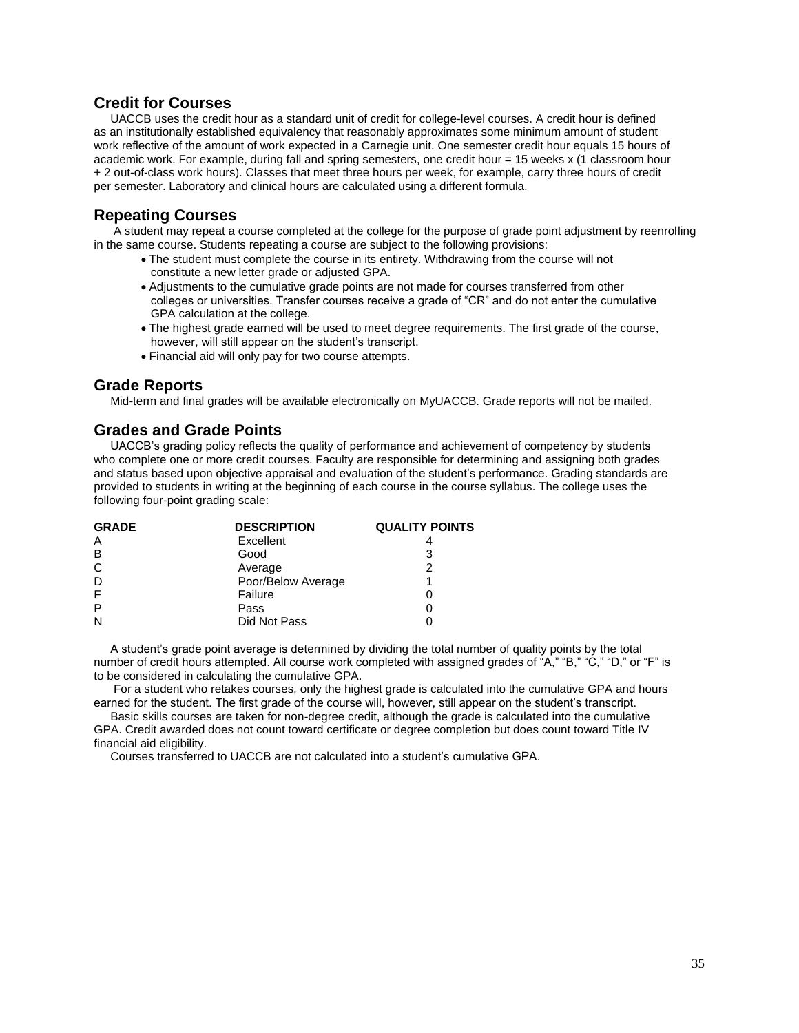## Credit for Courses

UACCB uses the credit hour as a standard unit of credit for college-level courses. A credit hour is defined as an institutionally established equivalency that reasonably approximates some minimum amount of student work reflective of the amount of work expected in a Carnegie unit. One semester credit hour equals 15 hours of academic work. For example, during fall and spring semesters, one credit hour = 15 weeks x (1 classroom hour + 2 out-of-class work hours). Classes that meet three hours per week, for example, carry three hours of credit per semester. Laboratory and clinical hours are calculated using a different formula.

## Repeating Courses

A student may repeat a course completed at the college for the purpose of grade point adjustment by reenrolling in the same course. Students repeating a course are subject to the following provisions:

- The student must complete the course in its entirety. Withdrawing from the course will not constitute a new letter grade or adjusted GPA.
- Adjustments to the cumulative grade points are not made for courses transferred from other colleges or universities. Transfer courses receive a grade of "CR" and do not enter the cumulative GPA calculation at the college.
- The highest grade earned will be used to meet degree requirements. The first grade of the course, however, will still appear on the student's transcript.
- Financial aid will only pay for two course attempts.

## Grade Reports

Mid-term and final grades will be available electronically on MyUACCB. Grade reports will not be mailed.

## Grades and Grade Points

UACCB's grading policy reflects the quality of performance and achievement of competency by students who complete one or more credit courses. Faculty are responsible for determining and assigning both grades and status based upon objective appraisal and evaluation of the student's performance. Grading standards are provided to students in writing at the beginning of each course in the course syllabus. The college uses the following four-point grading scale:

| GRADE | DESCRIPTION | QUALITY POINTS |
|---|---|---|
| A | Excellent | 4 |
| B | Good | 3 |
| C | Average | 2 |
| D | Poor/Below Average | 1 |
| F | Failure | 0 |
| P | Pass | 0 |
| N | Did Not Pass | 0 |

A student's grade point average is determined by dividing the total number of quality points by the total number of credit hours attempted. All course work completed with assigned grades of "A," "B," "C," "D," or "F" is to be considered in calculating the cumulative GPA.

For a student who retakes courses, only the highest grade is calculated into the cumulative GPA and hours earned for the student. The first grade of the course will, however, still appear on the student's transcript.

Basic skills courses are taken for non-degree credit, although the grade is calculated into the cumulative GPA. Credit awarded does not count toward certificate or degree completion but does count toward Title IV financial aid eligibility.

Courses transferred to UACCB are not calculated into a student's cumulative GPA.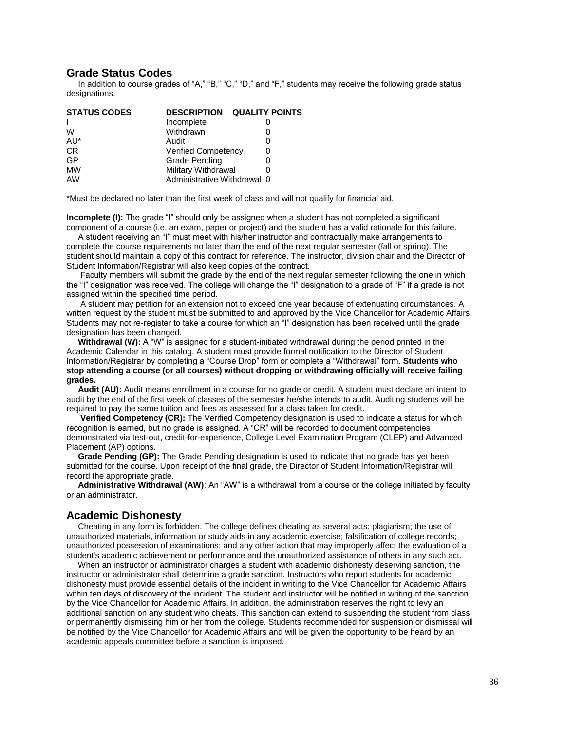## Grade Status Codes

In addition to course grades of "A," "B," "C," "D," and "F," students may receive the following grade status designations.

| STATUS CODES | DESCRIPTION | QUALITY POINTS |
|---|---|---|
| I | Incomplete | 0 |
| W | Withdrawn | 0 |
| AU* | Audit | 0 |
| CR | Verified Competency | 0 |
| GP | Grade Pending | 0 |
| MW | Military Withdrawal | 0 |
| AW | Administrative Withdrawal | 0 |

*Must be declared no later than the first week of class and will not qualify for financial aid.

**Incomplete (I):** The grade "I" should only be assigned when a student has not completed a significant component of a course (i.e. an exam, paper or project) and the student has a valid rationale for this failure.

A student receiving an "I" must meet with his/her instructor and contractually make arrangements to complete the course requirements no later than the end of the next regular semester (fall or spring). The student should maintain a copy of this contract for reference. The instructor, division chair and the Director of Student Information/Registrar will also keep copies of the contract.

Faculty members will submit the grade by the end of the next regular semester following the one in which the "I" designation was received. The college will change the "I" designation to a grade of "F" if a grade is not assigned within the specified time period.

A student may petition for an extension not to exceed one year because of extenuating circumstances. A written request by the student must be submitted to and approved by the Vice Chancellor for Academic Affairs. Students may not re-register to take a course for which an "I" designation has been received until the grade designation has been changed.

**Withdrawal (W):** A "W" is assigned for a student-initiated withdrawal during the period printed in the Academic Calendar in this catalog. A student must provide formal notification to the Director of Student Information/Registrar by completing a "Course Drop" form or complete a "Withdrawal" form. **Students who stop attending a course (or all courses) without dropping or withdrawing officially will receive failing grades.**

**Audit (AU):** Audit means enrollment in a course for no grade or credit. A student must declare an intent to audit by the end of the first week of classes of the semester he/she intends to audit. Auditing students will be required to pay the same tuition and fees as assessed for a class taken for credit.

**Verified Competency (CR):** The Verified Competency designation is used to indicate a status for which recognition is earned, but no grade is assigned. A "CR" will be recorded to document competencies demonstrated via test-out, credit-for-experience, College Level Examination Program (CLEP) and Advanced Placement (AP) options.

**Grade Pending (GP):** The Grade Pending designation is used to indicate that no grade has yet been submitted for the course. Upon receipt of the final grade, the Director of Student Information/Registrar will record the appropriate grade.

**Administrative Withdrawal (AW)**: An "AW" is a withdrawal from a course or the college initiated by faculty or an administrator.

## Academic Dishonesty

Cheating in any form is forbidden. The college defines cheating as several acts: plagiarism; the use of unauthorized materials, information or study aids in any academic exercise; falsification of college records; unauthorized possession of examinations; and any other action that may improperly affect the evaluation of a student's academic achievement or performance and the unauthorized assistance of others in any such act.

When an instructor or administrator charges a student with academic dishonesty deserving sanction, the instructor or administrator shall determine a grade sanction. Instructors who report students for academic dishonesty must provide essential details of the incident in writing to the Vice Chancellor for Academic Affairs within ten days of discovery of the incident. The student and instructor will be notified in writing of the sanction by the Vice Chancellor for Academic Affairs. In addition, the administration reserves the right to levy an additional sanction on any student who cheats. This sanction can extend to suspending the student from class or permanently dismissing him or her from the college. Students recommended for suspension or dismissal will be notified by the Vice Chancellor for Academic Affairs and will be given the opportunity to be heard by an academic appeals committee before a sanction is imposed.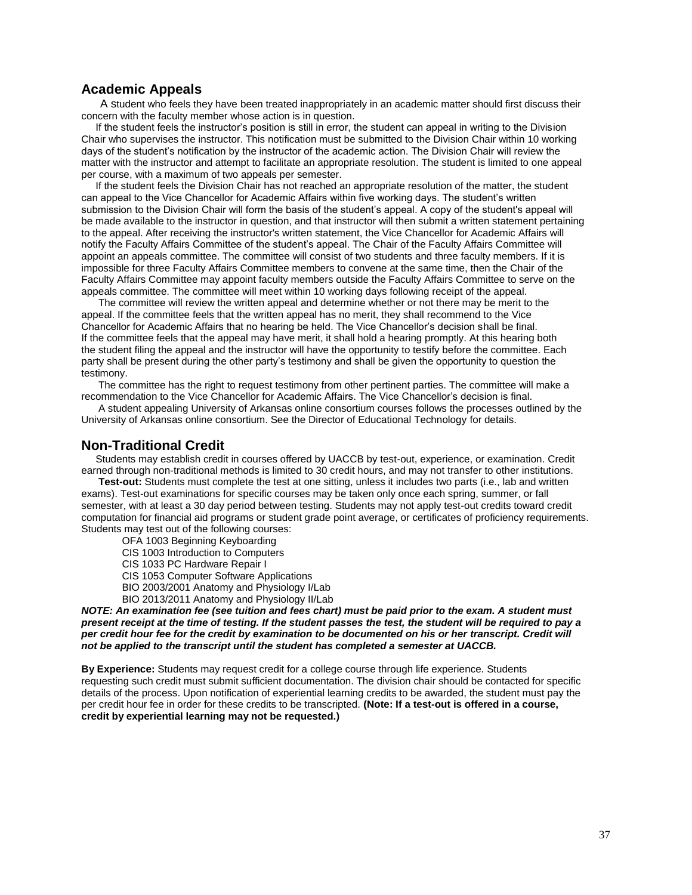## Academic Appeals

A student who feels they have been treated inappropriately in an academic matter should first discuss their concern with the faculty member whose action is in question.

If the student feels the instructor's position is still in error, the student can appeal in writing to the Division Chair who supervises the instructor. This notification must be submitted to the Division Chair within 10 working days of the student's notification by the instructor of the academic action. The Division Chair will review the matter with the instructor and attempt to facilitate an appropriate resolution. The student is limited to one appeal per course, with a maximum of two appeals per semester.

If the student feels the Division Chair has not reached an appropriate resolution of the matter, the student can appeal to the Vice Chancellor for Academic Affairs within five working days. The student's written submission to the Division Chair will form the basis of the student's appeal. A copy of the student's appeal will be made available to the instructor in question, and that instructor will then submit a written statement pertaining to the appeal. After receiving the instructor's written statement, the Vice Chancellor for Academic Affairs will notify the Faculty Affairs Committee of the student's appeal. The Chair of the Faculty Affairs Committee will appoint an appeals committee. The committee will consist of two students and three faculty members. If it is impossible for three Faculty Affairs Committee members to convene at the same time, then the Chair of the Faculty Affairs Committee may appoint faculty members outside the Faculty Affairs Committee to serve on the appeals committee. The committee will meet within 10 working days following receipt of the appeal.

The committee will review the written appeal and determine whether or not there may be merit to the appeal. If the committee feels that the written appeal has no merit, they shall recommend to the Vice Chancellor for Academic Affairs that no hearing be held. The Vice Chancellor's decision shall be final. If the committee feels that the appeal may have merit, it shall hold a hearing promptly. At this hearing both the student filing the appeal and the instructor will have the opportunity to testify before the committee. Each party shall be present during the other party's testimony and shall be given the opportunity to question the testimony.

The committee has the right to request testimony from other pertinent parties. The committee will make a recommendation to the Vice Chancellor for Academic Affairs. The Vice Chancellor's decision is final.

A student appealing University of Arkansas online consortium courses follows the processes outlined by the University of Arkansas online consortium. See the Director of Educational Technology for details.

## Non-Traditional Credit

Students may establish credit in courses offered by UACCB by test-out, experience, or examination. Credit earned through non-traditional methods is limited to 30 credit hours, and may not transfer to other institutions.

**Test-out:** Students must complete the test at one sitting, unless it includes two parts (i.e., lab and written exams). Test-out examinations for specific courses may be taken only once each spring, summer, or fall semester, with at least a 30 day period between testing. Students may not apply test-out credits toward credit computation for financial aid programs or student grade point average, or certificates of proficiency requirements. Students may test out of the following courses:

- OFA 1003 Beginning Keyboarding
- CIS 1003 Introduction to Computers
- CIS 1033 PC Hardware Repair I
- CIS 1053 Computer Software Applications
- BIO 2003/2001 Anatomy and Physiology I/Lab
- BIO 2013/2011 Anatomy and Physiology II/Lab

***NOTE: An examination fee (see tuition and fees chart) must be paid prior to the exam. A student must present receipt at the time of testing. If the student passes the test, the student will be required to pay a per credit hour fee for the credit by examination to be documented on his or her transcript. Credit will not be applied to the transcript until the student has completed a semester at UACCB.***

**By Experience:** Students may request credit for a college course through life experience. Students requesting such credit must submit sufficient documentation. The division chair should be contacted for specific details of the process. Upon notification of experiential learning credits to be awarded, the student must pay the per credit hour fee in order for these credits to be transcripted. **(Note: If a test-out is offered in a course, credit by experiential learning may not be requested.)**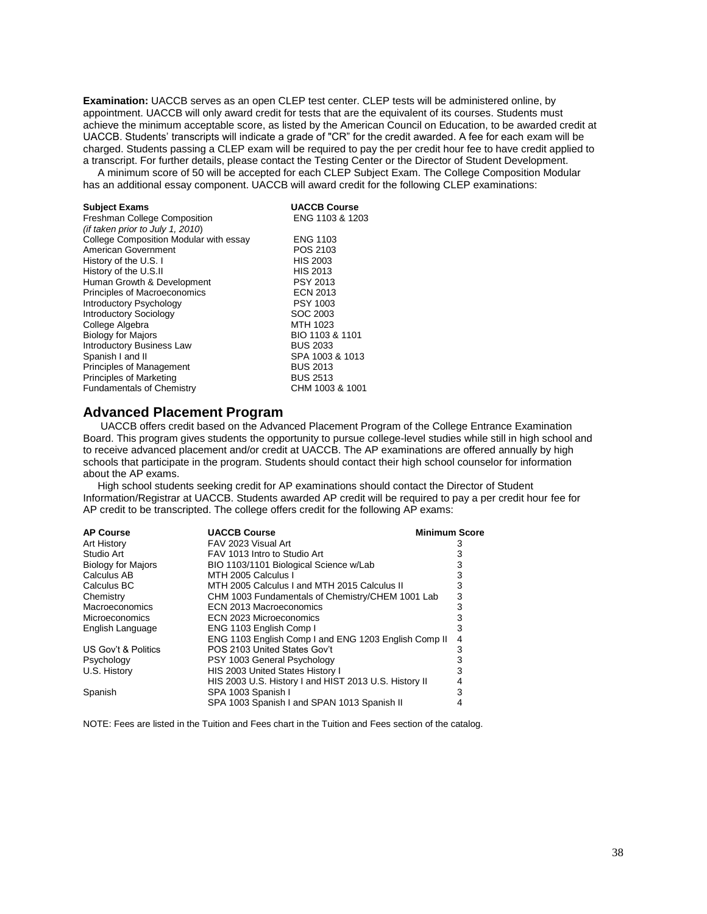**Examination:** UACCB serves as an open CLEP test center. CLEP tests will be administered online, by appointment. UACCB will only award credit for tests that are the equivalent of its courses. Students must achieve the minimum acceptable score, as listed by the American Council on Education, to be awarded credit at UACCB. Students' transcripts will indicate a grade of "CR" for the credit awarded. A fee for each exam will be charged. Students passing a CLEP exam will be required to pay the per credit hour fee to have credit applied to a transcript. For further details, please contact the Testing Center or the Director of Student Development.

A minimum score of 50 will be accepted for each CLEP Subject Exam. The College Composition Modular has an additional essay component. UACCB will award credit for the following CLEP examinations:

| Subject Exams | UACCB Course |
|---|---|
| Freshman College Composition *(if taken prior to July 1, 2010)* | ENG 1103 & 1203 |
| College Composition Modular with essay | ENG 1103 |
| American Government | POS 2103 |
| History of the U.S. I | HIS 2003 |
| History of the U.S.II | HIS 2013 |
| Human Growth & Development | PSY 2013 |
| Principles of Macroeconomics | ECN 2013 |
| Introductory Psychology | PSY 1003 |
| Introductory Sociology | SOC 2003 |
| College Algebra | MTH 1023 |
| Biology for Majors | BIO 1103 & 1101 |
| Introductory Business Law | BUS 2033 |
| Spanish I and II | SPA 1003 & 1013 |
| Principles of Management | BUS 2013 |
| Principles of Marketing | BUS 2513 |
| Fundamentals of Chemistry | CHM 1003 & 1001 |

## Advanced Placement Program

UACCB offers credit based on the Advanced Placement Program of the College Entrance Examination Board. This program gives students the opportunity to pursue college-level studies while still in high school and to receive advanced placement and/or credit at UACCB. The AP examinations are offered annually by high schools that participate in the program. Students should contact their high school counselor for information about the AP exams.

High school students seeking credit for AP examinations should contact the Director of Student Information/Registrar at UACCB. Students awarded AP credit will be required to pay a per credit hour fee for AP credit to be transcripted. The college offers credit for the following AP exams:

| AP Course | UACCB Course | Minimum Score |
|---|---|---|
| Art History | FAV 2023 Visual Art | 3 |
| Studio Art | FAV 1013 Intro to Studio Art | 3 |
| Biology for Majors | BIO 1103/1101 Biological Science w/Lab | 3 |
| Calculus AB | MTH 2005 Calculus I | 3 |
| Calculus BC | MTH 2005 Calculus I and MTH 2015 Calculus II | 3 |
| Chemistry | CHM 1003 Fundamentals of Chemistry/CHEM 1001 Lab | 3 |
| Macroeconomics | ECN 2013 Macroeconomics | 3 |
| Microeconomics | ECN 2023 Microeconomics | 3 |
| English Language | ENG 1103 English Comp I | 3 |
| | ENG 1103 English Comp I and ENG 1203 English Comp II | 4 |
| US Gov't & Politics | POS 2103 United States Gov't | 3 |
| Psychology | PSY 1003 General Psychology | 3 |
| U.S. History | HIS 2003 United States History I | 3 |
| | HIS 2003 U.S. History I and HIST 2013 U.S. History II | 4 |
| Spanish | SPA 1003 Spanish I | 3 |
| | SPA 1003 Spanish I and SPAN 1013 Spanish II | 4 |

NOTE: Fees are listed in the Tuition and Fees chart in the Tuition and Fees section of the catalog.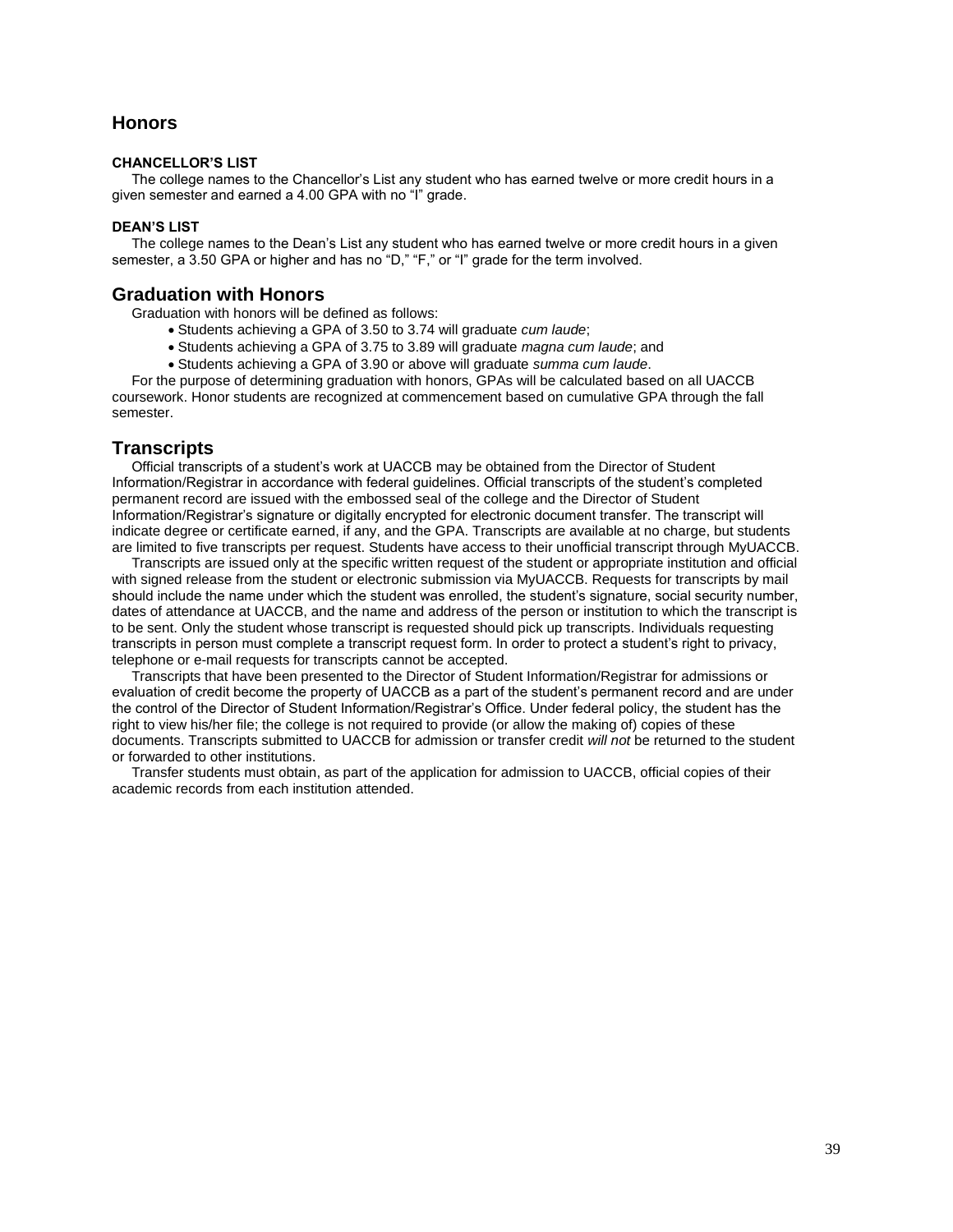## Honors

#### CHANCELLOR'S LIST

The college names to the Chancellor's List any student who has earned twelve or more credit hours in a given semester and earned a 4.00 GPA with no "I" grade.

#### DEAN'S LIST

The college names to the Dean's List any student who has earned twelve or more credit hours in a given semester, a 3.50 GPA or higher and has no "D," "F," or "I" grade for the term involved.

## Graduation with Honors

Graduation with honors will be defined as follows:

- Students achieving a GPA of 3.50 to 3.74 will graduate *cum laude*;
- Students achieving a GPA of 3.75 to 3.89 will graduate *magna cum laude*; and
- Students achieving a GPA of 3.90 or above will graduate *summa cum laude*.

For the purpose of determining graduation with honors, GPAs will be calculated based on all UACCB coursework. Honor students are recognized at commencement based on cumulative GPA through the fall semester.

## Transcripts

Official transcripts of a student's work at UACCB may be obtained from the Director of Student Information/Registrar in accordance with federal guidelines. Official transcripts of the student's completed permanent record are issued with the embossed seal of the college and the Director of Student Information/Registrar's signature or digitally encrypted for electronic document transfer. The transcript will indicate degree or certificate earned, if any, and the GPA. Transcripts are available at no charge, but students are limited to five transcripts per request. Students have access to their unofficial transcript through MyUACCB.

Transcripts are issued only at the specific written request of the student or appropriate institution and official with signed release from the student or electronic submission via MyUACCB. Requests for transcripts by mail should include the name under which the student was enrolled, the student's signature, social security number, dates of attendance at UACCB, and the name and address of the person or institution to which the transcript is to be sent. Only the student whose transcript is requested should pick up transcripts. Individuals requesting transcripts in person must complete a transcript request form. In order to protect a student's right to privacy, telephone or e-mail requests for transcripts cannot be accepted.

Transcripts that have been presented to the Director of Student Information/Registrar for admissions or evaluation of credit become the property of UACCB as a part of the student's permanent record and are under the control of the Director of Student Information/Registrar's Office. Under federal policy, the student has the right to view his/her file; the college is not required to provide (or allow the making of) copies of these documents. Transcripts submitted to UACCB for admission or transfer credit *will not* be returned to the student or forwarded to other institutions.

Transfer students must obtain, as part of the application for admission to UACCB, official copies of their academic records from each institution attended.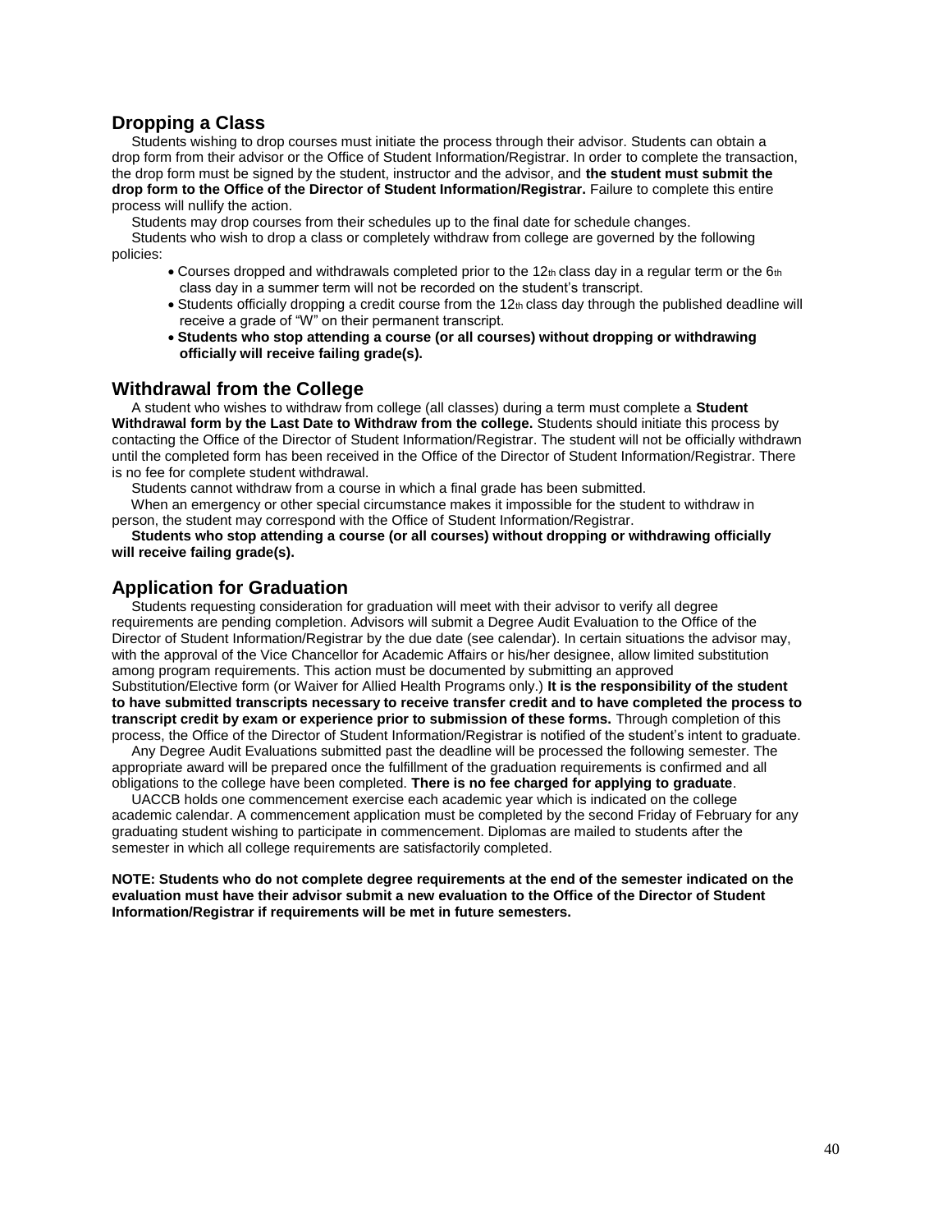## Dropping a Class

Students wishing to drop courses must initiate the process through their advisor. Students can obtain a drop form from their advisor or the Office of Student Information/Registrar. In order to complete the transaction, the drop form must be signed by the student, instructor and the advisor, and **the student must submit the drop form to the Office of the Director of Student Information/Registrar.** Failure to complete this entire process will nullify the action.

Students may drop courses from their schedules up to the final date for schedule changes.

Students who wish to drop a class or completely withdraw from college are governed by the following policies:

- Courses dropped and withdrawals completed prior to the 12th class day in a regular term or the 6th class day in a summer term will not be recorded on the student's transcript.
- Students officially dropping a credit course from the 12th class day through the published deadline will receive a grade of "W" on their permanent transcript.
- **Students who stop attending a course (or all courses) without dropping or withdrawing officially will receive failing grade(s).**

## Withdrawal from the College

A student who wishes to withdraw from college (all classes) during a term must complete a **Student Withdrawal form by the Last Date to Withdraw from the college.** Students should initiate this process by contacting the Office of the Director of Student Information/Registrar. The student will not be officially withdrawn until the completed form has been received in the Office of the Director of Student Information/Registrar. There is no fee for complete student withdrawal.

Students cannot withdraw from a course in which a final grade has been submitted.

When an emergency or other special circumstance makes it impossible for the student to withdraw in person, the student may correspond with the Office of Student Information/Registrar.

**Students who stop attending a course (or all courses) without dropping or withdrawing officially will receive failing grade(s).**

## Application for Graduation

Students requesting consideration for graduation will meet with their advisor to verify all degree requirements are pending completion. Advisors will submit a Degree Audit Evaluation to the Office of the Director of Student Information/Registrar by the due date (see calendar). In certain situations the advisor may, with the approval of the Vice Chancellor for Academic Affairs or his/her designee, allow limited substitution among program requirements. This action must be documented by submitting an approved Substitution/Elective form (or Waiver for Allied Health Programs only.) **It is the responsibility of the student to have submitted transcripts necessary to receive transfer credit and to have completed the process to transcript credit by exam or experience prior to submission of these forms.** Through completion of this process, the Office of the Director of Student Information/Registrar is notified of the student's intent to graduate.

Any Degree Audit Evaluations submitted past the deadline will be processed the following semester. The appropriate award will be prepared once the fulfillment of the graduation requirements is confirmed and all obligations to the college have been completed. **There is no fee charged for applying to graduate**.

UACCB holds one commencement exercise each academic year which is indicated on the college academic calendar. A commencement application must be completed by the second Friday of February for any graduating student wishing to participate in commencement. Diplomas are mailed to students after the semester in which all college requirements are satisfactorily completed.

**NOTE: Students who do not complete degree requirements at the end of the semester indicated on the evaluation must have their advisor submit a new evaluation to the Office of the Director of Student Information/Registrar if requirements will be met in future semesters.**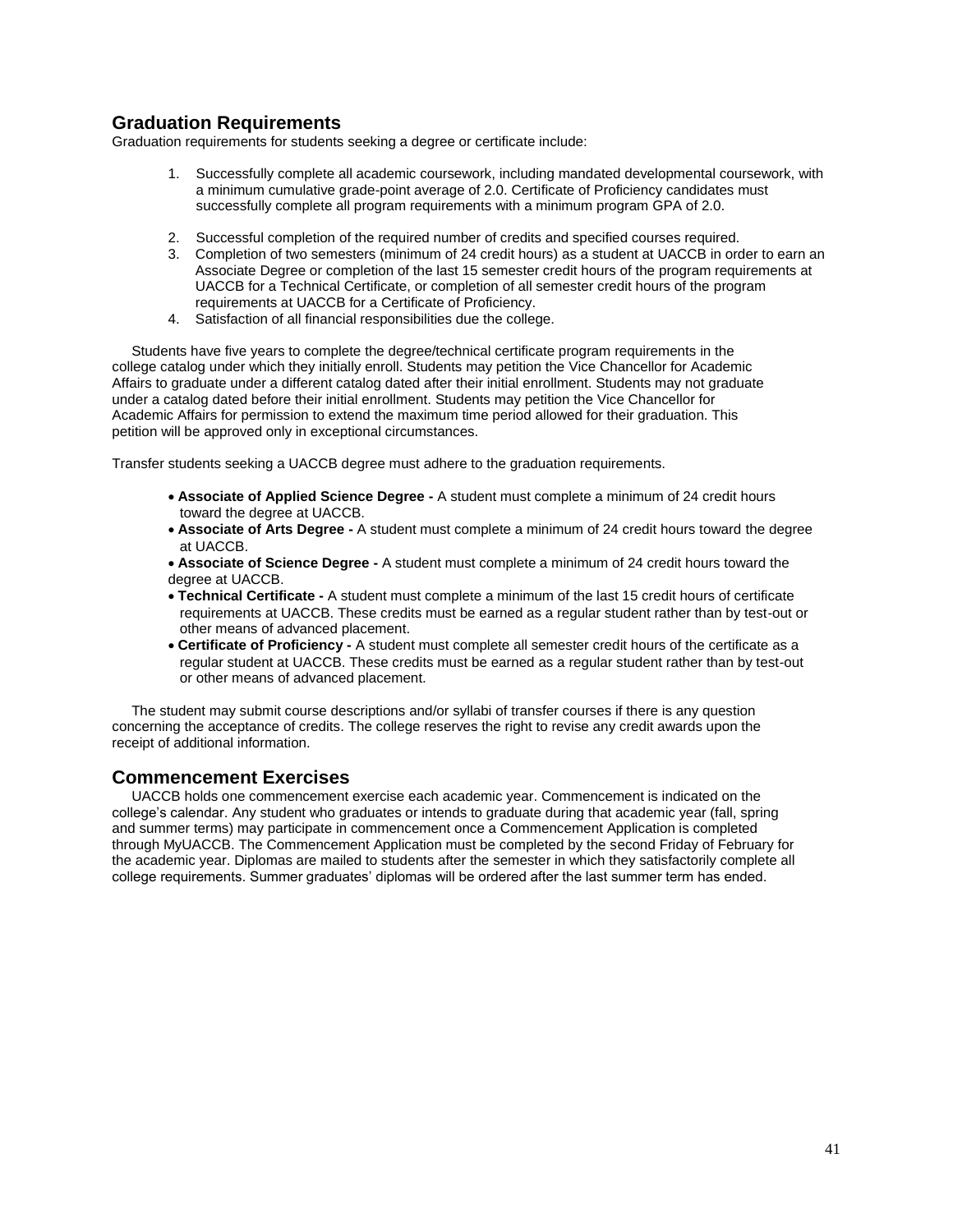## Graduation Requirements

Graduation requirements for students seeking a degree or certificate include:

1. Successfully complete all academic coursework, including mandated developmental coursework, with a minimum cumulative grade-point average of 2.0. Certificate of Proficiency candidates must successfully complete all program requirements with a minimum program GPA of 2.0.
2. Successful completion of the required number of credits and specified courses required.
3. Completion of two semesters (minimum of 24 credit hours) as a student at UACCB in order to earn an Associate Degree or completion of the last 15 semester credit hours of the program requirements at UACCB for a Technical Certificate, or completion of all semester credit hours of the program requirements at UACCB for a Certificate of Proficiency.
4. Satisfaction of all financial responsibilities due the college.

Students have five years to complete the degree/technical certificate program requirements in the college catalog under which they initially enroll. Students may petition the Vice Chancellor for Academic Affairs to graduate under a different catalog dated after their initial enrollment. Students may not graduate under a catalog dated before their initial enrollment. Students may petition the Vice Chancellor for Academic Affairs for permission to extend the maximum time period allowed for their graduation. This petition will be approved only in exceptional circumstances.

Transfer students seeking a UACCB degree must adhere to the graduation requirements.

- **Associate of Applied Science Degree -** A student must complete a minimum of 24 credit hours toward the degree at UACCB.
- **Associate of Arts Degree -** A student must complete a minimum of 24 credit hours toward the degree at UACCB.
- **Associate of Science Degree -** A student must complete a minimum of 24 credit hours toward the degree at UACCB.
- **Technical Certificate -** A student must complete a minimum of the last 15 credit hours of certificate requirements at UACCB. These credits must be earned as a regular student rather than by test-out or other means of advanced placement.
- **Certificate of Proficiency -** A student must complete all semester credit hours of the certificate as a regular student at UACCB. These credits must be earned as a regular student rather than by test-out or other means of advanced placement.

The student may submit course descriptions and/or syllabi of transfer courses if there is any question concerning the acceptance of credits. The college reserves the right to revise any credit awards upon the receipt of additional information.

## Commencement Exercises

UACCB holds one commencement exercise each academic year. Commencement is indicated on the college's calendar. Any student who graduates or intends to graduate during that academic year (fall, spring and summer terms) may participate in commencement once a Commencement Application is completed through MyUACCB. The Commencement Application must be completed by the second Friday of February for the academic year. Diplomas are mailed to students after the semester in which they satisfactorily complete all college requirements. Summer graduates' diplomas will be ordered after the last summer term has ended.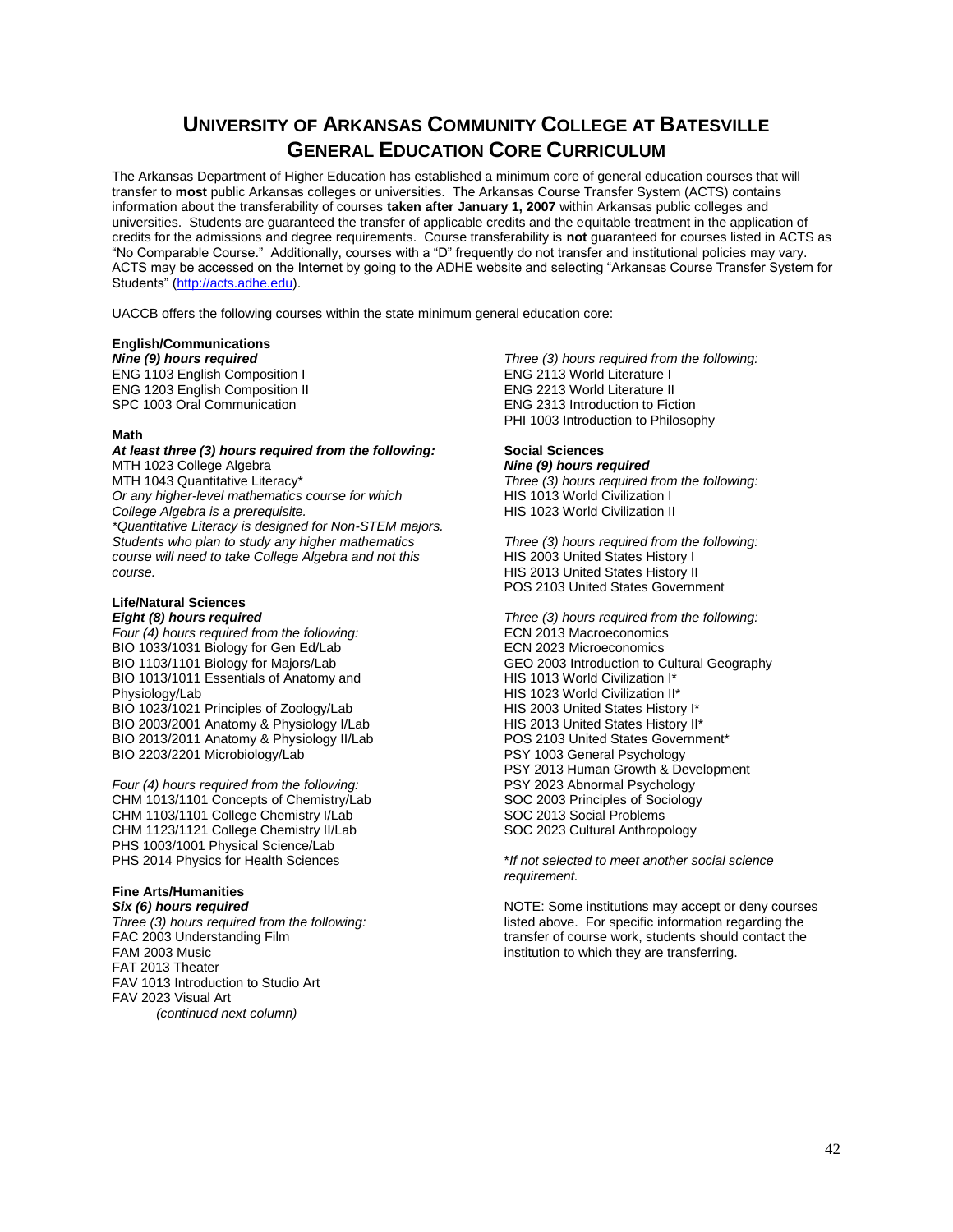# UNIVERSITY OF ARKANSAS COMMUNITY COLLEGE AT BATESVILLE GENERAL EDUCATION CORE CURRICULUM

The Arkansas Department of Higher Education has established a minimum core of general education courses that will transfer to **most** public Arkansas colleges or universities. The Arkansas Course Transfer System (ACTS) contains information about the transferability of courses **taken after January 1, 2007** within Arkansas public colleges and universities. Students are guaranteed the transfer of applicable credits and the equitable treatment in the application of credits for the admissions and degree requirements. Course transferability is **not** guaranteed for courses listed in ACTS as "No Comparable Course." Additionally, courses with a "D" frequently do not transfer and institutional policies may vary. ACTS may be accessed on the Internet by going to the ADHE website and selecting "Arkansas Course Transfer System for Students" (http://acts.adhe.edu).

UACCB offers the following courses within the state minimum general education core:

**English/Communications**
***Nine (9) hours required***
ENG 1103 English Composition I
ENG 1203 English Composition II
SPC 1003 Oral Communication

**Math**
***At least three (3) hours required from the following:***
MTH 1023 College Algebra
MTH 1043 Quantitative Literacy*
*Or any higher-level mathematics course for which College Algebra is a prerequisite.*
*\*Quantitative Literacy is designed for Non-STEM majors. Students who plan to study any higher mathematics course will need to take College Algebra and not this course.*

**Life/Natural Sciences**
***Eight (8) hours required***
*Four (4) hours required from the following:*
BIO 1033/1031 Biology for Gen Ed/Lab
BIO 1103/1101 Biology for Majors/Lab
BIO 1013/1011 Essentials of Anatomy and Physiology/Lab
BIO 1023/1021 Principles of Zoology/Lab
BIO 2003/2001 Anatomy & Physiology I/Lab
BIO 2013/2011 Anatomy & Physiology II/Lab
BIO 2203/2201 Microbiology/Lab

*Four (4) hours required from the following:*
CHM 1013/1101 Concepts of Chemistry/Lab
CHM 1103/1101 College Chemistry I/Lab
CHM 1123/1121 College Chemistry II/Lab
PHS 1003/1001 Physical Science/Lab
PHS 2014 Physics for Health Sciences

**Fine Arts/Humanities**
***Six (6) hours required***
*Three (3) hours required from the following:*
FAC 2003 Understanding Film
FAM 2003 Music
FAT 2013 Theater
FAV 1013 Introduction to Studio Art
FAV 2023 Visual Art
*(continued next column)*

*Three (3) hours required from the following:*
ENG 2113 World Literature I
ENG 2213 World Literature II
ENG 2313 Introduction to Fiction
PHI 1003 Introduction to Philosophy

**Social Sciences**
***Nine (9) hours required***
*Three (3) hours required from the following:*
HIS 1013 World Civilization I
HIS 1023 World Civilization II

*Three (3) hours required from the following:*
HIS 2003 United States History I
HIS 2013 United States History II
POS 2103 United States Government

*Three (3) hours required from the following:*
ECN 2013 Macroeconomics
ECN 2023 Microeconomics
GEO 2003 Introduction to Cultural Geography
HIS 1013 World Civilization I*
HIS 1023 World Civilization II*
HIS 2003 United States History I*
HIS 2013 United States History II*
POS 2103 United States Government*
PSY 1003 General Psychology
PSY 2013 Human Growth & Development
PSY 2023 Abnormal Psychology
SOC 2003 Principles of Sociology
SOC 2013 Social Problems
SOC 2023 Cultural Anthropology

\**If not selected to meet another social science requirement.*

NOTE: Some institutions may accept or deny courses listed above. For specific information regarding the transfer of course work, students should contact the institution to which they are transferring.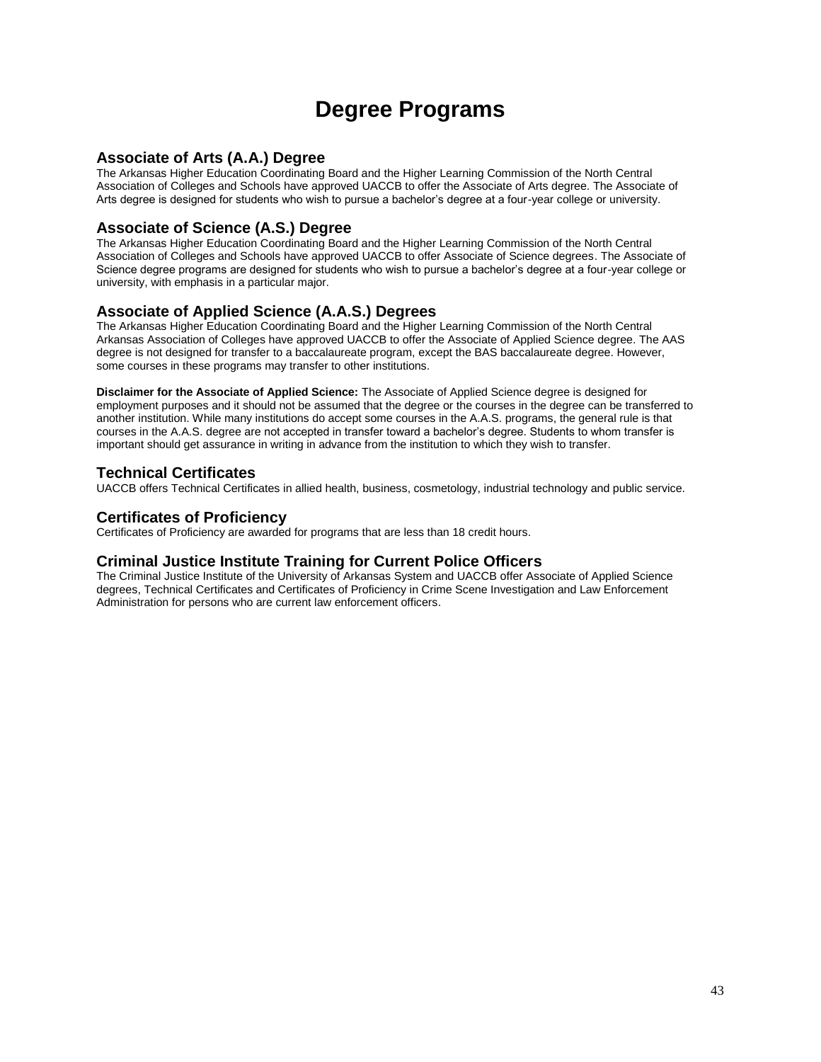# Degree Programs

## Associate of Arts (A.A.) Degree

The Arkansas Higher Education Coordinating Board and the Higher Learning Commission of the North Central Association of Colleges and Schools have approved UACCB to offer the Associate of Arts degree. The Associate of Arts degree is designed for students who wish to pursue a bachelor's degree at a four-year college or university.

## Associate of Science (A.S.) Degree

The Arkansas Higher Education Coordinating Board and the Higher Learning Commission of the North Central Association of Colleges and Schools have approved UACCB to offer Associate of Science degrees. The Associate of Science degree programs are designed for students who wish to pursue a bachelor's degree at a four-year college or university, with emphasis in a particular major.

## Associate of Applied Science (A.A.S.) Degrees

The Arkansas Higher Education Coordinating Board and the Higher Learning Commission of the North Central Arkansas Association of Colleges have approved UACCB to offer the Associate of Applied Science degree. The AAS degree is not designed for transfer to a baccalaureate program, except the BAS baccalaureate degree. However, some courses in these programs may transfer to other institutions.

**Disclaimer for the Associate of Applied Science:** The Associate of Applied Science degree is designed for employment purposes and it should not be assumed that the degree or the courses in the degree can be transferred to another institution. While many institutions do accept some courses in the A.A.S. programs, the general rule is that courses in the A.A.S. degree are not accepted in transfer toward a bachelor's degree. Students to whom transfer is important should get assurance in writing in advance from the institution to which they wish to transfer.

## Technical Certificates

UACCB offers Technical Certificates in allied health, business, cosmetology, industrial technology and public service.

## Certificates of Proficiency

Certificates of Proficiency are awarded for programs that are less than 18 credit hours.

## Criminal Justice Institute Training for Current Police Officers

The Criminal Justice Institute of the University of Arkansas System and UACCB offer Associate of Applied Science degrees, Technical Certificates and Certificates of Proficiency in Crime Scene Investigation and Law Enforcement Administration for persons who are current law enforcement officers.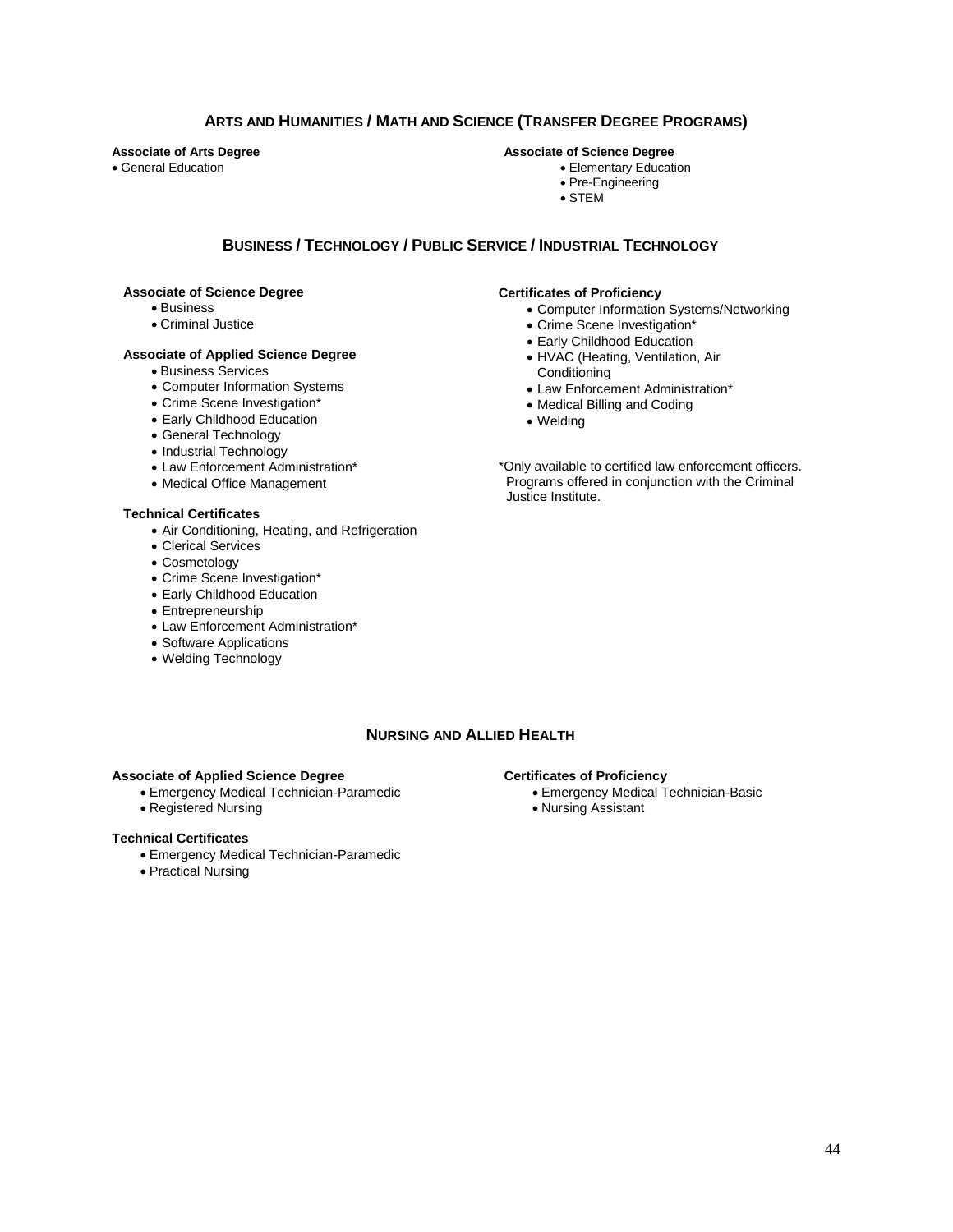## Arts and Humanities / Math and Science (Transfer Degree Programs)

**Associate of Arts Degree**

- General Education

**Associate of Science Degree**

- Elementary Education
- Pre-Engineering
- STEM

## Business / Technology / Public Service / Industrial Technology

**Associate of Science Degree**

- Business
- Criminal Justice

**Associate of Applied Science Degree**

- Business Services
- Computer Information Systems
- Crime Scene Investigation*
- Early Childhood Education
- General Technology
- Industrial Technology
- Law Enforcement Administration*
- Medical Office Management

**Technical Certificates**

- Air Conditioning, Heating, and Refrigeration
- Clerical Services
- Cosmetology
- Crime Scene Investigation*
- Early Childhood Education
- Entrepreneurship
- Law Enforcement Administration*
- Software Applications
- Welding Technology

**Certificates of Proficiency**

- Computer Information Systems/Networking
- Crime Scene Investigation*
- Early Childhood Education
- HVAC (Heating, Ventilation, Air Conditioning
- Law Enforcement Administration*
- Medical Billing and Coding
- Welding

*Only available to certified law enforcement officers. Programs offered in conjunction with the Criminal Justice Institute.

## Nursing and Allied Health

**Associate of Applied Science Degree**

- Emergency Medical Technician-Paramedic
- Registered Nursing

**Technical Certificates**

- Emergency Medical Technician-Paramedic
- Practical Nursing

**Certificates of Proficiency**

- Emergency Medical Technician-Basic
- Nursing Assistant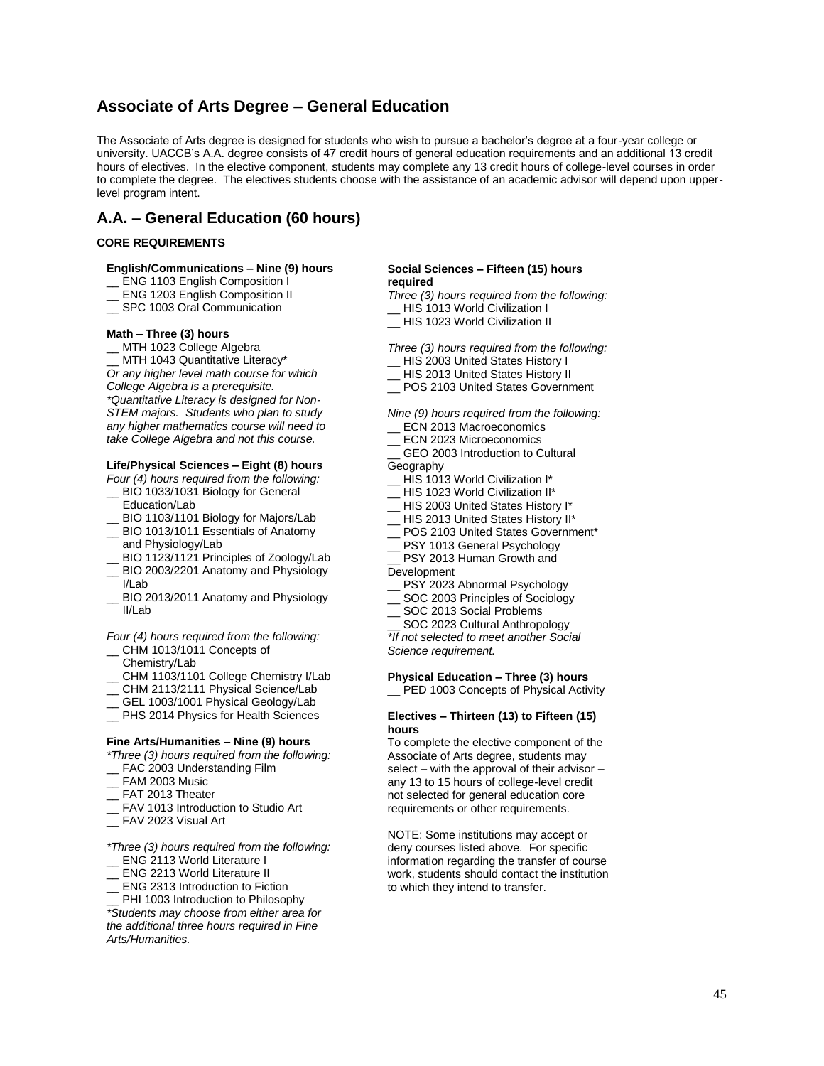# Associate of Arts Degree – General Education

The Associate of Arts degree is designed for students who wish to pursue a bachelor's degree at a four-year college or university. UACCB's A.A. degree consists of 47 credit hours of general education requirements and an additional 13 credit hours of electives. In the elective component, students may complete any 13 credit hours of college-level courses in order to complete the degree. The electives students choose with the assistance of an academic advisor will depend upon upper-level program intent.

## A.A. – General Education (60 hours)

**CORE REQUIREMENTS**

**English/Communications – Nine (9) hours**

__ ENG 1103 English Composition I
__ ENG 1203 English Composition II
__ SPC 1003 Oral Communication

**Math – Three (3) hours**

__ MTH 1023 College Algebra
__ MTH 1043 Quantitative Literacy*
*Or any higher level math course for which College Algebra is a prerequisite.*
*\*Quantitative Literacy is designed for Non-STEM majors. Students who plan to study any higher mathematics course will need to take College Algebra and not this course.*

**Life/Physical Sciences – Eight (8) hours**

*Four (4) hours required from the following:*
__ BIO 1033/1031 Biology for General Education/Lab
__ BIO 1103/1101 Biology for Majors/Lab
__ BIO 1013/1011 Essentials of Anatomy and Physiology/Lab
__ BIO 1123/1121 Principles of Zoology/Lab
__ BIO 2003/2201 Anatomy and Physiology I/Lab
__ BIO 2013/2011 Anatomy and Physiology II/Lab

*Four (4) hours required from the following:*
__ CHM 1013/1011 Concepts of Chemistry/Lab
__ CHM 1103/1101 College Chemistry I/Lab
__ CHM 2113/2111 Physical Science/Lab
__ GEL 1003/1001 Physical Geology/Lab
__ PHS 2014 Physics for Health Sciences

**Fine Arts/Humanities – Nine (9) hours**

*\*Three (3) hours required from the following:*
__ FAC 2003 Understanding Film
__ FAM 2003 Music
__ FAT 2013 Theater
__ FAV 1013 Introduction to Studio Art
__ FAV 2023 Visual Art

*\*Three (3) hours required from the following:*
__ ENG 2113 World Literature I
__ ENG 2213 World Literature II
__ ENG 2313 Introduction to Fiction
__ PHI 1003 Introduction to Philosophy
*\*Students may choose from either area for the additional three hours required in Fine Arts/Humanities.*

**Social Sciences – Fifteen (15) hours required**

*Three (3) hours required from the following:*
__ HIS 1013 World Civilization I
__ HIS 1023 World Civilization II

*Three (3) hours required from the following:*
__ HIS 2003 United States History I
__ HIS 2013 United States History II
__ POS 2103 United States Government

*Nine (9) hours required from the following:*
__ ECN 2013 Macroeconomics
__ ECN 2023 Microeconomics
__ GEO 2003 Introduction to Cultural Geography
__ HIS 1013 World Civilization I*
__ HIS 1023 World Civilization II*
__ HIS 2003 United States History I*
__ HIS 2013 United States History II*
__ POS 2103 United States Government*
__ PSY 1013 General Psychology
__ PSY 2013 Human Growth and Development
__ PSY 2023 Abnormal Psychology
__ SOC 2003 Principles of Sociology
__ SOC 2013 Social Problems
__ SOC 2023 Cultural Anthropology
*\*If not selected to meet another Social Science requirement.*

**Physical Education – Three (3) hours**

__ PED 1003 Concepts of Physical Activity

**Electives – Thirteen (13) to Fifteen (15) hours**

To complete the elective component of the Associate of Arts degree, students may select – with the approval of their advisor – any 13 to 15 hours of college-level credit not selected for general education core requirements or other requirements.

NOTE: Some institutions may accept or deny courses listed above. For specific information regarding the transfer of course work, students should contact the institution to which they intend to transfer.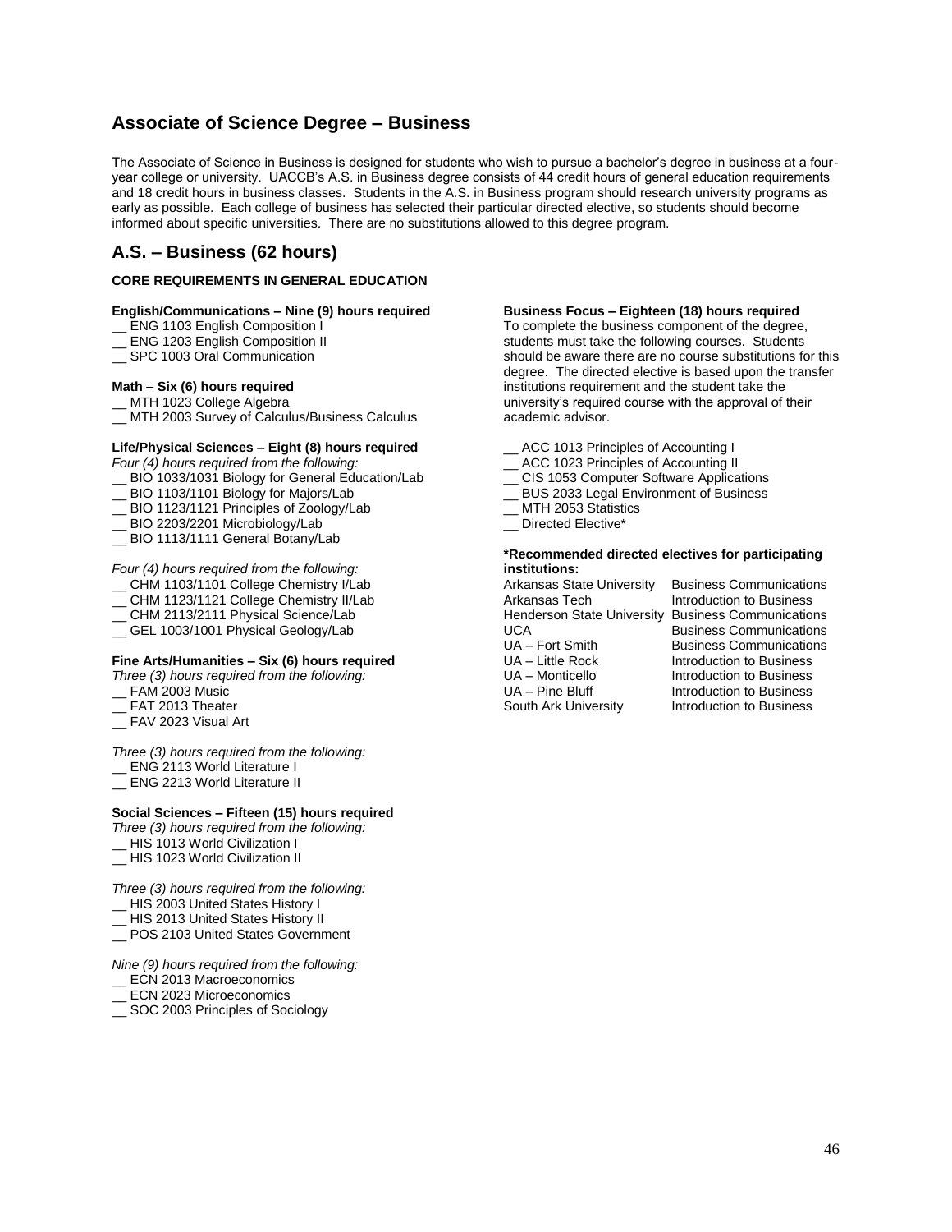## Associate of Science Degree – Business

The Associate of Science in Business is designed for students who wish to pursue a bachelor's degree in business at a four-year college or university. UACCB's A.S. in Business degree consists of 44 credit hours of general education requirements and 18 credit hours in business classes. Students in the A.S. in Business program should research university programs as early as possible. Each college of business has selected their particular directed elective, so students should become informed about specific universities. There are no substitutions allowed to this degree program.

## A.S. – Business (62 hours)

**CORE REQUIREMENTS IN GENERAL EDUCATION**

**English/Communications – Nine (9) hours required**

__ ENG 1103 English Composition I
__ ENG 1203 English Composition II
__ SPC 1003 Oral Communication

**Math – Six (6) hours required**

__ MTH 1023 College Algebra
__ MTH 2003 Survey of Calculus/Business Calculus

**Life/Physical Sciences – Eight (8) hours required**

*Four (4) hours required from the following:*

__ BIO 1033/1031 Biology for General Education/Lab
__ BIO 1103/1101 Biology for Majors/Lab
__ BIO 1123/1121 Principles of Zoology/Lab
__ BIO 2203/2201 Microbiology/Lab
__ BIO 1113/1111 General Botany/Lab

*Four (4) hours required from the following:*

__ CHM 1103/1101 College Chemistry I/Lab
__ CHM 1123/1121 College Chemistry II/Lab
__ CHM 2113/2111 Physical Science/Lab
__ GEL 1003/1001 Physical Geology/Lab

**Fine Arts/Humanities – Six (6) hours required**

*Three (3) hours required from the following:*

__ FAM 2003 Music
__ FAT 2013 Theater
__ FAV 2023 Visual Art

*Three (3) hours required from the following:*

__ ENG 2113 World Literature I
__ ENG 2213 World Literature II

**Social Sciences – Fifteen (15) hours required**

*Three (3) hours required from the following:*

__ HIS 1013 World Civilization I
__ HIS 1023 World Civilization II

*Three (3) hours required from the following:*

__ HIS 2003 United States History I
__ HIS 2013 United States History II
__ POS 2103 United States Government

*Nine (9) hours required from the following:*

__ ECN 2013 Macroeconomics
__ ECN 2023 Microeconomics
__ SOC 2003 Principles of Sociology

**Business Focus – Eighteen (18) hours required**

To complete the business component of the degree, students must take the following courses. Students should be aware there are no course substitutions for this degree. The directed elective is based upon the transfer institutions requirement and the student take the university's required course with the approval of their academic advisor.

__ ACC 1013 Principles of Accounting I
__ ACC 1023 Principles of Accounting II
__ CIS 1053 Computer Software Applications
__ BUS 2033 Legal Environment of Business
__ MTH 2053 Statistics
__ Directed Elective*

**\*Recommended directed electives for participating institutions:**

| Institution | Directed Elective |
|---|---|
| Arkansas State University | Business Communications |
| Arkansas Tech | Introduction to Business |
| Henderson State University | Business Communications |
| UCA | Business Communications |
| UA – Fort Smith | Business Communications |
| UA – Little Rock | Introduction to Business |
| UA – Monticello | Introduction to Business |
| UA – Pine Bluff | Introduction to Business |
| South Ark University | Introduction to Business |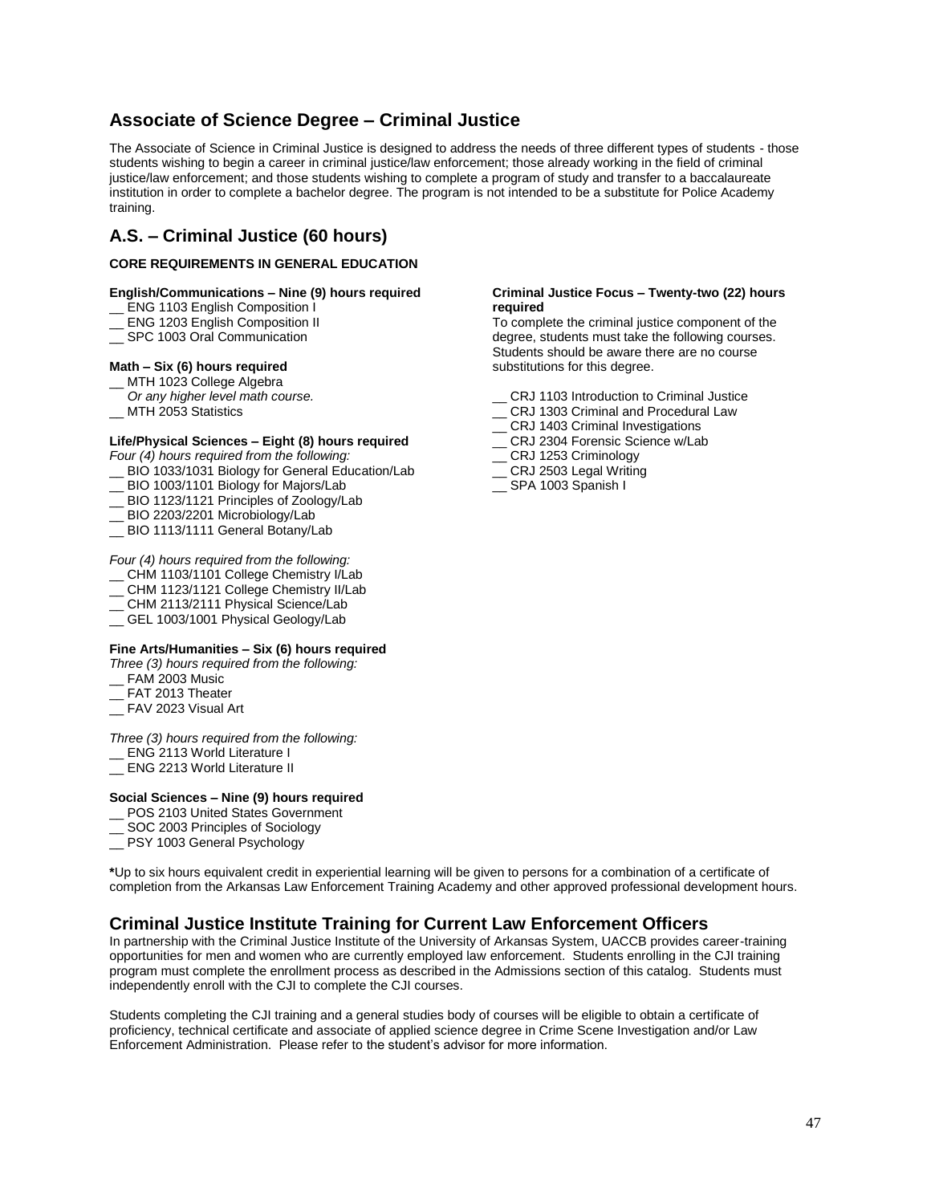## Associate of Science Degree – Criminal Justice

The Associate of Science in Criminal Justice is designed to address the needs of three different types of students - those students wishing to begin a career in criminal justice/law enforcement; those already working in the field of criminal justice/law enforcement; and those students wishing to complete a program of study and transfer to a baccalaureate institution in order to complete a bachelor degree. The program is not intended to be a substitute for Police Academy training.

## A.S. – Criminal Justice (60 hours)

**CORE REQUIREMENTS IN GENERAL EDUCATION**

**English/Communications – Nine (9) hours required**

__ ENG 1103 English Composition I
__ ENG 1203 English Composition II
__ SPC 1003 Oral Communication

**Math – Six (6) hours required**

__ MTH 1023 College Algebra
*Or any higher level math course.*
__ MTH 2053 Statistics

**Life/Physical Sciences – Eight (8) hours required**

*Four (4) hours required from the following:*
__ BIO 1033/1031 Biology for General Education/Lab
__ BIO 1003/1101 Biology for Majors/Lab
__ BIO 1123/1121 Principles of Zoology/Lab
__ BIO 2203/2201 Microbiology/Lab
__ BIO 1113/1111 General Botany/Lab

*Four (4) hours required from the following:*
__ CHM 1103/1101 College Chemistry I/Lab
__ CHM 1123/1121 College Chemistry II/Lab
__ CHM 2113/2111 Physical Science/Lab
__ GEL 1003/1001 Physical Geology/Lab

**Fine Arts/Humanities – Six (6) hours required**

*Three (3) hours required from the following:*
__ FAM 2003 Music
__ FAT 2013 Theater
__ FAV 2023 Visual Art

*Three (3) hours required from the following:*
__ ENG 2113 World Literature I
__ ENG 2213 World Literature II

**Social Sciences – Nine (9) hours required**

__ POS 2103 United States Government
__ SOC 2003 Principles of Sociology
__ PSY 1003 General Psychology

**Criminal Justice Focus – Twenty-two (22) hours required**

To complete the criminal justice component of the degree, students must take the following courses. Students should be aware there are no course substitutions for this degree.

__ CRJ 1103 Introduction to Criminal Justice
__ CRJ 1303 Criminal and Procedural Law
__ CRJ 1403 Criminal Investigations
__ CRJ 2304 Forensic Science w/Lab
__ CRJ 1253 Criminology
__ CRJ 2503 Legal Writing
__ SPA 1003 Spanish I

**\***Up to six hours equivalent credit in experiential learning will be given to persons for a combination of a certificate of completion from the Arkansas Law Enforcement Training Academy and other approved professional development hours.

## Criminal Justice Institute Training for Current Law Enforcement Officers

In partnership with the Criminal Justice Institute of the University of Arkansas System, UACCB provides career-training opportunities for men and women who are currently employed law enforcement. Students enrolling in the CJI training program must complete the enrollment process as described in the Admissions section of this catalog. Students must independently enroll with the CJI to complete the CJI courses.

Students completing the CJI training and a general studies body of courses will be eligible to obtain a certificate of proficiency, technical certificate and associate of applied science degree in Crime Scene Investigation and/or Law Enforcement Administration. Please refer to the student's advisor for more information.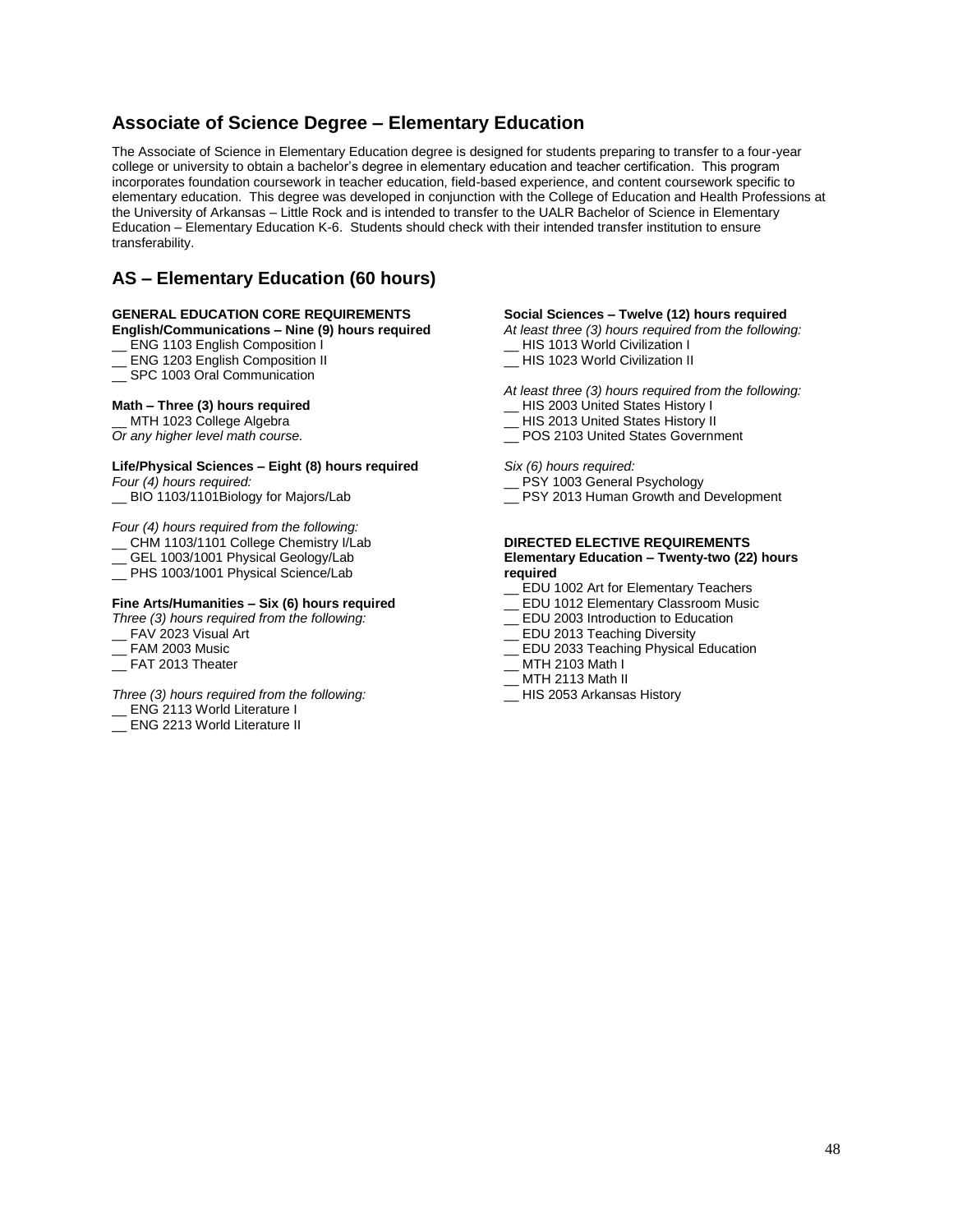## Associate of Science Degree – Elementary Education

The Associate of Science in Elementary Education degree is designed for students preparing to transfer to a four-year college or university to obtain a bachelor's degree in elementary education and teacher certification. This program incorporates foundation coursework in teacher education, field-based experience, and content coursework specific to elementary education. This degree was developed in conjunction with the College of Education and Health Professions at the University of Arkansas – Little Rock and is intended to transfer to the UALR Bachelor of Science in Elementary Education – Elementary Education K-6. Students should check with their intended transfer institution to ensure transferability.

## AS – Elementary Education (60 hours)

**GENERAL EDUCATION CORE REQUIREMENTS**

**English/Communications – Nine (9) hours required**

__ ENG 1103 English Composition I
__ ENG 1203 English Composition II
__ SPC 1003 Oral Communication

**Math – Three (3) hours required**

__ MTH 1023 College Algebra
*Or any higher level math course.*

**Life/Physical Sciences – Eight (8) hours required**

*Four (4) hours required:*
__ BIO 1103/1101Biology for Majors/Lab

*Four (4) hours required from the following:*
__ CHM 1103/1101 College Chemistry I/Lab
__ GEL 1003/1001 Physical Geology/Lab
__ PHS 1003/1001 Physical Science/Lab

**Fine Arts/Humanities – Six (6) hours required**

*Three (3) hours required from the following:*
__ FAV 2023 Visual Art
__ FAM 2003 Music
__ FAT 2013 Theater

*Three (3) hours required from the following:*
__ ENG 2113 World Literature I
__ ENG 2213 World Literature II

**Social Sciences – Twelve (12) hours required**

*At least three (3) hours required from the following:*
__ HIS 1013 World Civilization I
__ HIS 1023 World Civilization II

*At least three (3) hours required from the following:*
__ HIS 2003 United States History I
__ HIS 2013 United States History II
__ POS 2103 United States Government

*Six (6) hours required:*
__ PSY 1003 General Psychology
__ PSY 2013 Human Growth and Development

**DIRECTED ELECTIVE REQUIREMENTS**

**Elementary Education – Twenty-two (22) hours required**

__ EDU 1002 Art for Elementary Teachers
__ EDU 1012 Elementary Classroom Music
__ EDU 2003 Introduction to Education
__ EDU 2013 Teaching Diversity
__ EDU 2033 Teaching Physical Education
__ MTH 2103 Math I
__ MTH 2113 Math II
__ HIS 2053 Arkansas History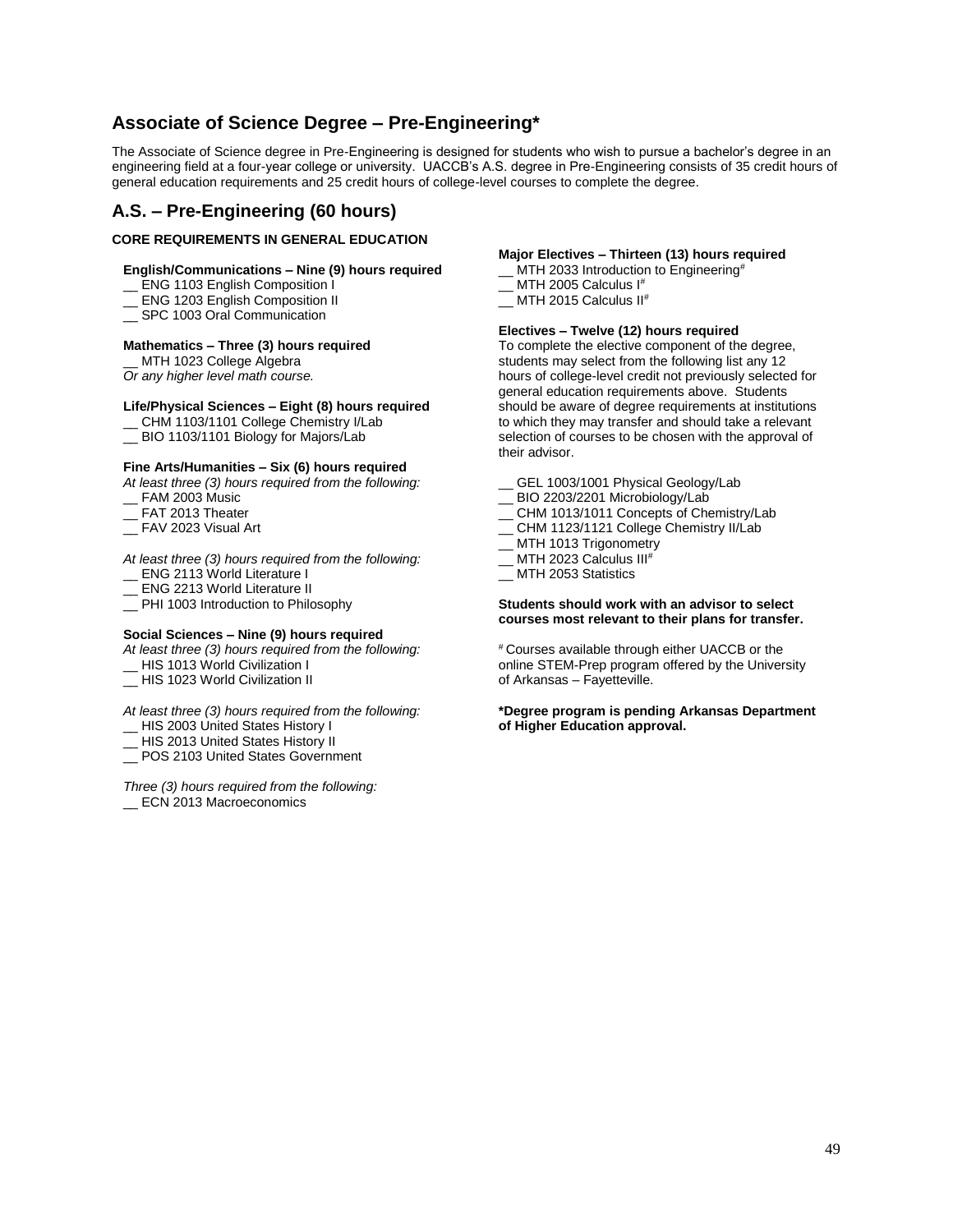## Associate of Science Degree – Pre-Engineering*

The Associate of Science degree in Pre-Engineering is designed for students who wish to pursue a bachelor's degree in an engineering field at a four-year college or university. UACCB's A.S. degree in Pre-Engineering consists of 35 credit hours of general education requirements and 25 credit hours of college-level courses to complete the degree.

## A.S. – Pre-Engineering (60 hours)

**CORE REQUIREMENTS IN GENERAL EDUCATION**

**English/Communications – Nine (9) hours required**

__ ENG 1103 English Composition I
__ ENG 1203 English Composition II
__ SPC 1003 Oral Communication

**Mathematics – Three (3) hours required**

__ MTH 1023 College Algebra
*Or any higher level math course.*

**Life/Physical Sciences – Eight (8) hours required**

__ CHM 1103/1101 College Chemistry I/Lab
__ BIO 1103/1101 Biology for Majors/Lab

**Fine Arts/Humanities – Six (6) hours required**

*At least three (3) hours required from the following:*
__ FAM 2003 Music
__ FAT 2013 Theater
__ FAV 2023 Visual Art

*At least three (3) hours required from the following:*
__ ENG 2113 World Literature I
__ ENG 2213 World Literature II
__ PHI 1003 Introduction to Philosophy

**Social Sciences – Nine (9) hours required**

*At least three (3) hours required from the following:*
__ HIS 1013 World Civilization I
__ HIS 1023 World Civilization II

*At least three (3) hours required from the following:*
__ HIS 2003 United States History I
__ HIS 2013 United States History II
__ POS 2103 United States Government

*Three (3) hours required from the following:*
__ ECN 2013 Macroeconomics

**Major Electives – Thirteen (13) hours required**

__ MTH 2033 Introduction to Engineering#
__ MTH 2005 Calculus I#
__ MTH 2015 Calculus II#

**Electives – Twelve (12) hours required**

To complete the elective component of the degree, students may select from the following list any 12 hours of college-level credit not previously selected for general education requirements above. Students should be aware of degree requirements at institutions to which they may transfer and should take a relevant selection of courses to be chosen with the approval of their advisor.

__ GEL 1003/1001 Physical Geology/Lab
__ BIO 2203/2201 Microbiology/Lab
__ CHM 1013/1011 Concepts of Chemistry/Lab
__ CHM 1123/1121 College Chemistry II/Lab
__ MTH 1013 Trigonometry
__ MTH 2023 Calculus III#
__ MTH 2053 Statistics

**Students should work with an advisor to select courses most relevant to their plans for transfer.**

# Courses available through either UACCB or the online STEM-Prep program offered by the University of Arkansas – Fayetteville.

**\*Degree program is pending Arkansas Department of Higher Education approval.**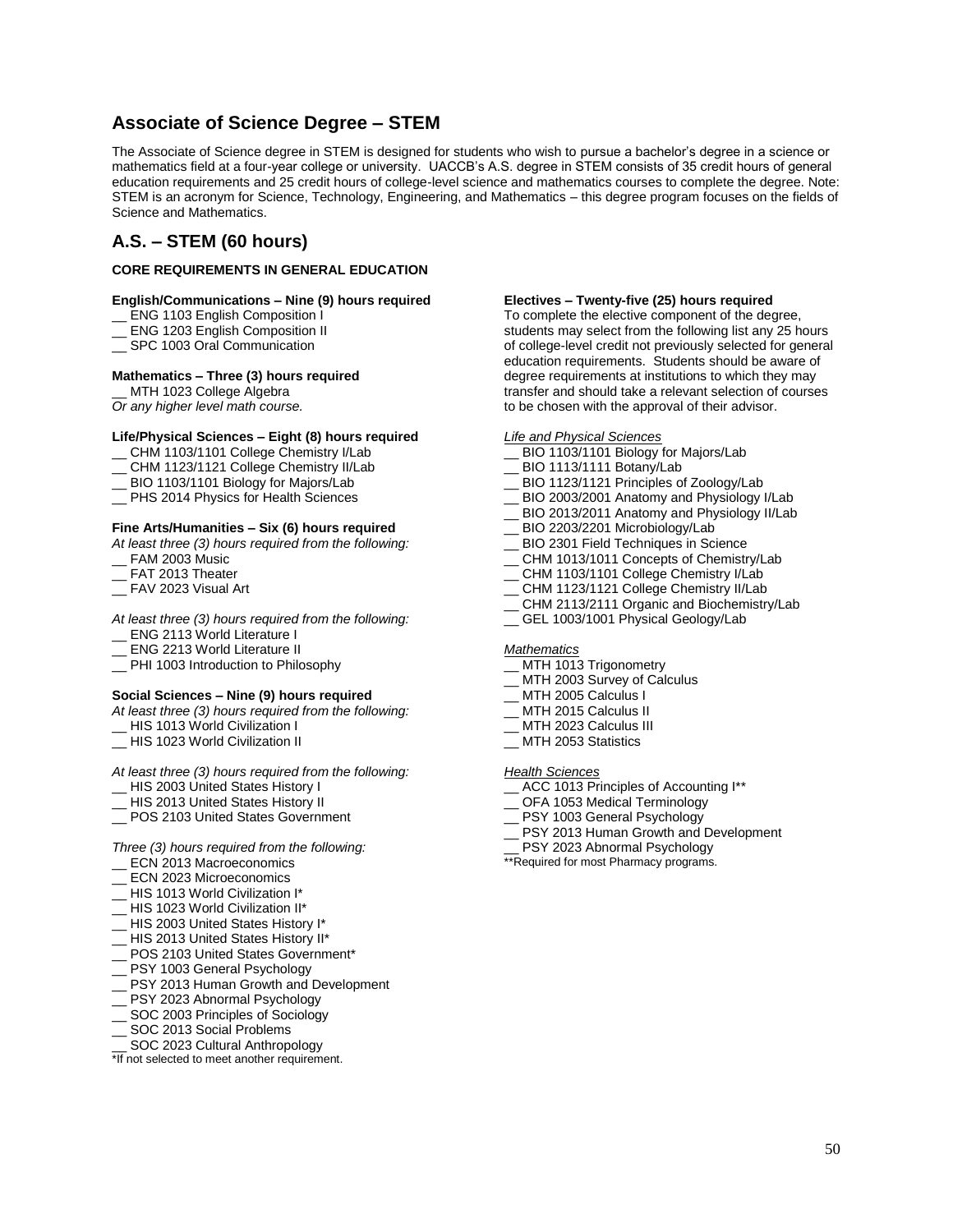## Associate of Science Degree – STEM

The Associate of Science degree in STEM is designed for students who wish to pursue a bachelor's degree in a science or mathematics field at a four-year college or university. UACCB's A.S. degree in STEM consists of 35 credit hours of general education requirements and 25 credit hours of college-level science and mathematics courses to complete the degree. Note: STEM is an acronym for Science, Technology, Engineering, and Mathematics – this degree program focuses on the fields of Science and Mathematics.

## A.S. – STEM (60 hours)

**CORE REQUIREMENTS IN GENERAL EDUCATION**

**English/Communications – Nine (9) hours required**

__ ENG 1103 English Composition I
__ ENG 1203 English Composition II
__ SPC 1003 Oral Communication

**Mathematics – Three (3) hours required**

__ MTH 1023 College Algebra
*Or any higher level math course.*

**Life/Physical Sciences – Eight (8) hours required**

__ CHM 1103/1101 College Chemistry I/Lab
__ CHM 1123/1121 College Chemistry II/Lab
__ BIO 1103/1101 Biology for Majors/Lab
__ PHS 2014 Physics for Health Sciences

**Fine Arts/Humanities – Six (6) hours required**

*At least three (3) hours required from the following:*

__ FAM 2003 Music
__ FAT 2013 Theater
__ FAV 2023 Visual Art

*At least three (3) hours required from the following:*

__ ENG 2113 World Literature I
__ ENG 2213 World Literature II
__ PHI 1003 Introduction to Philosophy

**Social Sciences – Nine (9) hours required**

*At least three (3) hours required from the following:*

__ HIS 1013 World Civilization I
__ HIS 1023 World Civilization II

*At least three (3) hours required from the following:*

__ HIS 2003 United States History I
__ HIS 2013 United States History II
__ POS 2103 United States Government

*Three (3) hours required from the following:*

__ ECN 2013 Macroeconomics
__ ECN 2023 Microeconomics
__ HIS 1013 World Civilization I*
__ HIS 1023 World Civilization II*
__ HIS 2003 United States History I*
__ HIS 2013 United States History II*
__ POS 2103 United States Government*
__ PSY 1003 General Psychology
__ PSY 2013 Human Growth and Development
__ PSY 2023 Abnormal Psychology
__ SOC 2003 Principles of Sociology
__ SOC 2013 Social Problems
__ SOC 2023 Cultural Anthropology

*If not selected to meet another requirement.

**Electives – Twenty-five (25) hours required**

To complete the elective component of the degree, students may select from the following list any 25 hours of college-level credit not previously selected for general education requirements. Students should be aware of degree requirements at institutions to which they may transfer and should take a relevant selection of courses to be chosen with the approval of their advisor.

*Life and Physical Sciences*

__ BIO 1103/1101 Biology for Majors/Lab
__ BIO 1113/1111 Botany/Lab
__ BIO 1123/1121 Principles of Zoology/Lab
__ BIO 2003/2001 Anatomy and Physiology I/Lab
__ BIO 2013/2011 Anatomy and Physiology II/Lab
__ BIO 2203/2201 Microbiology/Lab
__ BIO 2301 Field Techniques in Science
__ CHM 1013/1011 Concepts of Chemistry/Lab
__ CHM 1103/1101 College Chemistry I/Lab
__ CHM 1123/1121 College Chemistry II/Lab
__ CHM 2113/2111 Organic and Biochemistry/Lab
__ GEL 1003/1001 Physical Geology/Lab

*Mathematics*

__ MTH 1013 Trigonometry
__ MTH 2003 Survey of Calculus
__ MTH 2005 Calculus I
__ MTH 2015 Calculus II
__ MTH 2023 Calculus III
__ MTH 2053 Statistics

*Health Sciences*

__ ACC 1013 Principles of Accounting I**
__ OFA 1053 Medical Terminology
__ PSY 1003 General Psychology
__ PSY 2013 Human Growth and Development
__ PSY 2023 Abnormal Psychology

**Required for most Pharmacy programs.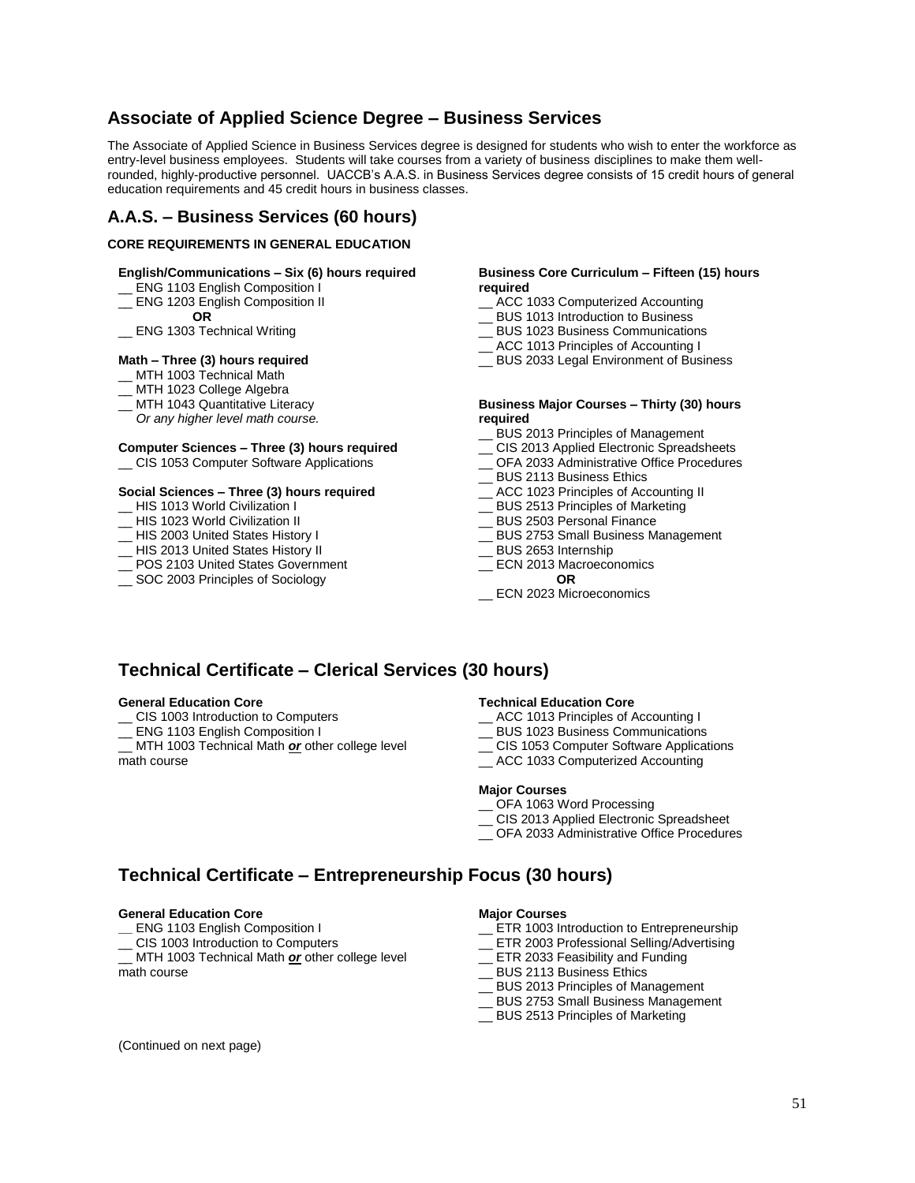## Associate of Applied Science Degree – Business Services

The Associate of Applied Science in Business Services degree is designed for students who wish to enter the workforce as entry-level business employees. Students will take courses from a variety of business disciplines to make them well-rounded, highly-productive personnel. UACCB's A.A.S. in Business Services degree consists of 15 credit hours of general education requirements and 45 credit hours in business classes.

## A.A.S. – Business Services (60 hours)

**CORE REQUIREMENTS IN GENERAL EDUCATION**

**English/Communications – Six (6) hours required**

__ ENG 1103 English Composition I
__ ENG 1203 English Composition II
**OR**
__ ENG 1303 Technical Writing

**Math – Three (3) hours required**

__ MTH 1003 Technical Math
__ MTH 1023 College Algebra
__ MTH 1043 Quantitative Literacy
*Or any higher level math course.*

**Computer Sciences – Three (3) hours required**

__ CIS 1053 Computer Software Applications

**Social Sciences – Three (3) hours required**

__ HIS 1013 World Civilization I
__ HIS 1023 World Civilization II
__ HIS 2003 United States History I
__ HIS 2013 United States History II
__ POS 2103 United States Government
__ SOC 2003 Principles of Sociology

**Business Core Curriculum – Fifteen (15) hours required**

__ ACC 1033 Computerized Accounting
__ BUS 1013 Introduction to Business
__ BUS 1023 Business Communications
__ ACC 1013 Principles of Accounting I
__ BUS 2033 Legal Environment of Business

**Business Major Courses – Thirty (30) hours required**

__ BUS 2013 Principles of Management
__ CIS 2013 Applied Electronic Spreadsheets
__ OFA 2033 Administrative Office Procedures
__ BUS 2113 Business Ethics
__ ACC 1023 Principles of Accounting II
__ BUS 2513 Principles of Marketing
__ BUS 2503 Personal Finance
__ BUS 2753 Small Business Management
__ BUS 2653 Internship
__ ECN 2013 Macroeconomics
**OR**
__ ECN 2023 Microeconomics

## Technical Certificate – Clerical Services (30 hours)

**General Education Core**

__ CIS 1003 Introduction to Computers
__ ENG 1103 English Composition I
__ MTH 1003 Technical Math ***or*** other college level math course

**Technical Education Core**

__ ACC 1013 Principles of Accounting I
__ BUS 1023 Business Communications
__ CIS 1053 Computer Software Applications
__ ACC 1033 Computerized Accounting

**Major Courses**

__ OFA 1063 Word Processing
__ CIS 2013 Applied Electronic Spreadsheet
__ OFA 2033 Administrative Office Procedures

## Technical Certificate – Entrepreneurship Focus (30 hours)

**General Education Core**

__ ENG 1103 English Composition I
__ CIS 1003 Introduction to Computers
__ MTH 1003 Technical Math ***or*** other college level math course

**Major Courses**

__ ETR 1003 Introduction to Entrepreneurship
__ ETR 2003 Professional Selling/Advertising
__ ETR 2033 Feasibility and Funding
__ BUS 2113 Business Ethics
__ BUS 2013 Principles of Management
__ BUS 2753 Small Business Management
__ BUS 2513 Principles of Marketing

(Continued on next page)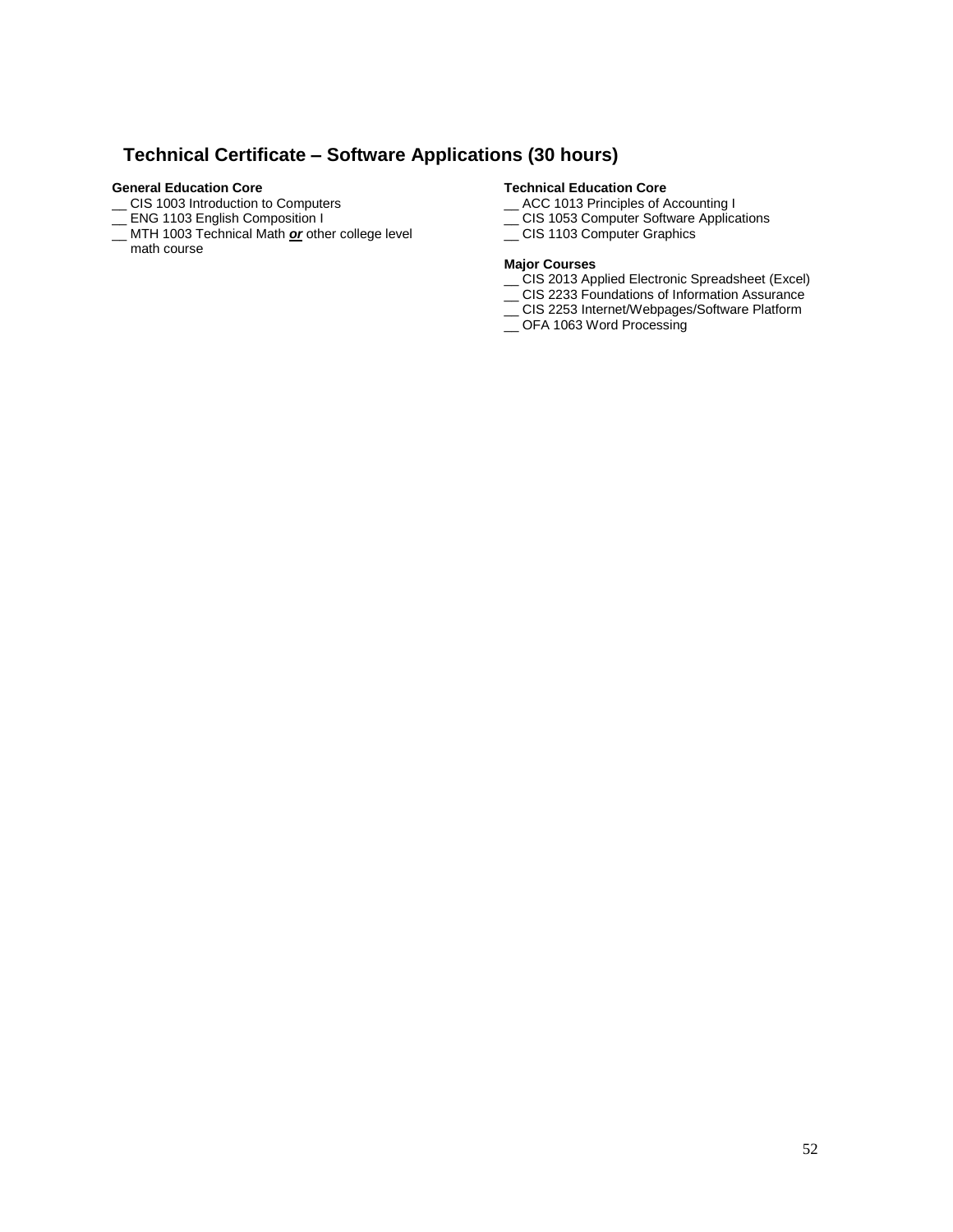## Technical Certificate – Software Applications (30 hours)

**General Education Core**

__ CIS 1003 Introduction to Computers
__ ENG 1103 English Composition I
__ MTH 1003 Technical Math ***or*** other college level math course

**Technical Education Core**

__ ACC 1013 Principles of Accounting I
__ CIS 1053 Computer Software Applications
__ CIS 1103 Computer Graphics

**Major Courses**

__ CIS 2013 Applied Electronic Spreadsheet (Excel)
__ CIS 2233 Foundations of Information Assurance
__ CIS 2253 Internet/Webpages/Software Platform
__ OFA 1063 Word Processing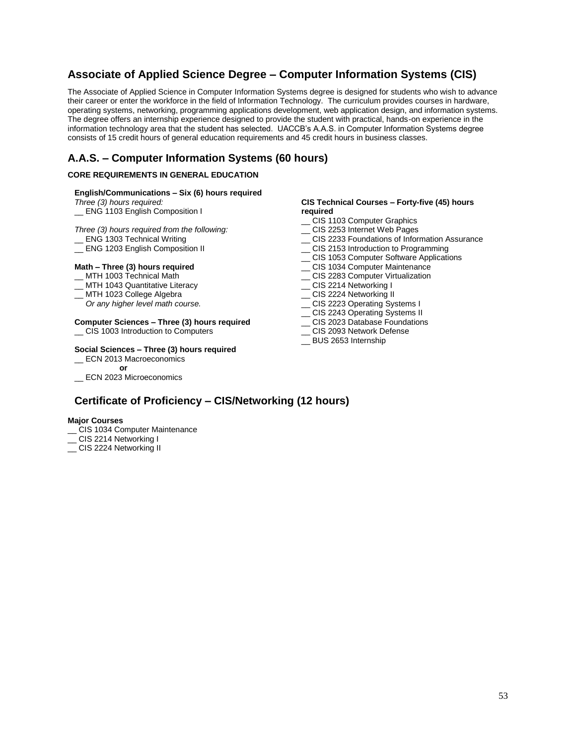## Associate of Applied Science Degree – Computer Information Systems (CIS)

The Associate of Applied Science in Computer Information Systems degree is designed for students who wish to advance their career or enter the workforce in the field of Information Technology. The curriculum provides courses in hardware, operating systems, networking, programming applications development, web application design, and information systems. The degree offers an internship experience designed to provide the student with practical, hands-on experience in the information technology area that the student has selected. UACCB's A.A.S. in Computer Information Systems degree consists of 15 credit hours of general education requirements and 45 credit hours in business classes.

## A.A.S. – Computer Information Systems (60 hours)

**CORE REQUIREMENTS IN GENERAL EDUCATION**

**English/Communications – Six (6) hours required**

*Three (3) hours required:*

__ ENG 1103 English Composition I

*Three (3) hours required from the following:*

__ ENG 1303 Technical Writing  
__ ENG 1203 English Composition II

**Math – Three (3) hours required**

__ MTH 1003 Technical Math  
__ MTH 1043 Quantitative Literacy  
__ MTH 1023 College Algebra  
*Or any higher level math course.*

**Computer Sciences – Three (3) hours required**

__ CIS 1003 Introduction to Computers

**Social Sciences – Three (3) hours required**

__ ECN 2013 Macroeconomics  
**or**  
__ ECN 2023 Microeconomics

**CIS Technical Courses – Forty-five (45) hours required**

__ CIS 1103 Computer Graphics  
__ CIS 2253 Internet Web Pages  
__ CIS 2233 Foundations of Information Assurance  
__ CIS 2153 Introduction to Programming  
__ CIS 1053 Computer Software Applications  
__ CIS 1034 Computer Maintenance  
__ CIS 2283 Computer Virtualization  
__ CIS 2214 Networking I  
__ CIS 2224 Networking II  
__ CIS 2223 Operating Systems I  
__ CIS 2243 Operating Systems II  
__ CIS 2023 Database Foundations  
__ CIS 2093 Network Defense  
__ BUS 2653 Internship

## Certificate of Proficiency – CIS/Networking (12 hours)

**Major Courses**

__ CIS 1034 Computer Maintenance  
__ CIS 2214 Networking I  
__ CIS 2224 Networking II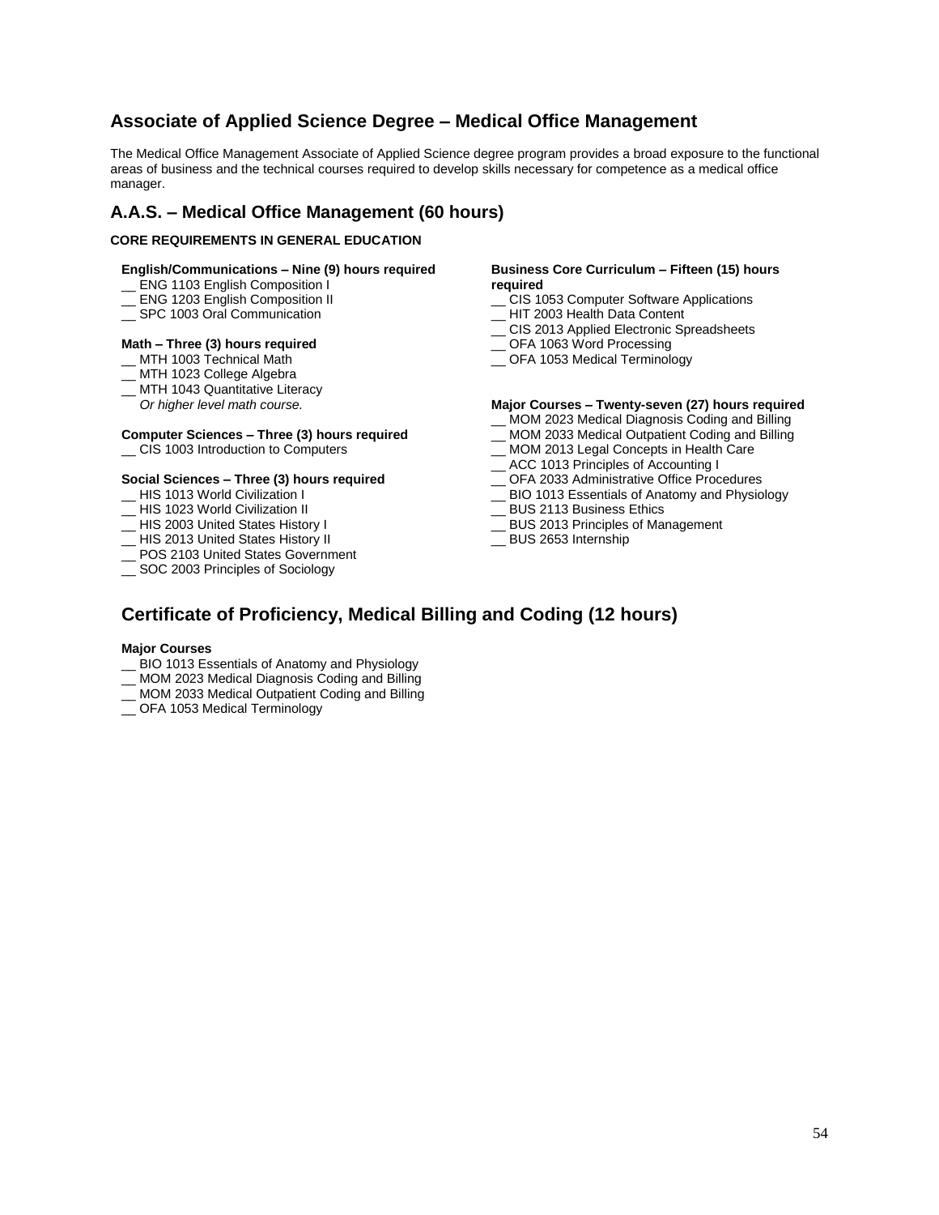## Associate of Applied Science Degree – Medical Office Management

The Medical Office Management Associate of Applied Science degree program provides a broad exposure to the functional areas of business and the technical courses required to develop skills necessary for competence as a medical office manager.

## A.A.S. – Medical Office Management (60 hours)

**CORE REQUIREMENTS IN GENERAL EDUCATION**

**English/Communications – Nine (9) hours required**

__ ENG 1103 English Composition I
__ ENG 1203 English Composition II
__ SPC 1003 Oral Communication

**Math – Three (3) hours required**

__ MTH 1003 Technical Math
__ MTH 1023 College Algebra
__ MTH 1043 Quantitative Literacy
*Or higher level math course.*

**Computer Sciences – Three (3) hours required**

__ CIS 1003 Introduction to Computers

**Social Sciences – Three (3) hours required**

__ HIS 1013 World Civilization I
__ HIS 1023 World Civilization II
__ HIS 2003 United States History I
__ HIS 2013 United States History II
__ POS 2103 United States Government
__ SOC 2003 Principles of Sociology

**Business Core Curriculum – Fifteen (15) hours required**

__ CIS 1053 Computer Software Applications
__ HIT 2003 Health Data Content
__ CIS 2013 Applied Electronic Spreadsheets
__ OFA 1063 Word Processing
__ OFA 1053 Medical Terminology

**Major Courses – Twenty-seven (27) hours required**

__ MOM 2023 Medical Diagnosis Coding and Billing
__ MOM 2033 Medical Outpatient Coding and Billing
__ MOM 2013 Legal Concepts in Health Care
__ ACC 1013 Principles of Accounting I
__ OFA 2033 Administrative Office Procedures
__ BIO 1013 Essentials of Anatomy and Physiology
__ BUS 2113 Business Ethics
__ BUS 2013 Principles of Management
__ BUS 2653 Internship

## Certificate of Proficiency, Medical Billing and Coding (12 hours)

**Major Courses**

__ BIO 1013 Essentials of Anatomy and Physiology
__ MOM 2023 Medical Diagnosis Coding and Billing
__ MOM 2033 Medical Outpatient Coding and Billing
__ OFA 1053 Medical Terminology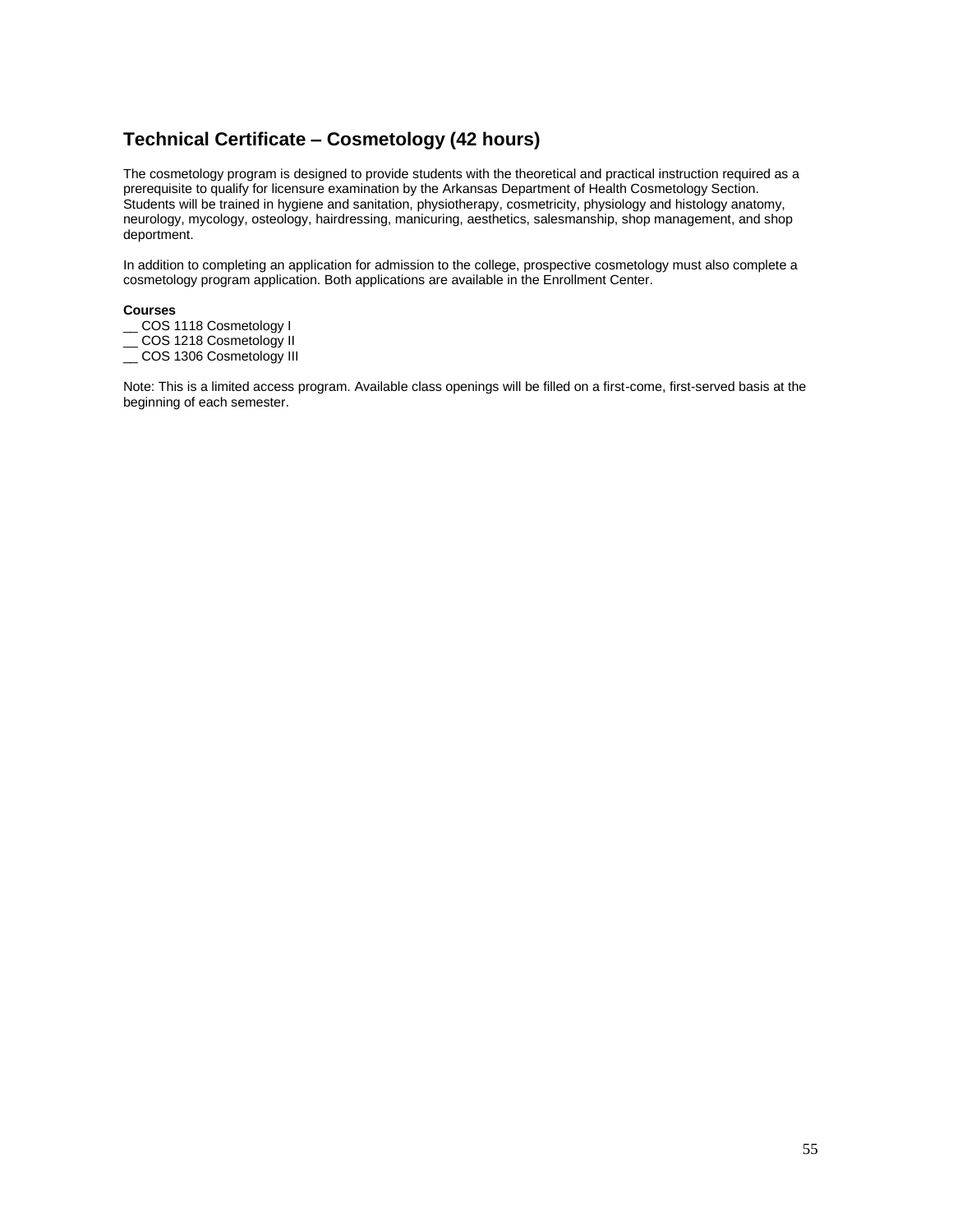## Technical Certificate – Cosmetology (42 hours)

The cosmetology program is designed to provide students with the theoretical and practical instruction required as a prerequisite to qualify for licensure examination by the Arkansas Department of Health Cosmetology Section. Students will be trained in hygiene and sanitation, physiotherapy, cosmetricity, physiology and histology anatomy, neurology, mycology, osteology, hairdressing, manicuring, aesthetics, salesmanship, shop management, and shop deportment.

In addition to completing an application for admission to the college, prospective cosmetology must also complete a cosmetology program application. Both applications are available in the Enrollment Center.

**Courses**

__ COS 1118 Cosmetology I
__ COS 1218 Cosmetology II
__ COS 1306 Cosmetology III

Note: This is a limited access program. Available class openings will be filled on a first-come, first-served basis at the beginning of each semester.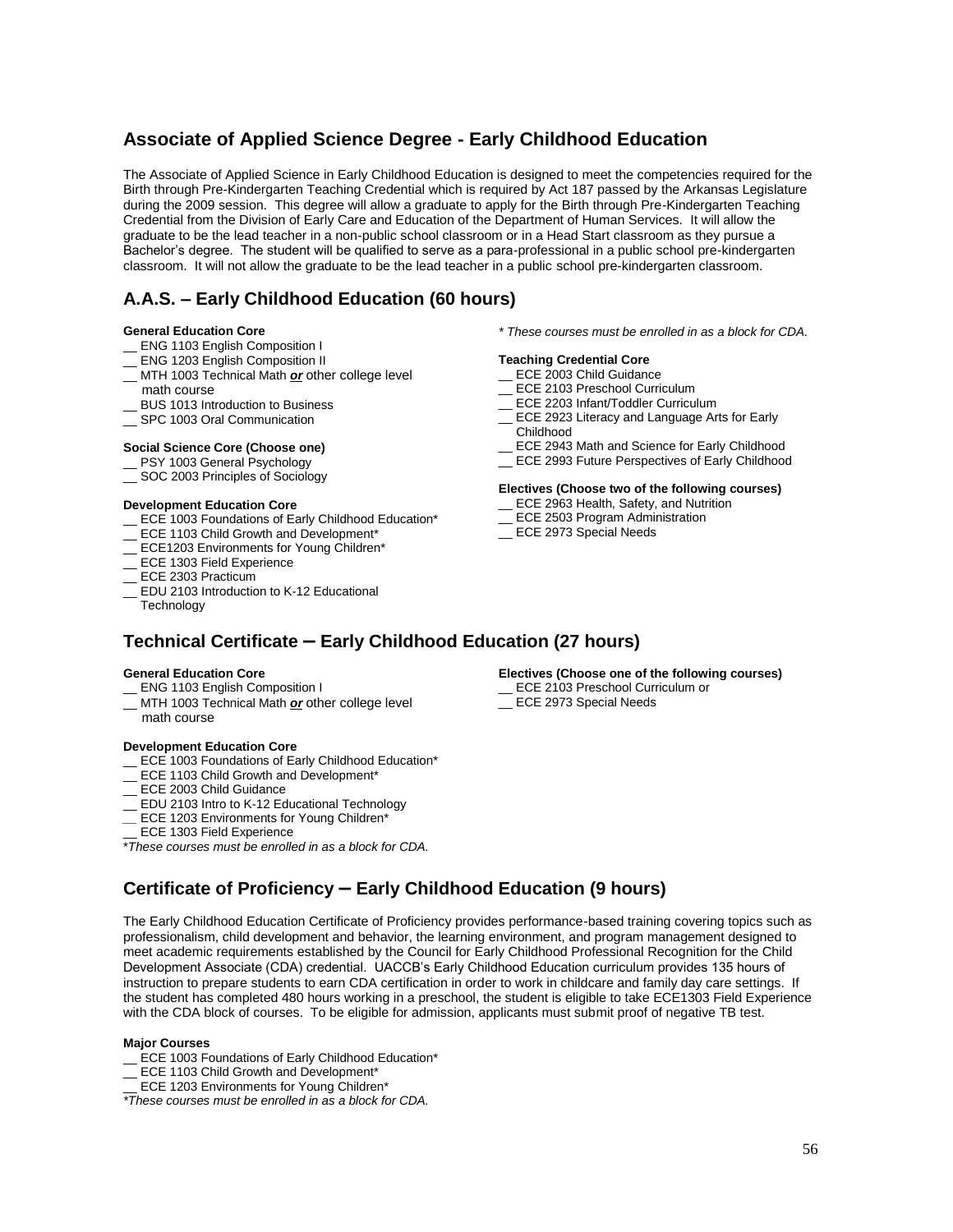## Associate of Applied Science Degree - Early Childhood Education

The Associate of Applied Science in Early Childhood Education is designed to meet the competencies required for the Birth through Pre-Kindergarten Teaching Credential which is required by Act 187 passed by the Arkansas Legislature during the 2009 session. This degree will allow a graduate to apply for the Birth through Pre-Kindergarten Teaching Credential from the Division of Early Care and Education of the Department of Human Services. It will allow the graduate to be the lead teacher in a non-public school classroom or in a Head Start classroom as they pursue a Bachelor's degree. The student will be qualified to serve as a para-professional in a public school pre-kindergarten classroom. It will not allow the graduate to be the lead teacher in a public school pre-kindergarten classroom.

## A.A.S. – Early Childhood Education (60 hours)

**General Education Core**
- __ ENG 1103 English Composition I
- __ ENG 1203 English Composition II
- __ MTH 1003 Technical Math ***or*** other college level math course
- __ BUS 1013 Introduction to Business
- __ SPC 1003 Oral Communication

**Social Science Core (Choose one)**
- __ PSY 1003 General Psychology
- __ SOC 2003 Principles of Sociology

**Development Education Core**
- __ ECE 1003 Foundations of Early Childhood Education*
- __ ECE 1103 Child Growth and Development*
- __ ECE1203 Environments for Young Children*
- __ ECE 1303 Field Experience
- __ ECE 2303 Practicum
- __ EDU 2103 Introduction to K-12 Educational Technology

*\* These courses must be enrolled in as a block for CDA.*

**Teaching Credential Core**
- __ ECE 2003 Child Guidance
- __ ECE 2103 Preschool Curriculum
- __ ECE 2203 Infant/Toddler Curriculum
- __ ECE 2923 Literacy and Language Arts for Early Childhood
- __ ECE 2943 Math and Science for Early Childhood
- __ ECE 2993 Future Perspectives of Early Childhood

**Electives (Choose two of the following courses)**
- __ ECE 2963 Health, Safety, and Nutrition
- __ ECE 2503 Program Administration
- __ ECE 2973 Special Needs

## Technical Certificate – Early Childhood Education (27 hours)

**General Education Core**
- __ ENG 1103 English Composition I
- __ MTH 1003 Technical Math ***or*** other college level math course

**Development Education Core**
- __ ECE 1003 Foundations of Early Childhood Education*
- __ ECE 1103 Child Growth and Development*
- __ ECE 2003 Child Guidance
- __ EDU 2103 Intro to K-12 Educational Technology
- __ ECE 1203 Environments for Young Children*
- __ ECE 1303 Field Experience

\**These courses must be enrolled in as a block for CDA.*

**Electives (Choose one of the following courses)**
- __ ECE 2103 Preschool Curriculum or
- __ ECE 2973 Special Needs

## Certificate of Proficiency – Early Childhood Education (9 hours)

The Early Childhood Education Certificate of Proficiency provides performance-based training covering topics such as professionalism, child development and behavior, the learning environment, and program management designed to meet academic requirements established by the Council for Early Childhood Professional Recognition for the Child Development Associate (CDA) credential. UACCB's Early Childhood Education curriculum provides 135 hours of instruction to prepare students to earn CDA certification in order to work in childcare and family day care settings. If the student has completed 480 hours working in a preschool, the student is eligible to take ECE1303 Field Experience with the CDA block of courses. To be eligible for admission, applicants must submit proof of negative TB test.

**Major Courses**
- __ ECE 1003 Foundations of Early Childhood Education*
- __ ECE 1103 Child Growth and Development*
- __ ECE 1203 Environments for Young Children*

*\*These courses must be enrolled in as a block for CDA.*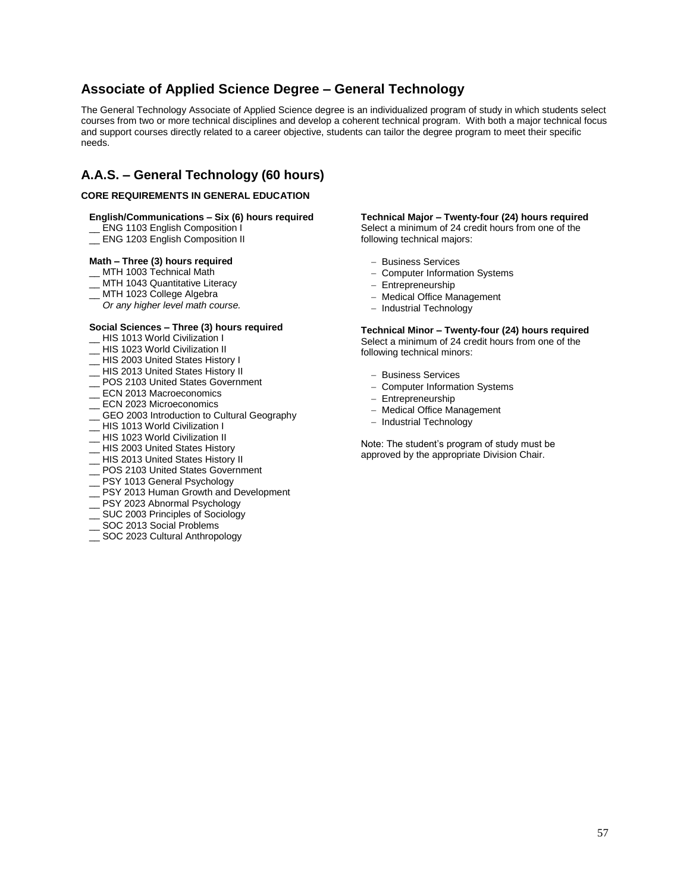## Associate of Applied Science Degree – General Technology

The General Technology Associate of Applied Science degree is an individualized program of study in which students select courses from two or more technical disciplines and develop a coherent technical program. With both a major technical focus and support courses directly related to a career objective, students can tailor the degree program to meet their specific needs.

## A.A.S. – General Technology (60 hours)

**CORE REQUIREMENTS IN GENERAL EDUCATION**

**English/Communications – Six (6) hours required**

__ ENG 1103 English Composition I
__ ENG 1203 English Composition II

**Math – Three (3) hours required**

__ MTH 1003 Technical Math
__ MTH 1043 Quantitative Literacy
__ MTH 1023 College Algebra
*Or any higher level math course.*

**Social Sciences – Three (3) hours required**

__ HIS 1013 World Civilization I
__ HIS 1023 World Civilization II
__ HIS 2003 United States History I
__ HIS 2013 United States History II
__ POS 2103 United States Government
__ ECN 2013 Macroeconomics
__ ECN 2023 Microeconomics
__ GEO 2003 Introduction to Cultural Geography
__ HIS 1013 World Civilization I
__ HIS 1023 World Civilization II
__ HIS 2003 United States History
__ HIS 2013 United States History II
__ POS 2103 United States Government
__ PSY 1013 General Psychology
__ PSY 2013 Human Growth and Development
__ PSY 2023 Abnormal Psychology
__ SUC 2003 Principles of Sociology
__ SOC 2013 Social Problems
__ SOC 2023 Cultural Anthropology

**Technical Major – Twenty-four (24) hours required**
Select a minimum of 24 credit hours from one of the following technical majors:

- Business Services
- Computer Information Systems
- Entrepreneurship
- Medical Office Management
- Industrial Technology

**Technical Minor – Twenty-four (24) hours required**
Select a minimum of 24 credit hours from one of the following technical minors:

- Business Services
- Computer Information Systems
- Entrepreneurship
- Medical Office Management
- Industrial Technology

Note: The student's program of study must be approved by the appropriate Division Chair.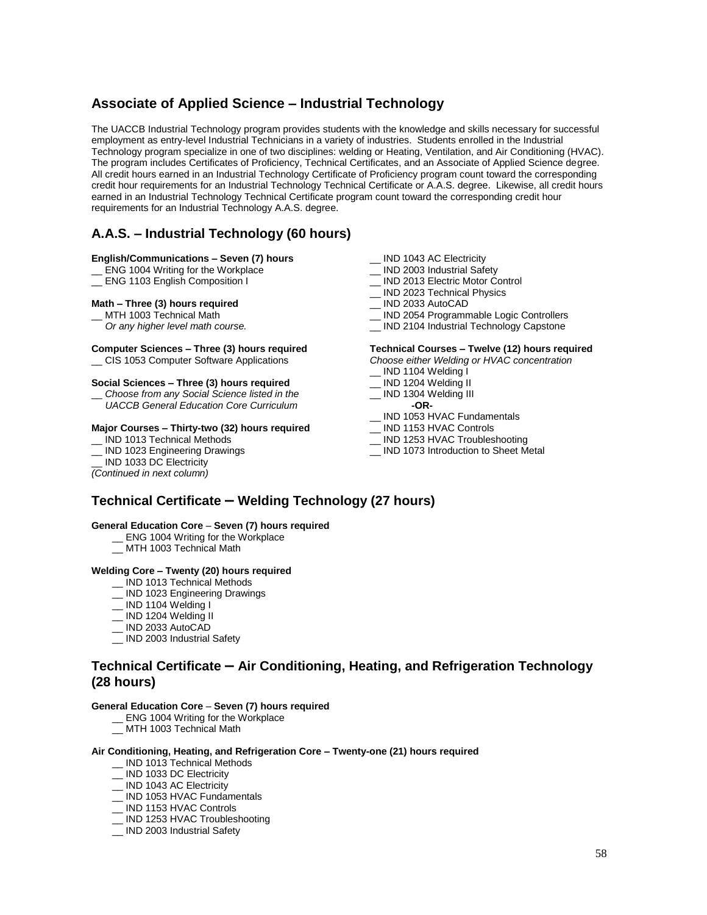## Associate of Applied Science – Industrial Technology

The UACCB Industrial Technology program provides students with the knowledge and skills necessary for successful employment as entry-level Industrial Technicians in a variety of industries. Students enrolled in the Industrial Technology program specialize in one of two disciplines: welding or Heating, Ventilation, and Air Conditioning (HVAC). The program includes Certificates of Proficiency, Technical Certificates, and an Associate of Applied Science degree. All credit hours earned in an Industrial Technology Certificate of Proficiency program count toward the corresponding credit hour requirements for an Industrial Technology Technical Certificate or A.A.S. degree. Likewise, all credit hours earned in an Industrial Technology Technical Certificate program count toward the corresponding credit hour requirements for an Industrial Technology A.A.S. degree.

## A.A.S. – Industrial Technology (60 hours)

**English/Communications – Seven (7) hours**

__ ENG 1004 Writing for the Workplace
__ ENG 1103 English Composition I

**Math – Three (3) hours required**

__ MTH 1003 Technical Math
*Or any higher level math course.*

**Computer Sciences – Three (3) hours required**

__ CIS 1053 Computer Software Applications

**Social Sciences – Three (3) hours required**

__ *Choose from any Social Science listed in the UACCB General Education Core Curriculum*

**Major Courses – Thirty-two (32) hours required**

__ IND 1013 Technical Methods
__ IND 1023 Engineering Drawings
__ IND 1033 DC Electricity
*(Continued in next column)*
__ IND 1043 AC Electricity
__ IND 2003 Industrial Safety
__ IND 2013 Electric Motor Control
__ IND 2023 Technical Physics
__ IND 2033 AutoCAD
__ IND 2054 Programmable Logic Controllers
__ IND 2104 Industrial Technology Capstone

**Technical Courses – Twelve (12) hours required**

*Choose either Welding or HVAC concentration*

__ IND 1104 Welding I
__ IND 1204 Welding II
__ IND 1304 Welding III

**-OR-**

__ IND 1053 HVAC Fundamentals
__ IND 1153 HVAC Controls
__ IND 1253 HVAC Troubleshooting
__ IND 1073 Introduction to Sheet Metal

## Technical Certificate – Welding Technology (27 hours)

**General Education Core – Seven (7) hours required**

__ ENG 1004 Writing for the Workplace
__ MTH 1003 Technical Math

**Welding Core – Twenty (20) hours required**

__ IND 1013 Technical Methods
__ IND 1023 Engineering Drawings
__ IND 1104 Welding I
__ IND 1204 Welding II
__ IND 2033 AutoCAD
__ IND 2003 Industrial Safety

## Technical Certificate – Air Conditioning, Heating, and Refrigeration Technology (28 hours)

**General Education Core – Seven (7) hours required**

__ ENG 1004 Writing for the Workplace
__ MTH 1003 Technical Math

**Air Conditioning, Heating, and Refrigeration Core – Twenty-one (21) hours required**

__ IND 1013 Technical Methods
__ IND 1033 DC Electricity
__ IND 1043 AC Electricity
__ IND 1053 HVAC Fundamentals
__ IND 1153 HVAC Controls
__ IND 1253 HVAC Troubleshooting
__ IND 2003 Industrial Safety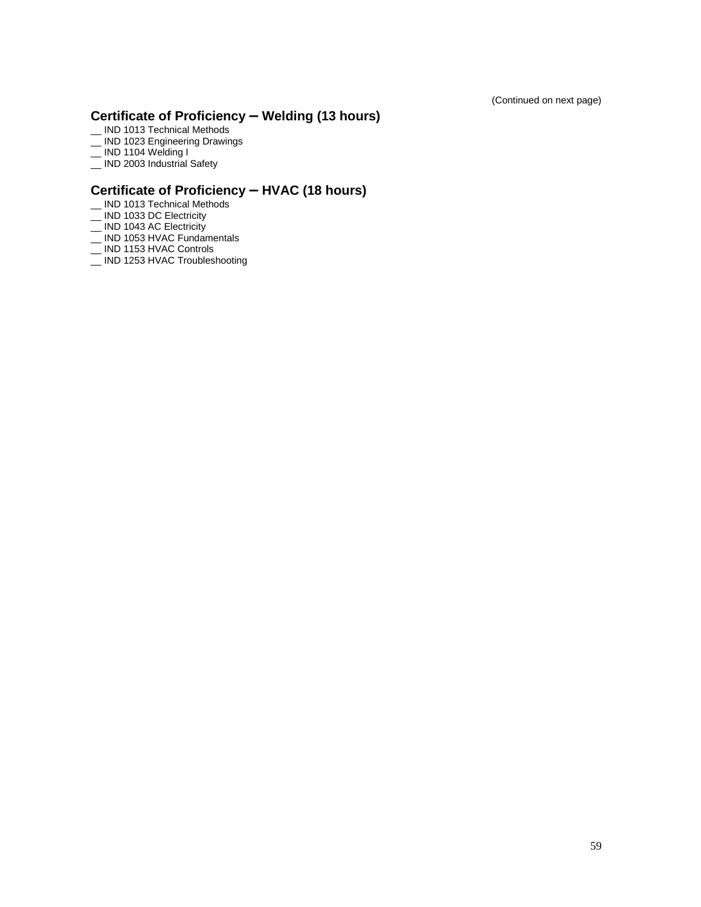(Continued on next page)

## Certificate of Proficiency – Welding (13 hours)

__ IND 1013 Technical Methods
__ IND 1023 Engineering Drawings
__ IND 1104 Welding I
__ IND 2003 Industrial Safety

## Certificate of Proficiency – HVAC (18 hours)

__ IND 1013 Technical Methods
__ IND 1033 DC Electricity
__ IND 1043 AC Electricity
__ IND 1053 HVAC Fundamentals
__ IND 1153 HVAC Controls
__ IND 1253 HVAC Troubleshooting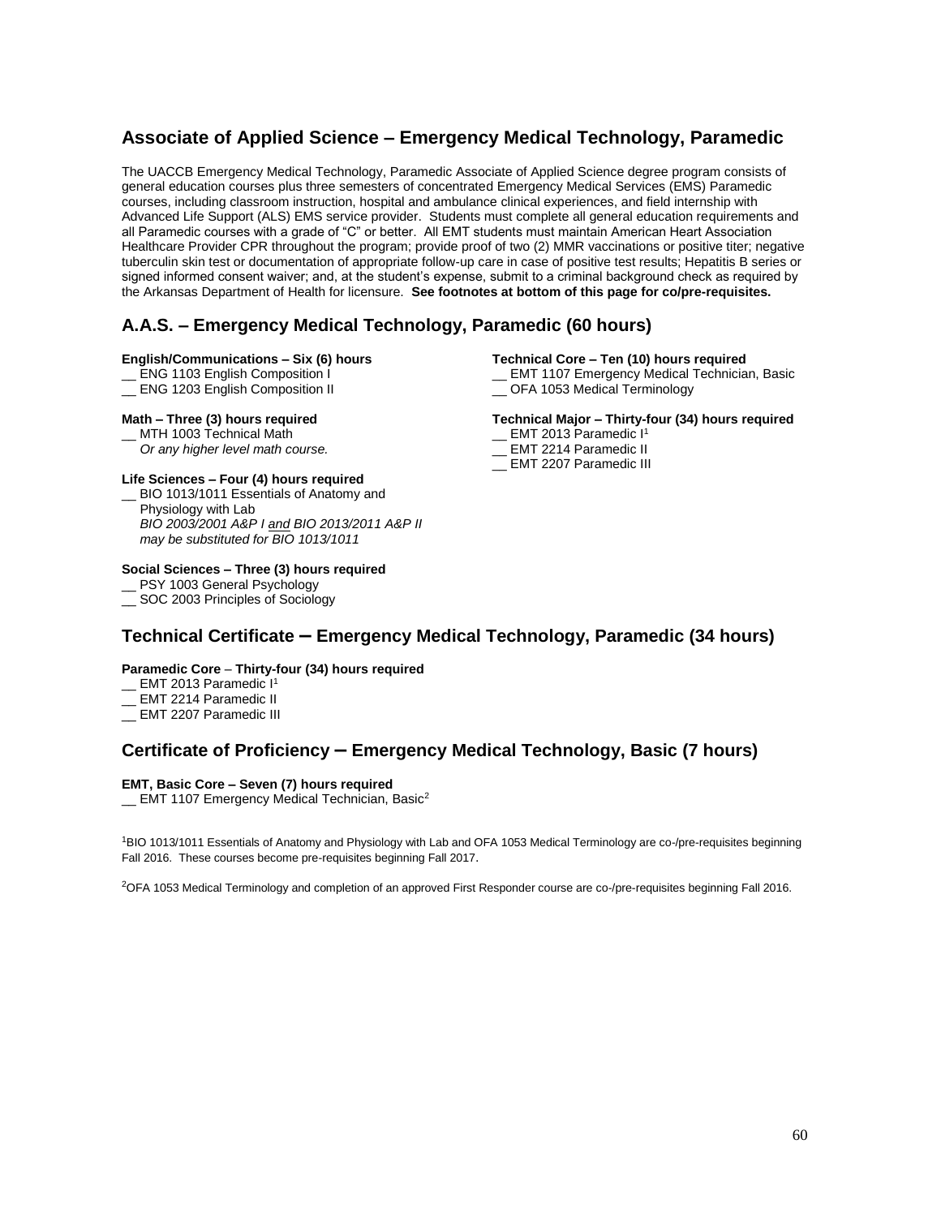## Associate of Applied Science – Emergency Medical Technology, Paramedic

The UACCB Emergency Medical Technology, Paramedic Associate of Applied Science degree program consists of general education courses plus three semesters of concentrated Emergency Medical Services (EMS) Paramedic courses, including classroom instruction, hospital and ambulance clinical experiences, and field internship with Advanced Life Support (ALS) EMS service provider. Students must complete all general education requirements and all Paramedic courses with a grade of "C" or better. All EMT students must maintain American Heart Association Healthcare Provider CPR throughout the program; provide proof of two (2) MMR vaccinations or positive titer; negative tuberculin skin test or documentation of appropriate follow-up care in case of positive test results; Hepatitis B series or signed informed consent waiver; and, at the student's expense, submit to a criminal background check as required by the Arkansas Department of Health for licensure. **See footnotes at bottom of this page for co/pre-requisites.**

## A.A.S. – Emergency Medical Technology, Paramedic (60 hours)

**English/Communications – Six (6) hours**

__ ENG 1103 English Composition I
__ ENG 1203 English Composition II

**Math – Three (3) hours required**

__ MTH 1003 Technical Math
*Or any higher level math course.*

**Life Sciences – Four (4) hours required**

__ BIO 1013/1011 Essentials of Anatomy and Physiology with Lab
*BIO 2003/2001 A&P I and BIO 2013/2011 A&P II may be substituted for BIO 1013/1011*

**Social Sciences – Three (3) hours required**

__ PSY 1003 General Psychology
__ SOC 2003 Principles of Sociology

**Technical Core – Ten (10) hours required**

__ EMT 1107 Emergency Medical Technician, Basic
__ OFA 1053 Medical Terminology

**Technical Major – Thirty-four (34) hours required**

__ EMT 2013 Paramedic I[1]
__ EMT 2214 Paramedic II
__ EMT 2207 Paramedic III

## Technical Certificate – Emergency Medical Technology, Paramedic (34 hours)

**Paramedic Core – Thirty-four (34) hours required**

__ EMT 2013 Paramedic I[1]
__ EMT 2214 Paramedic II
__ EMT 2207 Paramedic III

## Certificate of Proficiency – Emergency Medical Technology, Basic (7 hours)

**EMT, Basic Core – Seven (7) hours required**

__ EMT 1107 Emergency Medical Technician, Basic[2]

[1]BIO 1013/1011 Essentials of Anatomy and Physiology with Lab and OFA 1053 Medical Terminology are co-/pre-requisites beginning Fall 2016. These courses become pre-requisites beginning Fall 2017.

[2]OFA 1053 Medical Terminology and completion of an approved First Responder course are co-/pre-requisites beginning Fall 2016.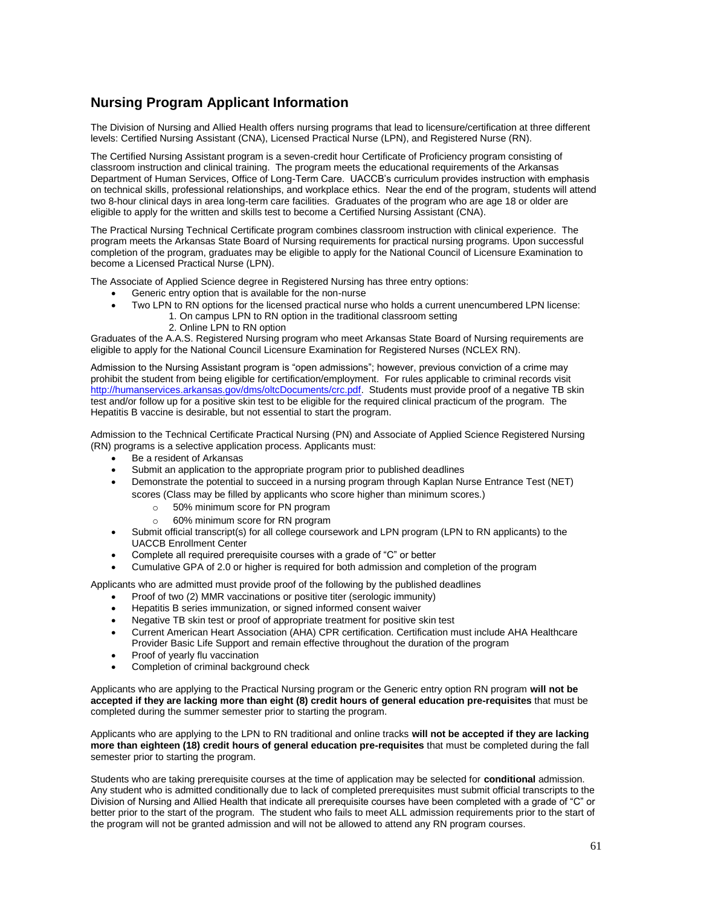## Nursing Program Applicant Information

The Division of Nursing and Allied Health offers nursing programs that lead to licensure/certification at three different levels: Certified Nursing Assistant (CNA), Licensed Practical Nurse (LPN), and Registered Nurse (RN).

The Certified Nursing Assistant program is a seven-credit hour Certificate of Proficiency program consisting of classroom instruction and clinical training. The program meets the educational requirements of the Arkansas Department of Human Services, Office of Long-Term Care. UACCB's curriculum provides instruction with emphasis on technical skills, professional relationships, and workplace ethics. Near the end of the program, students will attend two 8-hour clinical days in area long-term care facilities. Graduates of the program who are age 18 or older are eligible to apply for the written and skills test to become a Certified Nursing Assistant (CNA).

The Practical Nursing Technical Certificate program combines classroom instruction with clinical experience. The program meets the Arkansas State Board of Nursing requirements for practical nursing programs. Upon successful completion of the program, graduates may be eligible to apply for the National Council of Licensure Examination to become a Licensed Practical Nurse (LPN).

The Associate of Applied Science degree in Registered Nursing has three entry options:

- Generic entry option that is available for the non-nurse
- Two LPN to RN options for the licensed practical nurse who holds a current unencumbered LPN license:
  1. On campus LPN to RN option in the traditional classroom setting
  2. Online LPN to RN option

Graduates of the A.A.S. Registered Nursing program who meet Arkansas State Board of Nursing requirements are eligible to apply for the National Council Licensure Examination for Registered Nurses (NCLEX RN).

Admission to the Nursing Assistant program is "open admissions"; however, previous conviction of a crime may prohibit the student from being eligible for certification/employment. For rules applicable to criminal records visit http://humanservices.arkansas.gov/dms/oltcDocuments/crc.pdf. Students must provide proof of a negative TB skin test and/or follow up for a positive skin test to be eligible for the required clinical practicum of the program. The Hepatitis B vaccine is desirable, but not essential to start the program.

Admission to the Technical Certificate Practical Nursing (PN) and Associate of Applied Science Registered Nursing (RN) programs is a selective application process. Applicants must:

- Be a resident of Arkansas
- Submit an application to the appropriate program prior to published deadlines
- Demonstrate the potential to succeed in a nursing program through Kaplan Nurse Entrance Test (NET) scores (Class may be filled by applicants who score higher than minimum scores.)
  - 50% minimum score for PN program
  - 60% minimum score for RN program
- Submit official transcript(s) for all college coursework and LPN program (LPN to RN applicants) to the UACCB Enrollment Center
- Complete all required prerequisite courses with a grade of "C" or better
- Cumulative GPA of 2.0 or higher is required for both admission and completion of the program

Applicants who are admitted must provide proof of the following by the published deadlines

- Proof of two (2) MMR vaccinations or positive titer (serologic immunity)
- Hepatitis B series immunization, or signed informed consent waiver
- Negative TB skin test or proof of appropriate treatment for positive skin test
- Current American Heart Association (AHA) CPR certification. Certification must include AHA Healthcare Provider Basic Life Support and remain effective throughout the duration of the program
- Proof of yearly flu vaccination
- Completion of criminal background check

Applicants who are applying to the Practical Nursing program or the Generic entry option RN program **will not be accepted if they are lacking more than eight (8) credit hours of general education pre-requisites** that must be completed during the summer semester prior to starting the program.

Applicants who are applying to the LPN to RN traditional and online tracks **will not be accepted if they are lacking more than eighteen (18) credit hours of general education pre-requisites** that must be completed during the fall semester prior to starting the program.

Students who are taking prerequisite courses at the time of application may be selected for **conditional** admission. Any student who is admitted conditionally due to lack of completed prerequisites must submit official transcripts to the Division of Nursing and Allied Health that indicate all prerequisite courses have been completed with a grade of "C" or better prior to the start of the program. The student who fails to meet ALL admission requirements prior to the start of the program will not be granted admission and will not be allowed to attend any RN program courses.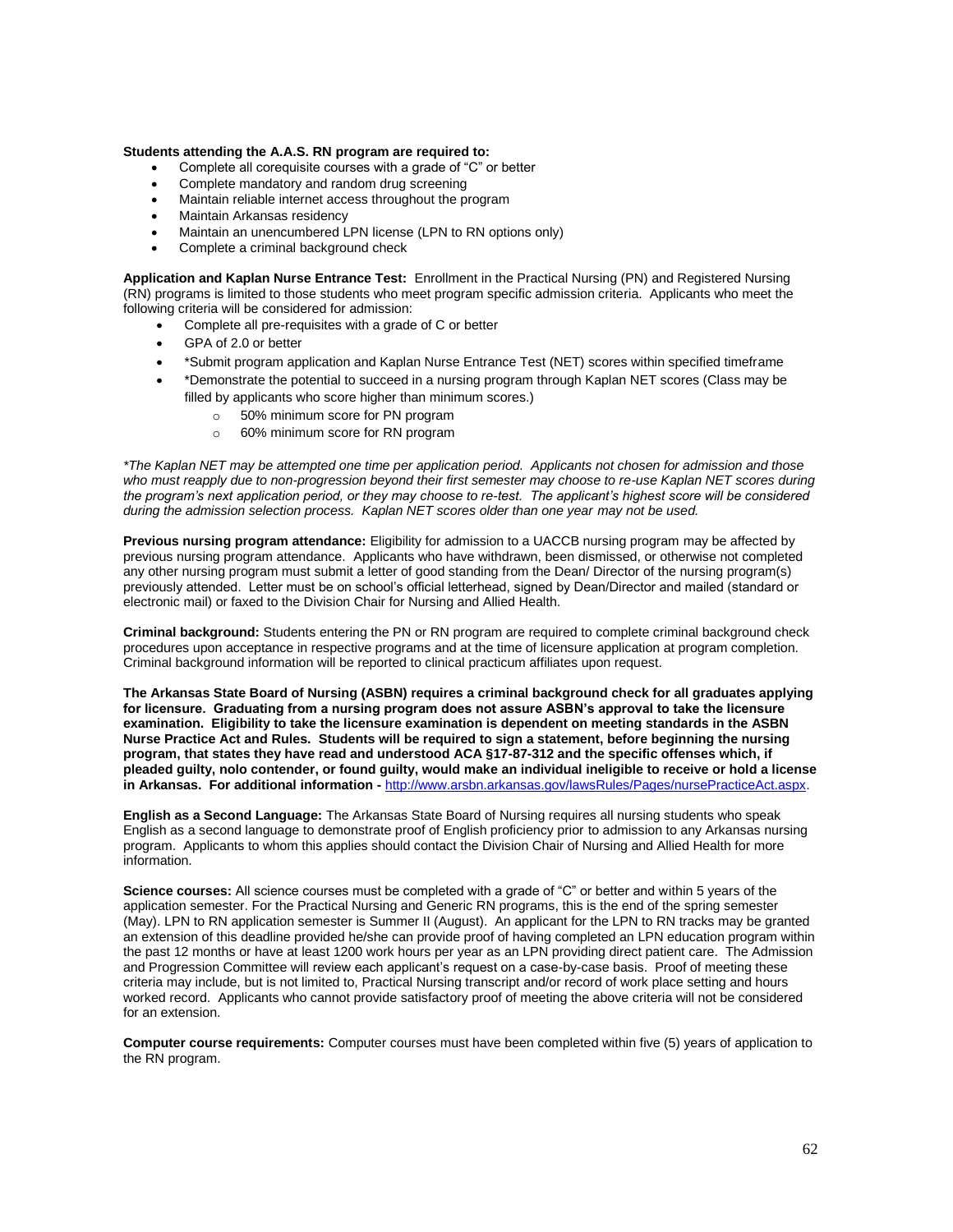**Students attending the A.A.S. RN program are required to:**

- Complete all corequisite courses with a grade of "C" or better
- Complete mandatory and random drug screening
- Maintain reliable internet access throughout the program
- Maintain Arkansas residency
- Maintain an unencumbered LPN license (LPN to RN options only)
- Complete a criminal background check

**Application and Kaplan Nurse Entrance Test:** Enrollment in the Practical Nursing (PN) and Registered Nursing (RN) programs is limited to those students who meet program specific admission criteria. Applicants who meet the following criteria will be considered for admission:

- Complete all pre-requisites with a grade of C or better
- GPA of 2.0 or better
- *Submit program application and Kaplan Nurse Entrance Test (NET) scores within specified timeframe
- *Demonstrate the potential to succeed in a nursing program through Kaplan NET scores (Class may be filled by applicants who score higher than minimum scores.)
  - 50% minimum score for PN program
  - 60% minimum score for RN program

*\*The Kaplan NET may be attempted one time per application period. Applicants not chosen for admission and those who must reapply due to non-progression beyond their first semester may choose to re-use Kaplan NET scores during the program's next application period, or they may choose to re-test. The applicant's highest score will be considered during the admission selection process. Kaplan NET scores older than one year may not be used.*

**Previous nursing program attendance:** Eligibility for admission to a UACCB nursing program may be affected by previous nursing program attendance. Applicants who have withdrawn, been dismissed, or otherwise not completed any other nursing program must submit a letter of good standing from the Dean/ Director of the nursing program(s) previously attended. Letter must be on school's official letterhead, signed by Dean/Director and mailed (standard or electronic mail) or faxed to the Division Chair for Nursing and Allied Health.

**Criminal background:** Students entering the PN or RN program are required to complete criminal background check procedures upon acceptance in respective programs and at the time of licensure application at program completion. Criminal background information will be reported to clinical practicum affiliates upon request.

**The Arkansas State Board of Nursing (ASBN) requires a criminal background check for all graduates applying for licensure. Graduating from a nursing program does not assure ASBN's approval to take the licensure examination. Eligibility to take the licensure examination is dependent on meeting standards in the ASBN Nurse Practice Act and Rules. Students will be required to sign a statement, before beginning the nursing program, that states they have read and understood ACA §17-87-312 and the specific offenses which, if pleaded guilty, nolo contender, or found guilty, would make an individual ineligible to receive or hold a license in Arkansas. For additional information -** http://www.arsbn.arkansas.gov/lawsRules/Pages/nursePracticeAct.aspx.

**English as a Second Language:** The Arkansas State Board of Nursing requires all nursing students who speak English as a second language to demonstrate proof of English proficiency prior to admission to any Arkansas nursing program. Applicants to whom this applies should contact the Division Chair of Nursing and Allied Health for more information.

**Science courses:** All science courses must be completed with a grade of "C" or better and within 5 years of the application semester. For the Practical Nursing and Generic RN programs, this is the end of the spring semester (May). LPN to RN application semester is Summer II (August). An applicant for the LPN to RN tracks may be granted an extension of this deadline provided he/she can provide proof of having completed an LPN education program within the past 12 months or have at least 1200 work hours per year as an LPN providing direct patient care. The Admission and Progression Committee will review each applicant's request on a case-by-case basis. Proof of meeting these criteria may include, but is not limited to, Practical Nursing transcript and/or record of work place setting and hours worked record. Applicants who cannot provide satisfactory proof of meeting the above criteria will not be considered for an extension.

**Computer course requirements:** Computer courses must have been completed within five (5) years of application to the RN program.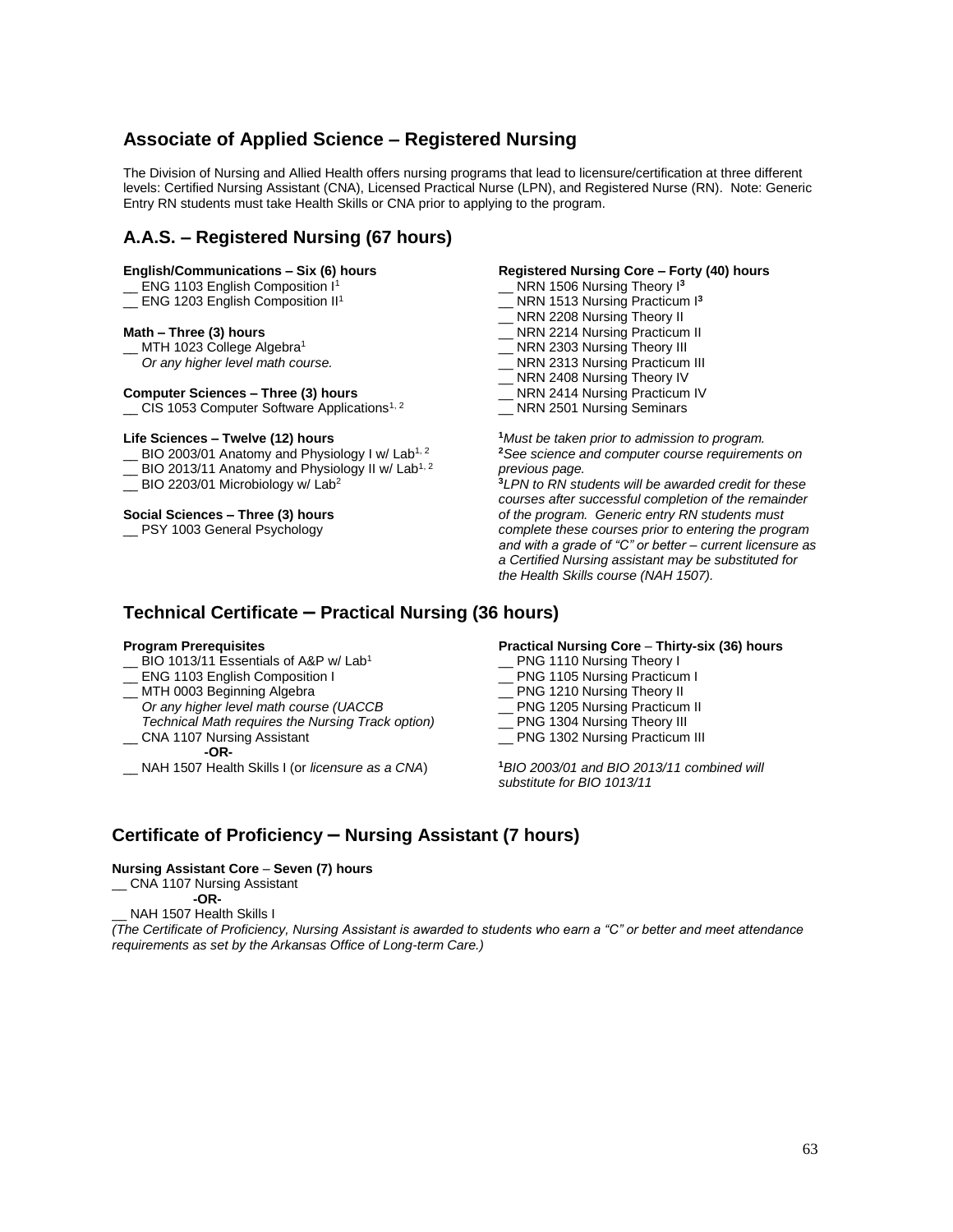## Associate of Applied Science – Registered Nursing

The Division of Nursing and Allied Health offers nursing programs that lead to licensure/certification at three different levels: Certified Nursing Assistant (CNA), Licensed Practical Nurse (LPN), and Registered Nurse (RN). Note: Generic Entry RN students must take Health Skills or CNA prior to applying to the program.

## A.A.S. – Registered Nursing (67 hours)

**English/Communications – Six (6) hours**

__ ENG 1103 English Composition I[1]
__ ENG 1203 English Composition II[1]

**Math – Three (3) hours**

__ MTH 1023 College Algebra[1]
*Or any higher level math course.*

**Computer Sciences – Three (3) hours**

__ CIS 1053 Computer Software Applications[1, 2]

**Life Sciences – Twelve (12) hours**

__ BIO 2003/01 Anatomy and Physiology I w/ Lab[1, 2]
__ BIO 2013/11 Anatomy and Physiology II w/ Lab[1, 2]
__ BIO 2203/01 Microbiology w/ Lab[2]

**Social Sciences – Three (3) hours**

__ PSY 1003 General Psychology

**Registered Nursing Core – Forty (40) hours**

__ NRN 1506 Nursing Theory I[3]
__ NRN 1513 Nursing Practicum I[3]
__ NRN 2208 Nursing Theory II
__ NRN 2214 Nursing Practicum II
__ NRN 2303 Nursing Theory III
__ NRN 2313 Nursing Practicum III
__ NRN 2408 Nursing Theory IV
__ NRN 2414 Nursing Practicum IV
__ NRN 2501 Nursing Seminars

[1]*Must be taken prior to admission to program.*
[2]*See science and computer course requirements on previous page.*
[3]*LPN to RN students will be awarded credit for these courses after successful completion of the remainder of the program. Generic entry RN students must complete these courses prior to entering the program and with a grade of "C" or better – current licensure as a Certified Nursing assistant may be substituted for the Health Skills course (NAH 1507).*

## Technical Certificate – Practical Nursing (36 hours)

**Program Prerequisites**

__ BIO 1013/11 Essentials of A&P w/ Lab[1]
__ ENG 1103 English Composition I
__ MTH 0003 Beginning Algebra
*Or any higher level math course (UACCB Technical Math requires the Nursing Track option)*
__ CNA 1107 Nursing Assistant
**-OR-**
__ NAH 1507 Health Skills I (or *licensure as a CNA*)

**Practical Nursing Core – Thirty-six (36) hours**

__ PNG 1110 Nursing Theory I
__ PNG 1105 Nursing Practicum I
__ PNG 1210 Nursing Theory II
__ PNG 1205 Nursing Practicum II
__ PNG 1304 Nursing Theory III
__ PNG 1302 Nursing Practicum III

[1]*BIO 2003/01 and BIO 2013/11 combined will substitute for BIO 1013/11*

## Certificate of Proficiency – Nursing Assistant (7 hours)

**Nursing Assistant Core – Seven (7) hours**

__ CNA 1107 Nursing Assistant
**-OR-**
__ NAH 1507 Health Skills I

*(The Certificate of Proficiency, Nursing Assistant is awarded to students who earn a "C" or better and meet attendance requirements as set by the Arkansas Office of Long-term Care.)*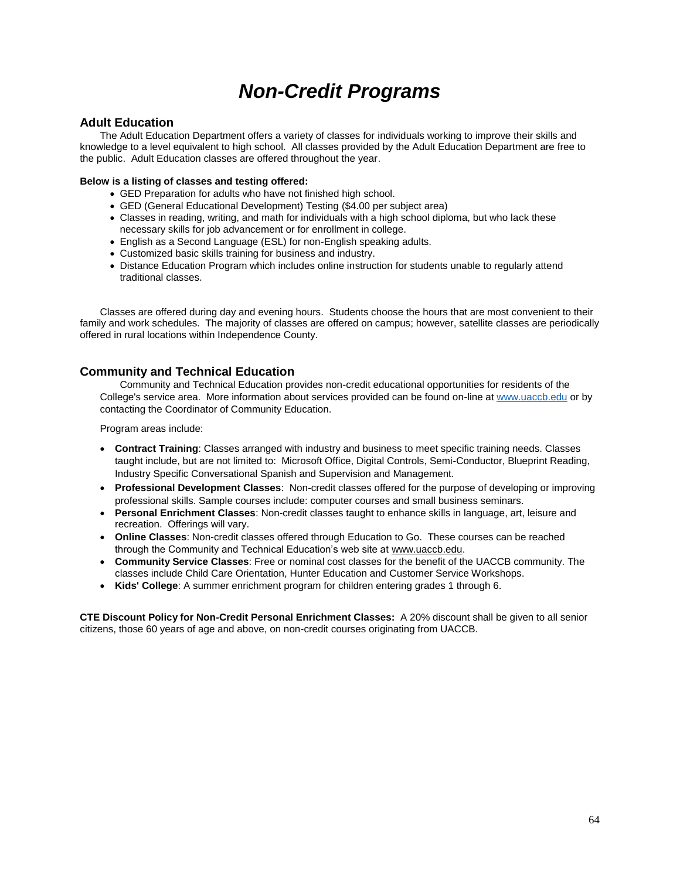# *Non-Credit Programs*

## Adult Education

The Adult Education Department offers a variety of classes for individuals working to improve their skills and knowledge to a level equivalent to high school. All classes provided by the Adult Education Department are free to the public. Adult Education classes are offered throughout the year.

**Below is a listing of classes and testing offered:**

- GED Preparation for adults who have not finished high school.
- GED (General Educational Development) Testing ($4.00 per subject area)
- Classes in reading, writing, and math for individuals with a high school diploma, but who lack these necessary skills for job advancement or for enrollment in college.
- English as a Second Language (ESL) for non-English speaking adults.
- Customized basic skills training for business and industry.
- Distance Education Program which includes online instruction for students unable to regularly attend traditional classes.

Classes are offered during day and evening hours. Students choose the hours that are most convenient to their family and work schedules. The majority of classes are offered on campus; however, satellite classes are periodically offered in rural locations within Independence County.

## Community and Technical Education

Community and Technical Education provides non-credit educational opportunities for residents of the College's service area. More information about services provided can be found on-line at www.uaccb.edu or by contacting the Coordinator of Community Education.

Program areas include:

- **Contract Training**: Classes arranged with industry and business to meet specific training needs. Classes taught include, but are not limited to: Microsoft Office, Digital Controls, Semi-Conductor, Blueprint Reading, Industry Specific Conversational Spanish and Supervision and Management.
- **Professional Development Classes**: Non-credit classes offered for the purpose of developing or improving professional skills. Sample courses include: computer courses and small business seminars.
- **Personal Enrichment Classes**: Non-credit classes taught to enhance skills in language, art, leisure and recreation. Offerings will vary.
- **Online Classes**: Non-credit classes offered through Education to Go. These courses can be reached through the Community and Technical Education's web site at www.uaccb.edu.
- **Community Service Classes**: Free or nominal cost classes for the benefit of the UACCB community. The classes include Child Care Orientation, Hunter Education and Customer Service Workshops.
- **Kids' College**: A summer enrichment program for children entering grades 1 through 6.

**CTE Discount Policy for Non-Credit Personal Enrichment Classes:** A 20% discount shall be given to all senior citizens, those 60 years of age and above, on non-credit courses originating from UACCB.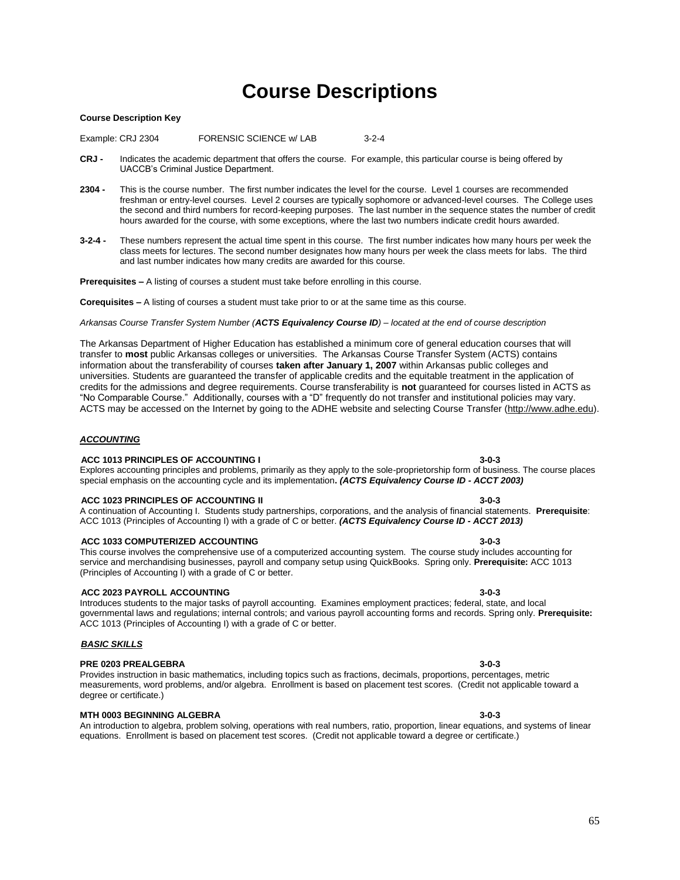# Course Descriptions

**Course Description Key**

Example: CRJ 2304 FORENSIC SCIENCE w/ LAB 3-2-4

**CRJ -** Indicates the academic department that offers the course. For example, this particular course is being offered by UACCB's Criminal Justice Department.

**2304 -** This is the course number. The first number indicates the level for the course. Level 1 courses are recommended freshman or entry-level courses. Level 2 courses are typically sophomore or advanced-level courses. The College uses the second and third numbers for record-keeping purposes. The last number in the sequence states the number of credit hours awarded for the course, with some exceptions, where the last two numbers indicate credit hours awarded.

**3-2-4 -** These numbers represent the actual time spent in this course. The first number indicates how many hours per week the class meets for lectures. The second number designates how many hours per week the class meets for labs. The third and last number indicates how many credits are awarded for this course.

**Prerequisites –** A listing of courses a student must take before enrolling in this course.

**Corequisites –** A listing of courses a student must take prior to or at the same time as this course.

*Arkansas Course Transfer System Number (**ACTS Equivalency Course ID**) – located at the end of course description*

The Arkansas Department of Higher Education has established a minimum core of general education courses that will transfer to **most** public Arkansas colleges or universities. The Arkansas Course Transfer System (ACTS) contains information about the transferability of courses **taken after January 1, 2007** within Arkansas public colleges and universities. Students are guaranteed the transfer of applicable credits and the equitable treatment in the application of credits for the admissions and degree requirements. Course transferability is **not** guaranteed for courses listed in ACTS as "No Comparable Course." Additionally, courses with a "D" frequently do not transfer and institutional policies may vary. ACTS may be accessed on the Internet by going to the ADHE website and selecting Course Transfer (http://www.adhe.edu).

## ***ACCOUNTING***

**ACC 1013 PRINCIPLES OF ACCOUNTING I 3-0-3**
Explores accounting principles and problems, primarily as they apply to the sole-proprietorship form of business. The course places special emphasis on the accounting cycle and its implementation**.** ***(ACTS Equivalency Course ID - ACCT 2003)***

**ACC 1023 PRINCIPLES OF ACCOUNTING II 3-0-3**
A continuation of Accounting I. Students study partnerships, corporations, and the analysis of financial statements. **Prerequisite**: ACC 1013 (Principles of Accounting I) with a grade of C or better. ***(ACTS Equivalency Course ID - ACCT 2013)***

**ACC 1033 COMPUTERIZED ACCOUNTING 3-0-3**
This course involves the comprehensive use of a computerized accounting system. The course study includes accounting for service and merchandising businesses, payroll and company setup using QuickBooks. Spring only. **Prerequisite:** ACC 1013 (Principles of Accounting I) with a grade of C or better.

**ACC 2023 PAYROLL ACCOUNTING 3-0-3**
Introduces students to the major tasks of payroll accounting. Examines employment practices; federal, state, and local governmental laws and regulations; internal controls; and various payroll accounting forms and records. Spring only. **Prerequisite:** ACC 1013 (Principles of Accounting I) with a grade of C or better.

## ***BASIC SKILLS***

**PRE 0203 PREALGEBRA 3-0-3**
Provides instruction in basic mathematics, including topics such as fractions, decimals, proportions, percentages, metric measurements, word problems, and/or algebra. Enrollment is based on placement test scores. (Credit not applicable toward a degree or certificate.)

**MTH 0003 BEGINNING ALGEBRA 3-0-3**
An introduction to algebra, problem solving, operations with real numbers, ratio, proportion, linear equations, and systems of linear equations. Enrollment is based on placement test scores. (Credit not applicable toward a degree or certificate.)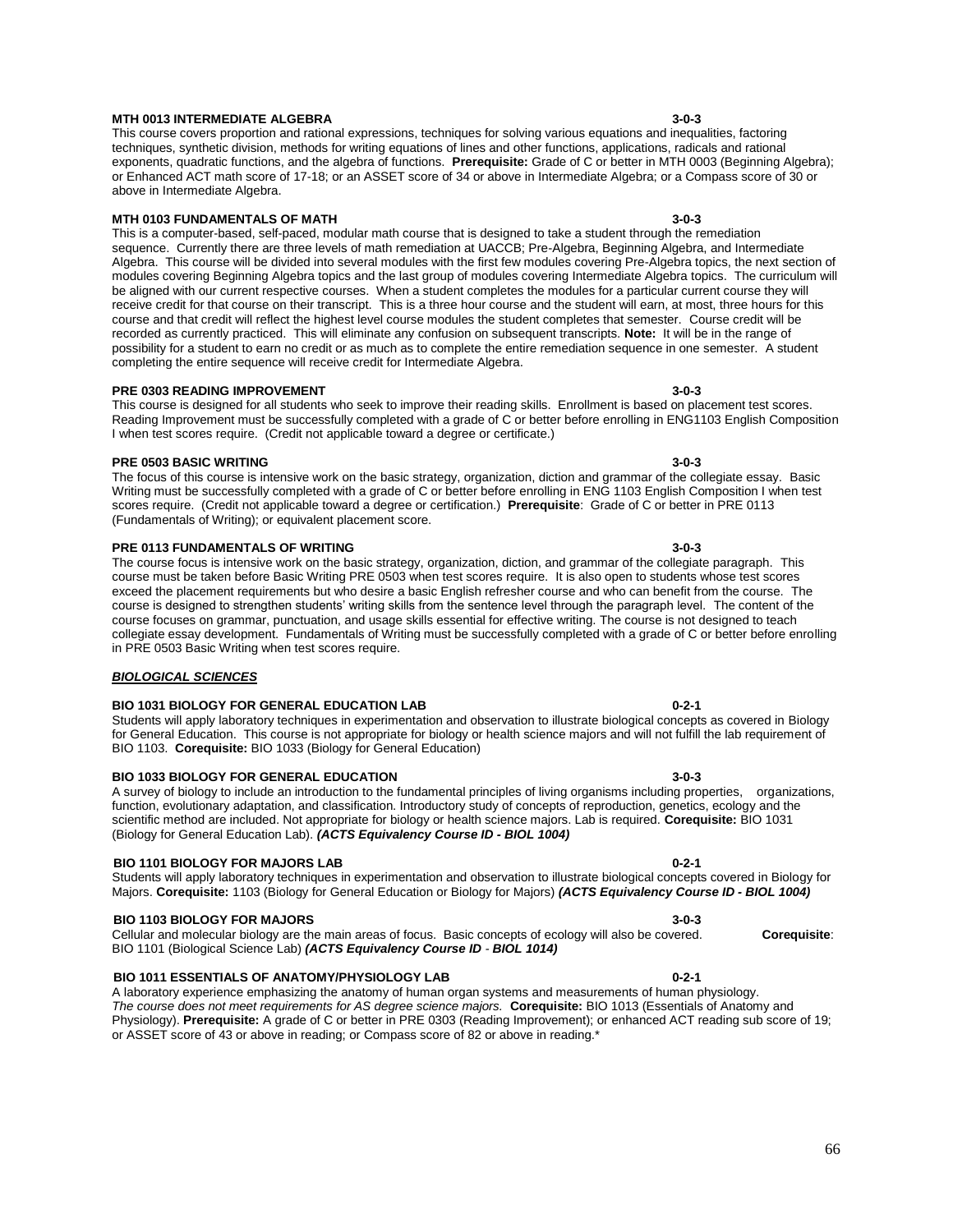**MTH 0013 INTERMEDIATE ALGEBRA** **3-0-3**

This course covers proportion and rational expressions, techniques for solving various equations and inequalities, factoring techniques, synthetic division, methods for writing equations of lines and other functions, applications, radicals and rational exponents, quadratic functions, and the algebra of functions. **Prerequisite:** Grade of C or better in MTH 0003 (Beginning Algebra); or Enhanced ACT math score of 17-18; or an ASSET score of 34 or above in Intermediate Algebra; or a Compass score of 30 or above in Intermediate Algebra.

**MTH 0103 FUNDAMENTALS OF MATH** **3-0-3**

This is a computer-based, self-paced, modular math course that is designed to take a student through the remediation sequence. Currently there are three levels of math remediation at UACCB; Pre-Algebra, Beginning Algebra, and Intermediate Algebra. This course will be divided into several modules with the first few modules covering Pre-Algebra topics, the next section of modules covering Beginning Algebra topics and the last group of modules covering Intermediate Algebra topics. The curriculum will be aligned with our current respective courses. When a student completes the modules for a particular current course they will receive credit for that course on their transcript. This is a three hour course and the student will earn, at most, three hours for this course and that credit will reflect the highest level course modules the student completes that semester. Course credit will be recorded as currently practiced. This will eliminate any confusion on subsequent transcripts. **Note:** It will be in the range of possibility for a student to earn no credit or as much as to complete the entire remediation sequence in one semester. A student completing the entire sequence will receive credit for Intermediate Algebra.

**PRE 0303 READING IMPROVEMENT** **3-0-3**

This course is designed for all students who seek to improve their reading skills. Enrollment is based on placement test scores. Reading Improvement must be successfully completed with a grade of C or better before enrolling in ENG1103 English Composition I when test scores require. (Credit not applicable toward a degree or certificate.)

**PRE 0503 BASIC WRITING** **3-0-3**

The focus of this course is intensive work on the basic strategy, organization, diction and grammar of the collegiate essay. Basic Writing must be successfully completed with a grade of C or better before enrolling in ENG 1103 English Composition I when test scores require. (Credit not applicable toward a degree or certification.) **Prerequisite**: Grade of C or better in PRE 0113 (Fundamentals of Writing); or equivalent placement score.

**PRE 0113 FUNDAMENTALS OF WRITING** **3-0-3**

The course focus is intensive work on the basic strategy, organization, diction, and grammar of the collegiate paragraph. This course must be taken before Basic Writing PRE 0503 when test scores require. It is also open to students whose test scores exceed the placement requirements but who desire a basic English refresher course and who can benefit from the course. The course is designed to strengthen students' writing skills from the sentence level through the paragraph level. The content of the course focuses on grammar, punctuation, and usage skills essential for effective writing. The course is not designed to teach collegiate essay development. Fundamentals of Writing must be successfully completed with a grade of C or better before enrolling in PRE 0503 Basic Writing when test scores require.

***BIOLOGICAL SCIENCES***

**BIO 1031 BIOLOGY FOR GENERAL EDUCATION LAB** **0-2-1**

Students will apply laboratory techniques in experimentation and observation to illustrate biological concepts as covered in Biology for General Education. This course is not appropriate for biology or health science majors and will not fulfill the lab requirement of BIO 1103. **Corequisite:** BIO 1033 (Biology for General Education)

**BIO 1033 BIOLOGY FOR GENERAL EDUCATION** **3-0-3**

A survey of biology to include an introduction to the fundamental principles of living organisms including properties, organizations, function, evolutionary adaptation, and classification. Introductory study of concepts of reproduction, genetics, ecology and the scientific method are included. Not appropriate for biology or health science majors. Lab is required. **Corequisite:** BIO 1031 (Biology for General Education Lab). ***(ACTS Equivalency Course ID - BIOL 1004)***

**BIO 1101 BIOLOGY FOR MAJORS LAB** **0-2-1**

Students will apply laboratory techniques in experimentation and observation to illustrate biological concepts covered in Biology for Majors. **Corequisite:** 1103 (Biology for General Education or Biology for Majors) ***(ACTS Equivalency Course ID - BIOL 1004)***

**BIO 1103 BIOLOGY FOR MAJORS** **3-0-3**

Cellular and molecular biology are the main areas of focus. Basic concepts of ecology will also be covered. **Corequisite**: BIO 1101 (Biological Science Lab) ***(ACTS Equivalency Course ID - BIOL 1014)***

**BIO 1011 ESSENTIALS OF ANATOMY/PHYSIOLOGY LAB** **0-2-1**

A laboratory experience emphasizing the anatomy of human organ systems and measurements of human physiology. *The course does not meet requirements for AS degree science majors.* **Corequisite:** BIO 1013 (Essentials of Anatomy and Physiology). **Prerequisite:** A grade of C or better in PRE 0303 (Reading Improvement); or enhanced ACT reading sub score of 19; or ASSET score of 43 or above in reading; or Compass score of 82 or above in reading.*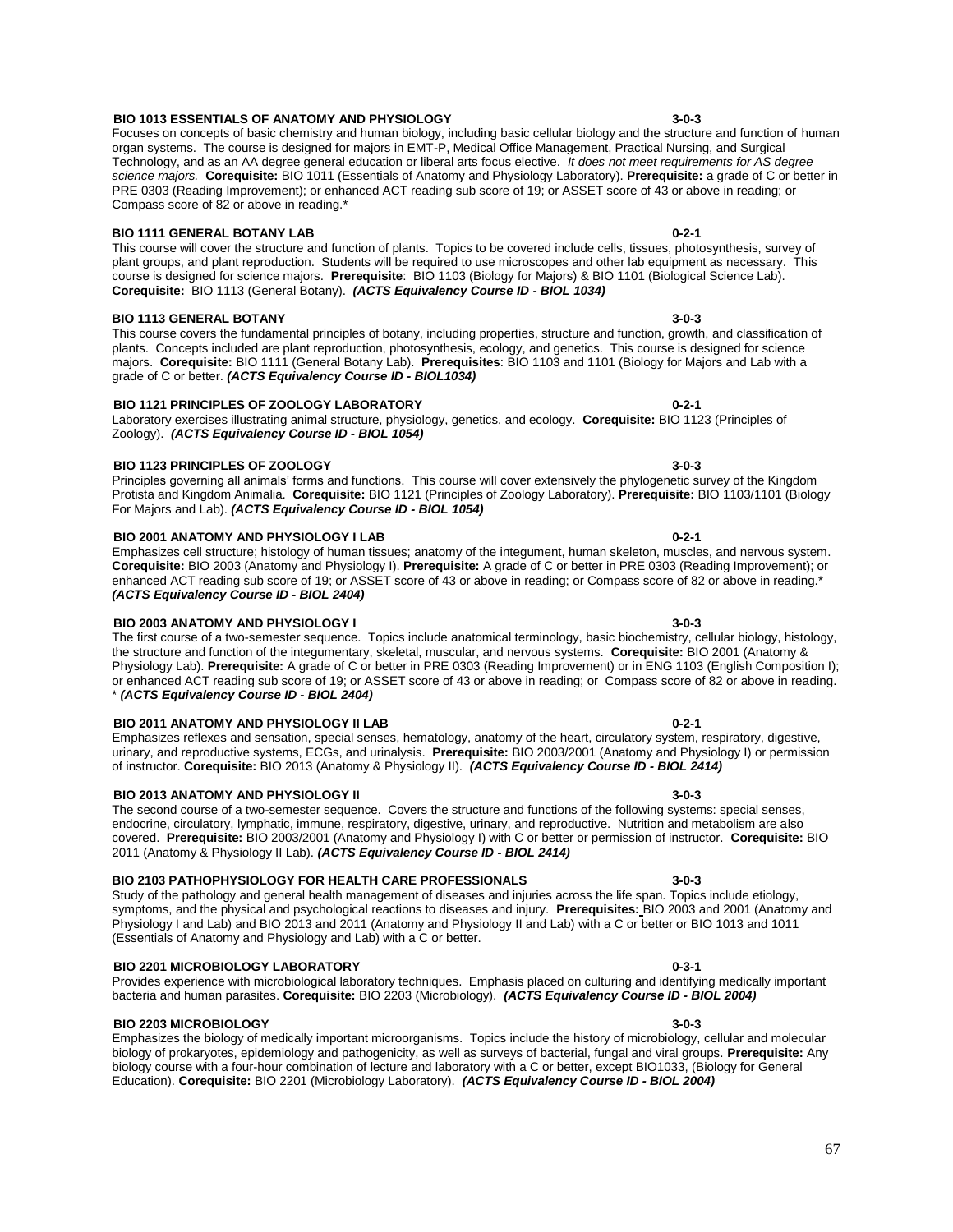**BIO 1013 ESSENTIALS OF ANATOMY AND PHYSIOLOGY 3-0-3**

Focuses on concepts of basic chemistry and human biology, including basic cellular biology and the structure and function of human organ systems. The course is designed for majors in EMT-P, Medical Office Management, Practical Nursing, and Surgical Technology, and as an AA degree general education or liberal arts focus elective. *It does not meet requirements for AS degree science majors.* **Corequisite:** BIO 1011 (Essentials of Anatomy and Physiology Laboratory). **Prerequisite:** a grade of C or better in PRE 0303 (Reading Improvement); or enhanced ACT reading sub score of 19; or ASSET score of 43 or above in reading; or Compass score of 82 or above in reading.*

**BIO 1111 GENERAL BOTANY LAB 0-2-1**

This course will cover the structure and function of plants. Topics to be covered include cells, tissues, photosynthesis, survey of plant groups, and plant reproduction. Students will be required to use microscopes and other lab equipment as necessary. This course is designed for science majors. **Prerequisite**: BIO 1103 (Biology for Majors) & BIO 1101 (Biological Science Lab). **Corequisite:** BIO 1113 (General Botany). ***(ACTS Equivalency Course ID - BIOL 1034)***

**BIO 1113 GENERAL BOTANY 3-0-3**

This course covers the fundamental principles of botany, including properties, structure and function, growth, and classification of plants. Concepts included are plant reproduction, photosynthesis, ecology, and genetics. This course is designed for science majors. **Corequisite:** BIO 1111 (General Botany Lab). **Prerequisites**: BIO 1103 and 1101 (Biology for Majors and Lab with a grade of C or better. ***(ACTS Equivalency Course ID - BIOL1034)***

**BIO 1121 PRINCIPLES OF ZOOLOGY LABORATORY 0-2-1**

Laboratory exercises illustrating animal structure, physiology, genetics, and ecology. **Corequisite:** BIO 1123 (Principles of Zoology). ***(ACTS Equivalency Course ID - BIOL 1054)***

**BIO 1123 PRINCIPLES OF ZOOLOGY 3-0-3**

Principles governing all animals' forms and functions. This course will cover extensively the phylogenetic survey of the Kingdom Protista and Kingdom Animalia. **Corequisite:** BIO 1121 (Principles of Zoology Laboratory). **Prerequisite:** BIO 1103/1101 (Biology For Majors and Lab). ***(ACTS Equivalency Course ID - BIOL 1054)***

**BIO 2001 ANATOMY AND PHYSIOLOGY I LAB 0-2-1**

Emphasizes cell structure; histology of human tissues; anatomy of the integument, human skeleton, muscles, and nervous system. **Corequisite:** BIO 2003 (Anatomy and Physiology I). **Prerequisite:** A grade of C or better in PRE 0303 (Reading Improvement); or enhanced ACT reading sub score of 19; or ASSET score of 43 or above in reading; or Compass score of 82 or above in reading.* ***(ACTS Equivalency Course ID - BIOL 2404)***

**BIO 2003 ANATOMY AND PHYSIOLOGY I 3-0-3**

The first course of a two-semester sequence. Topics include anatomical terminology, basic biochemistry, cellular biology, histology, the structure and function of the integumentary, skeletal, muscular, and nervous systems. **Corequisite:** BIO 2001 (Anatomy & Physiology Lab). **Prerequisite:** A grade of C or better in PRE 0303 (Reading Improvement) or in ENG 1103 (English Composition I); or enhanced ACT reading sub score of 19; or ASSET score of 43 or above in reading; or Compass score of 82 or above in reading. * ***(ACTS Equivalency Course ID - BIOL 2404)***

**BIO 2011 ANATOMY AND PHYSIOLOGY II LAB 0-2-1**

Emphasizes reflexes and sensation, special senses, hematology, anatomy of the heart, circulatory system, respiratory, digestive, urinary, and reproductive systems, ECGs, and urinalysis. **Prerequisite:** BIO 2003/2001 (Anatomy and Physiology I) or permission of instructor. **Corequisite:** BIO 2013 (Anatomy & Physiology II). ***(ACTS Equivalency Course ID - BIOL 2414)***

**BIO 2013 ANATOMY AND PHYSIOLOGY II 3-0-3**

The second course of a two-semester sequence. Covers the structure and functions of the following systems: special senses, endocrine, circulatory, lymphatic, immune, respiratory, digestive, urinary, and reproductive. Nutrition and metabolism are also covered. **Prerequisite:** BIO 2003/2001 (Anatomy and Physiology I) with C or better or permission of instructor. **Corequisite:** BIO 2011 (Anatomy & Physiology II Lab). ***(ACTS Equivalency Course ID - BIOL 2414)***

**BIO 2103 PATHOPHYSIOLOGY FOR HEALTH CARE PROFESSIONALS 3-0-3**

Study of the pathology and general health management of diseases and injuries across the life span. Topics include etiology, symptoms, and the physical and psychological reactions to diseases and injury. **Prerequisites:** BIO 2003 and 2001 (Anatomy and Physiology I and Lab) and BIO 2013 and 2011 (Anatomy and Physiology II and Lab) with a C or better or BIO 1013 and 1011 (Essentials of Anatomy and Physiology and Lab) with a C or better.

**BIO 2201 MICROBIOLOGY LABORATORY 0-3-1**

Provides experience with microbiological laboratory techniques. Emphasis placed on culturing and identifying medically important bacteria and human parasites. **Corequisite:** BIO 2203 (Microbiology). ***(ACTS Equivalency Course ID - BIOL 2004)***

**BIO 2203 MICROBIOLOGY 3-0-3**

Emphasizes the biology of medically important microorganisms. Topics include the history of microbiology, cellular and molecular biology of prokaryotes, epidemiology and pathogenicity, as well as surveys of bacterial, fungal and viral groups. **Prerequisite:** Any biology course with a four-hour combination of lecture and laboratory with a C or better, except BIO1033, (Biology for General Education). **Corequisite:** BIO 2201 (Microbiology Laboratory). ***(ACTS Equivalency Course ID - BIOL 2004)***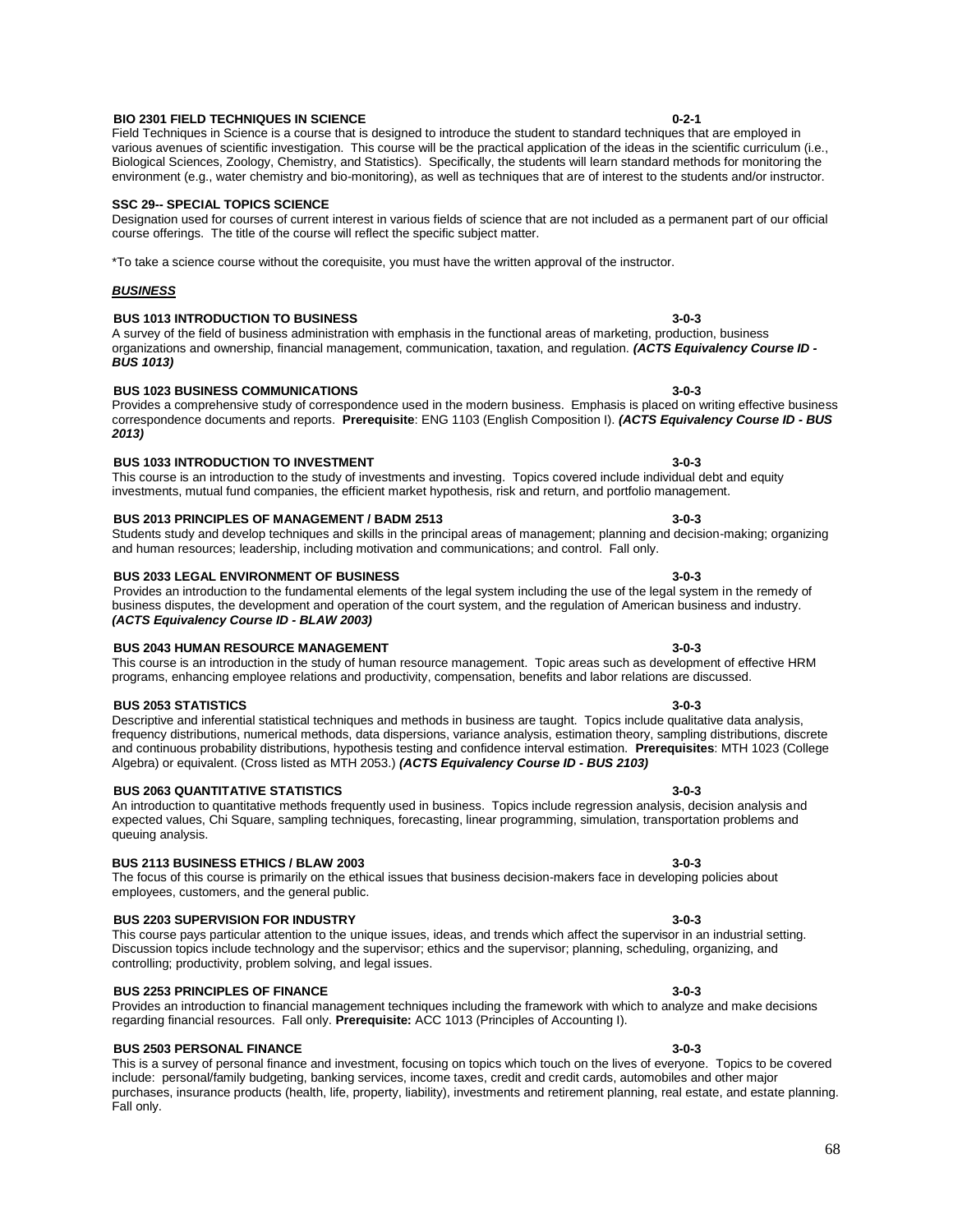**BIO 2301 FIELD TECHNIQUES IN SCIENCE 0-2-1**

Field Techniques in Science is a course that is designed to introduce the student to standard techniques that are employed in various avenues of scientific investigation. This course will be the practical application of the ideas in the scientific curriculum (i.e., Biological Sciences, Zoology, Chemistry, and Statistics). Specifically, the students will learn standard methods for monitoring the environment (e.g., water chemistry and bio-monitoring), as well as techniques that are of interest to the students and/or instructor.

**SSC 29-- SPECIAL TOPICS SCIENCE**

Designation used for courses of current interest in various fields of science that are not included as a permanent part of our official course offerings. The title of the course will reflect the specific subject matter.

*To take a science course without the corequisite, you must have the written approval of the instructor.

## ***BUSINESS***

**BUS 1013 INTRODUCTION TO BUSINESS 3-0-3**

A survey of the field of business administration with emphasis in the functional areas of marketing, production, business organizations and ownership, financial management, communication, taxation, and regulation. ***(ACTS Equivalency Course ID - BUS 1013)***

**BUS 1023 BUSINESS COMMUNICATIONS 3-0-3**

Provides a comprehensive study of correspondence used in the modern business. Emphasis is placed on writing effective business correspondence documents and reports. **Prerequisite**: ENG 1103 (English Composition I). ***(ACTS Equivalency Course ID - BUS 2013)***

**BUS 1033 INTRODUCTION TO INVESTMENT 3-0-3**

This course is an introduction to the study of investments and investing. Topics covered include individual debt and equity investments, mutual fund companies, the efficient market hypothesis, risk and return, and portfolio management.

**BUS 2013 PRINCIPLES OF MANAGEMENT / BADM 2513 3-0-3**

Students study and develop techniques and skills in the principal areas of management; planning and decision-making; organizing and human resources; leadership, including motivation and communications; and control. Fall only.

**BUS 2033 LEGAL ENVIRONMENT OF BUSINESS 3-0-3**

Provides an introduction to the fundamental elements of the legal system including the use of the legal system in the remedy of business disputes, the development and operation of the court system, and the regulation of American business and industry. ***(ACTS Equivalency Course ID - BLAW 2003)***

**BUS 2043 HUMAN RESOURCE MANAGEMENT 3-0-3**

This course is an introduction in the study of human resource management. Topic areas such as development of effective HRM programs, enhancing employee relations and productivity, compensation, benefits and labor relations are discussed.

**BUS 2053 STATISTICS 3-0-3**

Descriptive and inferential statistical techniques and methods in business are taught. Topics include qualitative data analysis, frequency distributions, numerical methods, data dispersions, variance analysis, estimation theory, sampling distributions, discrete and continuous probability distributions, hypothesis testing and confidence interval estimation. **Prerequisites**: MTH 1023 (College Algebra) or equivalent. (Cross listed as MTH 2053.) ***(ACTS Equivalency Course ID - BUS 2103)***

**BUS 2063 QUANTITATIVE STATISTICS 3-0-3**

An introduction to quantitative methods frequently used in business. Topics include regression analysis, decision analysis and expected values, Chi Square, sampling techniques, forecasting, linear programming, simulation, transportation problems and queuing analysis.

**BUS 2113 BUSINESS ETHICS / BLAW 2003 3-0-3**

The focus of this course is primarily on the ethical issues that business decision-makers face in developing policies about employees, customers, and the general public.

**BUS 2203 SUPERVISION FOR INDUSTRY 3-0-3**

This course pays particular attention to the unique issues, ideas, and trends which affect the supervisor in an industrial setting. Discussion topics include technology and the supervisor; ethics and the supervisor; planning, scheduling, organizing, and controlling; productivity, problem solving, and legal issues.

**BUS 2253 PRINCIPLES OF FINANCE 3-0-3**

Provides an introduction to financial management techniques including the framework with which to analyze and make decisions regarding financial resources. Fall only. **Prerequisite:** ACC 1013 (Principles of Accounting I).

**BUS 2503 PERSONAL FINANCE 3-0-3**

This is a survey of personal finance and investment, focusing on topics which touch on the lives of everyone. Topics to be covered include: personal/family budgeting, banking services, income taxes, credit and credit cards, automobiles and other major purchases, insurance products (health, life, property, liability), investments and retirement planning, real estate, and estate planning. Fall only.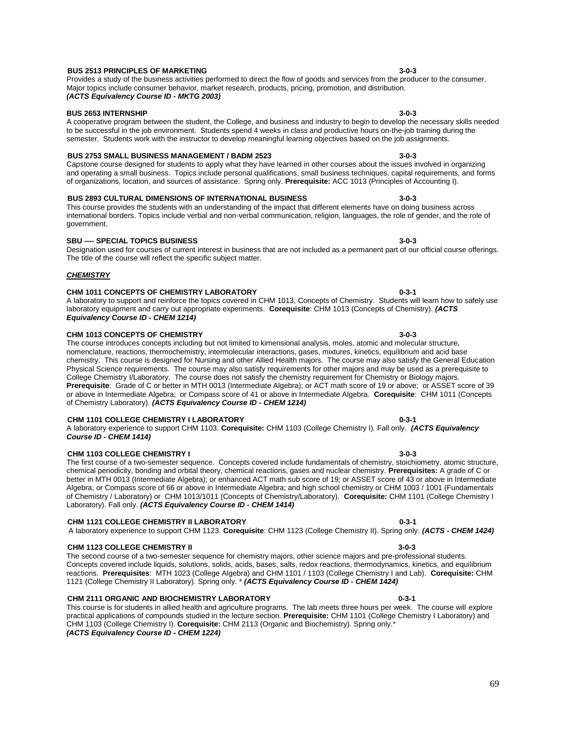**BUS 2513 PRINCIPLES OF MARKETING** **3-0-3**
Provides a study of the business activities performed to direct the flow of goods and services from the producer to the consumer. Major topics include consumer behavior, market research, products, pricing, promotion, and distribution.
***(ACTS Equivalency Course ID - MKTG 2003)***

**BUS 2653 INTERNSHIP** **3-0-3**
A cooperative program between the student, the College, and business and industry to begin to develop the necessary skills needed to be successful in the job environment. Students spend 4 weeks in class and productive hours on-the-job training during the semester. Students work with the instructor to develop meaningful learning objectives based on the job assignments.

**BUS 2753 SMALL BUSINESS MANAGEMENT / BADM 2523** **3-0-3**
Capstone course designed for students to apply what they have learned in other courses about the issues involved in organizing and operating a small business. Topics include personal qualifications, small business techniques, capital requirements, and forms of organizations, location, and sources of assistance. Spring only. **Prerequisite:** ACC 1013 (Principles of Accounting I).

**BUS 2893 CULTURAL DIMENSIONS OF INTERNATIONAL BUSINESS** **3-0-3**
This course provides the students with an understanding of the impact that different elements have on doing business across international borders. Topics include verbal and non-verbal communication, religion, languages, the role of gender, and the role of government.

**SBU ---- SPECIAL TOPICS BUSINESS** **3-0-3**
Designation used for courses of current interest in business that are not included as a permanent part of our official course offerings. The title of the course will reflect the specific subject matter.

***CHEMISTRY***

**CHM 1011 CONCEPTS OF CHEMISTRY LABORATORY** **0-3-1**
A laboratory to support and reinforce the topics covered in CHM 1013, Concepts of Chemistry. Students will learn how to safely use laboratory equipment and carry out appropriate experiments. **Corequisite**: CHM 1013 (Concepts of Chemistry). ***(ACTS Equivalency Course ID - CHEM 1214)***

**CHM 1013 CONCEPTS OF CHEMISTRY** **3-0-3**
The course introduces concepts including but not limited to kimensional analysis, moles, atomic and molecular structure, nomenclature, reactions, thermochemistry, intermolecular interactions, gases, mixtures, kinetics, equilibrium and acid base chemistry. This course is designed for Nursing and other Allied Health majors. The course may also satisfy the General Education Physical Science requirements. The course may also satisfy requirements for other majors and may be used as a prerequisite to College Chemistry I/Laboratory. The course does not satisfy the chemistry requirement for Chemistry or Biology majors. **Prerequisite**: Grade of C or better in MTH 0013 (Intermediate Algebra); or ACT math score of 19 or above; or ASSET score of 39 or above in Intermediate Algebra; or Compass score of 41 or above in Intermediate Algebra. **Corequisite**: CHM 1011 (Concepts of Chemistry Laboratory). ***(ACTS Equivalency Course ID - CHEM 1214)***

**CHM 1101 COLLEGE CHEMISTRY I LABORATORY** **0-3-1**
A laboratory experience to support CHM 1103. **Corequisite:** CHM 1103 (College Chemistry I). Fall only. ***(ACTS Equivalency Course ID - CHEM 1414)***

**CHM 1103 COLLEGE CHEMISTRY I** **3-0-3**
The first course of a two-semester sequence. Concepts covered include fundamentals of chemistry, stoichiometry, atomic structure, chemical periodicity, bonding and orbital theory, chemical reactions, gases and nuclear chemistry. **Prerequisites:** A grade of C or better in MTH 0013 (Intermediate Algebra); or enhanced ACT math sub score of 19; or ASSET score of 43 or above in Intermediate Algebra; or Compass score of 66 or above in Intermediate Algebra; and high school chemistry or CHM 1003 / 1001 (Fundamentals of Chemistry / Laboratory) or CHM 1013/1011 (Concepts of Chemistry/Laboratory). **Corequisite:** CHM 1101 (College Chemistry I Laboratory). Fall only. ***(ACTS Equivalency Course ID - CHEM 1414)***

**CHM 1121 COLLEGE CHEMISTRY II LABORATORY** **0-3-1**
A laboratory experience to support CHM 1123. **Corequisite**: CHM 1123 (College Chemistry II). Spring only. ***(ACTS - CHEM 1424)***

**CHM 1123 COLLEGE CHEMISTRY II** **3-0-3**
The second course of a two-semester sequence for chemistry majors, other science majors and pre-professional students. Concepts covered include liquids, solutions, solids, acids, bases, salts, redox reactions, thermodynamics, kinetics, and equilibrium reactions. **Prerequisites**: MTH 1023 (College Algebra) and CHM 1101 / 1103 (College Chemistry I and Lab). **Corequisite:** CHM 1121 (College Chemistry II Laboratory). Spring only. * ***(ACTS Equivalency Course ID - CHEM 1424)***

**CHM 2111 ORGANIC AND BIOCHEMISTRY LABORATORY** **0-3-1**
This course is for students in allied health and agriculture programs. The lab meets three hours per week. The course will explore practical applications of compounds studied in the lecture section. **Prerequisite:** CHM 1101 (College Chemistry I Laboratory) and CHM 1103 (College Chemistry I). **Corequisite:** CHM 2113 (Organic and Biochemistry). Spring only.*
***(ACTS Equivalency Course ID - CHEM 1224)***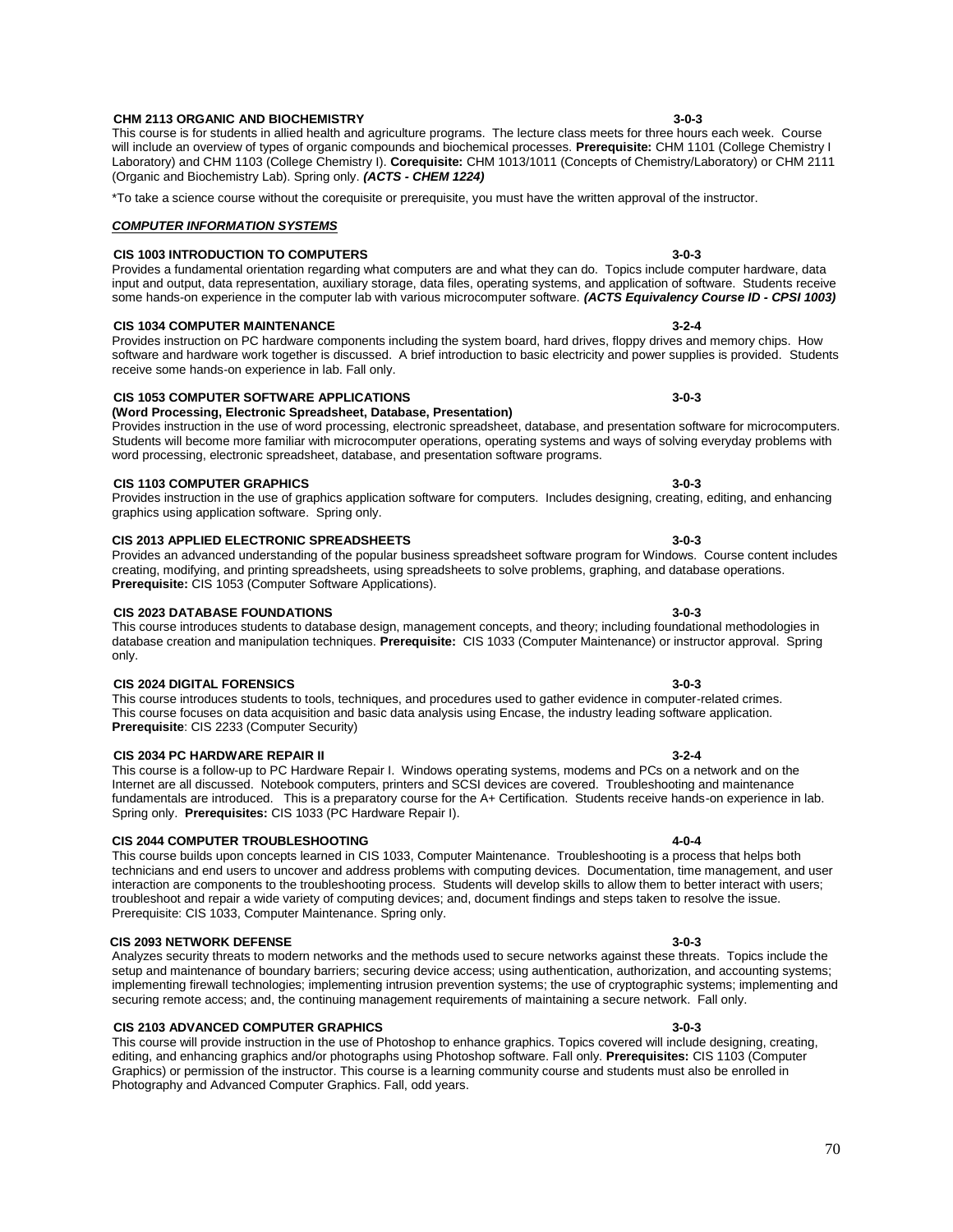**CHM 2113 ORGANIC AND BIOCHEMISTRY** **3-0-3**
This course is for students in allied health and agriculture programs. The lecture class meets for three hours each week. Course will include an overview of types of organic compounds and biochemical processes. **Prerequisite:** CHM 1101 (College Chemistry I Laboratory) and CHM 1103 (College Chemistry I). **Corequisite:** CHM 1013/1011 (Concepts of Chemistry/Laboratory) or CHM 2111 (Organic and Biochemistry Lab). Spring only. ***(ACTS - CHEM 1224)***

*To take a science course without the corequisite or prerequisite, you must have the written approval of the instructor.

***COMPUTER INFORMATION SYSTEMS***

**CIS 1003 INTRODUCTION TO COMPUTERS** **3-0-3**
Provides a fundamental orientation regarding what computers are and what they can do. Topics include computer hardware, data input and output, data representation, auxiliary storage, data files, operating systems, and application of software. Students receive some hands-on experience in the computer lab with various microcomputer software. ***(ACTS Equivalency Course ID - CPSI 1003)***

**CIS 1034 COMPUTER MAINTENANCE** **3-2-4**
Provides instruction on PC hardware components including the system board, hard drives, floppy drives and memory chips. How software and hardware work together is discussed. A brief introduction to basic electricity and power supplies is provided. Students receive some hands-on experience in lab. Fall only.

**CIS 1053 COMPUTER SOFTWARE APPLICATIONS** **3-0-3**
**(Word Processing, Electronic Spreadsheet, Database, Presentation)**
Provides instruction in the use of word processing, electronic spreadsheet, database, and presentation software for microcomputers. Students will become more familiar with microcomputer operations, operating systems and ways of solving everyday problems with word processing, electronic spreadsheet, database, and presentation software programs.

**CIS 1103 COMPUTER GRAPHICS** **3-0-3**
Provides instruction in the use of graphics application software for computers. Includes designing, creating, editing, and enhancing graphics using application software. Spring only.

**CIS 2013 APPLIED ELECTRONIC SPREADSHEETS** **3-0-3**
Provides an advanced understanding of the popular business spreadsheet software program for Windows. Course content includes creating, modifying, and printing spreadsheets, using spreadsheets to solve problems, graphing, and database operations. **Prerequisite:** CIS 1053 (Computer Software Applications).

**CIS 2023 DATABASE FOUNDATIONS** **3-0-3**
This course introduces students to database design, management concepts, and theory; including foundational methodologies in database creation and manipulation techniques. **Prerequisite:** CIS 1033 (Computer Maintenance) or instructor approval. Spring only.

**CIS 2024 DIGITAL FORENSICS** **3-0-3**
This course introduces students to tools, techniques, and procedures used to gather evidence in computer-related crimes. This course focuses on data acquisition and basic data analysis using Encase, the industry leading software application. **Prerequisite**: CIS 2233 (Computer Security)

**CIS 2034 PC HARDWARE REPAIR II** **3-2-4**
This course is a follow-up to PC Hardware Repair I. Windows operating systems, modems and PCs on a network and on the Internet are all discussed. Notebook computers, printers and SCSI devices are covered. Troubleshooting and maintenance fundamentals are introduced. This is a preparatory course for the A+ Certification. Students receive hands-on experience in lab. Spring only. **Prerequisites:** CIS 1033 (PC Hardware Repair I).

**CIS 2044 COMPUTER TROUBLESHOOTING** **4-0-4**
This course builds upon concepts learned in CIS 1033, Computer Maintenance. Troubleshooting is a process that helps both technicians and end users to uncover and address problems with computing devices. Documentation, time management, and user interaction are components to the troubleshooting process. Students will develop skills to allow them to better interact with users; troubleshoot and repair a wide variety of computing devices; and, document findings and steps taken to resolve the issue. Prerequisite: CIS 1033, Computer Maintenance. Spring only.

**CIS 2093 NETWORK DEFENSE** **3-0-3**
Analyzes security threats to modern networks and the methods used to secure networks against these threats. Topics include the setup and maintenance of boundary barriers; securing device access; using authentication, authorization, and accounting systems; implementing firewall technologies; implementing intrusion prevention systems; the use of cryptographic systems; implementing and securing remote access; and, the continuing management requirements of maintaining a secure network. Fall only.

**CIS 2103 ADVANCED COMPUTER GRAPHICS** **3-0-3**
This course will provide instruction in the use of Photoshop to enhance graphics. Topics covered will include designing, creating, editing, and enhancing graphics and/or photographs using Photoshop software. Fall only. **Prerequisites:** CIS 1103 (Computer Graphics) or permission of the instructor. This course is a learning community course and students must also be enrolled in Photography and Advanced Computer Graphics. Fall, odd years.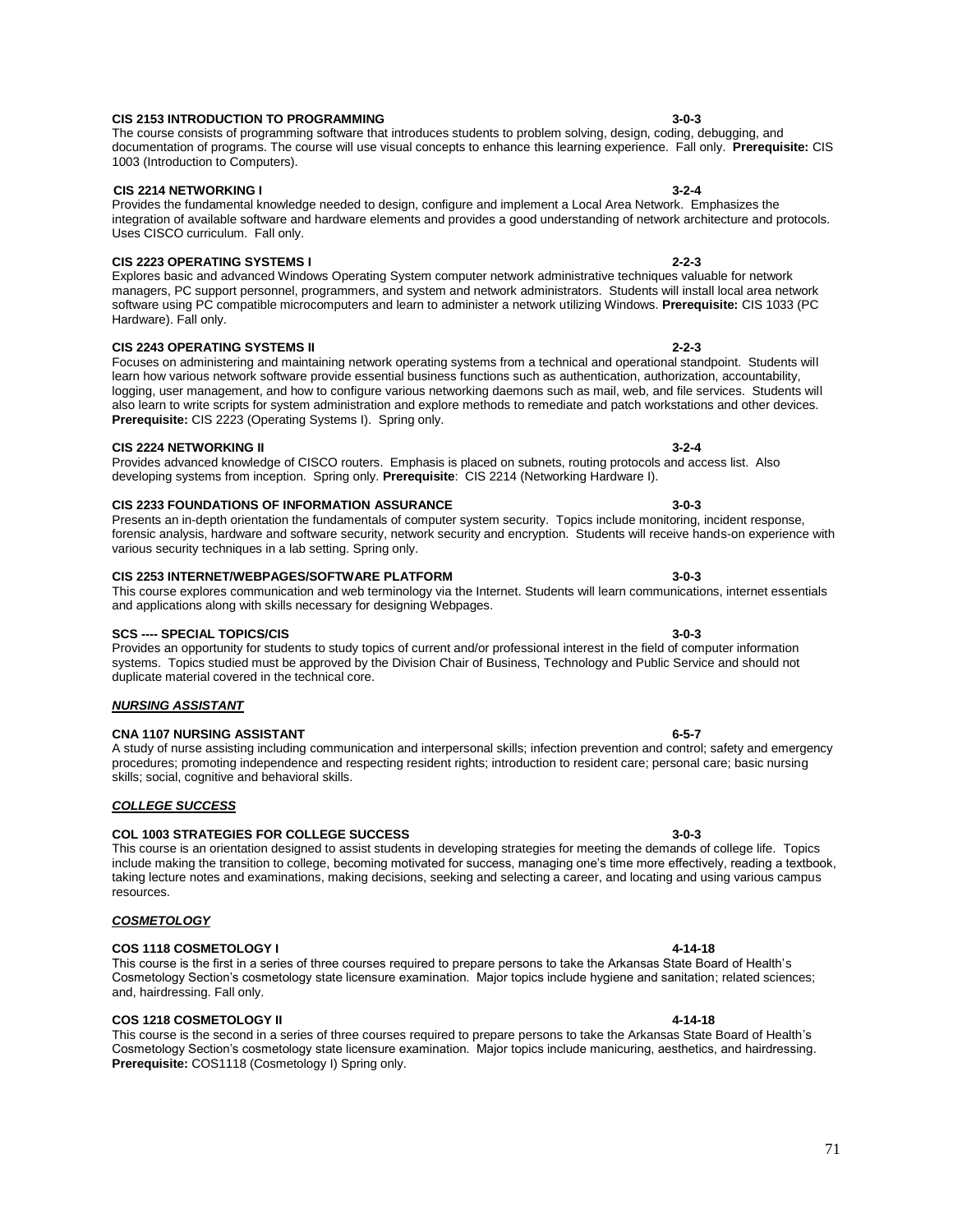**CIS 2153 INTRODUCTION TO PROGRAMMING 3-0-3**

The course consists of programming software that introduces students to problem solving, design, coding, debugging, and documentation of programs. The course will use visual concepts to enhance this learning experience. Fall only. **Prerequisite:** CIS 1003 (Introduction to Computers).

**CIS 2214 NETWORKING I 3-2-4**

Provides the fundamental knowledge needed to design, configure and implement a Local Area Network. Emphasizes the integration of available software and hardware elements and provides a good understanding of network architecture and protocols. Uses CISCO curriculum. Fall only.

**CIS 2223 OPERATING SYSTEMS I 2-2-3**

Explores basic and advanced Windows Operating System computer network administrative techniques valuable for network managers, PC support personnel, programmers, and system and network administrators. Students will install local area network software using PC compatible microcomputers and learn to administer a network utilizing Windows. **Prerequisite:** CIS 1033 (PC Hardware). Fall only.

**CIS 2243 OPERATING SYSTEMS II 2-2-3**

Focuses on administering and maintaining network operating systems from a technical and operational standpoint. Students will learn how various network software provide essential business functions such as authentication, authorization, accountability, logging, user management, and how to configure various networking daemons such as mail, web, and file services. Students will also learn to write scripts for system administration and explore methods to remediate and patch workstations and other devices. **Prerequisite:** CIS 2223 (Operating Systems I). Spring only.

**CIS 2224 NETWORKING II 3-2-4**

Provides advanced knowledge of CISCO routers. Emphasis is placed on subnets, routing protocols and access list. Also developing systems from inception. Spring only. **Prerequisite**: CIS 2214 (Networking Hardware I).

**CIS 2233 FOUNDATIONS OF INFORMATION ASSURANCE 3-0-3**

Presents an in-depth orientation the fundamentals of computer system security. Topics include monitoring, incident response, forensic analysis, hardware and software security, network security and encryption. Students will receive hands-on experience with various security techniques in a lab setting. Spring only.

**CIS 2253 INTERNET/WEBPAGES/SOFTWARE PLATFORM 3-0-3**

This course explores communication and web terminology via the Internet. Students will learn communications, internet essentials and applications along with skills necessary for designing Webpages.

**SCS ---- SPECIAL TOPICS/CIS 3-0-3**

Provides an opportunity for students to study topics of current and/or professional interest in the field of computer information systems. Topics studied must be approved by the Division Chair of Business, Technology and Public Service and should not duplicate material covered in the technical core.

***NURSING ASSISTANT***

**CNA 1107 NURSING ASSISTANT 6-5-7**

A study of nurse assisting including communication and interpersonal skills; infection prevention and control; safety and emergency procedures; promoting independence and respecting resident rights; introduction to resident care; personal care; basic nursing skills; social, cognitive and behavioral skills.

***COLLEGE SUCCESS***

**COL 1003 STRATEGIES FOR COLLEGE SUCCESS 3-0-3**

This course is an orientation designed to assist students in developing strategies for meeting the demands of college life. Topics include making the transition to college, becoming motivated for success, managing one's time more effectively, reading a textbook, taking lecture notes and examinations, making decisions, seeking and selecting a career, and locating and using various campus resources.

***COSMETOLOGY***

**COS 1118 COSMETOLOGY I 4-14-18**

This course is the first in a series of three courses required to prepare persons to take the Arkansas State Board of Health's Cosmetology Section's cosmetology state licensure examination. Major topics include hygiene and sanitation; related sciences; and, hairdressing. Fall only.

**COS 1218 COSMETOLOGY II 4-14-18**

This course is the second in a series of three courses required to prepare persons to take the Arkansas State Board of Health's Cosmetology Section's cosmetology state licensure examination. Major topics include manicuring, aesthetics, and hairdressing. **Prerequisite:** COS1118 (Cosmetology I) Spring only.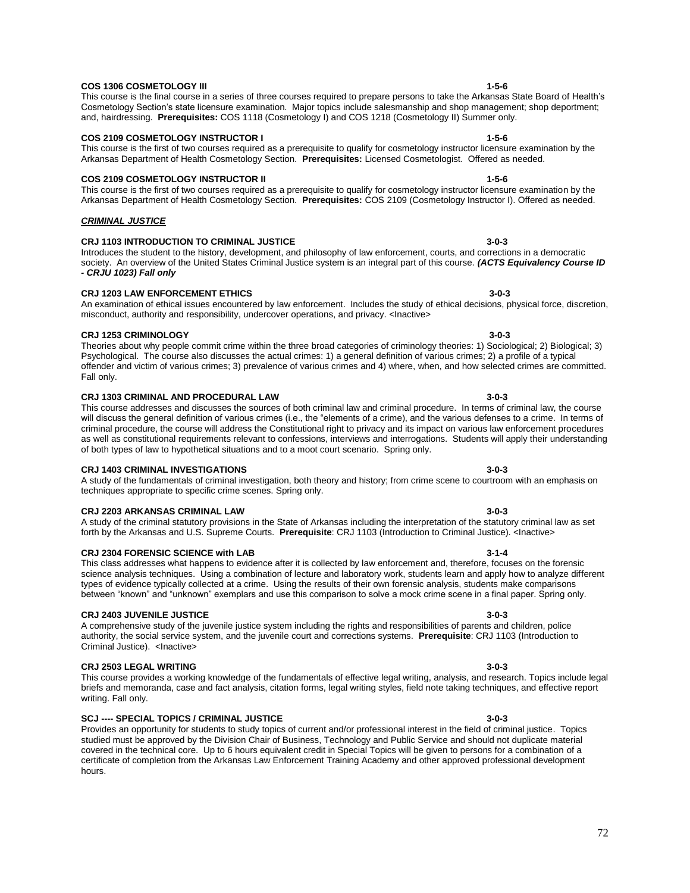**COS 1306 COSMETOLOGY III** **1-5-6**

This course is the final course in a series of three courses required to prepare persons to take the Arkansas State Board of Health's Cosmetology Section's state licensure examination. Major topics include salesmanship and shop management; shop deportment; and, hairdressing. **Prerequisites:** COS 1118 (Cosmetology I) and COS 1218 (Cosmetology II) Summer only.

**COS 2109 COSMETOLOGY INSTRUCTOR I** **1-5-6**

This course is the first of two courses required as a prerequisite to qualify for cosmetology instructor licensure examination by the Arkansas Department of Health Cosmetology Section. **Prerequisites:** Licensed Cosmetologist. Offered as needed.

**COS 2109 COSMETOLOGY INSTRUCTOR II** **1-5-6**

This course is the first of two courses required as a prerequisite to qualify for cosmetology instructor licensure examination by the Arkansas Department of Health Cosmetology Section. **Prerequisites:** COS 2109 (Cosmetology Instructor I). Offered as needed.

***CRIMINAL JUSTICE***

**CRJ 1103 INTRODUCTION TO CRIMINAL JUSTICE** **3-0-3**

Introduces the student to the history, development, and philosophy of law enforcement, courts, and corrections in a democratic society. An overview of the United States Criminal Justice system is an integral part of this course. ***(ACTS Equivalency Course ID - CRJU 1023) Fall only***

**CRJ 1203 LAW ENFORCEMENT ETHICS** **3-0-3**

An examination of ethical issues encountered by law enforcement. Includes the study of ethical decisions, physical force, discretion, misconduct, authority and responsibility, undercover operations, and privacy. <Inactive>

**CRJ 1253 CRIMINOLOGY** **3-0-3**

Theories about why people commit crime within the three broad categories of criminology theories: 1) Sociological; 2) Biological; 3) Psychological. The course also discusses the actual crimes: 1) a general definition of various crimes; 2) a profile of a typical offender and victim of various crimes; 3) prevalence of various crimes and 4) where, when, and how selected crimes are committed. Fall only.

**CRJ 1303 CRIMINAL AND PROCEDURAL LAW** **3-0-3**

This course addresses and discusses the sources of both criminal law and criminal procedure. In terms of criminal law, the course will discuss the general definition of various crimes (i.e., the "elements of a crime), and the various defenses to a crime. In terms of criminal procedure, the course will address the Constitutional right to privacy and its impact on various law enforcement procedures as well as constitutional requirements relevant to confessions, interviews and interrogations. Students will apply their understanding of both types of law to hypothetical situations and to a moot court scenario. Spring only.

**CRJ 1403 CRIMINAL INVESTIGATIONS** **3-0-3**

A study of the fundamentals of criminal investigation, both theory and history; from crime scene to courtroom with an emphasis on techniques appropriate to specific crime scenes. Spring only.

**CRJ 2203 ARKANSAS CRIMINAL LAW** **3-0-3**

A study of the criminal statutory provisions in the State of Arkansas including the interpretation of the statutory criminal law as set forth by the Arkansas and U.S. Supreme Courts. **Prerequisite**: CRJ 1103 (Introduction to Criminal Justice). <Inactive>

**CRJ 2304 FORENSIC SCIENCE with LAB** **3-1-4**

This class addresses what happens to evidence after it is collected by law enforcement and, therefore, focuses on the forensic science analysis techniques. Using a combination of lecture and laboratory work, students learn and apply how to analyze different types of evidence typically collected at a crime. Using the results of their own forensic analysis, students make comparisons between "known" and "unknown" exemplars and use this comparison to solve a mock crime scene in a final paper. Spring only.

**CRJ 2403 JUVENILE JUSTICE** **3-0-3**

A comprehensive study of the juvenile justice system including the rights and responsibilities of parents and children, police authority, the social service system, and the juvenile court and corrections systems. **Prerequisite**: CRJ 1103 (Introduction to Criminal Justice). <Inactive>

**CRJ 2503 LEGAL WRITING** **3-0-3**

This course provides a working knowledge of the fundamentals of effective legal writing, analysis, and research. Topics include legal briefs and memoranda, case and fact analysis, citation forms, legal writing styles, field note taking techniques, and effective report writing. Fall only.

**SCJ ---- SPECIAL TOPICS / CRIMINAL JUSTICE** **3-0-3**

Provides an opportunity for students to study topics of current and/or professional interest in the field of criminal justice. Topics studied must be approved by the Division Chair of Business, Technology and Public Service and should not duplicate material covered in the technical core. Up to 6 hours equivalent credit in Special Topics will be given to persons for a combination of a certificate of completion from the Arkansas Law Enforcement Training Academy and other approved professional development hours.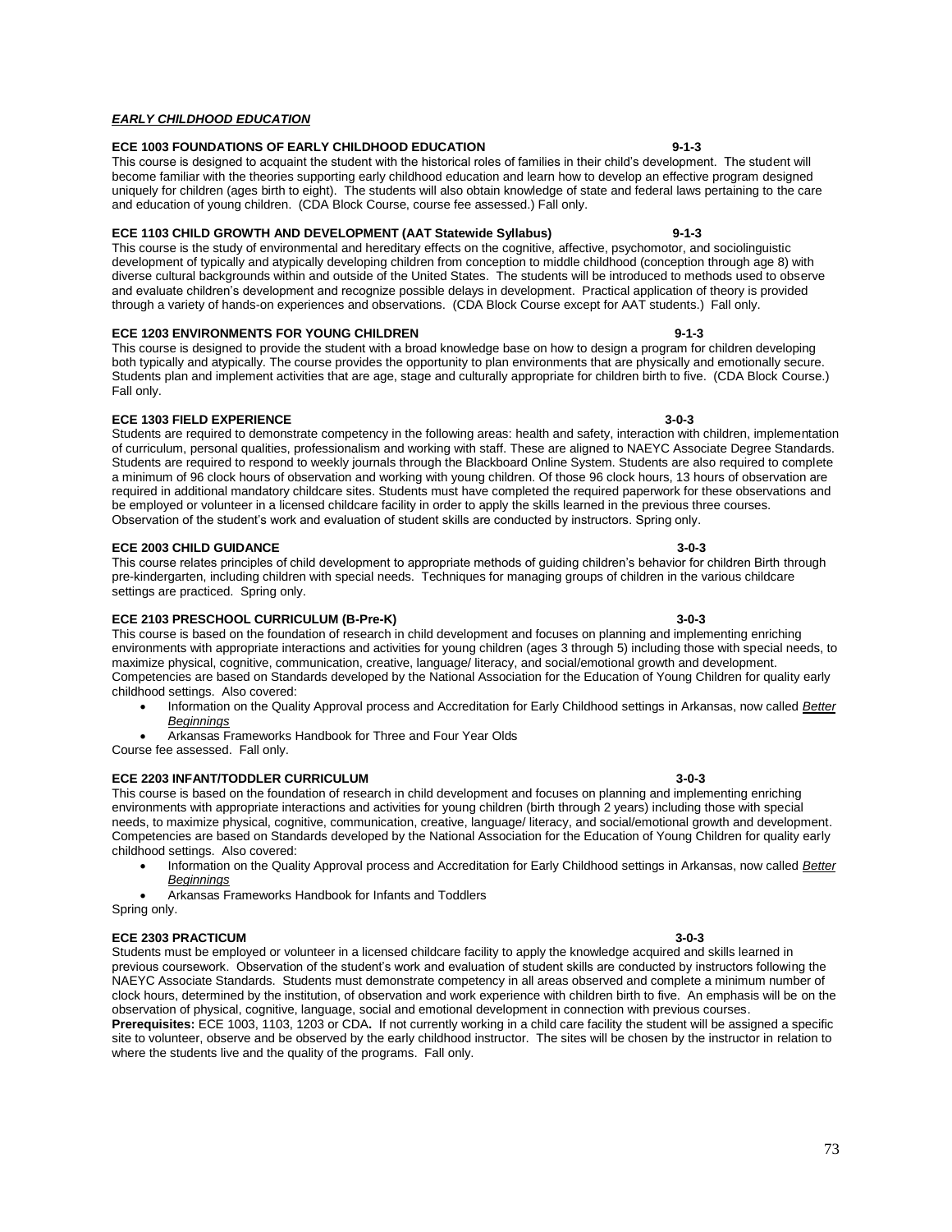***EARLY CHILDHOOD EDUCATION***

**ECE 1003 FOUNDATIONS OF EARLY CHILDHOOD EDUCATION 9-1-3**

This course is designed to acquaint the student with the historical roles of families in their child's development. The student will become familiar with the theories supporting early childhood education and learn how to develop an effective program designed uniquely for children (ages birth to eight). The students will also obtain knowledge of state and federal laws pertaining to the care and education of young children. (CDA Block Course, course fee assessed.) Fall only.

**ECE 1103 CHILD GROWTH AND DEVELOPMENT (AAT Statewide Syllabus) 9-1-3**

This course is the study of environmental and hereditary effects on the cognitive, affective, psychomotor, and sociolinguistic development of typically and atypically developing children from conception to middle childhood (conception through age 8) with diverse cultural backgrounds within and outside of the United States. The students will be introduced to methods used to observe and evaluate children's development and recognize possible delays in development. Practical application of theory is provided through a variety of hands-on experiences and observations. (CDA Block Course except for AAT students.) Fall only.

**ECE 1203 ENVIRONMENTS FOR YOUNG CHILDREN 9-1-3**

This course is designed to provide the student with a broad knowledge base on how to design a program for children developing both typically and atypically. The course provides the opportunity to plan environments that are physically and emotionally secure. Students plan and implement activities that are age, stage and culturally appropriate for children birth to five. (CDA Block Course.) Fall only.

**ECE 1303 FIELD EXPERIENCE 3-0-3**

Students are required to demonstrate competency in the following areas: health and safety, interaction with children, implementation of curriculum, personal qualities, professionalism and working with staff. These are aligned to NAEYC Associate Degree Standards. Students are required to respond to weekly journals through the Blackboard Online System. Students are also required to complete a minimum of 96 clock hours of observation and working with young children. Of those 96 clock hours, 13 hours of observation are required in additional mandatory childcare sites. Students must have completed the required paperwork for these observations and be employed or volunteer in a licensed childcare facility in order to apply the skills learned in the previous three courses. Observation of the student's work and evaluation of student skills are conducted by instructors. Spring only.

**ECE 2003 CHILD GUIDANCE 3-0-3**

This course relates principles of child development to appropriate methods of guiding children's behavior for children Birth through pre-kindergarten, including children with special needs. Techniques for managing groups of children in the various childcare settings are practiced. Spring only.

**ECE 2103 PRESCHOOL CURRICULUM (B-Pre-K) 3-0-3**

This course is based on the foundation of research in child development and focuses on planning and implementing enriching environments with appropriate interactions and activities for young children (ages 3 through 5) including those with special needs, to maximize physical, cognitive, communication, creative, language/ literacy, and social/emotional growth and development. Competencies are based on Standards developed by the National Association for the Education of Young Children for quality early childhood settings. Also covered:

- Information on the Quality Approval process and Accreditation for Early Childhood settings in Arkansas, now called ***Better Beginnings***
- Arkansas Frameworks Handbook for Three and Four Year Olds

Course fee assessed. Fall only.

**ECE 2203 INFANT/TODDLER CURRICULUM 3-0-3**

This course is based on the foundation of research in child development and focuses on planning and implementing enriching environments with appropriate interactions and activities for young children (birth through 2 years) including those with special needs, to maximize physical, cognitive, communication, creative, language/ literacy, and social/emotional growth and development. Competencies are based on Standards developed by the National Association for the Education of Young Children for quality early childhood settings. Also covered:

- Information on the Quality Approval process and Accreditation for Early Childhood settings in Arkansas, now called ***Better Beginnings***
- Arkansas Frameworks Handbook for Infants and Toddlers

Spring only.

**ECE 2303 PRACTICUM 3-0-3**

Students must be employed or volunteer in a licensed childcare facility to apply the knowledge acquired and skills learned in previous coursework. Observation of the student's work and evaluation of student skills are conducted by instructors following the NAEYC Associate Standards. Students must demonstrate competency in all areas observed and complete a minimum number of clock hours, determined by the institution, of observation and work experience with children birth to five. An emphasis will be on the observation of physical, cognitive, language, social and emotional development in connection with previous courses.
**Prerequisites:** ECE 1003, 1103, 1203 or CDA**.** If not currently working in a child care facility the student will be assigned a specific site to volunteer, observe and be observed by the early childhood instructor. The sites will be chosen by the instructor in relation to where the students live and the quality of the programs. Fall only.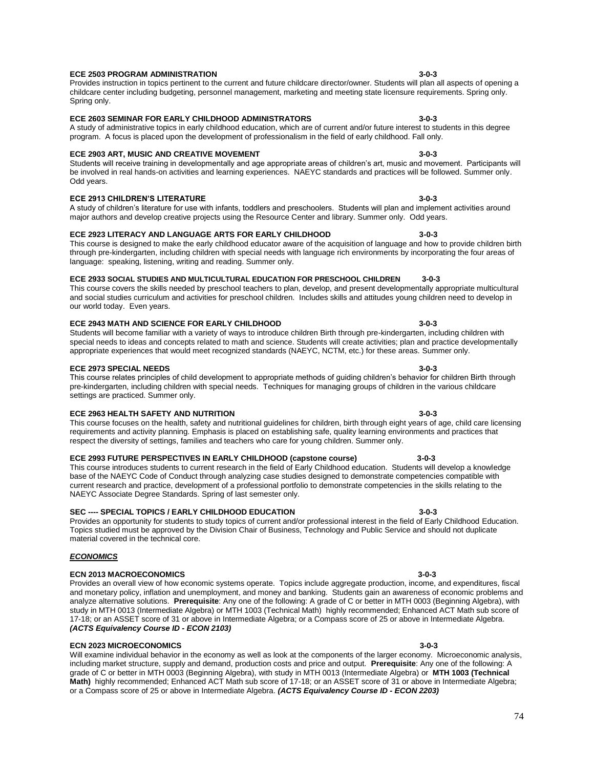**ECE 2503 PROGRAM ADMINISTRATION 3-0-3**

Provides instruction in topics pertinent to the current and future childcare director/owner. Students will plan all aspects of opening a childcare center including budgeting, personnel management, marketing and meeting state licensure requirements. Spring only. Spring only.

**ECE 2603 SEMINAR FOR EARLY CHILDHOOD ADMINISTRATORS 3-0-3**

A study of administrative topics in early childhood education, which are of current and/or future interest to students in this degree program. A focus is placed upon the development of professionalism in the field of early childhood. Fall only.

**ECE 2903 ART, MUSIC AND CREATIVE MOVEMENT 3-0-3**

Students will receive training in developmentally and age appropriate areas of children's art, music and movement. Participants will be involved in real hands-on activities and learning experiences. NAEYC standards and practices will be followed. Summer only. Odd years.

**ECE 2913 CHILDREN'S LITERATURE 3-0-3**

A study of children's literature for use with infants, toddlers and preschoolers. Students will plan and implement activities around major authors and develop creative projects using the Resource Center and library. Summer only. Odd years.

**ECE 2923 LITERACY AND LANGUAGE ARTS FOR EARLY CHILDHOOD 3-0-3**

This course is designed to make the early childhood educator aware of the acquisition of language and how to provide children birth through pre-kindergarten, including children with special needs with language rich environments by incorporating the four areas of language: speaking, listening, writing and reading. Summer only.

**ECE 2933 SOCIAL STUDIES AND MULTICULTURAL EDUCATION FOR PRESCHOOL CHILDREN 3-0-3**

This course covers the skills needed by preschool teachers to plan, develop, and present developmentally appropriate multicultural and social studies curriculum and activities for preschool children. Includes skills and attitudes young children need to develop in our world today. Even years.

**ECE 2943 MATH AND SCIENCE FOR EARLY CHILDHOOD 3-0-3**

Students will become familiar with a variety of ways to introduce children Birth through pre-kindergarten, including children with special needs to ideas and concepts related to math and science. Students will create activities; plan and practice developmentally appropriate experiences that would meet recognized standards (NAEYC, NCTM, etc.) for these areas. Summer only.

**ECE 2973 SPECIAL NEEDS 3-0-3**

This course relates principles of child development to appropriate methods of guiding children's behavior for children Birth through pre-kindergarten, including children with special needs. Techniques for managing groups of children in the various childcare settings are practiced. Summer only.

**ECE 2963 HEALTH SAFETY AND NUTRITION 3-0-3**

This course focuses on the health, safety and nutritional guidelines for children, birth through eight years of age, child care licensing requirements and activity planning. Emphasis is placed on establishing safe, quality learning environments and practices that respect the diversity of settings, families and teachers who care for young children. Summer only.

**ECE 2993 FUTURE PERSPECTIVES IN EARLY CHILDHOOD (capstone course) 3-0-3**

This course introduces students to current research in the field of Early Childhood education. Students will develop a knowledge base of the NAEYC Code of Conduct through analyzing case studies designed to demonstrate competencies compatible with current research and practice, development of a professional portfolio to demonstrate competencies in the skills relating to the NAEYC Associate Degree Standards. Spring of last semester only.

**SEC ---- SPECIAL TOPICS / EARLY CHILDHOOD EDUCATION 3-0-3**

Provides an opportunity for students to study topics of current and/or professional interest in the field of Early Childhood Education. Topics studied must be approved by the Division Chair of Business, Technology and Public Service and should not duplicate material covered in the technical core.

***ECONOMICS***

**ECN 2013 MACROECONOMICS 3-0-3**

Provides an overall view of how economic systems operate. Topics include aggregate production, income, and expenditures, fiscal and monetary policy, inflation and unemployment, and money and banking. Students gain an awareness of economic problems and analyze alternative solutions. **Prerequisite**: Any one of the following: A grade of C or better in MTH 0003 (Beginning Algebra), with study in MTH 0013 (Intermediate Algebra) or MTH 1003 (Technical Math) highly recommended; Enhanced ACT Math sub score of 17-18; or an ASSET score of 31 or above in Intermediate Algebra; or a Compass score of 25 or above in Intermediate Algebra. ***(ACTS Equivalency Course ID - ECON 2103)***

**ECN 2023 MICROECONOMICS 3-0-3**

Will examine individual behavior in the economy as well as look at the components of the larger economy. Microeconomic analysis, including market structure, supply and demand, production costs and price and output. **Prerequisite**: Any one of the following: A grade of C or better in MTH 0003 (Beginning Algebra), with study in MTH 0013 (Intermediate Algebra) or **MTH 1003 (Technical Math)** highly recommended; Enhanced ACT Math sub score of 17-18; or an ASSET score of 31 or above in Intermediate Algebra; or a Compass score of 25 or above in Intermediate Algebra. ***(ACTS Equivalency Course ID - ECON 2203)***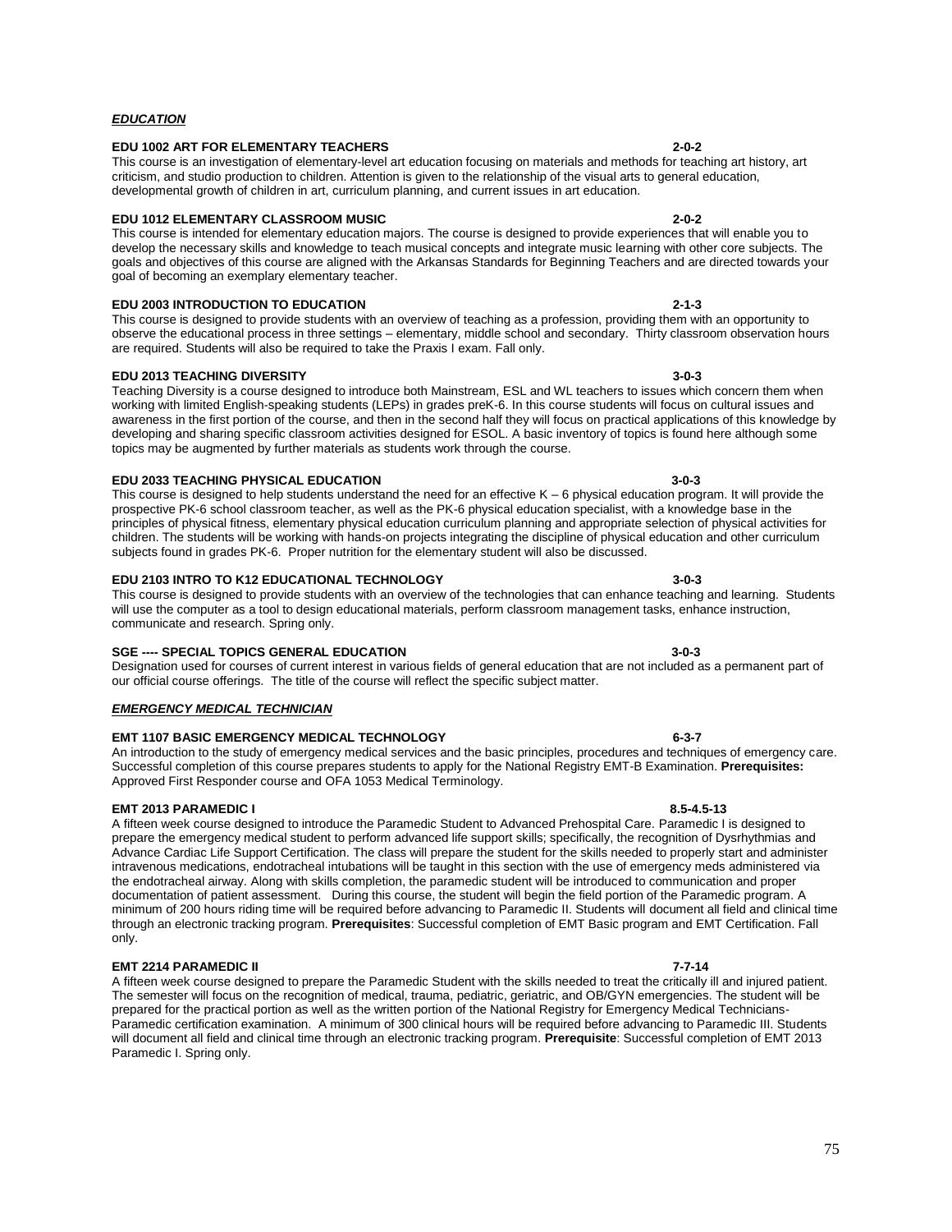***EDUCATION***

**EDU 1002 ART FOR ELEMENTARY TEACHERS 2-0-2**

This course is an investigation of elementary-level art education focusing on materials and methods for teaching art history, art criticism, and studio production to children. Attention is given to the relationship of the visual arts to general education, developmental growth of children in art, curriculum planning, and current issues in art education.

**EDU 1012 ELEMENTARY CLASSROOM MUSIC 2-0-2**

This course is intended for elementary education majors. The course is designed to provide experiences that will enable you to develop the necessary skills and knowledge to teach musical concepts and integrate music learning with other core subjects. The goals and objectives of this course are aligned with the Arkansas Standards for Beginning Teachers and are directed towards your goal of becoming an exemplary elementary teacher.

**EDU 2003 INTRODUCTION TO EDUCATION 2-1-3**

This course is designed to provide students with an overview of teaching as a profession, providing them with an opportunity to observe the educational process in three settings – elementary, middle school and secondary. Thirty classroom observation hours are required. Students will also be required to take the Praxis I exam. Fall only.

**EDU 2013 TEACHING DIVERSITY 3-0-3**

Teaching Diversity is a course designed to introduce both Mainstream, ESL and WL teachers to issues which concern them when working with limited English-speaking students (LEPs) in grades preK-6. In this course students will focus on cultural issues and awareness in the first portion of the course, and then in the second half they will focus on practical applications of this knowledge by developing and sharing specific classroom activities designed for ESOL. A basic inventory of topics is found here although some topics may be augmented by further materials as students work through the course.

**EDU 2033 TEACHING PHYSICAL EDUCATION 3-0-3**

This course is designed to help students understand the need for an effective K – 6 physical education program. It will provide the prospective PK-6 school classroom teacher, as well as the PK-6 physical education specialist, with a knowledge base in the principles of physical fitness, elementary physical education curriculum planning and appropriate selection of physical activities for children. The students will be working with hands-on projects integrating the discipline of physical education and other curriculum subjects found in grades PK-6. Proper nutrition for the elementary student will also be discussed.

**EDU 2103 INTRO TO K12 EDUCATIONAL TECHNOLOGY 3-0-3**

This course is designed to provide students with an overview of the technologies that can enhance teaching and learning. Students will use the computer as a tool to design educational materials, perform classroom management tasks, enhance instruction, communicate and research. Spring only.

**SGE ---- SPECIAL TOPICS GENERAL EDUCATION 3-0-3**

Designation used for courses of current interest in various fields of general education that are not included as a permanent part of our official course offerings. The title of the course will reflect the specific subject matter.

***EMERGENCY MEDICAL TECHNICIAN***

**EMT 1107 BASIC EMERGENCY MEDICAL TECHNOLOGY 6-3-7**

An introduction to the study of emergency medical services and the basic principles, procedures and techniques of emergency care. Successful completion of this course prepares students to apply for the National Registry EMT-B Examination. **Prerequisites:** Approved First Responder course and OFA 1053 Medical Terminology.

**EMT 2013 PARAMEDIC I 8.5-4.5-13**

A fifteen week course designed to introduce the Paramedic Student to Advanced Prehospital Care. Paramedic I is designed to prepare the emergency medical student to perform advanced life support skills; specifically, the recognition of Dysrhythmias and Advance Cardiac Life Support Certification. The class will prepare the student for the skills needed to properly start and administer intravenous medications, endotracheal intubations will be taught in this section with the use of emergency meds administered via the endotracheal airway. Along with skills completion, the paramedic student will be introduced to communication and proper documentation of patient assessment. During this course, the student will begin the field portion of the Paramedic program. A minimum of 200 hours riding time will be required before advancing to Paramedic II. Students will document all field and clinical time through an electronic tracking program. **Prerequisites**: Successful completion of EMT Basic program and EMT Certification. Fall only.

**EMT 2214 PARAMEDIC II 7-7-14**

A fifteen week course designed to prepare the Paramedic Student with the skills needed to treat the critically ill and injured patient. The semester will focus on the recognition of medical, trauma, pediatric, geriatric, and OB/GYN emergencies. The student will be prepared for the practical portion as well as the written portion of the National Registry for Emergency Medical Technicians-Paramedic certification examination. A minimum of 300 clinical hours will be required before advancing to Paramedic III. Students will document all field and clinical time through an electronic tracking program. **Prerequisite**: Successful completion of EMT 2013 Paramedic I. Spring only.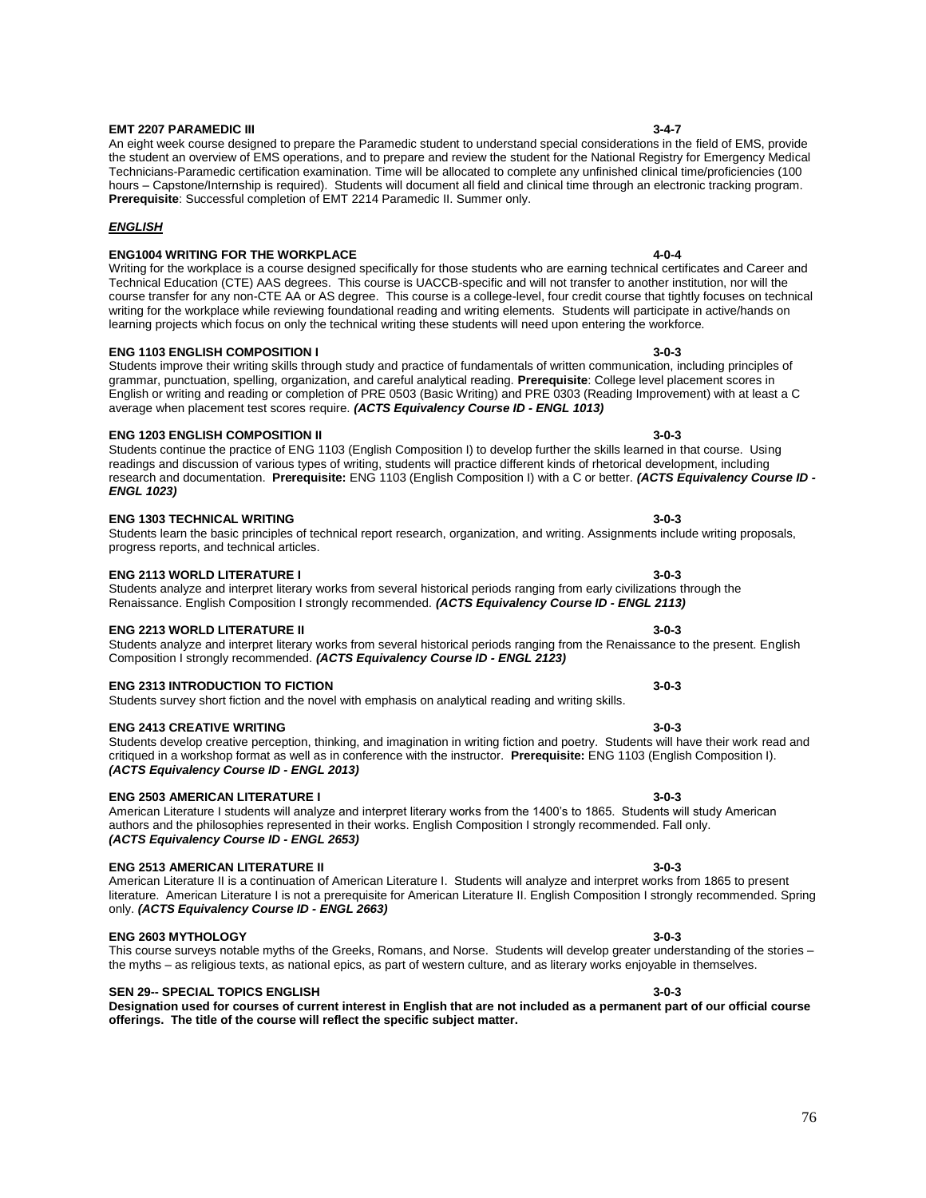**EMT 2207 PARAMEDIC III 3-4-7**

An eight week course designed to prepare the Paramedic student to understand special considerations in the field of EMS, provide the student an overview of EMS operations, and to prepare and review the student for the National Registry for Emergency Medical Technicians-Paramedic certification examination. Time will be allocated to complete any unfinished clinical time/proficiencies (100 hours – Capstone/Internship is required). Students will document all field and clinical time through an electronic tracking program. **Prerequisite**: Successful completion of EMT 2214 Paramedic II. Summer only.

***ENGLISH***

**ENG1004 WRITING FOR THE WORKPLACE 4-0-4**

Writing for the workplace is a course designed specifically for those students who are earning technical certificates and Career and Technical Education (CTE) AAS degrees. This course is UACCB-specific and will not transfer to another institution, nor will the course transfer for any non-CTE AA or AS degree. This course is a college-level, four credit course that tightly focuses on technical writing for the workplace while reviewing foundational reading and writing elements. Students will participate in active/hands on learning projects which focus on only the technical writing these students will need upon entering the workforce.

**ENG 1103 ENGLISH COMPOSITION I 3-0-3**

Students improve their writing skills through study and practice of fundamentals of written communication, including principles of grammar, punctuation, spelling, organization, and careful analytical reading. **Prerequisite**: College level placement scores in English or writing and reading or completion of PRE 0503 (Basic Writing) and PRE 0303 (Reading Improvement) with at least a C average when placement test scores require. ***(ACTS Equivalency Course ID - ENGL 1013)***

**ENG 1203 ENGLISH COMPOSITION II 3-0-3**

Students continue the practice of ENG 1103 (English Composition I) to develop further the skills learned in that course. Using readings and discussion of various types of writing, students will practice different kinds of rhetorical development, including research and documentation. **Prerequisite:** ENG 1103 (English Composition I) with a C or better. ***(ACTS Equivalency Course ID - ENGL 1023)***

**ENG 1303 TECHNICAL WRITING 3-0-3**

Students learn the basic principles of technical report research, organization, and writing. Assignments include writing proposals, progress reports, and technical articles.

**ENG 2113 WORLD LITERATURE I 3-0-3**

Students analyze and interpret literary works from several historical periods ranging from early civilizations through the Renaissance. English Composition I strongly recommended. ***(ACTS Equivalency Course ID - ENGL 2113)***

**ENG 2213 WORLD LITERATURE II 3-0-3**

Students analyze and interpret literary works from several historical periods ranging from the Renaissance to the present. English Composition I strongly recommended. ***(ACTS Equivalency Course ID - ENGL 2123)***

**ENG 2313 INTRODUCTION TO FICTION 3-0-3**

Students survey short fiction and the novel with emphasis on analytical reading and writing skills.

**ENG 2413 CREATIVE WRITING 3-0-3**

Students develop creative perception, thinking, and imagination in writing fiction and poetry. Students will have their work read and critiqued in a workshop format as well as in conference with the instructor. **Prerequisite:** ENG 1103 (English Composition I). ***(ACTS Equivalency Course ID - ENGL 2013)***

**ENG 2503 AMERICAN LITERATURE I 3-0-3**

American Literature I students will analyze and interpret literary works from the 1400's to 1865. Students will study American authors and the philosophies represented in their works. English Composition I strongly recommended. Fall only. ***(ACTS Equivalency Course ID - ENGL 2653)***

**ENG 2513 AMERICAN LITERATURE II 3-0-3**

American Literature II is a continuation of American Literature I. Students will analyze and interpret works from 1865 to present literature. American Literature I is not a prerequisite for American Literature II. English Composition I strongly recommended. Spring only. ***(ACTS Equivalency Course ID - ENGL 2663)***

**ENG 2603 MYTHOLOGY 3-0-3**

This course surveys notable myths of the Greeks, Romans, and Norse. Students will develop greater understanding of the stories – the myths – as religious texts, as national epics, as part of western culture, and as literary works enjoyable in themselves.

**SEN 29-- SPECIAL TOPICS ENGLISH 3-0-3**

**Designation used for courses of current interest in English that are not included as a permanent part of our official course offerings. The title of the course will reflect the specific subject matter.**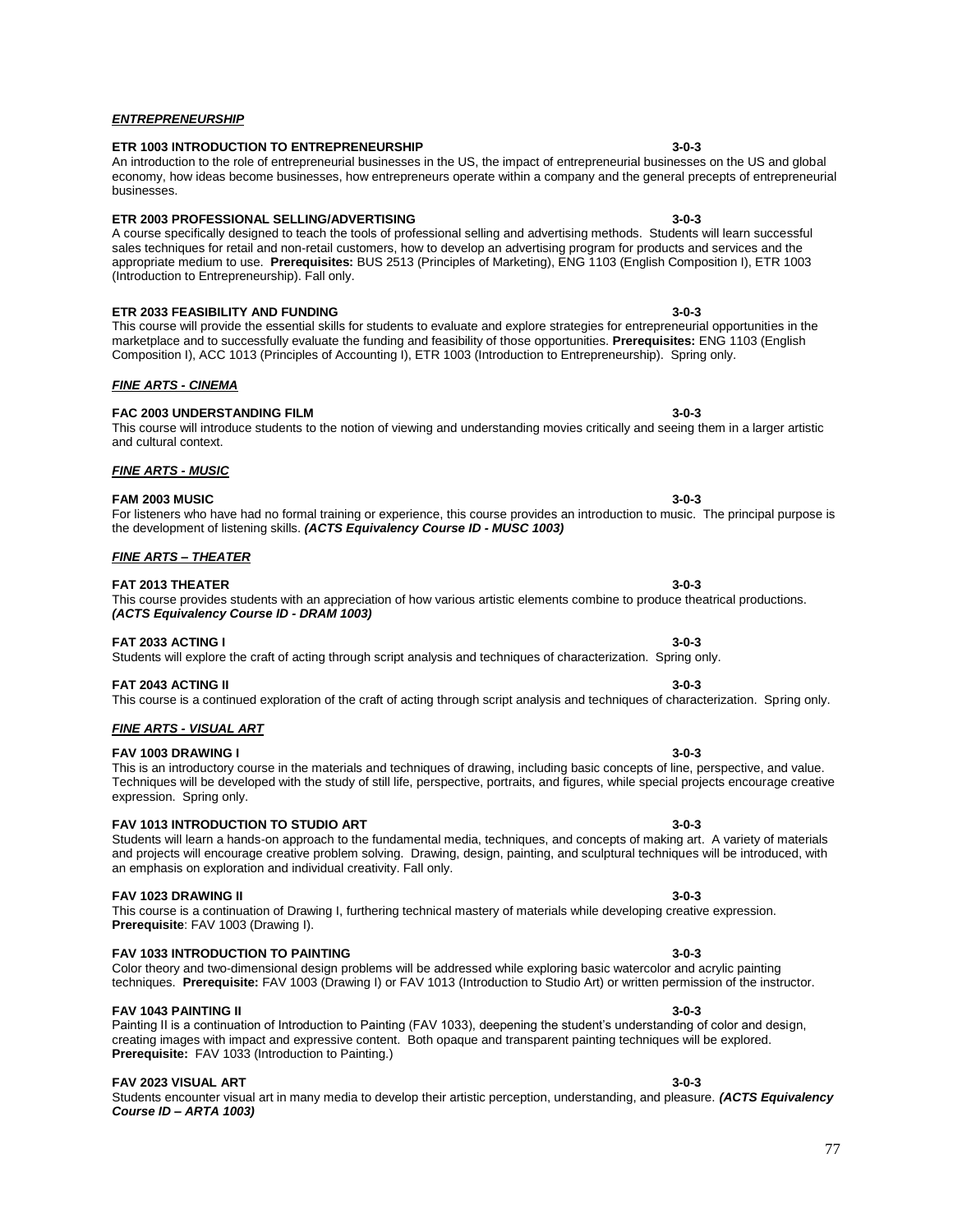***ENTREPRENEURSHIP***

**ETR 1003 INTRODUCTION TO ENTREPRENEURSHIP 3-0-3**
An introduction to the role of entrepreneurial businesses in the US, the impact of entrepreneurial businesses on the US and global economy, how ideas become businesses, how entrepreneurs operate within a company and the general precepts of entrepreneurial businesses.

**ETR 2003 PROFESSIONAL SELLING/ADVERTISING 3-0-3**
A course specifically designed to teach the tools of professional selling and advertising methods. Students will learn successful sales techniques for retail and non-retail customers, how to develop an advertising program for products and services and the appropriate medium to use. **Prerequisites:** BUS 2513 (Principles of Marketing), ENG 1103 (English Composition I), ETR 1003 (Introduction to Entrepreneurship). Fall only.

**ETR 2033 FEASIBILITY AND FUNDING 3-0-3**
This course will provide the essential skills for students to evaluate and explore strategies for entrepreneurial opportunities in the marketplace and to successfully evaluate the funding and feasibility of those opportunities. **Prerequisites:** ENG 1103 (English Composition I), ACC 1013 (Principles of Accounting I), ETR 1003 (Introduction to Entrepreneurship). Spring only.

***FINE ARTS - CINEMA***

**FAC 2003 UNDERSTANDING FILM 3-0-3**
This course will introduce students to the notion of viewing and understanding movies critically and seeing them in a larger artistic and cultural context.

***FINE ARTS - MUSIC***

**FAM 2003 MUSIC 3-0-3**
For listeners who have had no formal training or experience, this course provides an introduction to music. The principal purpose is the development of listening skills. ***(ACTS Equivalency Course ID - MUSC 1003)***

***FINE ARTS – THEATER***

**FAT 2013 THEATER 3-0-3**
This course provides students with an appreciation of how various artistic elements combine to produce theatrical productions. ***(ACTS Equivalency Course ID - DRAM 1003)***

**FAT 2033 ACTING I 3-0-3**
Students will explore the craft of acting through script analysis and techniques of characterization. Spring only.

**FAT 2043 ACTING II 3-0-3**
This course is a continued exploration of the craft of acting through script analysis and techniques of characterization. Spring only.

***FINE ARTS - VISUAL ART***

**FAV 1003 DRAWING I 3-0-3**
This is an introductory course in the materials and techniques of drawing, including basic concepts of line, perspective, and value. Techniques will be developed with the study of still life, perspective, portraits, and figures, while special projects encourage creative expression. Spring only.

**FAV 1013 INTRODUCTION TO STUDIO ART 3-0-3**
Students will learn a hands-on approach to the fundamental media, techniques, and concepts of making art. A variety of materials and projects will encourage creative problem solving. Drawing, design, painting, and sculptural techniques will be introduced, with an emphasis on exploration and individual creativity. Fall only.

**FAV 1023 DRAWING II 3-0-3**
This course is a continuation of Drawing I, furthering technical mastery of materials while developing creative expression. **Prerequisite**: FAV 1003 (Drawing I).

**FAV 1033 INTRODUCTION TO PAINTING 3-0-3**
Color theory and two-dimensional design problems will be addressed while exploring basic watercolor and acrylic painting techniques. **Prerequisite:** FAV 1003 (Drawing I) or FAV 1013 (Introduction to Studio Art) or written permission of the instructor.

**FAV 1043 PAINTING II 3-0-3**
Painting II is a continuation of Introduction to Painting (FAV 1033), deepening the student's understanding of color and design, creating images with impact and expressive content. Both opaque and transparent painting techniques will be explored. **Prerequisite:** FAV 1033 (Introduction to Painting.)

**FAV 2023 VISUAL ART 3-0-3**
Students encounter visual art in many media to develop their artistic perception, understanding, and pleasure. ***(ACTS Equivalency Course ID – ARTA 1003)***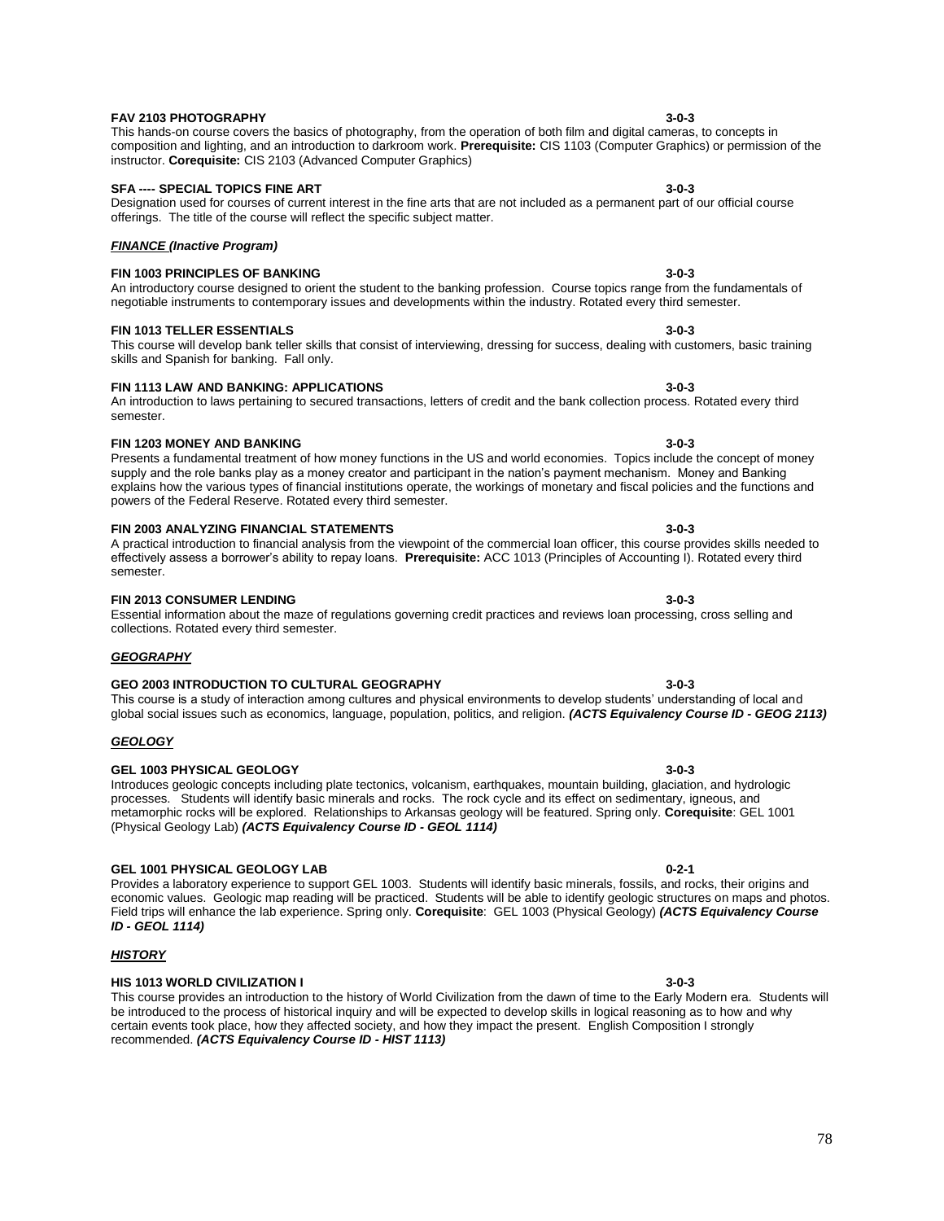**FAV 2103 PHOTOGRAPHY 3-0-3**

This hands-on course covers the basics of photography, from the operation of both film and digital cameras, to concepts in composition and lighting, and an introduction to darkroom work. **Prerequisite:** CIS 1103 (Computer Graphics) or permission of the instructor. **Corequisite:** CIS 2103 (Advanced Computer Graphics)

**SFA ---- SPECIAL TOPICS FINE ART 3-0-3**

Designation used for courses of current interest in the fine arts that are not included as a permanent part of our official course offerings. The title of the course will reflect the specific subject matter.

***FINANCE (Inactive Program)***

**FIN 1003 PRINCIPLES OF BANKING 3-0-3**

An introductory course designed to orient the student to the banking profession. Course topics range from the fundamentals of negotiable instruments to contemporary issues and developments within the industry. Rotated every third semester.

**FIN 1013 TELLER ESSENTIALS 3-0-3**

This course will develop bank teller skills that consist of interviewing, dressing for success, dealing with customers, basic training skills and Spanish for banking. Fall only.

**FIN 1113 LAW AND BANKING: APPLICATIONS 3-0-3**

An introduction to laws pertaining to secured transactions, letters of credit and the bank collection process. Rotated every third semester.

**FIN 1203 MONEY AND BANKING 3-0-3**

Presents a fundamental treatment of how money functions in the US and world economies. Topics include the concept of money supply and the role banks play as a money creator and participant in the nation's payment mechanism. Money and Banking explains how the various types of financial institutions operate, the workings of monetary and fiscal policies and the functions and powers of the Federal Reserve. Rotated every third semester.

**FIN 2003 ANALYZING FINANCIAL STATEMENTS 3-0-3**

A practical introduction to financial analysis from the viewpoint of the commercial loan officer, this course provides skills needed to effectively assess a borrower's ability to repay loans. **Prerequisite:** ACC 1013 (Principles of Accounting I). Rotated every third semester.

**FIN 2013 CONSUMER LENDING 3-0-3**

Essential information about the maze of regulations governing credit practices and reviews loan processing, cross selling and collections. Rotated every third semester.

***GEOGRAPHY***

**GEO 2003 INTRODUCTION TO CULTURAL GEOGRAPHY 3-0-3**

This course is a study of interaction among cultures and physical environments to develop students' understanding of local and global social issues such as economics, language, population, politics, and religion. ***(ACTS Equivalency Course ID - GEOG 2113)***

***GEOLOGY***

**GEL 1003 PHYSICAL GEOLOGY 3-0-3**

Introduces geologic concepts including plate tectonics, volcanism, earthquakes, mountain building, glaciation, and hydrologic processes. Students will identify basic minerals and rocks. The rock cycle and its effect on sedimentary, igneous, and metamorphic rocks will be explored. Relationships to Arkansas geology will be featured. Spring only. **Corequisite**: GEL 1001 (Physical Geology Lab) ***(ACTS Equivalency Course ID - GEOL 1114)***

**GEL 1001 PHYSICAL GEOLOGY LAB 0-2-1**

Provides a laboratory experience to support GEL 1003. Students will identify basic minerals, fossils, and rocks, their origins and economic values. Geologic map reading will be practiced. Students will be able to identify geologic structures on maps and photos. Field trips will enhance the lab experience. Spring only. **Corequisite**: GEL 1003 (Physical Geology) ***(ACTS Equivalency Course ID - GEOL 1114)***

***HISTORY***

**HIS 1013 WORLD CIVILIZATION I 3-0-3**

This course provides an introduction to the history of World Civilization from the dawn of time to the Early Modern era. Students will be introduced to the process of historical inquiry and will be expected to develop skills in logical reasoning as to how and why certain events took place, how they affected society, and how they impact the present. English Composition I strongly recommended. ***(ACTS Equivalency Course ID - HIST 1113)***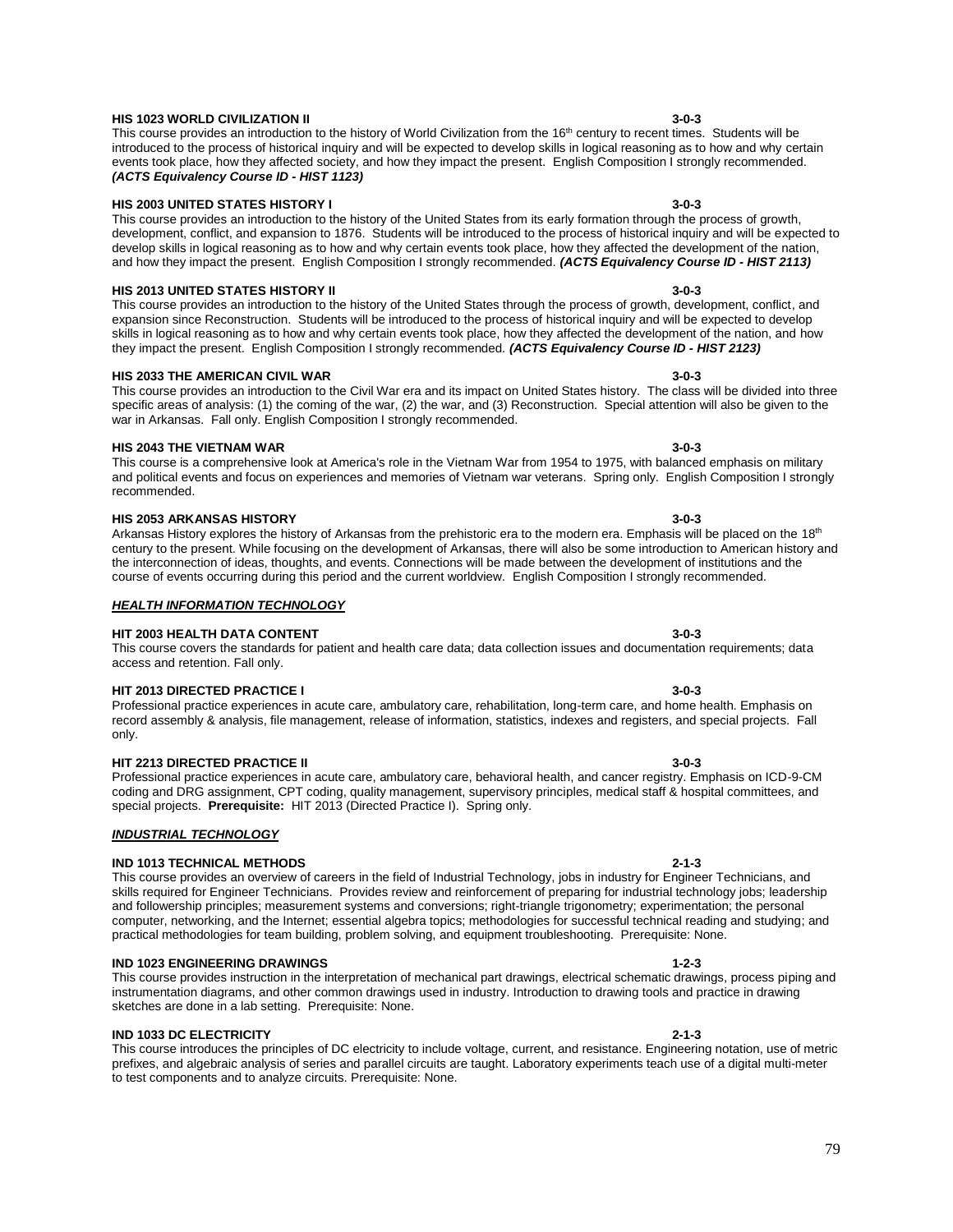**HIS 1023 WORLD CIVILIZATION II** **3-0-3**

This course provides an introduction to the history of World Civilization from the 16th century to recent times. Students will be introduced to the process of historical inquiry and will be expected to develop skills in logical reasoning as to how and why certain events took place, how they affected society, and how they impact the present. English Composition I strongly recommended. ***(ACTS Equivalency Course ID - HIST 1123)***

**HIS 2003 UNITED STATES HISTORY I** **3-0-3**

This course provides an introduction to the history of the United States from its early formation through the process of growth, development, conflict, and expansion to 1876. Students will be introduced to the process of historical inquiry and will be expected to develop skills in logical reasoning as to how and why certain events took place, how they affected the development of the nation, and how they impact the present. English Composition I strongly recommended. ***(ACTS Equivalency Course ID - HIST 2113)***

**HIS 2013 UNITED STATES HISTORY II** **3-0-3**

This course provides an introduction to the history of the United States through the process of growth, development, conflict, and expansion since Reconstruction. Students will be introduced to the process of historical inquiry and will be expected to develop skills in logical reasoning as to how and why certain events took place, how they affected the development of the nation, and how they impact the present. English Composition I strongly recommended. ***(ACTS Equivalency Course ID - HIST 2123)***

**HIS 2033 THE AMERICAN CIVIL WAR** **3-0-3**

This course provides an introduction to the Civil War era and its impact on United States history. The class will be divided into three specific areas of analysis: (1) the coming of the war, (2) the war, and (3) Reconstruction. Special attention will also be given to the war in Arkansas. Fall only. English Composition I strongly recommended.

**HIS 2043 THE VIETNAM WAR** **3-0-3**

This course is a comprehensive look at America's role in the Vietnam War from 1954 to 1975, with balanced emphasis on military and political events and focus on experiences and memories of Vietnam war veterans. Spring only. English Composition I strongly recommended.

**HIS 2053 ARKANSAS HISTORY** **3-0-3**

Arkansas History explores the history of Arkansas from the prehistoric era to the modern era. Emphasis will be placed on the 18th century to the present. While focusing on the development of Arkansas, there will also be some introduction to American history and the interconnection of ideas, thoughts, and events. Connections will be made between the development of institutions and the course of events occurring during this period and the current worldview. English Composition I strongly recommended.

***HEALTH INFORMATION TECHNOLOGY***

**HIT 2003 HEALTH DATA CONTENT** **3-0-3**

This course covers the standards for patient and health care data; data collection issues and documentation requirements; data access and retention. Fall only.

**HIT 2013 DIRECTED PRACTICE I** **3-0-3**

Professional practice experiences in acute care, ambulatory care, rehabilitation, long-term care, and home health. Emphasis on record assembly & analysis, file management, release of information, statistics, indexes and registers, and special projects. Fall only.

**HIT 2213 DIRECTED PRACTICE II** **3-0-3**

Professional practice experiences in acute care, ambulatory care, behavioral health, and cancer registry. Emphasis on ICD-9-CM coding and DRG assignment, CPT coding, quality management, supervisory principles, medical staff & hospital committees, and special projects. **Prerequisite:** HIT 2013 (Directed Practice I). Spring only.

***INDUSTRIAL TECHNOLOGY***

**IND 1013 TECHNICAL METHODS** **2-1-3**

This course provides an overview of careers in the field of Industrial Technology, jobs in industry for Engineer Technicians, and skills required for Engineer Technicians. Provides review and reinforcement of preparing for industrial technology jobs; leadership and followership principles; measurement systems and conversions; right-triangle trigonometry; experimentation; the personal computer, networking, and the Internet; essential algebra topics; methodologies for successful technical reading and studying; and practical methodologies for team building, problem solving, and equipment troubleshooting. Prerequisite: None.

**IND 1023 ENGINEERING DRAWINGS** **1-2-3**

This course provides instruction in the interpretation of mechanical part drawings, electrical schematic drawings, process piping and instrumentation diagrams, and other common drawings used in industry. Introduction to drawing tools and practice in drawing sketches are done in a lab setting. Prerequisite: None.

**IND 1033 DC ELECTRICITY** **2-1-3**

This course introduces the principles of DC electricity to include voltage, current, and resistance. Engineering notation, use of metric prefixes, and algebraic analysis of series and parallel circuits are taught. Laboratory experiments teach use of a digital multi-meter to test components and to analyze circuits. Prerequisite: None.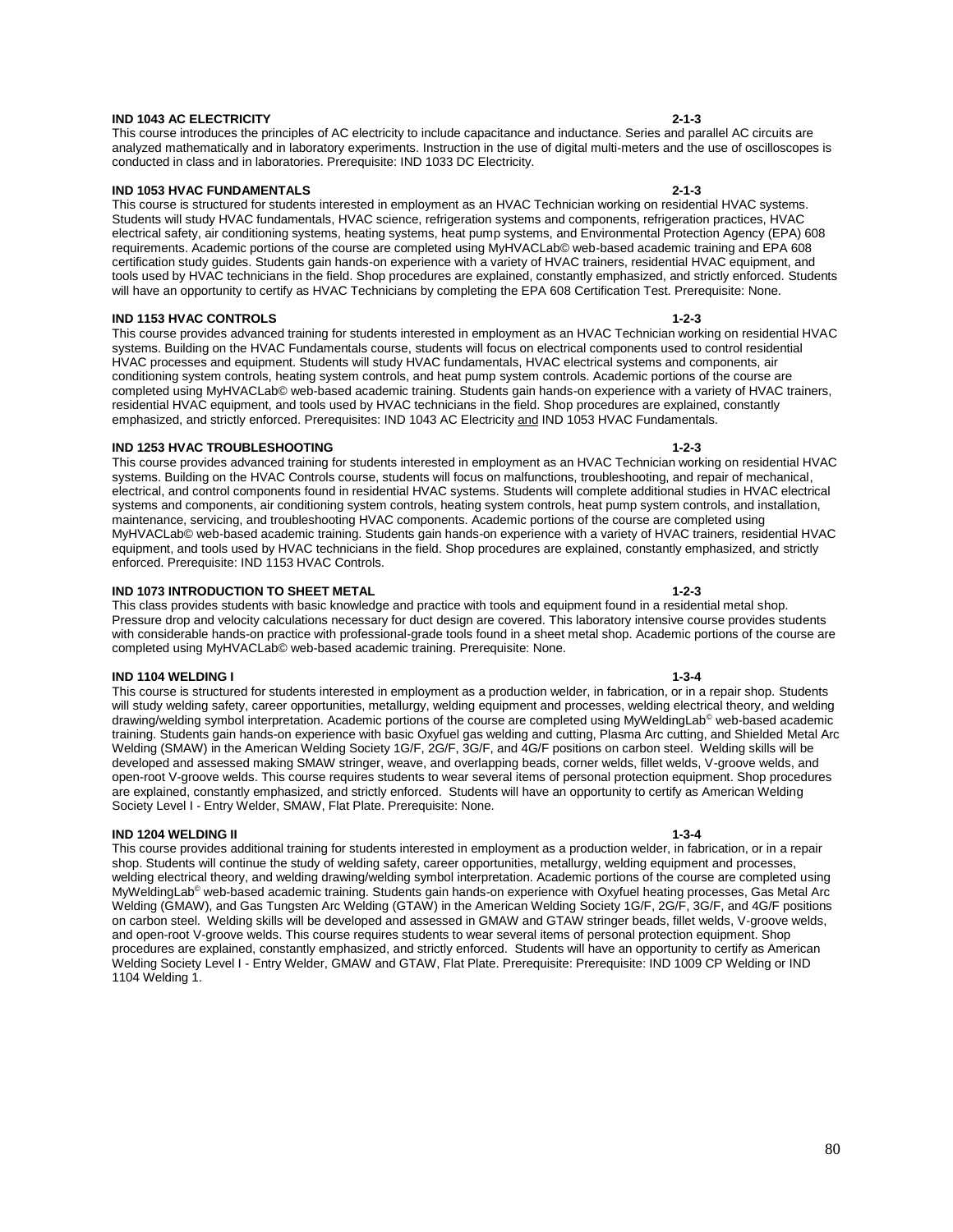**IND 1043 AC ELECTRICITY 2-1-3**

This course introduces the principles of AC electricity to include capacitance and inductance. Series and parallel AC circuits are analyzed mathematically and in laboratory experiments. Instruction in the use of digital multi-meters and the use of oscilloscopes is conducted in class and in laboratories. Prerequisite: IND 1033 DC Electricity.

**IND 1053 HVAC FUNDAMENTALS 2-1-3**

This course is structured for students interested in employment as an HVAC Technician working on residential HVAC systems. Students will study HVAC fundamentals, HVAC science, refrigeration systems and components, refrigeration practices, HVAC electrical safety, air conditioning systems, heating systems, heat pump systems, and Environmental Protection Agency (EPA) 608 requirements. Academic portions of the course are completed using MyHVACLab© web-based academic training and EPA 608 certification study guides. Students gain hands-on experience with a variety of HVAC trainers, residential HVAC equipment, and tools used by HVAC technicians in the field. Shop procedures are explained, constantly emphasized, and strictly enforced. Students will have an opportunity to certify as HVAC Technicians by completing the EPA 608 Certification Test. Prerequisite: None.

**IND 1153 HVAC CONTROLS 1-2-3**

This course provides advanced training for students interested in employment as an HVAC Technician working on residential HVAC systems. Building on the HVAC Fundamentals course, students will focus on electrical components used to control residential HVAC processes and equipment. Students will study HVAC fundamentals, HVAC electrical systems and components, air conditioning system controls, heating system controls, and heat pump system controls. Academic portions of the course are completed using MyHVACLab© web-based academic training. Students gain hands-on experience with a variety of HVAC trainers, residential HVAC equipment, and tools used by HVAC technicians in the field. Shop procedures are explained, constantly emphasized, and strictly enforced. Prerequisites: IND 1043 AC Electricity and IND 1053 HVAC Fundamentals.

**IND 1253 HVAC TROUBLESHOOTING 1-2-3**

This course provides advanced training for students interested in employment as an HVAC Technician working on residential HVAC systems. Building on the HVAC Controls course, students will focus on malfunctions, troubleshooting, and repair of mechanical, electrical, and control components found in residential HVAC systems. Students will complete additional studies in HVAC electrical systems and components, air conditioning system controls, heating system controls, heat pump system controls, and installation, maintenance, servicing, and troubleshooting HVAC components. Academic portions of the course are completed using MyHVACLab© web-based academic training. Students gain hands-on experience with a variety of HVAC trainers, residential HVAC equipment, and tools used by HVAC technicians in the field. Shop procedures are explained, constantly emphasized, and strictly enforced. Prerequisite: IND 1153 HVAC Controls.

**IND 1073 INTRODUCTION TO SHEET METAL 1-2-3**

This class provides students with basic knowledge and practice with tools and equipment found in a residential metal shop. Pressure drop and velocity calculations necessary for duct design are covered. This laboratory intensive course provides students with considerable hands-on practice with professional-grade tools found in a sheet metal shop. Academic portions of the course are completed using MyHVACLab© web-based academic training. Prerequisite: None.

**IND 1104 WELDING I 1-3-4**

This course is structured for students interested in employment as a production welder, in fabrication, or in a repair shop. Students will study welding safety, career opportunities, metallurgy, welding equipment and processes, welding electrical theory, and welding drawing/welding symbol interpretation. Academic portions of the course are completed using MyWeldingLab© web-based academic training. Students gain hands-on experience with basic Oxyfuel gas welding and cutting, Plasma Arc cutting, and Shielded Metal Arc Welding (SMAW) in the American Welding Society 1G/F, 2G/F, 3G/F, and 4G/F positions on carbon steel. Welding skills will be developed and assessed making SMAW stringer, weave, and overlapping beads, corner welds, fillet welds, V-groove welds, and open-root V-groove welds. This course requires students to wear several items of personal protection equipment. Shop procedures are explained, constantly emphasized, and strictly enforced. Students will have an opportunity to certify as American Welding Society Level I - Entry Welder, SMAW, Flat Plate. Prerequisite: None.

**IND 1204 WELDING II 1-3-4**

This course provides additional training for students interested in employment as a production welder, in fabrication, or in a repair shop. Students will continue the study of welding safety, career opportunities, metallurgy, welding equipment and processes, welding electrical theory, and welding drawing/welding symbol interpretation. Academic portions of the course are completed using MyWeldingLab© web-based academic training. Students gain hands-on experience with Oxyfuel heating processes, Gas Metal Arc Welding (GMAW), and Gas Tungsten Arc Welding (GTAW) in the American Welding Society 1G/F, 2G/F, 3G/F, and 4G/F positions on carbon steel. Welding skills will be developed and assessed in GMAW and GTAW stringer beads, fillet welds, V-groove welds, and open-root V-groove welds. This course requires students to wear several items of personal protection equipment. Shop procedures are explained, constantly emphasized, and strictly enforced. Students will have an opportunity to certify as American Welding Society Level I - Entry Welder, GMAW and GTAW, Flat Plate. Prerequisite: Prerequisite: IND 1009 CP Welding or IND 1104 Welding 1.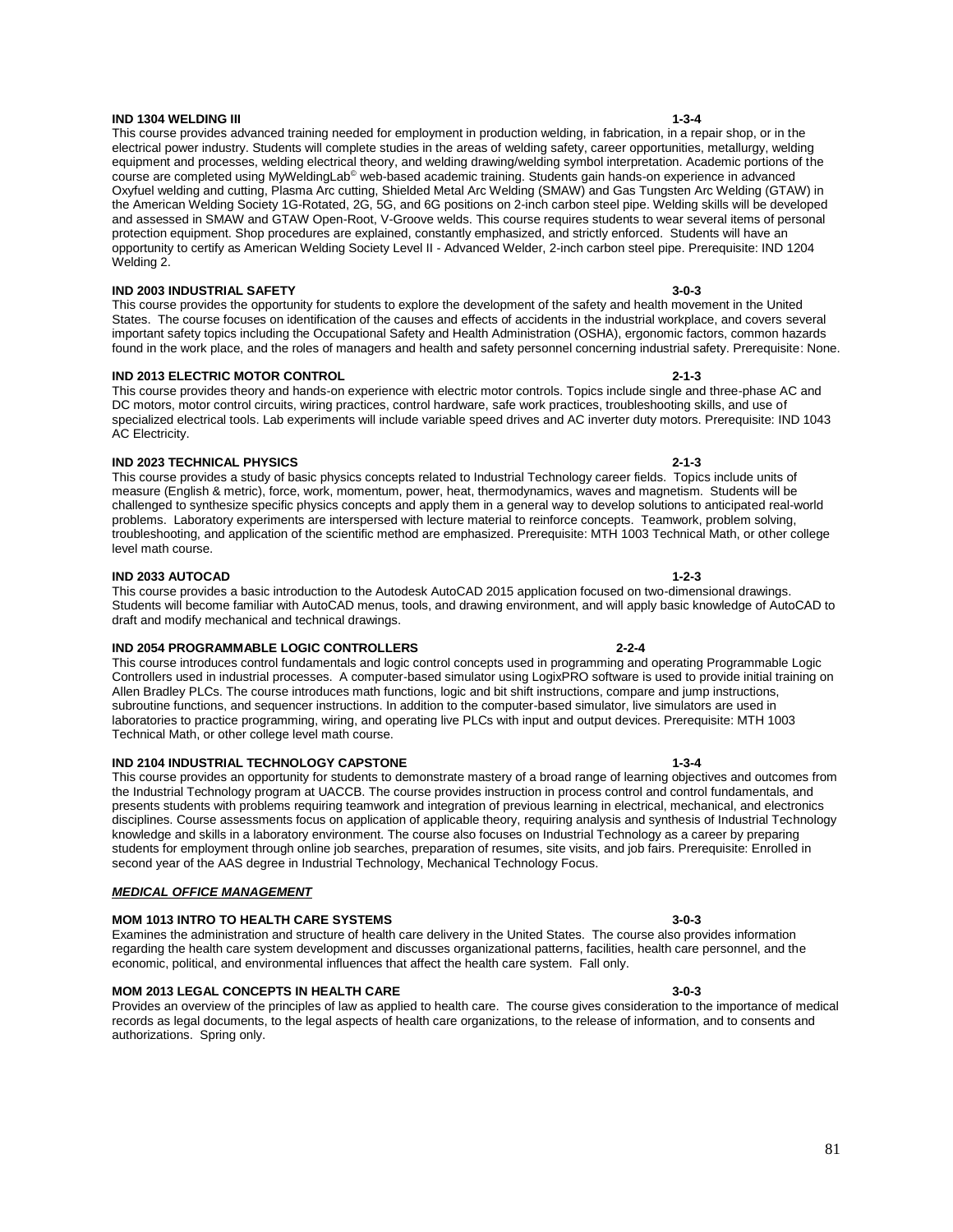**IND 1304 WELDING III 1-3-4**

This course provides advanced training needed for employment in production welding, in fabrication, in a repair shop, or in the electrical power industry. Students will complete studies in the areas of welding safety, career opportunities, metallurgy, welding equipment and processes, welding electrical theory, and welding drawing/welding symbol interpretation. Academic portions of the course are completed using MyWeldingLab© web-based academic training. Students gain hands-on experience in advanced Oxyfuel welding and cutting, Plasma Arc cutting, Shielded Metal Arc Welding (SMAW) and Gas Tungsten Arc Welding (GTAW) in the American Welding Society 1G-Rotated, 2G, 5G, and 6G positions on 2-inch carbon steel pipe. Welding skills will be developed and assessed in SMAW and GTAW Open-Root, V-Groove welds. This course requires students to wear several items of personal protection equipment. Shop procedures are explained, constantly emphasized, and strictly enforced. Students will have an opportunity to certify as American Welding Society Level II - Advanced Welder, 2-inch carbon steel pipe. Prerequisite: IND 1204 Welding 2.

**IND 2003 INDUSTRIAL SAFETY 3-0-3**

This course provides the opportunity for students to explore the development of the safety and health movement in the United States. The course focuses on identification of the causes and effects of accidents in the industrial workplace, and covers several important safety topics including the Occupational Safety and Health Administration (OSHA), ergonomic factors, common hazards found in the work place, and the roles of managers and health and safety personnel concerning industrial safety. Prerequisite: None.

**IND 2013 ELECTRIC MOTOR CONTROL 2-1-3**

This course provides theory and hands-on experience with electric motor controls. Topics include single and three-phase AC and DC motors, motor control circuits, wiring practices, control hardware, safe work practices, troubleshooting skills, and use of specialized electrical tools. Lab experiments will include variable speed drives and AC inverter duty motors. Prerequisite: IND 1043 AC Electricity.

**IND 2023 TECHNICAL PHYSICS 2-1-3**

This course provides a study of basic physics concepts related to Industrial Technology career fields. Topics include units of measure (English & metric), force, work, momentum, power, heat, thermodynamics, waves and magnetism. Students will be challenged to synthesize specific physics concepts and apply them in a general way to develop solutions to anticipated real-world problems. Laboratory experiments are interspersed with lecture material to reinforce concepts. Teamwork, problem solving, troubleshooting, and application of the scientific method are emphasized. Prerequisite: MTH 1003 Technical Math, or other college level math course.

**IND 2033 AUTOCAD 1-2-3**

This course provides a basic introduction to the Autodesk AutoCAD 2015 application focused on two-dimensional drawings. Students will become familiar with AutoCAD menus, tools, and drawing environment, and will apply basic knowledge of AutoCAD to draft and modify mechanical and technical drawings.

**IND 2054 PROGRAMMABLE LOGIC CONTROLLERS 2-2-4**

This course introduces control fundamentals and logic control concepts used in programming and operating Programmable Logic Controllers used in industrial processes. A computer-based simulator using LogixPRO software is used to provide initial training on Allen Bradley PLCs. The course introduces math functions, logic and bit shift instructions, compare and jump instructions, subroutine functions, and sequencer instructions. In addition to the computer-based simulator, live simulators are used in laboratories to practice programming, wiring, and operating live PLCs with input and output devices. Prerequisite: MTH 1003 Technical Math, or other college level math course.

**IND 2104 INDUSTRIAL TECHNOLOGY CAPSTONE 1-3-4**

This course provides an opportunity for students to demonstrate mastery of a broad range of learning objectives and outcomes from the Industrial Technology program at UACCB. The course provides instruction in process control and control fundamentals, and presents students with problems requiring teamwork and integration of previous learning in electrical, mechanical, and electronics disciplines. Course assessments focus on application of applicable theory, requiring analysis and synthesis of Industrial Technology knowledge and skills in a laboratory environment. The course also focuses on Industrial Technology as a career by preparing students for employment through online job searches, preparation of resumes, site visits, and job fairs. Prerequisite: Enrolled in second year of the AAS degree in Industrial Technology, Mechanical Technology Focus.

***MEDICAL OFFICE MANAGEMENT***

**MOM 1013 INTRO TO HEALTH CARE SYSTEMS 3-0-3**

Examines the administration and structure of health care delivery in the United States. The course also provides information regarding the health care system development and discusses organizational patterns, facilities, health care personnel, and the economic, political, and environmental influences that affect the health care system. Fall only.

**MOM 2013 LEGAL CONCEPTS IN HEALTH CARE 3-0-3**

Provides an overview of the principles of law as applied to health care. The course gives consideration to the importance of medical records as legal documents, to the legal aspects of health care organizations, to the release of information, and to consents and authorizations. Spring only.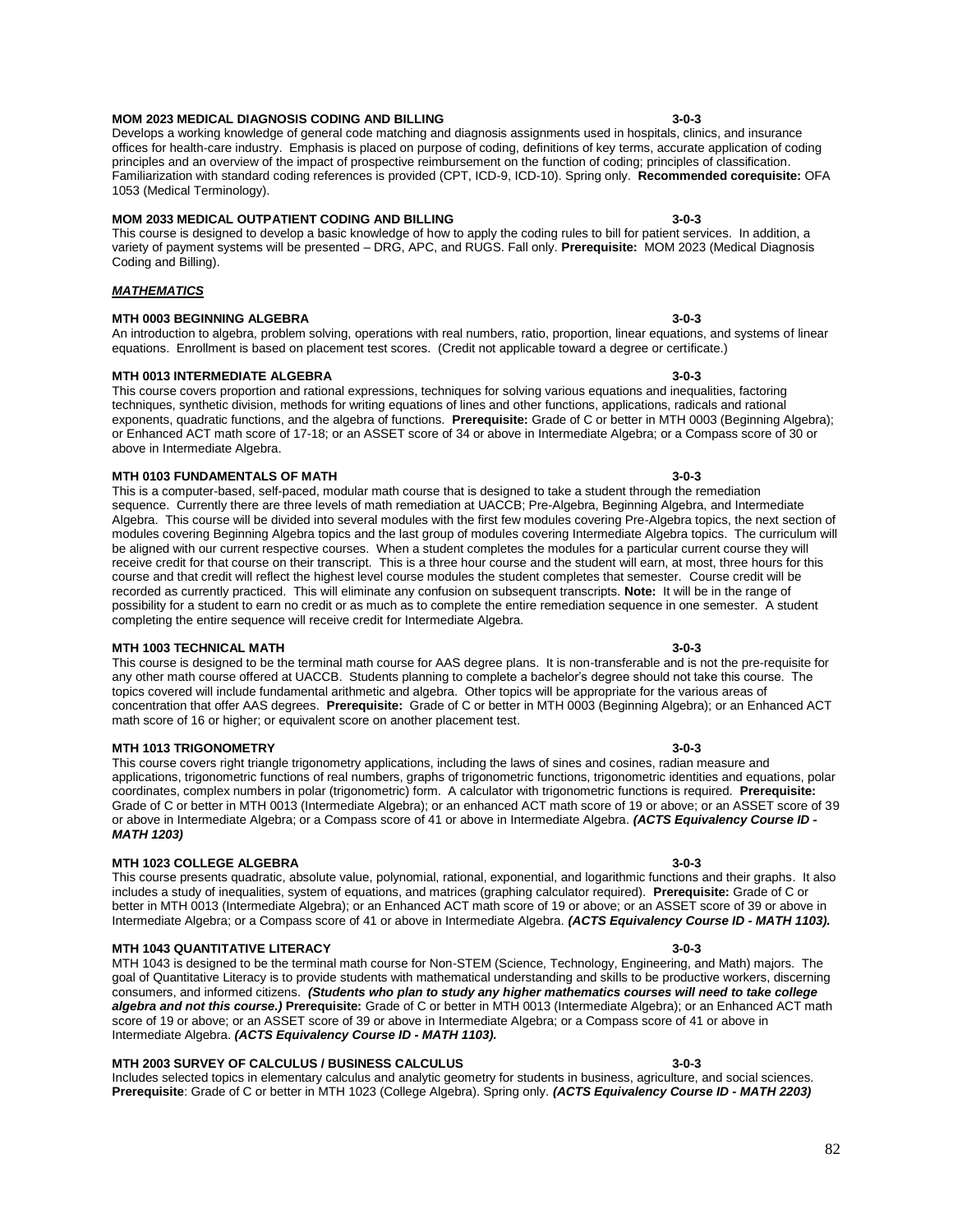**MOM 2023 MEDICAL DIAGNOSIS CODING AND BILLING 3-0-3**

Develops a working knowledge of general code matching and diagnosis assignments used in hospitals, clinics, and insurance offices for health-care industry. Emphasis is placed on purpose of coding, definitions of key terms, accurate application of coding principles and an overview of the impact of prospective reimbursement on the function of coding; principles of classification. Familiarization with standard coding references is provided (CPT, ICD-9, ICD-10). Spring only. **Recommended corequisite:** OFA 1053 (Medical Terminology).

**MOM 2033 MEDICAL OUTPATIENT CODING AND BILLING 3-0-3**

This course is designed to develop a basic knowledge of how to apply the coding rules to bill for patient services. In addition, a variety of payment systems will be presented – DRG, APC, and RUGS. Fall only. **Prerequisite:** MOM 2023 (Medical Diagnosis Coding and Billing).

***MATHEMATICS***

**MTH 0003 BEGINNING ALGEBRA 3-0-3**

An introduction to algebra, problem solving, operations with real numbers, ratio, proportion, linear equations, and systems of linear equations. Enrollment is based on placement test scores. (Credit not applicable toward a degree or certificate.)

**MTH 0013 INTERMEDIATE ALGEBRA 3-0-3**

This course covers proportion and rational expressions, techniques for solving various equations and inequalities, factoring techniques, synthetic division, methods for writing equations of lines and other functions, applications, radicals and rational exponents, quadratic functions, and the algebra of functions. **Prerequisite:** Grade of C or better in MTH 0003 (Beginning Algebra); or Enhanced ACT math score of 17-18; or an ASSET score of 34 or above in Intermediate Algebra; or a Compass score of 30 or above in Intermediate Algebra.

**MTH 0103 FUNDAMENTALS OF MATH 3-0-3**

This is a computer-based, self-paced, modular math course that is designed to take a student through the remediation sequence. Currently there are three levels of math remediation at UACCB; Pre-Algebra, Beginning Algebra, and Intermediate Algebra. This course will be divided into several modules with the first few modules covering Pre-Algebra topics, the next section of modules covering Beginning Algebra topics and the last group of modules covering Intermediate Algebra topics. The curriculum will be aligned with our current respective courses. When a student completes the modules for a particular current course they will receive credit for that course on their transcript. This is a three hour course and the student will earn, at most, three hours for this course and that credit will reflect the highest level course modules the student completes that semester. Course credit will be recorded as currently practiced. This will eliminate any confusion on subsequent transcripts. **Note:** It will be in the range of possibility for a student to earn no credit or as much as to complete the entire remediation sequence in one semester. A student completing the entire sequence will receive credit for Intermediate Algebra.

**MTH 1003 TECHNICAL MATH 3-0-3**

This course is designed to be the terminal math course for AAS degree plans. It is non-transferable and is not the pre-requisite for any other math course offered at UACCB. Students planning to complete a bachelor's degree should not take this course. The topics covered will include fundamental arithmetic and algebra. Other topics will be appropriate for the various areas of concentration that offer AAS degrees. **Prerequisite:** Grade of C or better in MTH 0003 (Beginning Algebra); or an Enhanced ACT math score of 16 or higher; or equivalent score on another placement test.

**MTH 1013 TRIGONOMETRY 3-0-3**

This course covers right triangle trigonometry applications, including the laws of sines and cosines, radian measure and applications, trigonometric functions of real numbers, graphs of trigonometric functions, trigonometric identities and equations, polar coordinates, complex numbers in polar (trigonometric) form. A calculator with trigonometric functions is required. **Prerequisite:** Grade of C or better in MTH 0013 (Intermediate Algebra); or an enhanced ACT math score of 19 or above; or an ASSET score of 39 or above in Intermediate Algebra; or a Compass score of 41 or above in Intermediate Algebra. ***(ACTS Equivalency Course ID - MATH 1203)***

**MTH 1023 COLLEGE ALGEBRA 3-0-3**

This course presents quadratic, absolute value, polynomial, rational, exponential, and logarithmic functions and their graphs. It also includes a study of inequalities, system of equations, and matrices (graphing calculator required). **Prerequisite:** Grade of C or better in MTH 0013 (Intermediate Algebra); or an Enhanced ACT math score of 19 or above; or an ASSET score of 39 or above in Intermediate Algebra; or a Compass score of 41 or above in Intermediate Algebra. ***(ACTS Equivalency Course ID - MATH 1103).***

**MTH 1043 QUANTITATIVE LITERACY 3-0-3**

MTH 1043 is designed to be the terminal math course for Non-STEM (Science, Technology, Engineering, and Math) majors. The goal of Quantitative Literacy is to provide students with mathematical understanding and skills to be productive workers, discerning consumers, and informed citizens. ***(Students who plan to study any higher mathematics courses will need to take college algebra and not this course.)*** **Prerequisite:** Grade of C or better in MTH 0013 (Intermediate Algebra); or an Enhanced ACT math score of 19 or above; or an ASSET score of 39 or above in Intermediate Algebra; or a Compass score of 41 or above in Intermediate Algebra. ***(ACTS Equivalency Course ID - MATH 1103).***

**MTH 2003 SURVEY OF CALCULUS / BUSINESS CALCULUS 3-0-3**

Includes selected topics in elementary calculus and analytic geometry for students in business, agriculture, and social sciences. **Prerequisite**: Grade of C or better in MTH 1023 (College Algebra). Spring only. ***(ACTS Equivalency Course ID - MATH 2203)***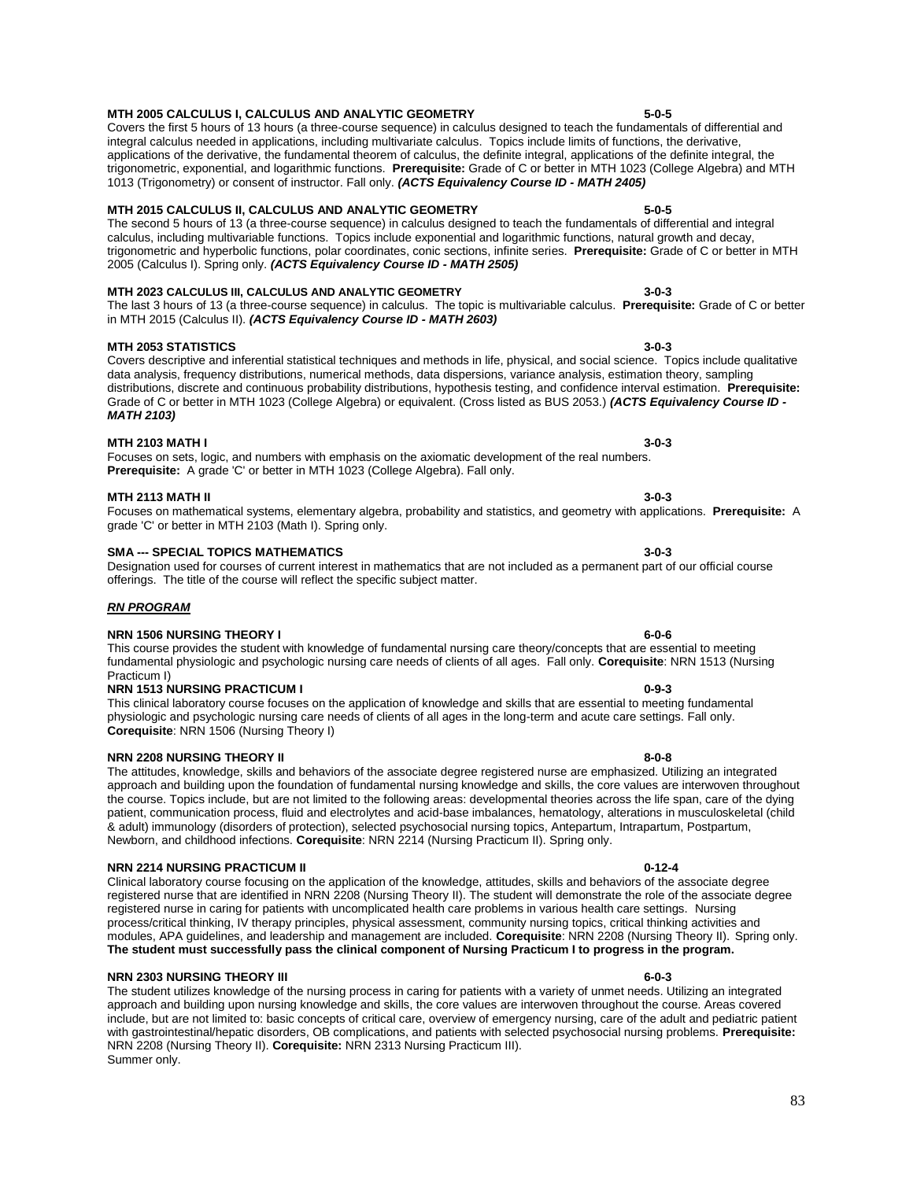**MTH 2005 CALCULUS I, CALCULUS AND ANALYTIC GEOMETRY 5-0-5**
Covers the first 5 hours of 13 hours (a three-course sequence) in calculus designed to teach the fundamentals of differential and integral calculus needed in applications, including multivariate calculus. Topics include limits of functions, the derivative, applications of the derivative, the fundamental theorem of calculus, the definite integral, applications of the definite integral, the trigonometric, exponential, and logarithmic functions. **Prerequisite:** Grade of C or better in MTH 1023 (College Algebra) and MTH 1013 (Trigonometry) or consent of instructor. Fall only. ***(ACTS Equivalency Course ID - MATH 2405)***

**MTH 2015 CALCULUS II, CALCULUS AND ANALYTIC GEOMETRY 5-0-5**
The second 5 hours of 13 (a three-course sequence) in calculus designed to teach the fundamentals of differential and integral calculus, including multivariable functions. Topics include exponential and logarithmic functions, natural growth and decay, trigonometric and hyperbolic functions, polar coordinates, conic sections, infinite series. **Prerequisite:** Grade of C or better in MTH 2005 (Calculus I). Spring only. ***(ACTS Equivalency Course ID - MATH 2505)***

**MTH 2023 CALCULUS III, CALCULUS AND ANALYTIC GEOMETRY 3-0-3**
The last 3 hours of 13 (a three-course sequence) in calculus. The topic is multivariable calculus. **Prerequisite:** Grade of C or better in MTH 2015 (Calculus II). ***(ACTS Equivalency Course ID - MATH 2603)***

**MTH 2053 STATISTICS 3-0-3**
Covers descriptive and inferential statistical techniques and methods in life, physical, and social science. Topics include qualitative data analysis, frequency distributions, numerical methods, data dispersions, variance analysis, estimation theory, sampling distributions, discrete and continuous probability distributions, hypothesis testing, and confidence interval estimation. **Prerequisite:** Grade of C or better in MTH 1023 (College Algebra) or equivalent. (Cross listed as BUS 2053.) ***(ACTS Equivalency Course ID - MATH 2103)***

**MTH 2103 MATH I 3-0-3**
Focuses on sets, logic, and numbers with emphasis on the axiomatic development of the real numbers.
**Prerequisite:** A grade 'C' or better in MTH 1023 (College Algebra). Fall only.

**MTH 2113 MATH II 3-0-3**
Focuses on mathematical systems, elementary algebra, probability and statistics, and geometry with applications. **Prerequisite:** A grade 'C' or better in MTH 2103 (Math I). Spring only.

**SMA --- SPECIAL TOPICS MATHEMATICS 3-0-3**
Designation used for courses of current interest in mathematics that are not included as a permanent part of our official course offerings. The title of the course will reflect the specific subject matter.

***RN PROGRAM***

**NRN 1506 NURSING THEORY I 6-0-6**
This course provides the student with knowledge of fundamental nursing care theory/concepts that are essential to meeting fundamental physiologic and psychologic nursing care needs of clients of all ages. Fall only. **Corequisite**: NRN 1513 (Nursing Practicum I)

**NRN 1513 NURSING PRACTICUM I 0-9-3**
This clinical laboratory course focuses on the application of knowledge and skills that are essential to meeting fundamental physiologic and psychologic nursing care needs of clients of all ages in the long-term and acute care settings. Fall only. **Corequisite**: NRN 1506 (Nursing Theory I)

**NRN 2208 NURSING THEORY II 8-0-8**
The attitudes, knowledge, skills and behaviors of the associate degree registered nurse are emphasized. Utilizing an integrated approach and building upon the foundation of fundamental nursing knowledge and skills, the core values are interwoven throughout the course. Topics include, but are not limited to the following areas: developmental theories across the life span, care of the dying patient, communication process, fluid and electrolytes and acid-base imbalances, hematology, alterations in musculoskeletal (child & adult) immunology (disorders of protection), selected psychosocial nursing topics, Antepartum, Intrapartum, Postpartum, Newborn, and childhood infections. **Corequisite**: NRN 2214 (Nursing Practicum II). Spring only.

**NRN 2214 NURSING PRACTICUM II 0-12-4**
Clinical laboratory course focusing on the application of the knowledge, attitudes, skills and behaviors of the associate degree registered nurse that are identified in NRN 2208 (Nursing Theory II). The student will demonstrate the role of the associate degree registered nurse in caring for patients with uncomplicated health care problems in various health care settings. Nursing process/critical thinking, IV therapy principles, physical assessment, community nursing topics, critical thinking activities and modules, APA guidelines, and leadership and management are included. **Corequisite**: NRN 2208 (Nursing Theory II). Spring only. **The student must successfully pass the clinical component of Nursing Practicum I to progress in the program.**

**NRN 2303 NURSING THEORY III 6-0-3**
The student utilizes knowledge of the nursing process in caring for patients with a variety of unmet needs. Utilizing an integrated approach and building upon nursing knowledge and skills, the core values are interwoven throughout the course. Areas covered include, but are not limited to: basic concepts of critical care, overview of emergency nursing, care of the adult and pediatric patient with gastrointestinal/hepatic disorders, OB complications, and patients with selected psychosocial nursing problems. **Prerequisite:** NRN 2208 (Nursing Theory II). **Corequisite:** NRN 2313 Nursing Practicum III).
Summer only.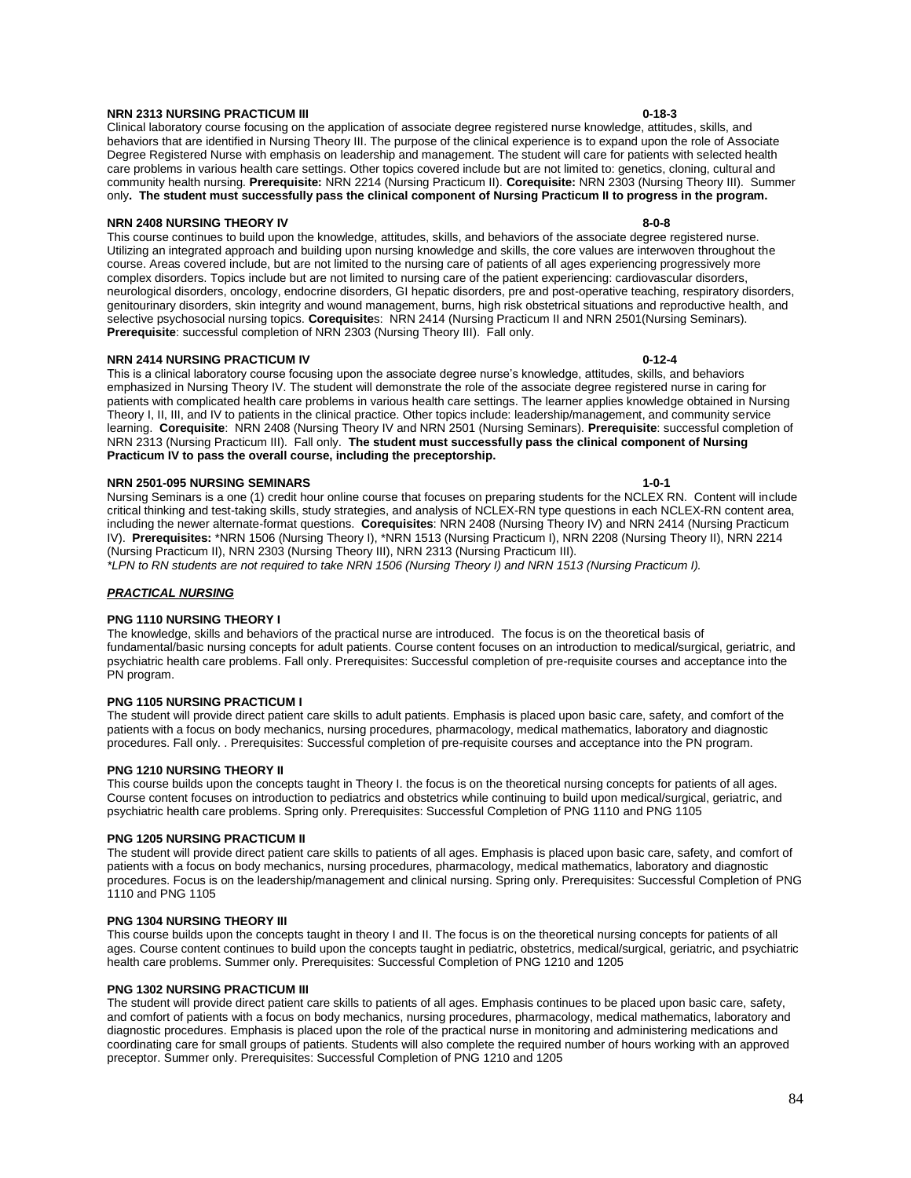**NRN 2313 NURSING PRACTICUM III 0-18-3**

Clinical laboratory course focusing on the application of associate degree registered nurse knowledge, attitudes, skills, and behaviors that are identified in Nursing Theory III. The purpose of the clinical experience is to expand upon the role of Associate Degree Registered Nurse with emphasis on leadership and management. The student will care for patients with selected health care problems in various health care settings. Other topics covered include but are not limited to: genetics, cloning, cultural and community health nursing. **Prerequisite:** NRN 2214 (Nursing Practicum II). **Corequisite:** NRN 2303 (Nursing Theory III). Summer only**. The student must successfully pass the clinical component of Nursing Practicum II to progress in the program.**

**NRN 2408 NURSING THEORY IV 8-0-8**

This course continues to build upon the knowledge, attitudes, skills, and behaviors of the associate degree registered nurse. Utilizing an integrated approach and building upon nursing knowledge and skills, the core values are interwoven throughout the course. Areas covered include, but are not limited to the nursing care of patients of all ages experiencing progressively more complex disorders. Topics include but are not limited to nursing care of the patient experiencing: cardiovascular disorders, neurological disorders, oncology, endocrine disorders, GI hepatic disorders, pre and post-operative teaching, respiratory disorders, genitourinary disorders, skin integrity and wound management, burns, high risk obstetrical situations and reproductive health, and selective psychosocial nursing topics. **Corequisite**s: NRN 2414 (Nursing Practicum II and NRN 2501(Nursing Seminars). **Prerequisite**: successful completion of NRN 2303 (Nursing Theory III). Fall only.

**NRN 2414 NURSING PRACTICUM IV 0-12-4**

This is a clinical laboratory course focusing upon the associate degree nurse's knowledge, attitudes, skills, and behaviors emphasized in Nursing Theory IV. The student will demonstrate the role of the associate degree registered nurse in caring for patients with complicated health care problems in various health care settings. The learner applies knowledge obtained in Nursing Theory I, II, III, and IV to patients in the clinical practice. Other topics include: leadership/management, and community service learning. **Corequisite**: NRN 2408 (Nursing Theory IV and NRN 2501 (Nursing Seminars). **Prerequisite**: successful completion of NRN 2313 (Nursing Practicum III). Fall only. **The student must successfully pass the clinical component of Nursing Practicum IV to pass the overall course, including the preceptorship.**

**NRN 2501-095 NURSING SEMINARS 1-0-1**

Nursing Seminars is a one (1) credit hour online course that focuses on preparing students for the NCLEX RN. Content will include critical thinking and test-taking skills, study strategies, and analysis of NCLEX-RN type questions in each NCLEX-RN content area, including the newer alternate-format questions. **Corequisites**: NRN 2408 (Nursing Theory IV) and NRN 2414 (Nursing Practicum IV). **Prerequisites:** *NRN 1506 (Nursing Theory I), *NRN 1513 (Nursing Practicum I), NRN 2208 (Nursing Theory II), NRN 2214 (Nursing Practicum II), NRN 2303 (Nursing Theory III), NRN 2313 (Nursing Practicum III).

*\*LPN to RN students are not required to take NRN 1506 (Nursing Theory I) and NRN 1513 (Nursing Practicum I).*

***PRACTICAL NURSING***

**PNG 1110 NURSING THEORY I**

The knowledge, skills and behaviors of the practical nurse are introduced. The focus is on the theoretical basis of fundamental/basic nursing concepts for adult patients. Course content focuses on an introduction to medical/surgical, geriatric, and psychiatric health care problems. Fall only. Prerequisites: Successful completion of pre-requisite courses and acceptance into the PN program.

**PNG 1105 NURSING PRACTICUM I**

The student will provide direct patient care skills to adult patients. Emphasis is placed upon basic care, safety, and comfort of the patients with a focus on body mechanics, nursing procedures, pharmacology, medical mathematics, laboratory and diagnostic procedures. Fall only. . Prerequisites: Successful completion of pre-requisite courses and acceptance into the PN program.

**PNG 1210 NURSING THEORY II**

This course builds upon the concepts taught in Theory I. the focus is on the theoretical nursing concepts for patients of all ages. Course content focuses on introduction to pediatrics and obstetrics while continuing to build upon medical/surgical, geriatric, and psychiatric health care problems. Spring only. Prerequisites: Successful Completion of PNG 1110 and PNG 1105

**PNG 1205 NURSING PRACTICUM II**

The student will provide direct patient care skills to patients of all ages. Emphasis is placed upon basic care, safety, and comfort of patients with a focus on body mechanics, nursing procedures, pharmacology, medical mathematics, laboratory and diagnostic procedures. Focus is on the leadership/management and clinical nursing. Spring only. Prerequisites: Successful Completion of PNG 1110 and PNG 1105

**PNG 1304 NURSING THEORY III**

This course builds upon the concepts taught in theory I and II. The focus is on the theoretical nursing concepts for patients of all ages. Course content continues to build upon the concepts taught in pediatric, obstetrics, medical/surgical, geriatric, and psychiatric health care problems. Summer only. Prerequisites: Successful Completion of PNG 1210 and 1205

**PNG 1302 NURSING PRACTICUM III**

The student will provide direct patient care skills to patients of all ages. Emphasis continues to be placed upon basic care, safety, and comfort of patients with a focus on body mechanics, nursing procedures, pharmacology, medical mathematics, laboratory and diagnostic procedures. Emphasis is placed upon the role of the practical nurse in monitoring and administering medications and coordinating care for small groups of patients. Students will also complete the required number of hours working with an approved preceptor. Summer only. Prerequisites: Successful Completion of PNG 1210 and 1205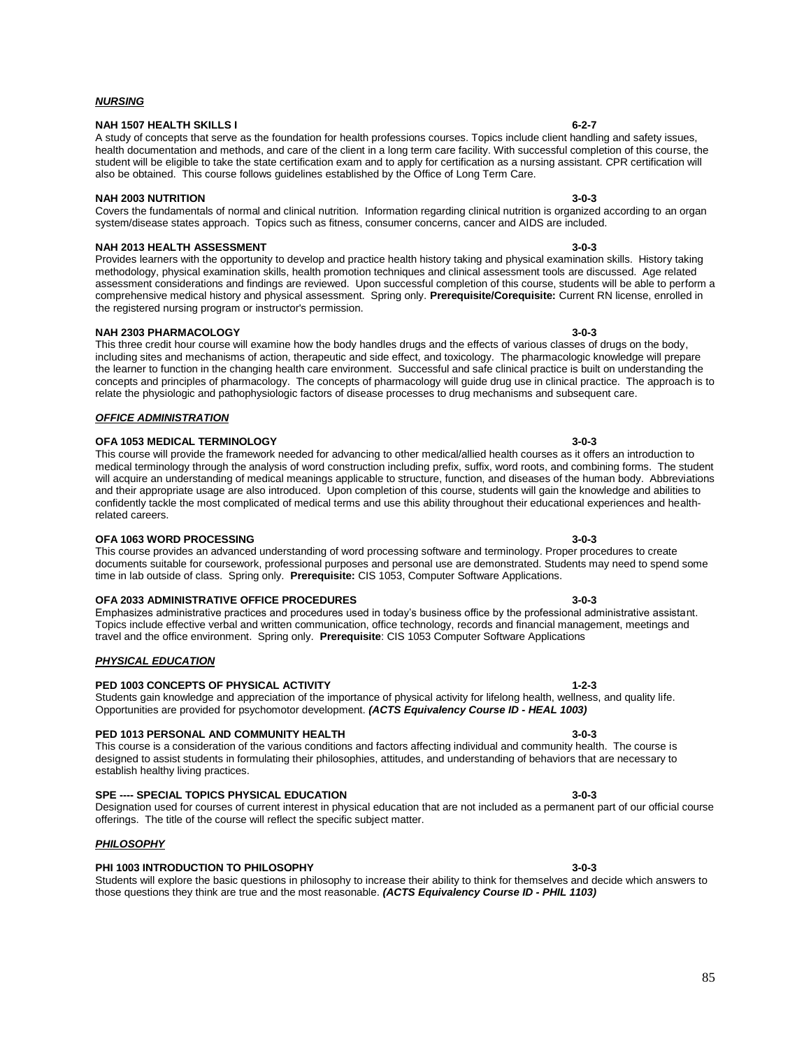***NURSING***

**NAH 1507 HEALTH SKILLS I 6-2-7**

A study of concepts that serve as the foundation for health professions courses. Topics include client handling and safety issues, health documentation and methods, and care of the client in a long term care facility. With successful completion of this course, the student will be eligible to take the state certification exam and to apply for certification as a nursing assistant. CPR certification will also be obtained. This course follows guidelines established by the Office of Long Term Care.

**NAH 2003 NUTRITION 3-0-3**

Covers the fundamentals of normal and clinical nutrition. Information regarding clinical nutrition is organized according to an organ system/disease states approach. Topics such as fitness, consumer concerns, cancer and AIDS are included.

**NAH 2013 HEALTH ASSESSMENT 3-0-3**

Provides learners with the opportunity to develop and practice health history taking and physical examination skills. History taking methodology, physical examination skills, health promotion techniques and clinical assessment tools are discussed. Age related assessment considerations and findings are reviewed. Upon successful completion of this course, students will be able to perform a comprehensive medical history and physical assessment. Spring only. **Prerequisite/Corequisite:** Current RN license, enrolled in the registered nursing program or instructor's permission.

**NAH 2303 PHARMACOLOGY 3-0-3**

This three credit hour course will examine how the body handles drugs and the effects of various classes of drugs on the body, including sites and mechanisms of action, therapeutic and side effect, and toxicology. The pharmacologic knowledge will prepare the learner to function in the changing health care environment. Successful and safe clinical practice is built on understanding the concepts and principles of pharmacology. The concepts of pharmacology will guide drug use in clinical practice. The approach is to relate the physiologic and pathophysiologic factors of disease processes to drug mechanisms and subsequent care.

***OFFICE ADMINISTRATION***

**OFA 1053 MEDICAL TERMINOLOGY 3-0-3**

This course will provide the framework needed for advancing to other medical/allied health courses as it offers an introduction to medical terminology through the analysis of word construction including prefix, suffix, word roots, and combining forms. The student will acquire an understanding of medical meanings applicable to structure, function, and diseases of the human body. Abbreviations and their appropriate usage are also introduced. Upon completion of this course, students will gain the knowledge and abilities to confidently tackle the most complicated of medical terms and use this ability throughout their educational experiences and health-related careers.

**OFA 1063 WORD PROCESSING 3-0-3**

This course provides an advanced understanding of word processing software and terminology. Proper procedures to create documents suitable for coursework, professional purposes and personal use are demonstrated. Students may need to spend some time in lab outside of class. Spring only. **Prerequisite:** CIS 1053, Computer Software Applications.

**OFA 2033 ADMINISTRATIVE OFFICE PROCEDURES 3-0-3**

Emphasizes administrative practices and procedures used in today's business office by the professional administrative assistant. Topics include effective verbal and written communication, office technology, records and financial management, meetings and travel and the office environment. Spring only. **Prerequisite**: CIS 1053 Computer Software Applications

***PHYSICAL EDUCATION***

**PED 1003 CONCEPTS OF PHYSICAL ACTIVITY 1-2-3**

Students gain knowledge and appreciation of the importance of physical activity for lifelong health, wellness, and quality life. Opportunities are provided for psychomotor development. ***(ACTS Equivalency Course ID - HEAL 1003)***

**PED 1013 PERSONAL AND COMMUNITY HEALTH 3-0-3**

This course is a consideration of the various conditions and factors affecting individual and community health. The course is designed to assist students in formulating their philosophies, attitudes, and understanding of behaviors that are necessary to establish healthy living practices.

**SPE ---- SPECIAL TOPICS PHYSICAL EDUCATION 3-0-3**

Designation used for courses of current interest in physical education that are not included as a permanent part of our official course offerings. The title of the course will reflect the specific subject matter.

***PHILOSOPHY***

**PHI 1003 INTRODUCTION TO PHILOSOPHY 3-0-3**

Students will explore the basic questions in philosophy to increase their ability to think for themselves and decide which answers to those questions they think are true and the most reasonable. ***(ACTS Equivalency Course ID - PHIL 1103)***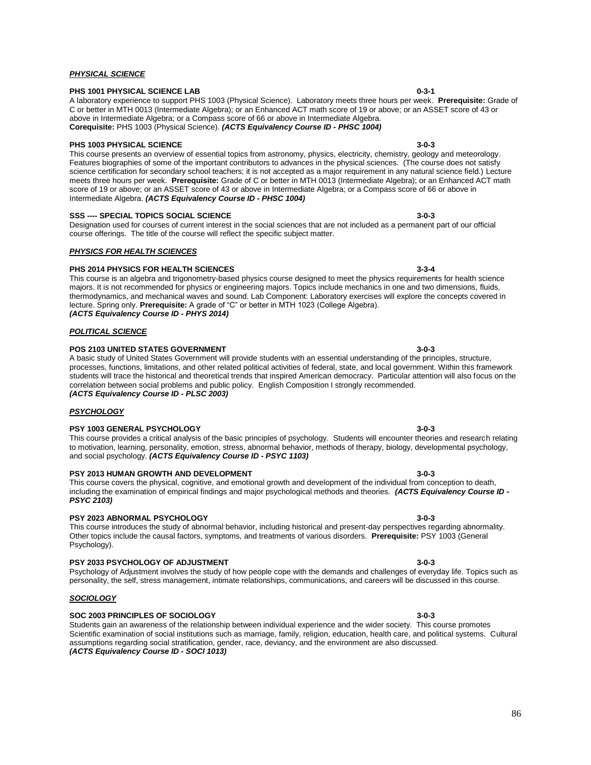***PHYSICAL SCIENCE***

**PHS 1001 PHYSICAL SCIENCE LAB 0-3-1**

A laboratory experience to support PHS 1003 (Physical Science). Laboratory meets three hours per week. **Prerequisite:** Grade of C or better in MTH 0013 (Intermediate Algebra); or an Enhanced ACT math score of 19 or above; or an ASSET score of 43 or above in Intermediate Algebra; or a Compass score of 66 or above in Intermediate Algebra.
**Corequisite:** PHS 1003 (Physical Science). ***(ACTS Equivalency Course ID - PHSC 1004)***

**PHS 1003 PHYSICAL SCIENCE 3-0-3**

This course presents an overview of essential topics from astronomy, physics, electricity, chemistry, geology and meteorology. Features biographies of some of the important contributors to advances in the physical sciences. (The course does not satisfy science certification for secondary school teachers; it is not accepted as a major requirement in any natural science field.) Lecture meets three hours per week. **Prerequisite:** Grade of C or better in MTH 0013 (Intermediate Algebra); or an Enhanced ACT math score of 19 or above; or an ASSET score of 43 or above in Intermediate Algebra; or a Compass score of 66 or above in Intermediate Algebra. ***(ACTS Equivalency Course ID - PHSC 1004)***

**SSS ---- SPECIAL TOPICS SOCIAL SCIENCE 3-0-3**

Designation used for courses of current interest in the social sciences that are not included as a permanent part of our official course offerings. The title of the course will reflect the specific subject matter.

***PHYSICS FOR HEALTH SCIENCES***

**PHS 2014 PHYSICS FOR HEALTH SCIENCES 3-3-4**

This course is an algebra and trigonometry-based physics course designed to meet the physics requirements for health science majors. It is not recommended for physics or engineering majors. Topics include mechanics in one and two dimensions, fluids, thermodynamics, and mechanical waves and sound. Lab Component: Laboratory exercises will explore the concepts covered in lecture. Spring only. **Prerequisite:** A grade of "C" or better in MTH 1023 (College Algebra).
***(ACTS Equivalency Course ID - PHYS 2014)***

***POLITICAL SCIENCE***

**POS 2103 UNITED STATES GOVERNMENT 3-0-3**

A basic study of United States Government will provide students with an essential understanding of the principles, structure, processes, functions, limitations, and other related political activities of federal, state, and local government. Within this framework students will trace the historical and theoretical trends that inspired American democracy. Particular attention will also focus on the correlation between social problems and public policy. English Composition I strongly recommended.
***(ACTS Equivalency Course ID - PLSC 2003)***

***PSYCHOLOGY***

**PSY 1003 GENERAL PSYCHOLOGY 3-0-3**

This course provides a critical analysis of the basic principles of psychology. Students will encounter theories and research relating to motivation, learning, personality, emotion, stress, abnormal behavior, methods of therapy, biology, developmental psychology, and social psychology. ***(ACTS Equivalency Course ID - PSYC 1103)***

**PSY 2013 HUMAN GROWTH AND DEVELOPMENT 3-0-3**

This course covers the physical, cognitive, and emotional growth and development of the individual from conception to death, including the examination of empirical findings and major psychological methods and theories. ***(ACTS Equivalency Course ID - PSYC 2103)***

**PSY 2023 ABNORMAL PSYCHOLOGY 3-0-3**

This course introduces the study of abnormal behavior, including historical and present-day perspectives regarding abnormality. Other topics include the causal factors, symptoms, and treatments of various disorders. **Prerequisite:** PSY 1003 (General Psychology).

**PSY 2033 PSYCHOLOGY OF ADJUSTMENT 3-0-3**

Psychology of Adjustment involves the study of how people cope with the demands and challenges of everyday life. Topics such as personality, the self, stress management, intimate relationships, communications, and careers will be discussed in this course.

***SOCIOLOGY***

**SOC 2003 PRINCIPLES OF SOCIOLOGY 3-0-3**

Students gain an awareness of the relationship between individual experience and the wider society. This course promotes Scientific examination of social institutions such as marriage, family, religion, education, health care, and political systems. Cultural assumptions regarding social stratification, gender, race, deviancy, and the environment are also discussed.
***(ACTS Equivalency Course ID - SOCI 1013)***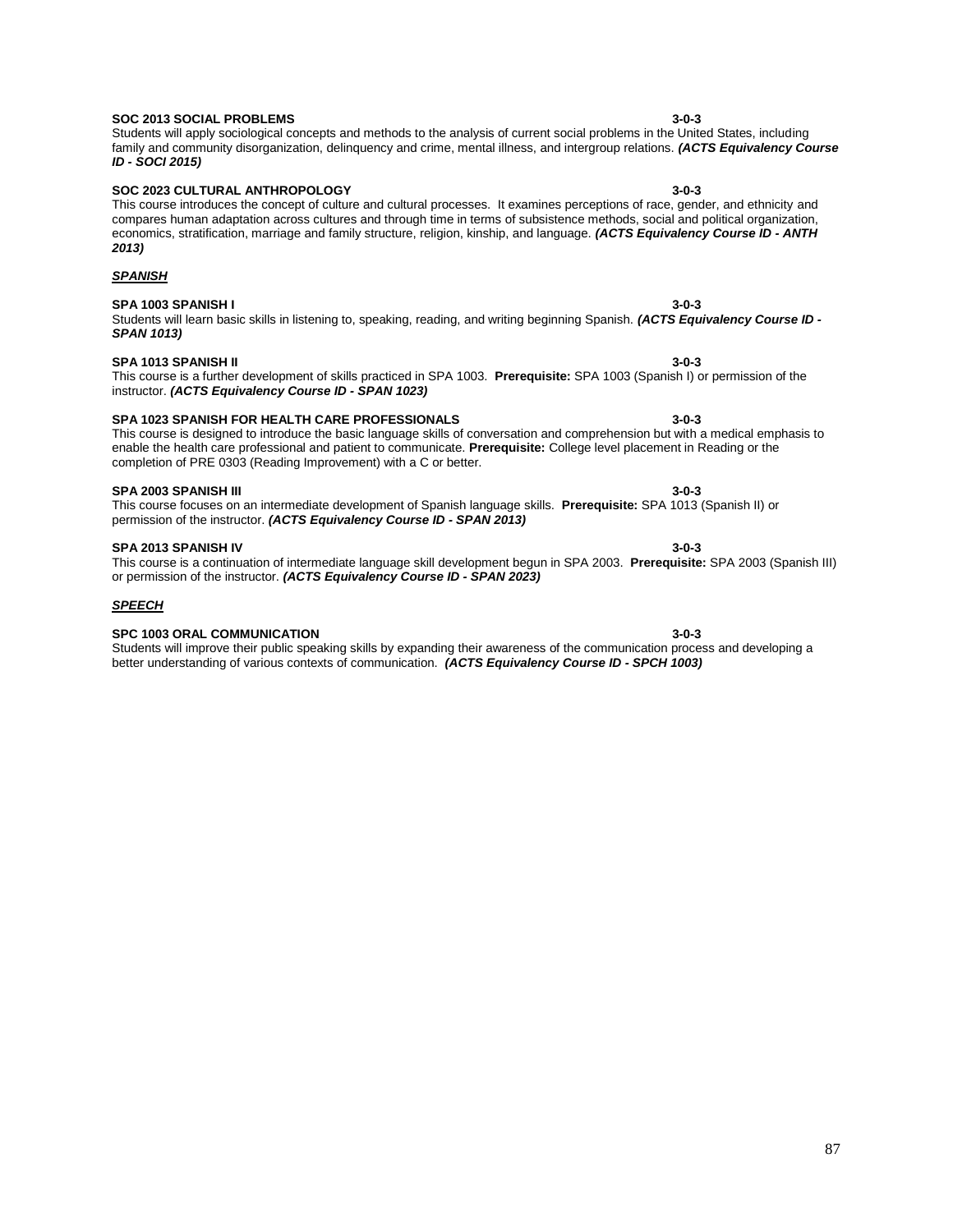**SOC 2013 SOCIAL PROBLEMS** **3-0-3**
Students will apply sociological concepts and methods to the analysis of current social problems in the United States, including family and community disorganization, delinquency and crime, mental illness, and intergroup relations. ***(ACTS Equivalency Course ID - SOCI 2015)***

**SOC 2023 CULTURAL ANTHROPOLOGY** **3-0-3**
This course introduces the concept of culture and cultural processes. It examines perceptions of race, gender, and ethnicity and compares human adaptation across cultures and through time in terms of subsistence methods, social and political organization, economics, stratification, marriage and family structure, religion, kinship, and language. ***(ACTS Equivalency Course ID - ANTH 2013)***

***SPANISH***

**SPA 1003 SPANISH I** **3-0-3**
Students will learn basic skills in listening to, speaking, reading, and writing beginning Spanish. ***(ACTS Equivalency Course ID - SPAN 1013)***

**SPA 1013 SPANISH II** **3-0-3**
This course is a further development of skills practiced in SPA 1003. **Prerequisite:** SPA 1003 (Spanish I) or permission of the instructor. ***(ACTS Equivalency Course ID - SPAN 1023)***

**SPA 1023 SPANISH FOR HEALTH CARE PROFESSIONALS** **3-0-3**
This course is designed to introduce the basic language skills of conversation and comprehension but with a medical emphasis to enable the health care professional and patient to communicate. **Prerequisite:** College level placement in Reading or the completion of PRE 0303 (Reading Improvement) with a C or better.

**SPA 2003 SPANISH III** **3-0-3**
This course focuses on an intermediate development of Spanish language skills. **Prerequisite:** SPA 1013 (Spanish II) or permission of the instructor. ***(ACTS Equivalency Course ID - SPAN 2013)***

**SPA 2013 SPANISH IV** **3-0-3**
This course is a continuation of intermediate language skill development begun in SPA 2003. **Prerequisite:** SPA 2003 (Spanish III) or permission of the instructor. ***(ACTS Equivalency Course ID - SPAN 2023)***

***SPEECH***

**SPC 1003 ORAL COMMUNICATION** **3-0-3**
Students will improve their public speaking skills by expanding their awareness of the communication process and developing a better understanding of various contexts of communication. ***(ACTS Equivalency Course ID - SPCH 1003)***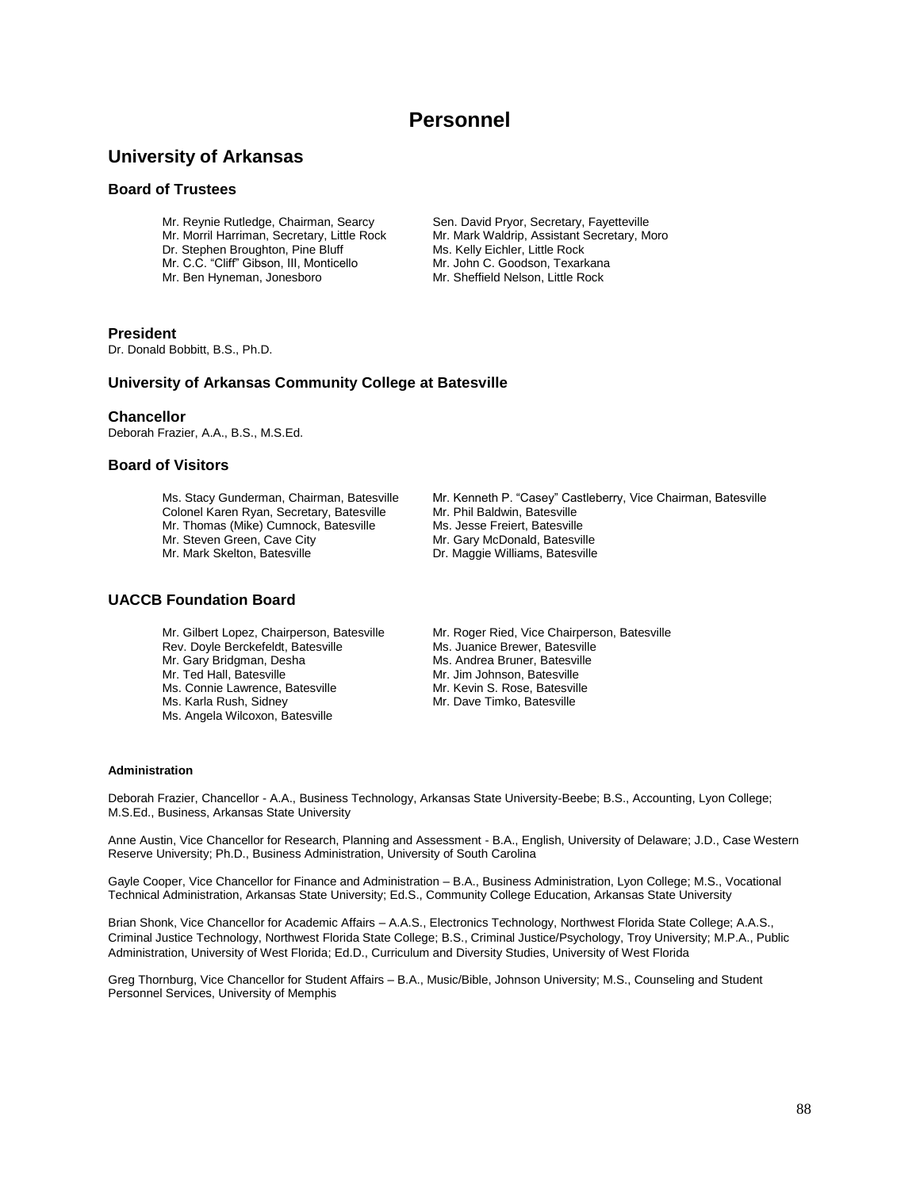# Personnel

## University of Arkansas

### Board of Trustees

Mr. Reynie Rutledge, Chairman, Searcy
Mr. Morril Harriman, Secretary, Little Rock
Dr. Stephen Broughton, Pine Bluff
Mr. C.C. "Cliff" Gibson, III, Monticello
Mr. Ben Hyneman, Jonesboro
Sen. David Pryor, Secretary, Fayetteville
Mr. Mark Waldrip, Assistant Secretary, Moro
Ms. Kelly Eichler, Little Rock
Mr. John C. Goodson, Texarkana
Mr. Sheffield Nelson, Little Rock

### President

Dr. Donald Bobbitt, B.S., Ph.D.

### University of Arkansas Community College at Batesville

### Chancellor

Deborah Frazier, A.A., B.S., M.S.Ed.

### Board of Visitors

Ms. Stacy Gunderman, Chairman, Batesville
Colonel Karen Ryan, Secretary, Batesville
Mr. Thomas (Mike) Cumnock, Batesville
Mr. Steven Green, Cave City
Mr. Mark Skelton, Batesville
Mr. Kenneth P. "Casey" Castleberry, Vice Chairman, Batesville
Mr. Phil Baldwin, Batesville
Ms. Jesse Freiert, Batesville
Mr. Gary McDonald, Batesville
Dr. Maggie Williams, Batesville

## UACCB Foundation Board

Mr. Gilbert Lopez, Chairperson, Batesville
Rev. Doyle Berckefeldt, Batesville
Mr. Gary Bridgman, Desha
Mr. Ted Hall, Batesville
Ms. Connie Lawrence, Batesville
Ms. Karla Rush, Sidney
Ms. Angela Wilcoxon, Batesville
Mr. Roger Ried, Vice Chairperson, Batesville
Ms. Juanice Brewer, Batesville
Ms. Andrea Bruner, Batesville
Mr. Jim Johnson, Batesville
Mr. Kevin S. Rose, Batesville
Mr. Dave Timko, Batesville

#### Administration

Deborah Frazier, Chancellor - A.A., Business Technology, Arkansas State University-Beebe; B.S., Accounting, Lyon College; M.S.Ed., Business, Arkansas State University

Anne Austin, Vice Chancellor for Research, Planning and Assessment - B.A., English, University of Delaware; J.D., Case Western Reserve University; Ph.D., Business Administration, University of South Carolina

Gayle Cooper, Vice Chancellor for Finance and Administration – B.A., Business Administration, Lyon College; M.S., Vocational Technical Administration, Arkansas State University; Ed.S., Community College Education, Arkansas State University

Brian Shonk, Vice Chancellor for Academic Affairs – A.A.S., Electronics Technology, Northwest Florida State College; A.A.S., Criminal Justice Technology, Northwest Florida State College; B.S., Criminal Justice/Psychology, Troy University; M.P.A., Public Administration, University of West Florida; Ed.D., Curriculum and Diversity Studies, University of West Florida

Greg Thornburg, Vice Chancellor for Student Affairs – B.A., Music/Bible, Johnson University; M.S., Counseling and Student Personnel Services, University of Memphis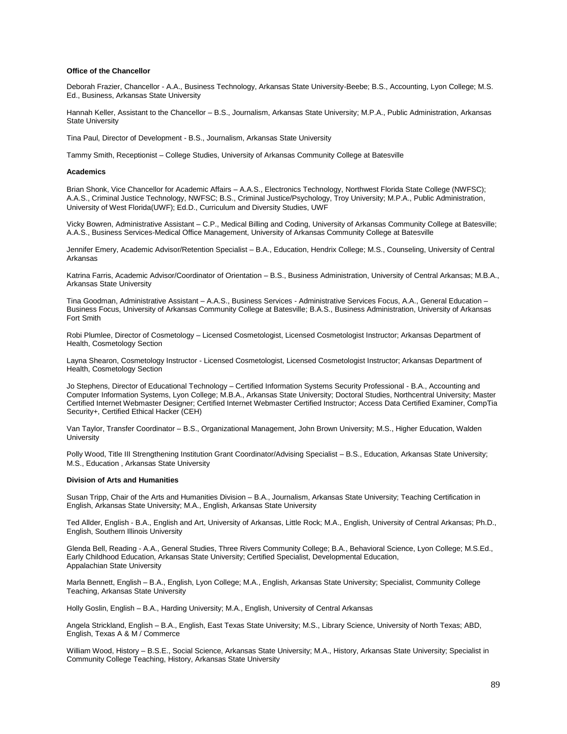**Office of the Chancellor**

Deborah Frazier, Chancellor - A.A., Business Technology, Arkansas State University-Beebe; B.S., Accounting, Lyon College; M.S. Ed., Business, Arkansas State University

Hannah Keller, Assistant to the Chancellor – B.S., Journalism, Arkansas State University; M.P.A., Public Administration, Arkansas State University

Tina Paul, Director of Development - B.S., Journalism, Arkansas State University

Tammy Smith, Receptionist – College Studies, University of Arkansas Community College at Batesville

**Academics**

Brian Shonk, Vice Chancellor for Academic Affairs – A.A.S., Electronics Technology, Northwest Florida State College (NWFSC); A.A.S., Criminal Justice Technology, NWFSC; B.S., Criminal Justice/Psychology, Troy University; M.P.A., Public Administration, University of West Florida(UWF); Ed.D., Curriculum and Diversity Studies, UWF

Vicky Bowren, Administrative Assistant – C.P., Medical Billing and Coding, University of Arkansas Community College at Batesville; A.A.S., Business Services-Medical Office Management, University of Arkansas Community College at Batesville

Jennifer Emery, Academic Advisor/Retention Specialist – B.A., Education, Hendrix College; M.S., Counseling, University of Central Arkansas

Katrina Farris, Academic Advisor/Coordinator of Orientation – B.S., Business Administration, University of Central Arkansas; M.B.A., Arkansas State University

Tina Goodman, Administrative Assistant – A.A.S., Business Services - Administrative Services Focus, A.A., General Education – Business Focus, University of Arkansas Community College at Batesville; B.A.S., Business Administration, University of Arkansas Fort Smith

Robi Plumlee, Director of Cosmetology – Licensed Cosmetologist, Licensed Cosmetologist Instructor; Arkansas Department of Health, Cosmetology Section

Layna Shearon, Cosmetology Instructor - Licensed Cosmetologist, Licensed Cosmetologist Instructor; Arkansas Department of Health, Cosmetology Section

Jo Stephens, Director of Educational Technology – Certified Information Systems Security Professional - B.A., Accounting and Computer Information Systems, Lyon College; M.B.A., Arkansas State University; Doctoral Studies, Northcentral University; Master Certified Internet Webmaster Designer; Certified Internet Webmaster Certified Instructor; Access Data Certified Examiner, CompTia Security+, Certified Ethical Hacker (CEH)

Van Taylor, Transfer Coordinator – B.S., Organizational Management, John Brown University; M.S., Higher Education, Walden University

Polly Wood, Title III Strengthening Institution Grant Coordinator/Advising Specialist – B.S., Education, Arkansas State University; M.S., Education , Arkansas State University

**Division of Arts and Humanities**

Susan Tripp, Chair of the Arts and Humanities Division – B.A., Journalism, Arkansas State University; Teaching Certification in English, Arkansas State University; M.A., English, Arkansas State University

Ted Allder, English - B.A., English and Art, University of Arkansas, Little Rock; M.A., English, University of Central Arkansas; Ph.D., English, Southern Illinois University

Glenda Bell, Reading - A.A., General Studies, Three Rivers Community College; B.A., Behavioral Science, Lyon College; M.S.Ed., Early Childhood Education, Arkansas State University; Certified Specialist, Developmental Education, Appalachian State University

Marla Bennett, English – B.A., English, Lyon College; M.A., English, Arkansas State University; Specialist, Community College Teaching, Arkansas State University

Holly Goslin, English – B.A., Harding University; M.A., English, University of Central Arkansas

Angela Strickland, English – B.A., English, East Texas State University; M.S., Library Science, University of North Texas; ABD, English, Texas A & M / Commerce

William Wood, History – B.S.E., Social Science, Arkansas State University; M.A., History, Arkansas State University; Specialist in Community College Teaching, History, Arkansas State University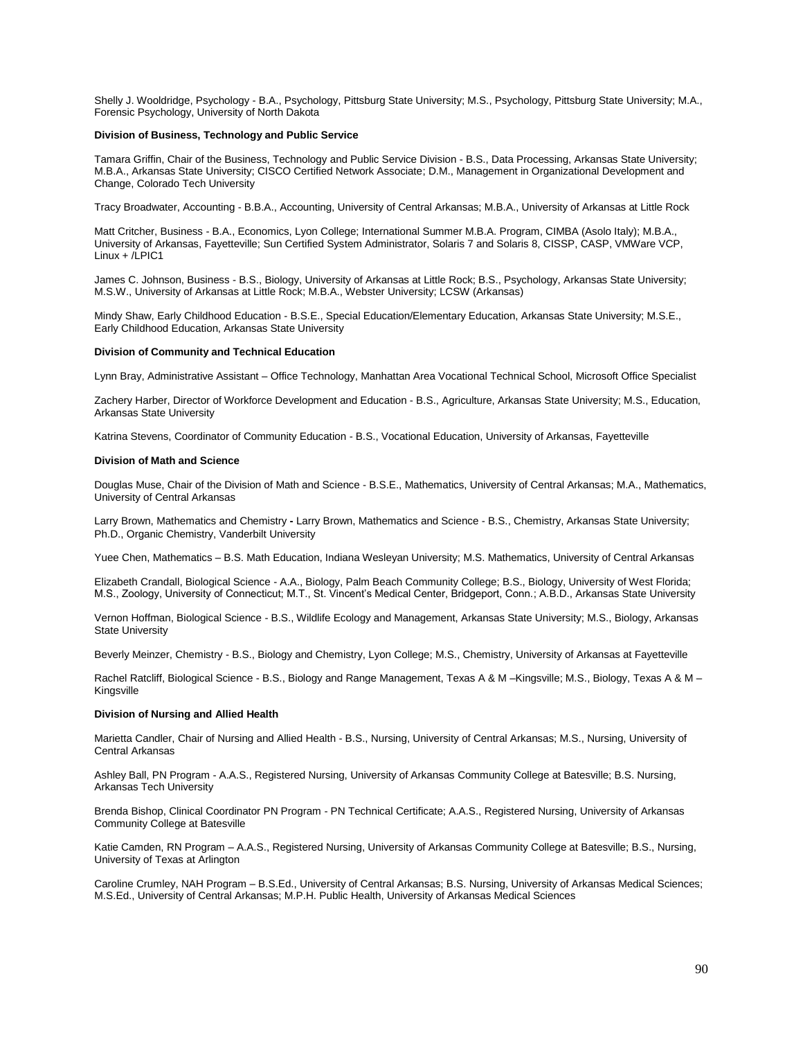Shelly J. Wooldridge, Psychology - B.A., Psychology, Pittsburg State University; M.S., Psychology, Pittsburg State University; M.A., Forensic Psychology, University of North Dakota

**Division of Business, Technology and Public Service**

Tamara Griffin, Chair of the Business, Technology and Public Service Division - B.S., Data Processing, Arkansas State University; M.B.A., Arkansas State University; CISCO Certified Network Associate; D.M., Management in Organizational Development and Change, Colorado Tech University

Tracy Broadwater, Accounting - B.B.A., Accounting, University of Central Arkansas; M.B.A., University of Arkansas at Little Rock

Matt Critcher, Business - B.A., Economics, Lyon College; International Summer M.B.A. Program, CIMBA (Asolo Italy); M.B.A., University of Arkansas, Fayetteville; Sun Certified System Administrator, Solaris 7 and Solaris 8, CISSP, CASP, VMWare VCP, Linux + /LPIC1

James C. Johnson, Business - B.S., Biology, University of Arkansas at Little Rock; B.S., Psychology, Arkansas State University; M.S.W., University of Arkansas at Little Rock; M.B.A., Webster University; LCSW (Arkansas)

Mindy Shaw, Early Childhood Education - B.S.E., Special Education/Elementary Education, Arkansas State University; M.S.E., Early Childhood Education, Arkansas State University

**Division of Community and Technical Education**

Lynn Bray, Administrative Assistant – Office Technology, Manhattan Area Vocational Technical School, Microsoft Office Specialist

Zachery Harber, Director of Workforce Development and Education - B.S., Agriculture, Arkansas State University; M.S., Education, Arkansas State University

Katrina Stevens, Coordinator of Community Education - B.S., Vocational Education, University of Arkansas, Fayetteville

**Division of Math and Science**

Douglas Muse, Chair of the Division of Math and Science - B.S.E., Mathematics, University of Central Arkansas; M.A., Mathematics, University of Central Arkansas

Larry Brown, Mathematics and Chemistry **-** Larry Brown, Mathematics and Science - B.S., Chemistry, Arkansas State University; Ph.D., Organic Chemistry, Vanderbilt University

Yuee Chen, Mathematics – B.S. Math Education, Indiana Wesleyan University; M.S. Mathematics, University of Central Arkansas

Elizabeth Crandall, Biological Science - A.A., Biology, Palm Beach Community College; B.S., Biology, University of West Florida; M.S., Zoology, University of Connecticut; M.T., St. Vincent's Medical Center, Bridgeport, Conn.; A.B.D., Arkansas State University

Vernon Hoffman, Biological Science - B.S., Wildlife Ecology and Management, Arkansas State University; M.S., Biology, Arkansas State University

Beverly Meinzer, Chemistry - B.S., Biology and Chemistry, Lyon College; M.S., Chemistry, University of Arkansas at Fayetteville

Rachel Ratcliff, Biological Science - B.S., Biology and Range Management, Texas A & M –Kingsville; M.S., Biology, Texas A & M – Kingsville

**Division of Nursing and Allied Health**

Marietta Candler, Chair of Nursing and Allied Health - B.S., Nursing, University of Central Arkansas; M.S., Nursing, University of Central Arkansas

Ashley Ball, PN Program - A.A.S., Registered Nursing, University of Arkansas Community College at Batesville; B.S. Nursing, Arkansas Tech University

Brenda Bishop, Clinical Coordinator PN Program - PN Technical Certificate; A.A.S., Registered Nursing, University of Arkansas Community College at Batesville

Katie Camden, RN Program – A.A.S., Registered Nursing, University of Arkansas Community College at Batesville; B.S., Nursing, University of Texas at Arlington

Caroline Crumley, NAH Program – B.S.Ed., University of Central Arkansas; B.S. Nursing, University of Arkansas Medical Sciences; M.S.Ed., University of Central Arkansas; M.P.H. Public Health, University of Arkansas Medical Sciences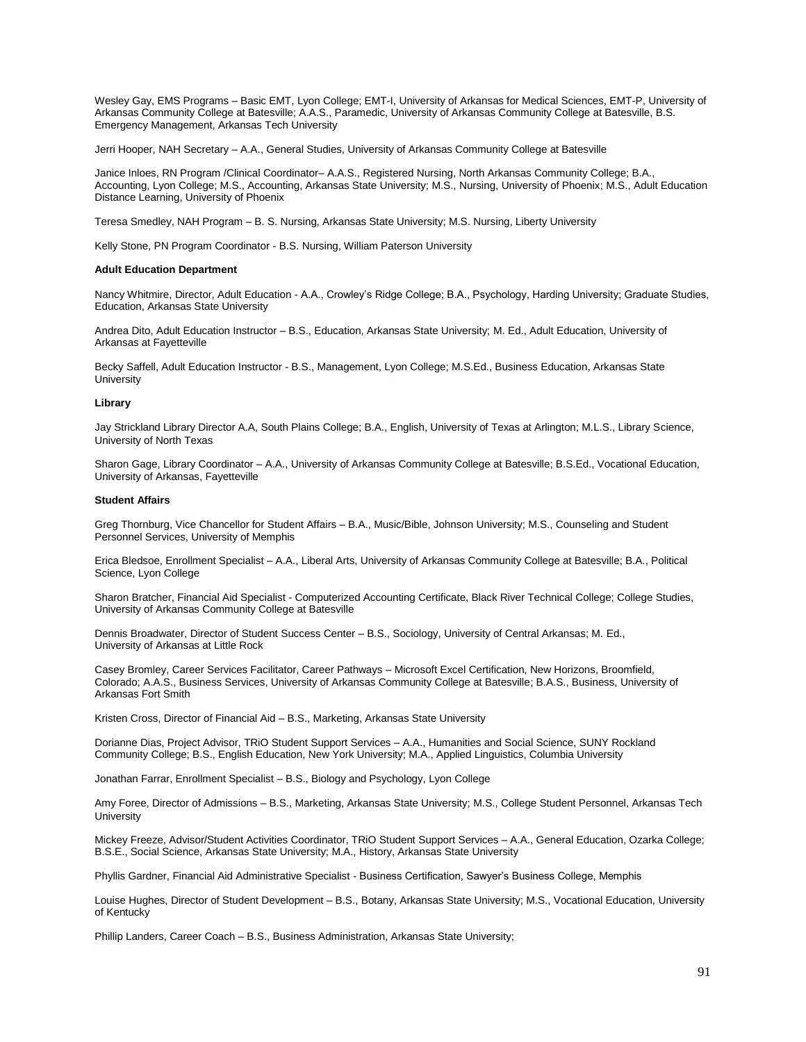Wesley Gay, EMS Programs – Basic EMT, Lyon College; EMT-I, University of Arkansas for Medical Sciences, EMT-P, University of Arkansas Community College at Batesville; A.A.S., Paramedic, University of Arkansas Community College at Batesville, B.S. Emergency Management, Arkansas Tech University

Jerri Hooper, NAH Secretary – A.A., General Studies, University of Arkansas Community College at Batesville

Janice Inloes, RN Program /Clinical Coordinator– A.A.S., Registered Nursing, North Arkansas Community College; B.A., Accounting, Lyon College; M.S., Accounting, Arkansas State University; M.S., Nursing, University of Phoenix; M.S., Adult Education Distance Learning, University of Phoenix

Teresa Smedley, NAH Program – B. S. Nursing, Arkansas State University; M.S. Nursing, Liberty University

Kelly Stone, PN Program Coordinator - B.S. Nursing, William Paterson University

**Adult Education Department**

Nancy Whitmire, Director, Adult Education - A.A., Crowley's Ridge College; B.A., Psychology, Harding University; Graduate Studies, Education, Arkansas State University

Andrea Dito, Adult Education Instructor – B.S., Education, Arkansas State University; M. Ed., Adult Education, University of Arkansas at Fayetteville

Becky Saffell, Adult Education Instructor - B.S., Management, Lyon College; M.S.Ed., Business Education, Arkansas State University

**Library**

Jay Strickland Library Director A.A, South Plains College; B.A., English, University of Texas at Arlington; M.L.S., Library Science, University of North Texas

Sharon Gage, Library Coordinator – A.A., University of Arkansas Community College at Batesville; B.S.Ed., Vocational Education, University of Arkansas, Fayetteville

**Student Affairs**

Greg Thornburg, Vice Chancellor for Student Affairs – B.A., Music/Bible, Johnson University; M.S., Counseling and Student Personnel Services, University of Memphis

Erica Bledsoe, Enrollment Specialist – A.A., Liberal Arts, University of Arkansas Community College at Batesville; B.A., Political Science, Lyon College

Sharon Bratcher, Financial Aid Specialist - Computerized Accounting Certificate, Black River Technical College; College Studies, University of Arkansas Community College at Batesville

Dennis Broadwater, Director of Student Success Center – B.S., Sociology, University of Central Arkansas; M. Ed., University of Arkansas at Little Rock

Casey Bromley, Career Services Facilitator, Career Pathways – Microsoft Excel Certification, New Horizons, Broomfield, Colorado; A.A.S., Business Services, University of Arkansas Community College at Batesville; B.A.S., Business, University of Arkansas Fort Smith

Kristen Cross, Director of Financial Aid – B.S., Marketing, Arkansas State University

Dorianne Dias, Project Advisor, TRiO Student Support Services – A.A., Humanities and Social Science, SUNY Rockland Community College; B.S., English Education, New York University; M.A., Applied Linguistics, Columbia University

Jonathan Farrar, Enrollment Specialist – B.S., Biology and Psychology, Lyon College

Amy Foree, Director of Admissions – B.S., Marketing, Arkansas State University; M.S., College Student Personnel, Arkansas Tech University

Mickey Freeze, Advisor/Student Activities Coordinator, TRiO Student Support Services – A.A., General Education, Ozarka College; B.S.E., Social Science, Arkansas State University; M.A., History, Arkansas State University

Phyllis Gardner, Financial Aid Administrative Specialist - Business Certification, Sawyer's Business College, Memphis

Louise Hughes, Director of Student Development – B.S., Botany, Arkansas State University; M.S., Vocational Education, University of Kentucky

Phillip Landers, Career Coach – B.S., Business Administration, Arkansas State University;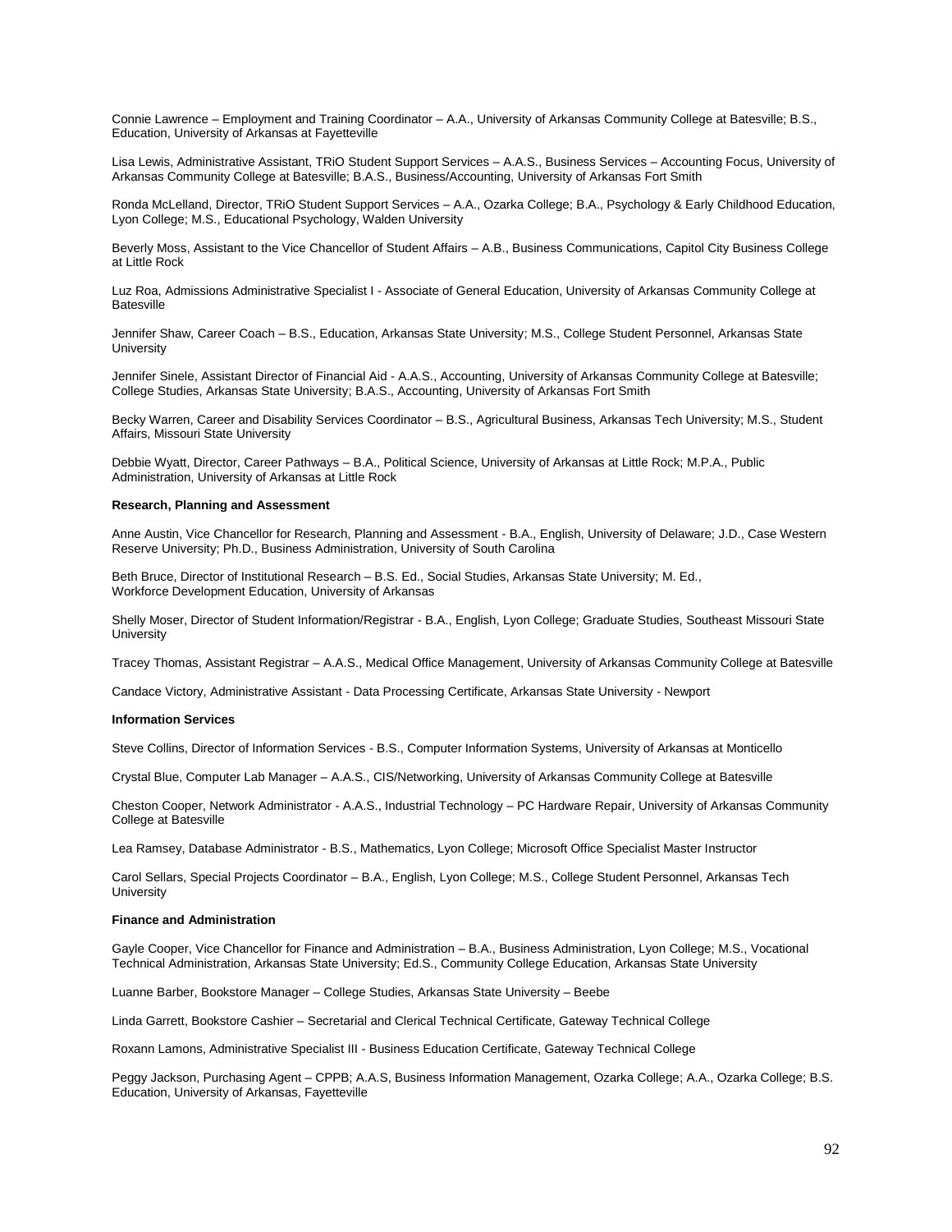Connie Lawrence – Employment and Training Coordinator – A.A., University of Arkansas Community College at Batesville; B.S., Education, University of Arkansas at Fayetteville

Lisa Lewis, Administrative Assistant, TRiO Student Support Services – A.A.S., Business Services – Accounting Focus, University of Arkansas Community College at Batesville; B.A.S., Business/Accounting, University of Arkansas Fort Smith

Ronda McLelland, Director, TRiO Student Support Services – A.A., Ozarka College; B.A., Psychology & Early Childhood Education, Lyon College; M.S., Educational Psychology, Walden University

Beverly Moss, Assistant to the Vice Chancellor of Student Affairs – A.B., Business Communications, Capitol City Business College at Little Rock

Luz Roa, Admissions Administrative Specialist I - Associate of General Education, University of Arkansas Community College at Batesville

Jennifer Shaw, Career Coach – B.S., Education, Arkansas State University; M.S., College Student Personnel, Arkansas State University

Jennifer Sinele, Assistant Director of Financial Aid - A.A.S., Accounting, University of Arkansas Community College at Batesville; College Studies, Arkansas State University; B.A.S., Accounting, University of Arkansas Fort Smith

Becky Warren, Career and Disability Services Coordinator – B.S., Agricultural Business, Arkansas Tech University; M.S., Student Affairs, Missouri State University

Debbie Wyatt, Director, Career Pathways – B.A., Political Science, University of Arkansas at Little Rock; M.P.A., Public Administration, University of Arkansas at Little Rock

**Research, Planning and Assessment**

Anne Austin, Vice Chancellor for Research, Planning and Assessment - B.A., English, University of Delaware; J.D., Case Western Reserve University; Ph.D., Business Administration, University of South Carolina

Beth Bruce, Director of Institutional Research – B.S. Ed., Social Studies, Arkansas State University; M. Ed., Workforce Development Education, University of Arkansas

Shelly Moser, Director of Student Information/Registrar - B.A., English, Lyon College; Graduate Studies, Southeast Missouri State University

Tracey Thomas, Assistant Registrar – A.A.S., Medical Office Management, University of Arkansas Community College at Batesville

Candace Victory, Administrative Assistant - Data Processing Certificate, Arkansas State University - Newport

**Information Services**

Steve Collins, Director of Information Services - B.S., Computer Information Systems, University of Arkansas at Monticello

Crystal Blue, Computer Lab Manager – A.A.S., CIS/Networking, University of Arkansas Community College at Batesville

Cheston Cooper, Network Administrator - A.A.S., Industrial Technology – PC Hardware Repair, University of Arkansas Community College at Batesville

Lea Ramsey, Database Administrator - B.S., Mathematics, Lyon College; Microsoft Office Specialist Master Instructor

Carol Sellars, Special Projects Coordinator – B.A., English, Lyon College; M.S., College Student Personnel, Arkansas Tech University

**Finance and Administration**

Gayle Cooper, Vice Chancellor for Finance and Administration – B.A., Business Administration, Lyon College; M.S., Vocational Technical Administration, Arkansas State University; Ed.S., Community College Education, Arkansas State University

Luanne Barber, Bookstore Manager – College Studies, Arkansas State University – Beebe

Linda Garrett, Bookstore Cashier – Secretarial and Clerical Technical Certificate, Gateway Technical College

Roxann Lamons, Administrative Specialist III - Business Education Certificate, Gateway Technical College

Peggy Jackson, Purchasing Agent – CPPB; A.A.S, Business Information Management, Ozarka College; A.A., Ozarka College; B.S. Education, University of Arkansas, Fayetteville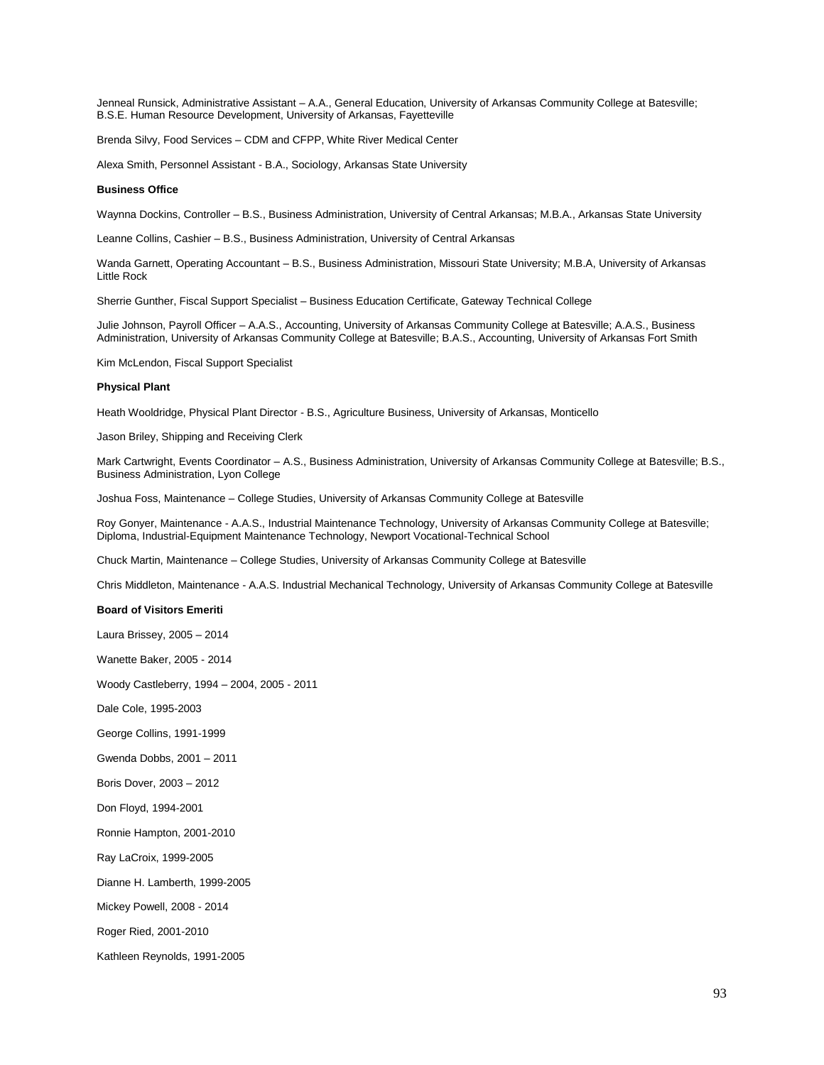Jenneal Runsick, Administrative Assistant – A.A., General Education, University of Arkansas Community College at Batesville; B.S.E. Human Resource Development, University of Arkansas, Fayetteville

Brenda Silvy, Food Services – CDM and CFPP, White River Medical Center

Alexa Smith, Personnel Assistant - B.A., Sociology, Arkansas State University

**Business Office**

Waynna Dockins, Controller – B.S., Business Administration, University of Central Arkansas; M.B.A., Arkansas State University

Leanne Collins, Cashier – B.S., Business Administration, University of Central Arkansas

Wanda Garnett, Operating Accountant – B.S., Business Administration, Missouri State University; M.B.A, University of Arkansas Little Rock

Sherrie Gunther, Fiscal Support Specialist – Business Education Certificate, Gateway Technical College

Julie Johnson, Payroll Officer – A.A.S., Accounting, University of Arkansas Community College at Batesville; A.A.S., Business Administration, University of Arkansas Community College at Batesville; B.A.S., Accounting, University of Arkansas Fort Smith

Kim McLendon, Fiscal Support Specialist

**Physical Plant**

Heath Wooldridge, Physical Plant Director - B.S., Agriculture Business, University of Arkansas, Monticello

Jason Briley, Shipping and Receiving Clerk

Mark Cartwright, Events Coordinator – A.S., Business Administration, University of Arkansas Community College at Batesville; B.S., Business Administration, Lyon College

Joshua Foss, Maintenance – College Studies, University of Arkansas Community College at Batesville

Roy Gonyer, Maintenance - A.A.S., Industrial Maintenance Technology, University of Arkansas Community College at Batesville; Diploma, Industrial-Equipment Maintenance Technology, Newport Vocational-Technical School

Chuck Martin, Maintenance – College Studies, University of Arkansas Community College at Batesville

Chris Middleton, Maintenance - A.A.S. Industrial Mechanical Technology, University of Arkansas Community College at Batesville

**Board of Visitors Emeriti**

Laura Brissey, 2005 – 2014

Wanette Baker, 2005 - 2014

Woody Castleberry, 1994 – 2004, 2005 - 2011

Dale Cole, 1995-2003

George Collins, 1991-1999

Gwenda Dobbs, 2001 – 2011

Boris Dover, 2003 – 2012

Don Floyd, 1994-2001

Ronnie Hampton, 2001-2010

Ray LaCroix, 1999-2005

Dianne H. Lamberth, 1999-2005

Mickey Powell, 2008 - 2014

Roger Ried, 2001-2010

Kathleen Reynolds, 1991-2005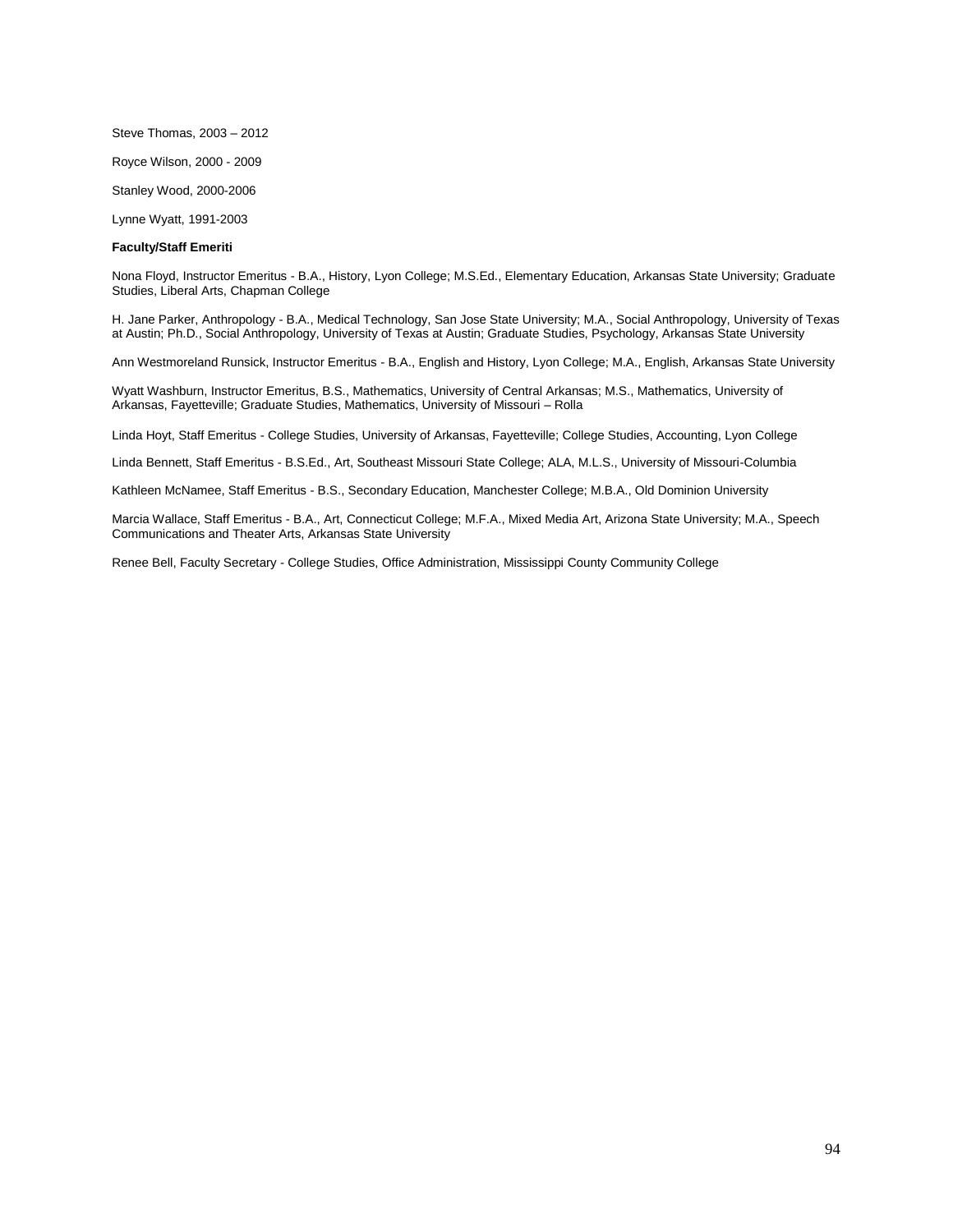Steve Thomas, 2003 – 2012

Royce Wilson, 2000 - 2009

Stanley Wood, 2000-2006

Lynne Wyatt, 1991-2003

**Faculty/Staff Emeriti**

Nona Floyd, Instructor Emeritus - B.A., History, Lyon College; M.S.Ed., Elementary Education, Arkansas State University; Graduate Studies, Liberal Arts, Chapman College

H. Jane Parker, Anthropology - B.A., Medical Technology, San Jose State University; M.A., Social Anthropology, University of Texas at Austin; Ph.D., Social Anthropology, University of Texas at Austin; Graduate Studies, Psychology, Arkansas State University

Ann Westmoreland Runsick, Instructor Emeritus - B.A., English and History, Lyon College; M.A., English, Arkansas State University

Wyatt Washburn, Instructor Emeritus, B.S., Mathematics, University of Central Arkansas; M.S., Mathematics, University of Arkansas, Fayetteville; Graduate Studies, Mathematics, University of Missouri – Rolla

Linda Hoyt, Staff Emeritus - College Studies, University of Arkansas, Fayetteville; College Studies, Accounting, Lyon College

Linda Bennett, Staff Emeritus - B.S.Ed., Art, Southeast Missouri State College; ALA, M.L.S., University of Missouri-Columbia

Kathleen McNamee, Staff Emeritus - B.S., Secondary Education, Manchester College; M.B.A., Old Dominion University

Marcia Wallace, Staff Emeritus - B.A., Art, Connecticut College; M.F.A., Mixed Media Art, Arizona State University; M.A., Speech Communications and Theater Arts, Arkansas State University

Renee Bell, Faculty Secretary - College Studies, Office Administration, Mississippi County Community College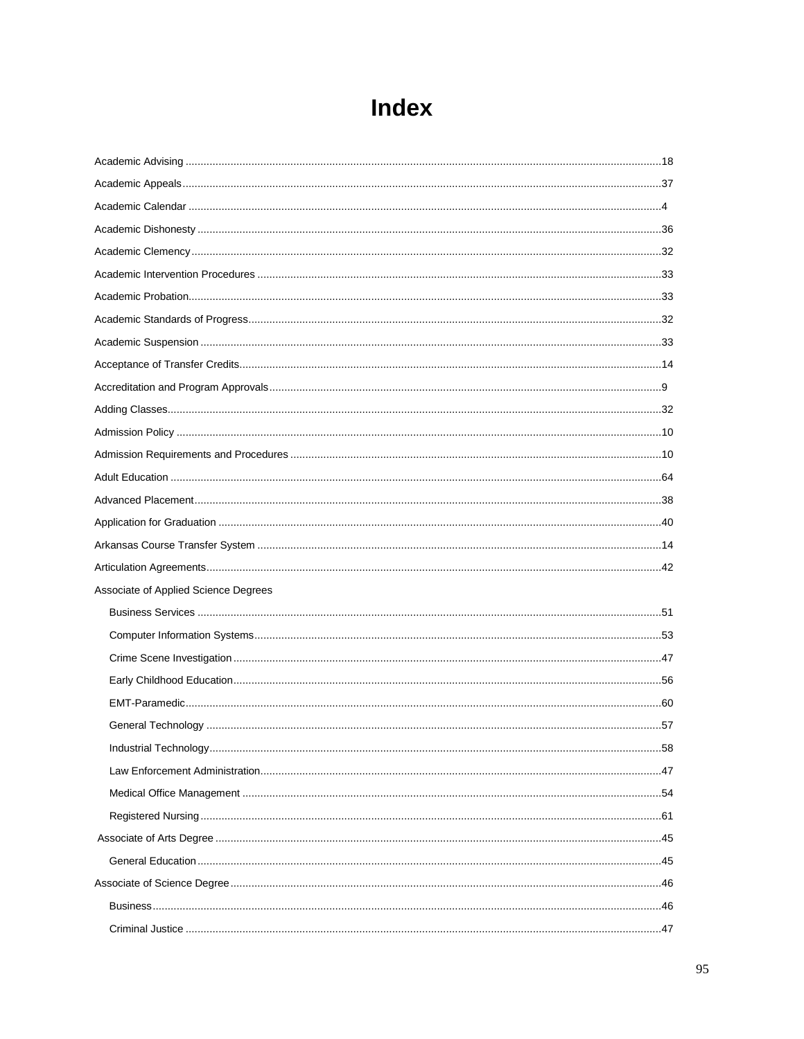# Index

Academic Advising ........................................................................ 18

Academic Appeals ........................................................................ 37

Academic Calendar ........................................................................ 4

Academic Dishonesty ........................................................................ 36

Academic Clemency ........................................................................ 32

Academic Intervention Procedures ........................................................................ 33

Academic Probation ........................................................................ 33

Academic Standards of Progress ........................................................................ 32

Academic Suspension ........................................................................ 33

Acceptance of Transfer Credits ........................................................................ 14

Accreditation and Program Approvals ........................................................................ 9

Adding Classes ........................................................................ 32

Admission Policy ........................................................................ 10

Admission Requirements and Procedures ........................................................................ 10

Adult Education ........................................................................ 64

Advanced Placement ........................................................................ 38

Application for Graduation ........................................................................ 40

Arkansas Course Transfer System ........................................................................ 14

Articulation Agreements ........................................................................ 42

Associate of Applied Science Degrees

- Business Services ........................................................................ 51
- Computer Information Systems ........................................................................ 53
- Crime Scene Investigation ........................................................................ 47
- Early Childhood Education ........................................................................ 56
- EMT-Paramedic ........................................................................ 60
- General Technology ........................................................................ 57
- Industrial Technology ........................................................................ 58
- Law Enforcement Administration ........................................................................ 47
- Medical Office Management ........................................................................ 54
- Registered Nursing ........................................................................ 61

Associate of Arts Degree ........................................................................ 45

- General Education ........................................................................ 45

Associate of Science Degree ........................................................................ 46

- Business ........................................................................ 46
- Criminal Justice ........................................................................ 47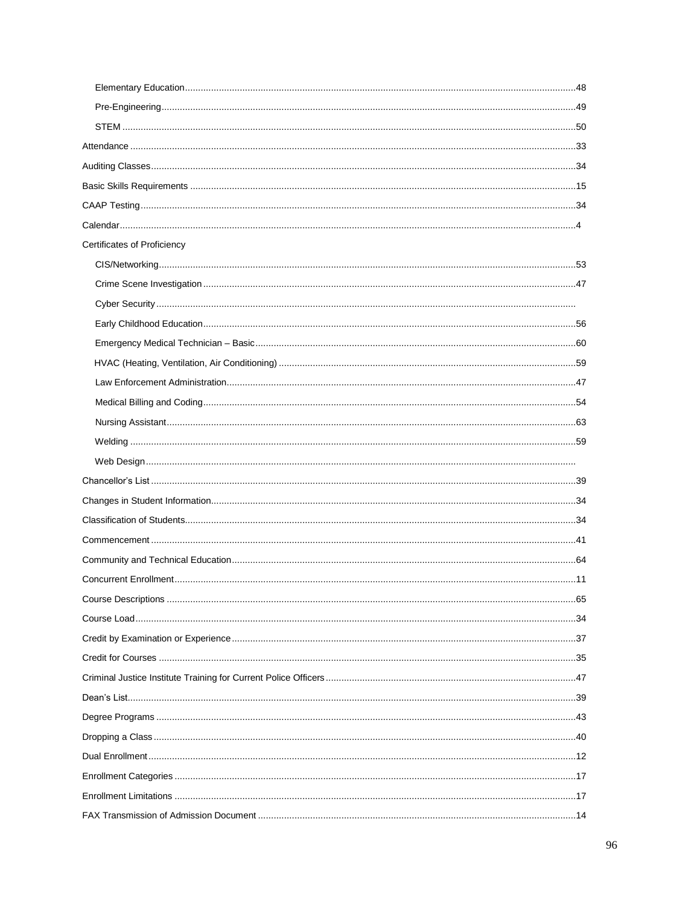- Elementary Education....48
- Pre-Engineering....49
- STEM....50

Attendance....33

Auditing Classes....34

Basic Skills Requirements....15

CAAP Testing....34

Calendar....4

Certificates of Proficiency

- CIS/Networking....53
- Crime Scene Investigation....47
- Cyber Security....
- Early Childhood Education....56
- Emergency Medical Technician – Basic....60
- HVAC (Heating, Ventilation, Air Conditioning)....59
- Law Enforcement Administration....47
- Medical Billing and Coding....54
- Nursing Assistant....63
- Welding....59
- Web Design....

Chancellor's List....39

Changes in Student Information....34

Classification of Students....34

Commencement....41

Community and Technical Education....64

Concurrent Enrollment....11

Course Descriptions....65

Course Load....34

Credit by Examination or Experience....37

Credit for Courses....35

Criminal Justice Institute Training for Current Police Officers....47

Dean's List....39

Degree Programs....43

Dropping a Class....40

Dual Enrollment....12

Enrollment Categories....17

Enrollment Limitations....17

FAX Transmission of Admission Document....14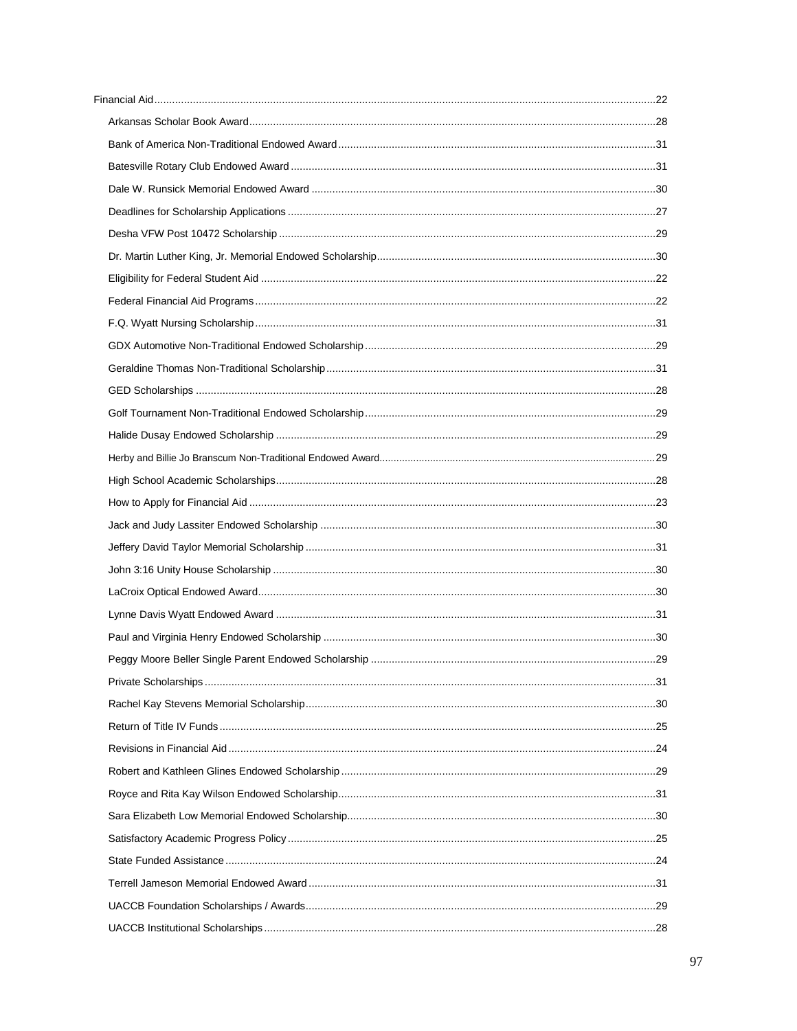Financial Aid ....................................................................................................................................................22

- Arkansas Scholar Book Award ........................................................................................................................28
- Bank of America Non-Traditional Endowed Award ..........................................................................................31
- Batesville Rotary Club Endowed Award ..........................................................................................................31
- Dale W. Runsick Memorial Endowed Award ...................................................................................................30
- Deadlines for Scholarship Applications ...........................................................................................................27
- Desha VFW Post 10472 Scholarship ...............................................................................................................29
- Dr. Martin Luther King, Jr. Memorial Endowed Scholarship.............................................................................30
- Eligibility for Federal Student Aid ....................................................................................................................22
- Federal Financial Aid Programs .......................................................................................................................22
- F.Q. Wyatt Nursing Scholarship .......................................................................................................................31
- GDX Automotive Non-Traditional Endowed Scholarship .................................................................................29
- Geraldine Thomas Non-Traditional Scholarship ..............................................................................................31
- GED Scholarships ..........................................................................................................................................28
- Golf Tournament Non-Traditional Endowed Scholarship .................................................................................29
- Halide Dusay Endowed Scholarship ................................................................................................................29
- Herby and Billie Jo Branscum Non-Traditional Endowed Award ......................................................................29
- High School Academic Scholarships ...............................................................................................................28
- How to Apply for Financial Aid .........................................................................................................................23
- Jack and Judy Lassiter Endowed Scholarship .................................................................................................30
- Jeffery David Taylor Memorial Scholarship .....................................................................................................31
- John 3:16 Unity House Scholarship ................................................................................................................30
- LaCroix Optical Endowed Award .....................................................................................................................30
- Lynne Davis Wyatt Endowed Award ................................................................................................................31
- Paul and Virginia Henry Endowed Scholarship ...............................................................................................30
- Peggy Moore Beller Single Parent Endowed Scholarship ...............................................................................29
- Private Scholarships .......................................................................................................................................31
- Rachel Kay Stevens Memorial Scholarship .....................................................................................................30
- Return of Title IV Funds ..................................................................................................................................25
- Revisions in Financial Aid ...............................................................................................................................24
- Robert and Kathleen Glines Endowed Scholarship .........................................................................................29
- Royce and Rita Kay Wilson Endowed Scholarship ..........................................................................................31
- Sara Elizabeth Low Memorial Endowed Scholarship .......................................................................................30
- Satisfactory Academic Progress Policy ...........................................................................................................25
- State Funded Assistance ................................................................................................................................24
- Terrell Jameson Memorial Endowed Award ....................................................................................................31
- UACCB Foundation Scholarships / Awards .....................................................................................................29
- UACCB Institutional Scholarships ...................................................................................................................28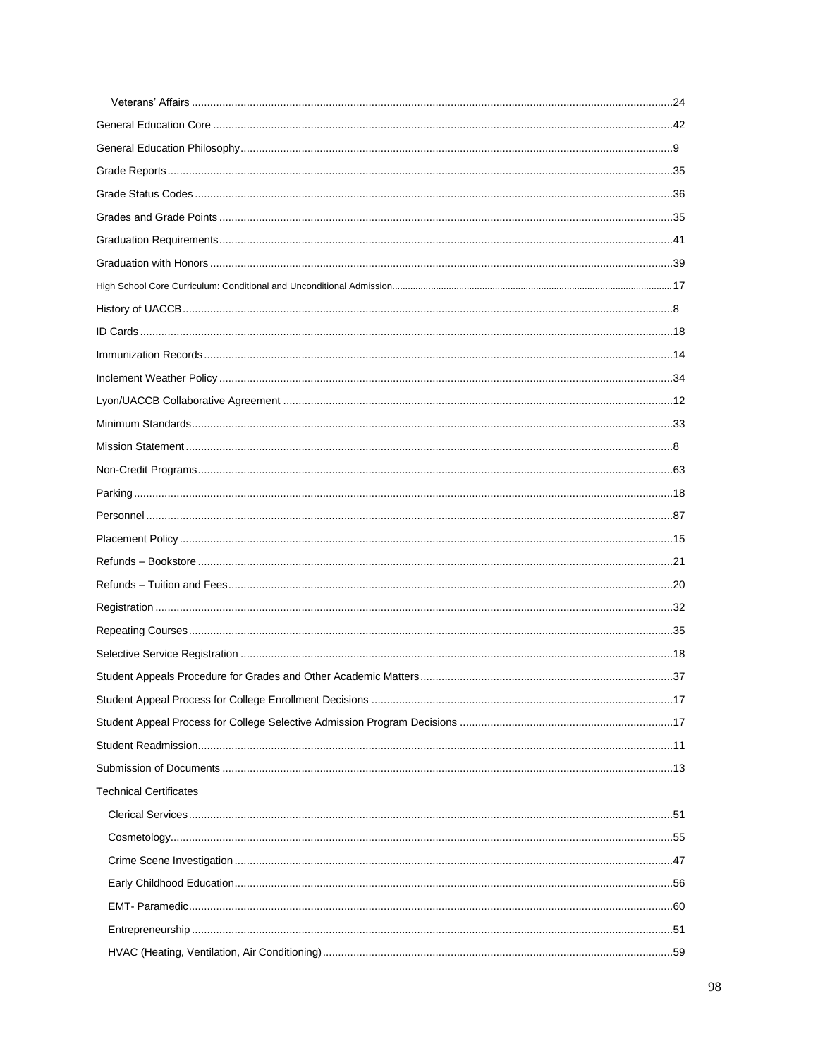Veterans' Affairs ...........................................................................................................24
General Education Core ...................................................................................................42
General Education Philosophy..........................................................................................9
Grade Reports ..................................................................................................................35
Grade Status Codes .........................................................................................................36
Grades and Grade Points .................................................................................................35
Graduation Requirements.................................................................................................41
Graduation with Honors ....................................................................................................39
High School Core Curriculum: Conditional and Unconditional Admission..........................17
History of UACCB .............................................................................................................8
ID Cards ...........................................................................................................................18
Immunization Records ......................................................................................................14
Inclement Weather Policy ..................................................................................................34
Lyon/UACCB Collaborative Agreement ............................................................................12
Minimum Standards..........................................................................................................33
Mission Statement .............................................................................................................8
Non-Credit Programs........................................................................................................63
Parking .............................................................................................................................18
Personnel .........................................................................................................................87
Placement Policy ..............................................................................................................15
Refunds – Bookstore ........................................................................................................21
Refunds – Tuition and Fees...............................................................................................20
Registration ......................................................................................................................32
Repeating Courses............................................................................................................35
Selective Service Registration ...........................................................................................18
Student Appeals Procedure for Grades and Other Academic Matters.................................37
Student Appeal Process for College Enrollment Decisions ................................................17
Student Appeal Process for College Selective Admission Program Decisions ....................17
Student Readmission.........................................................................................................11
Submission of Documents .................................................................................................13
Technical Certificates
Clerical Services.............................................................................................................51
Cosmetology...................................................................................................................55
Crime Scene Investigation .............................................................................................47
Early Childhood Education.............................................................................................56
EMT- Paramedic.............................................................................................................60
Entrepreneurship ...........................................................................................................51
HVAC (Heating, Ventilation, Air Conditioning).................................................................59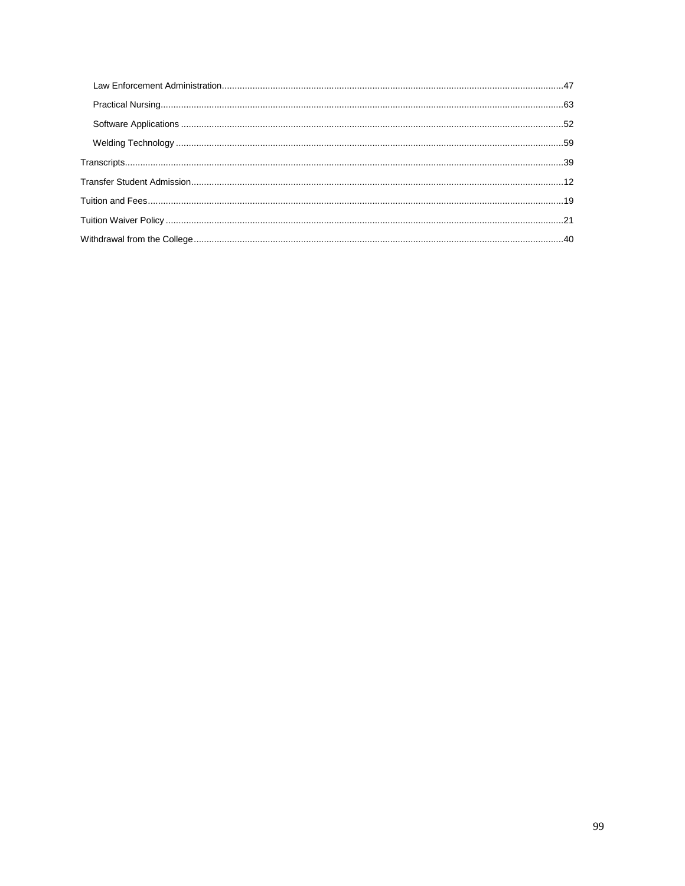- Law Enforcement Administration.....47
- Practical Nursing.....63
- Software Applications.....52
- Welding Technology.....59

Transcripts.....39

Transfer Student Admission.....12

Tuition and Fees.....19

Tuition Waiver Policy.....21

Withdrawal from the College.....40